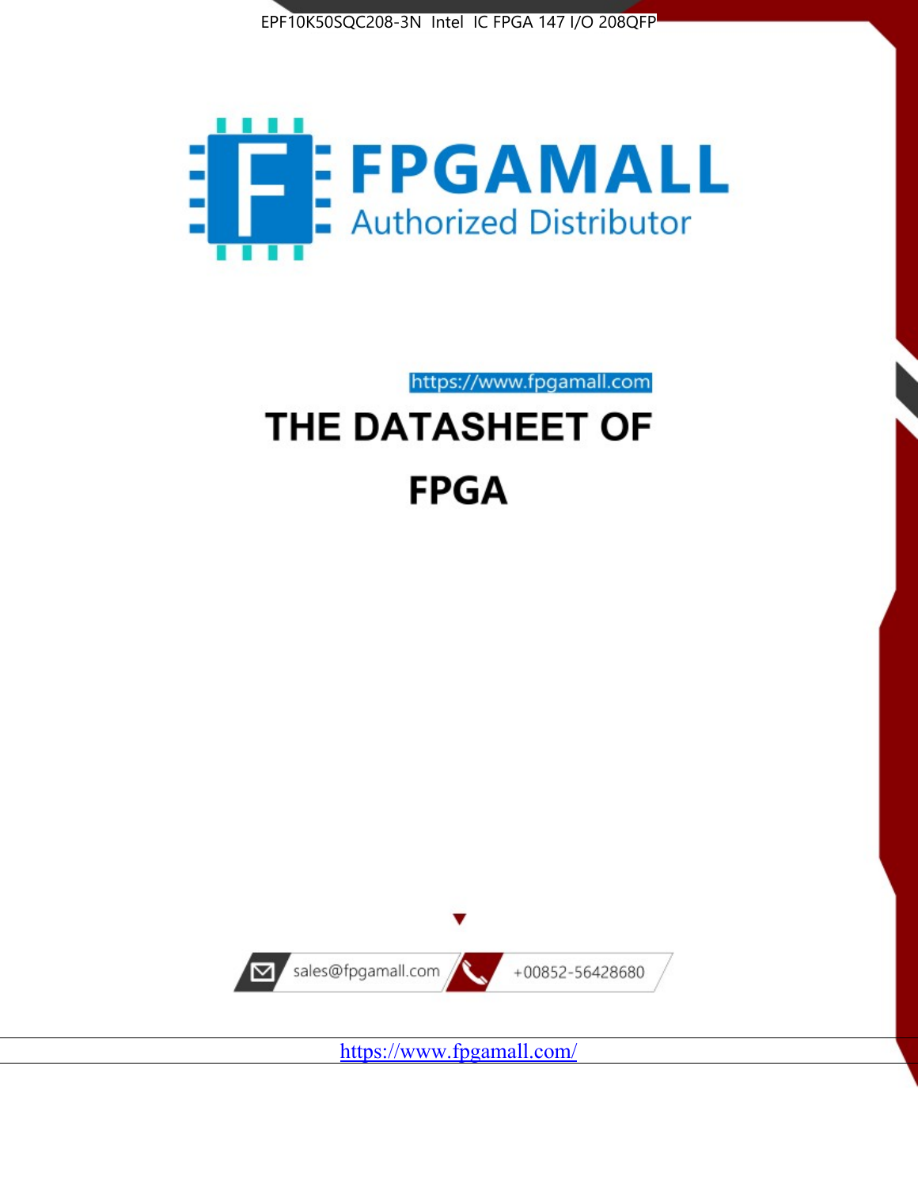EPF10K50SQC208-3N Intel IC FPGA 147 I/O 208QFP

FPGAMALL

Authorized Distributor

https://www.fpgamall.com

# THE DATASHEET OF

# FPGA

sales@fpgamall.com

+00852-56428680

https://www.fpgamall.com/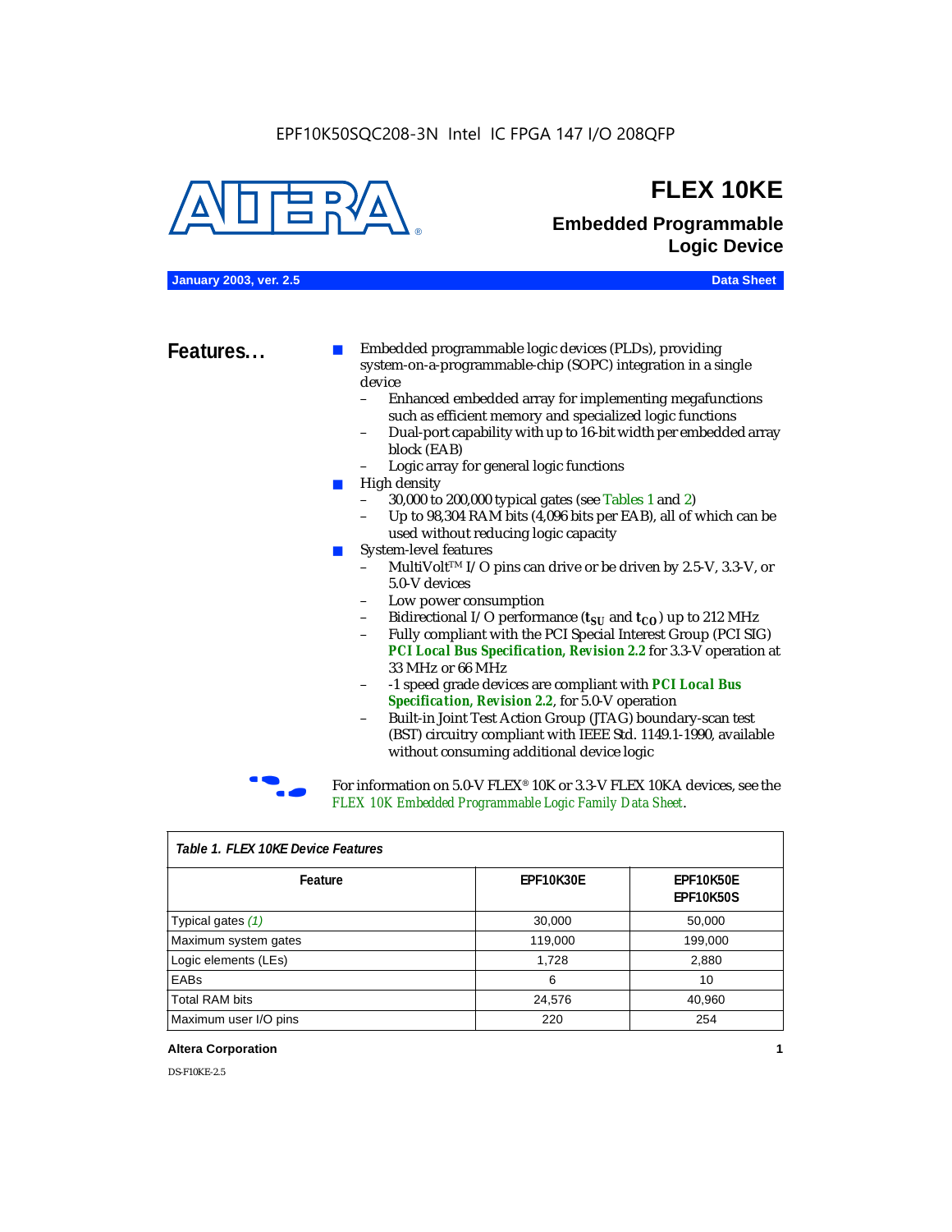EPF10K50SQC208-3N Intel IC FPGA 147 I/O 208QFP

# FLEX 10KE

## Embedded Programmable Logic Device

**January 2003, ver. 2.5** **Data Sheet**

## Features...

- Embedded programmable logic devices (PLDs), providing system-on-a-programmable-chip (SOPC) integration in a single device
  - Enhanced embedded array for implementing megafunctions such as efficient memory and specialized logic functions
  - Dual-port capability with up to 16-bit width per embedded array block (EAB)
  - Logic array for general logic functions
- High density
  - 30,000 to 200,000 typical gates (see Tables 1 and 2)
  - Up to 98,304 RAM bits (4,096 bits per EAB), all of which can be used without reducing logic capacity
- System-level features
  - MultiVolt™ I/O pins can drive or be driven by 2.5-V, 3.3-V, or 5.0-V devices
  - Low power consumption
  - Bidirectional I/O performance ($t_{SU}$ and $t_{CO}$) up to 212 MHz
  - Fully compliant with the PCI Special Interest Group (PCI SIG) ***PCI Local Bus Specification, Revision 2.2*** for 3.3-V operation at 33 MHz or 66 MHz
  - -1 speed grade devices are compliant with ***PCI Local Bus Specification, Revision 2.2***, for 5.0-V operation
  - Built-in Joint Test Action Group (JTAG) boundary-scan test (BST) circuitry compliant with IEEE Std. 1149.1-1990, available without consuming additional device logic

For information on 5.0-V FLEX® 10K or 3.3-V FLEX 10KA devices, see the *FLEX 10K Embedded Programmable Logic Family Data Sheet*.

*Table 1. FLEX 10KE Device Features*

| Feature | EPF10K30E | EPF10K50E EPF10K50S |
|---|---|---|
| Typical gates *(1)* | 30,000 | 50,000 |
| Maximum system gates | 119,000 | 199,000 |
| Logic elements (LEs) | 1,728 | 2,880 |
| EABs | 6 | 10 |
| Total RAM bits | 24,576 | 40,960 |
| Maximum user I/O pins | 220 | 254 |

**Altera Corporation**

DS-F10KE-2.5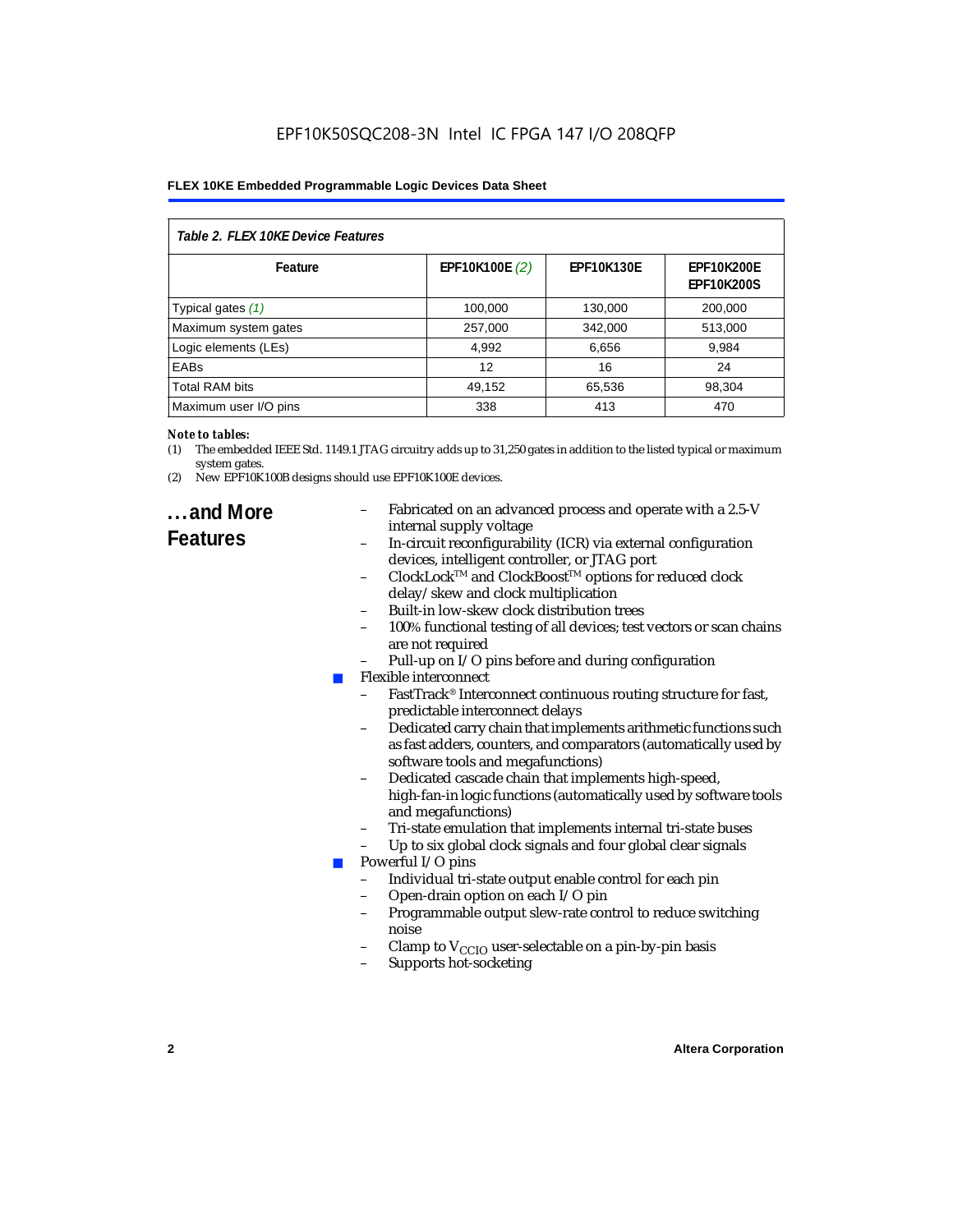Table 2. FLEX 10KE Device Features

| Feature | EPF10K100E (2) | EPF10K130E | EPF10K200E EPF10K200S |
|---|---|---|---|
| Typical gates (1) | 100,000 | 130,000 | 200,000 |
| Maximum system gates | 257,000 | 342,000 | 513,000 |
| Logic elements (LEs) | 4,992 | 6,656 | 9,984 |
| EABs | 12 | 16 | 24 |
| Total RAM bits | 49,152 | 65,536 | 98,304 |
| Maximum user I/O pins | 338 | 413 | 470 |

*Note to tables:*

(1) The embedded IEEE Std. 1149.1 JTAG circuitry adds up to 31,250 gates in addition to the listed typical or maximum system gates.

(2) New EPF10K100B designs should use EPF10K100E devices.

## ...and More Features

- Fabricated on an advanced process and operate with a 2.5-V internal supply voltage
- In-circuit reconfigurability (ICR) via external configuration devices, intelligent controller, or JTAG port
- ClockLock™ and ClockBoost™ options for reduced clock delay/skew and clock multiplication
- Built-in low-skew clock distribution trees
- 100% functional testing of all devices; test vectors or scan chains are not required
- Pull-up on I/O pins before and during configuration

- Flexible interconnect
  - FastTrack® Interconnect continuous routing structure for fast, predictable interconnect delays
  - Dedicated carry chain that implements arithmetic functions such as fast adders, counters, and comparators (automatically used by software tools and megafunctions)
  - Dedicated cascade chain that implements high-speed, high-fan-in logic functions (automatically used by software tools and megafunctions)
  - Tri-state emulation that implements internal tri-state buses
  - Up to six global clock signals and four global clear signals
- Powerful I/O pins
  - Individual tri-state output enable control for each pin
  - Open-drain option on each I/O pin
  - Programmable output slew-rate control to reduce switching noise
  - Clamp to $V_{CCIO}$ user-selectable on a pin-by-pin basis
  - Supports hot-socketing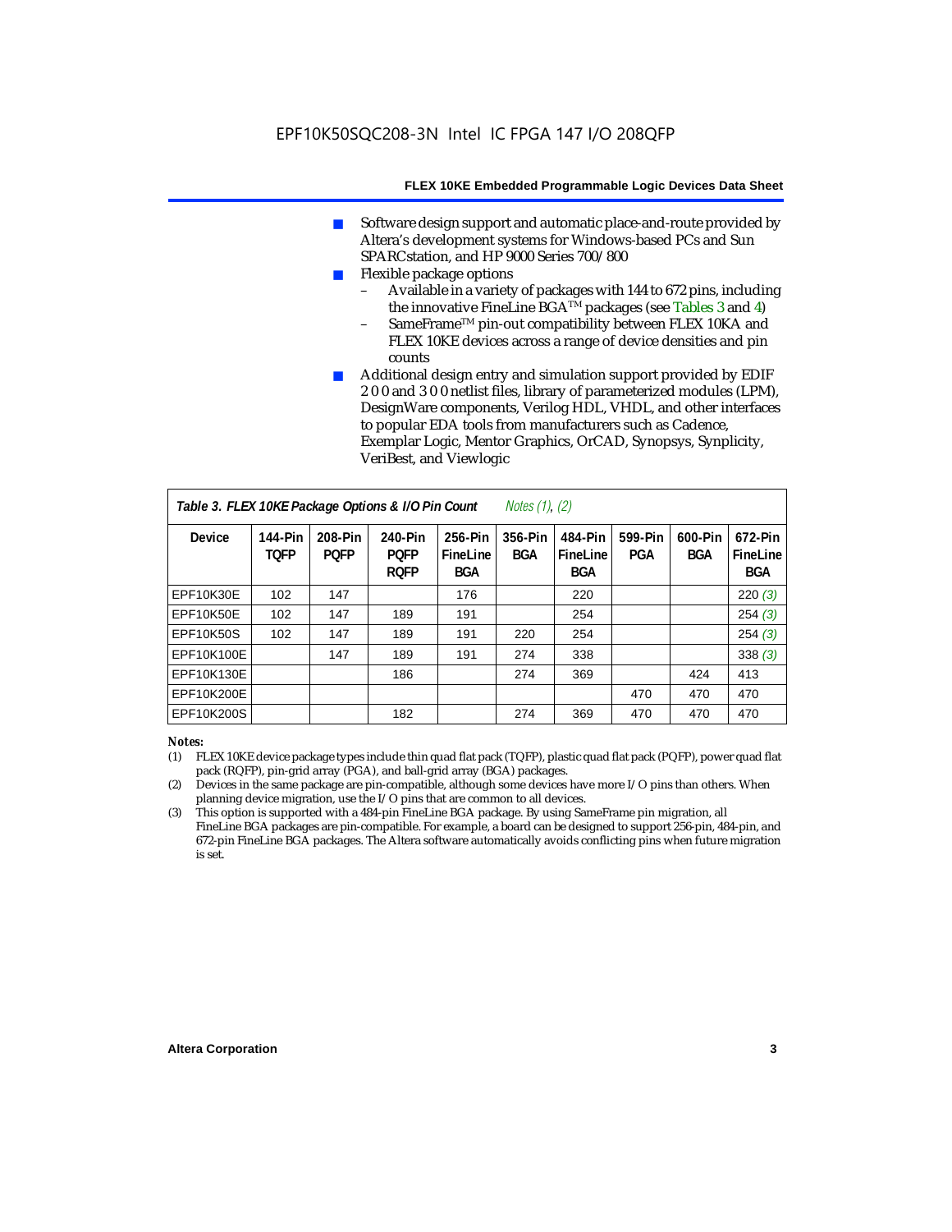EPF10K50SQC208-3N Intel IC FPGA 147 I/O 208QFP

- Software design support and automatic place-and-route provided by Altera's development systems for Windows-based PCs and Sun SPARCstation, and HP 9000 Series 700/800
- Flexible package options
  - Available in a variety of packages with 144 to 672 pins, including the innovative FineLine BGA™ packages (see Tables 3 and 4)
  - SameFrame™ pin-out compatibility between FLEX 10KA and FLEX 10KE devices across a range of device densities and pin counts
- Additional design entry and simulation support provided by EDIF 2 0 0 and 3 0 0 netlist files, library of parameterized modules (LPM), DesignWare components, Verilog HDL, VHDL, and other interfaces to popular EDA tools from manufacturers such as Cadence, Exemplar Logic, Mentor Graphics, OrCAD, Synopsys, Synplicity, VeriBest, and Viewlogic

**Table 3. FLEX 10KE Package Options & I/O Pin Count** *Notes (1), (2)*

| Device | 144-Pin TQFP | 208-Pin PQFP | 240-Pin PQFP RQFP | 256-Pin FineLine BGA | 356-Pin BGA | 484-Pin FineLine BGA | 599-Pin PGA | 600-Pin BGA | 672-Pin FineLine BGA |
|---|---|---|---|---|---|---|---|---|---|
| EPF10K30E | 102 | 147 | | 176 | | 220 | | | 220 *(3)* |
| EPF10K50E | 102 | 147 | 189 | 191 | | 254 | | | 254 *(3)* |
| EPF10K50S | 102 | 147 | 189 | 191 | 220 | 254 | | | 254 *(3)* |
| EPF10K100E | | 147 | 189 | 191 | 274 | 338 | | | 338 *(3)* |
| EPF10K130E | | | 186 | | 274 | 369 | | 424 | 413 |
| EPF10K200E | | | | | | | 470 | 470 | 470 |
| EPF10K200S | | | 182 | | 274 | 369 | 470 | 470 | 470 |

*Notes:*

(1) FLEX 10KE device package types include thin quad flat pack (TQFP), plastic quad flat pack (PQFP), power quad flat pack (RQFP), pin-grid array (PGA), and ball-grid array (BGA) packages.

(2) Devices in the same package are pin-compatible, although some devices have more I/O pins than others. When planning device migration, use the I/O pins that are common to all devices.

(3) This option is supported with a 484-pin FineLine BGA package. By using SameFrame pin migration, all FineLine BGA packages are pin-compatible. For example, a board can be designed to support 256-pin, 484-pin, and 672-pin FineLine BGA packages. The Altera software automatically avoids conflicting pins when future migration is set.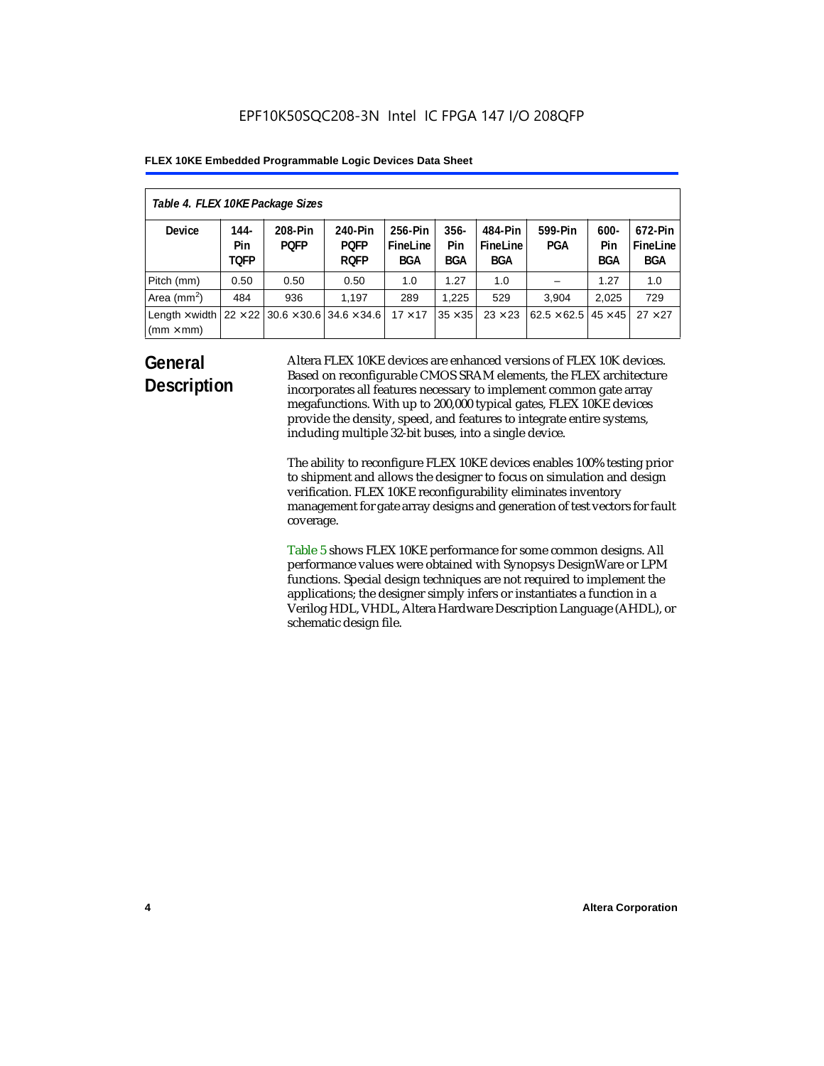*Table 4. FLEX 10KE Package Sizes*

| Device | 144-Pin TQFP | 208-Pin PQFP | 240-Pin PQFP RQFP | 256-Pin FineLine BGA | 356-Pin BGA | 484-Pin FineLine BGA | 599-Pin PGA | 600-Pin BGA | 672-Pin FineLine BGA |
|---|---|---|---|---|---|---|---|---|---|
| Pitch (mm) | 0.50 | 0.50 | 0.50 | 1.0 | 1.27 | 1.0 | – | 1.27 | 1.0 |
| Area ($mm^2$) | 484 | 936 | 1,197 | 289 | 1,225 | 529 | 3,904 | 2,025 | 729 |
| Length × width (mm × mm) | 22 × 22 | 30.6 × 30.6 | 34.6 × 34.6 | 17 × 17 | 35 × 35 | 23 × 23 | 62.5 × 62.5 | 45 × 45 | 27 × 27 |

## General Description

Altera FLEX 10KE devices are enhanced versions of FLEX 10K devices. Based on reconfigurable CMOS SRAM elements, the FLEX architecture incorporates all features necessary to implement common gate array megafunctions. With up to 200,000 typical gates, FLEX 10KE devices provide the density, speed, and features to integrate entire systems, including multiple 32-bit buses, into a single device.

The ability to reconfigure FLEX 10KE devices enables 100% testing prior to shipment and allows the designer to focus on simulation and design verification. FLEX 10KE reconfigurability eliminates inventory management for gate array designs and generation of test vectors for fault coverage.

Table 5 shows FLEX 10KE performance for some common designs. All performance values were obtained with Synopsys DesignWare or LPM functions. Special design techniques are not required to implement the applications; the designer simply infers or instantiates a function in a Verilog HDL, VHDL, Altera Hardware Description Language (AHDL), or schematic design file.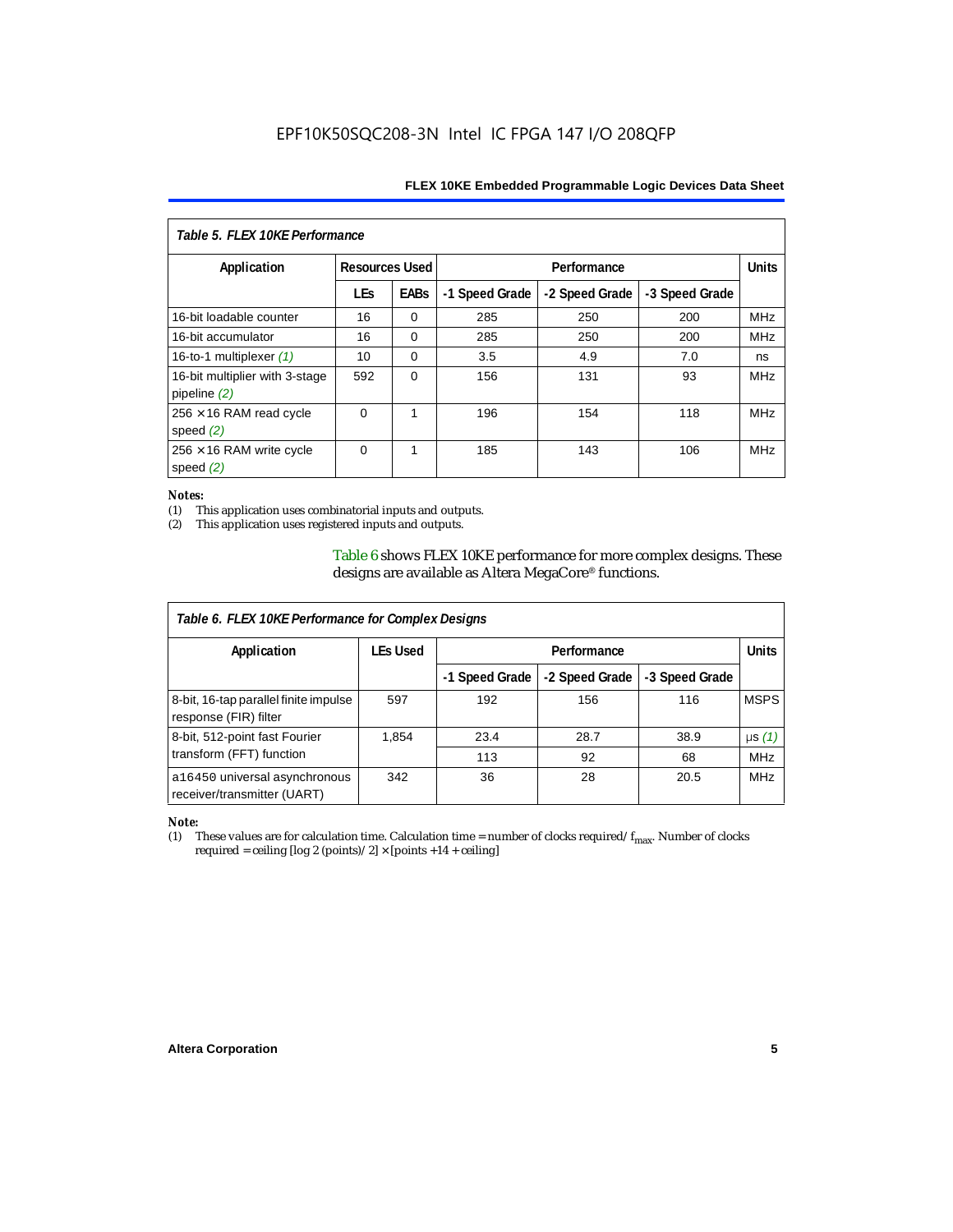Table 5. FLEX 10KE Performance

| Application | Resources Used | | Performance | | | Units |
|---|---|---|---|---|---|---|
| | LEs | EABs | -1 Speed Grade | -2 Speed Grade | -3 Speed Grade | |
| 16-bit loadable counter | 16 | 0 | 285 | 250 | 200 | MHz |
| 16-bit accumulator | 16 | 0 | 285 | 250 | 200 | MHz |
| 16-to-1 multiplexer *(1)* | 10 | 0 | 3.5 | 4.9 | 7.0 | ns |
| 16-bit multiplier with 3-stage pipeline *(2)* | 592 | 0 | 156 | 131 | 93 | MHz |
| 256 × 16 RAM read cycle speed *(2)* | 0 | 1 | 196 | 154 | 118 | MHz |
| 256 × 16 RAM write cycle speed *(2)* | 0 | 1 | 185 | 143 | 106 | MHz |

*Notes:*
(1) This application uses combinatorial inputs and outputs.
(2) This application uses registered inputs and outputs.

Table 6 shows FLEX 10KE performance for more complex designs. These designs are available as Altera MegaCore® functions.

Table 6. FLEX 10KE Performance for Complex Designs

| Application | LEs Used | Performance | | | Units |
|---|---|---|---|---|---|
| | | -1 Speed Grade | -2 Speed Grade | -3 Speed Grade | |
| 8-bit, 16-tap parallel finite impulse response (FIR) filter | 597 | 192 | 156 | 116 | MSPS |
| 8-bit, 512-point fast Fourier transform (FFT) function | 1,854 | 23.4 | 28.7 | 38.9 | µs *(1)* |
| | | 113 | 92 | 68 | MHz |
| a16450 universal asynchronous receiver/transmitter (UART) | 342 | 36 | 28 | 20.5 | MHz |

*Note:*
(1) These values are for calculation time. Calculation time = number of clocks required/ $f_{max}$. Number of clocks required = ceiling [log 2 (points)/ 2] × [points +14 + ceiling]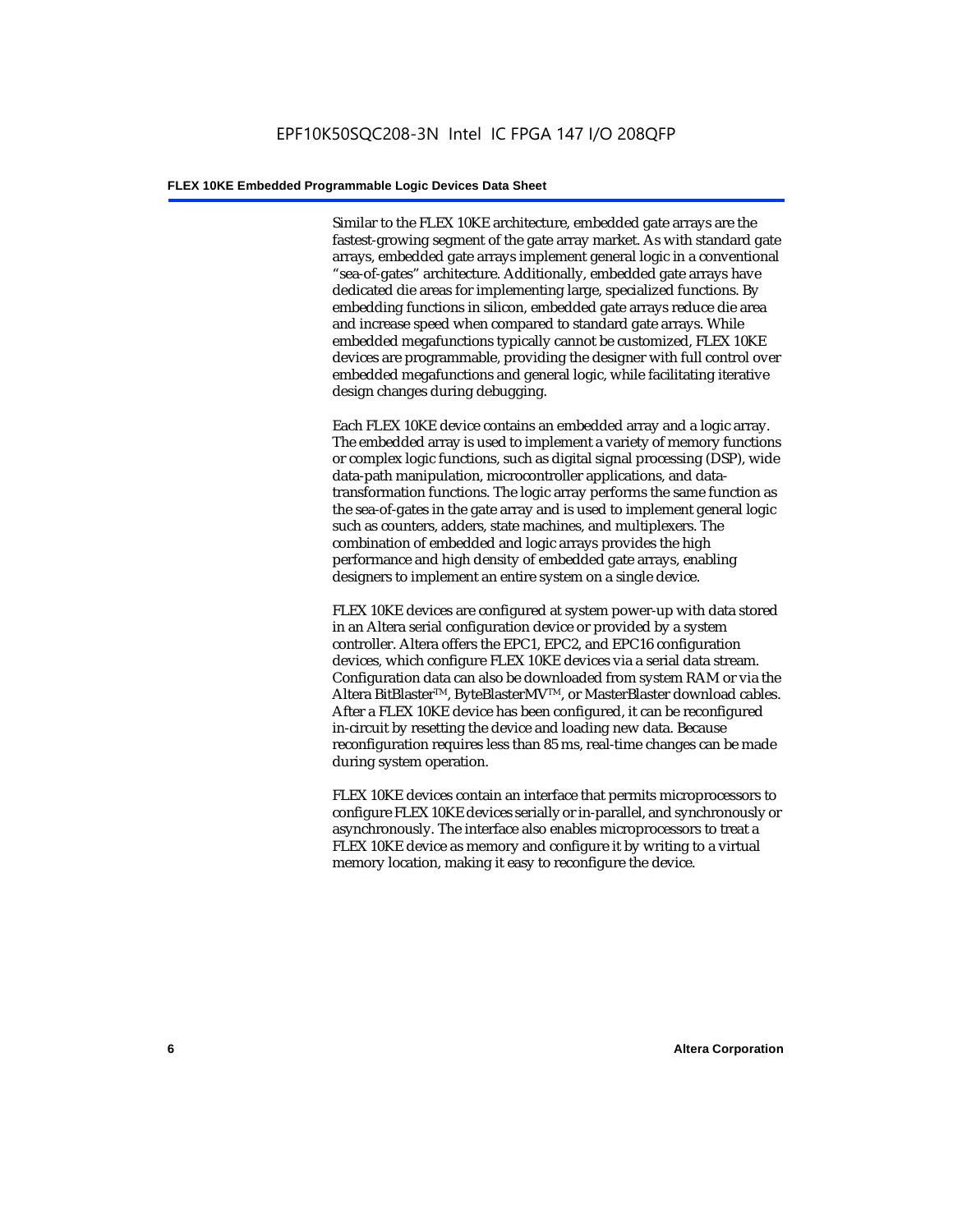Similar to the FLEX 10KE architecture, embedded gate arrays are the fastest-growing segment of the gate array market. As with standard gate arrays, embedded gate arrays implement general logic in a conventional "sea-of-gates" architecture. Additionally, embedded gate arrays have dedicated die areas for implementing large, specialized functions. By embedding functions in silicon, embedded gate arrays reduce die area and increase speed when compared to standard gate arrays. While embedded megafunctions typically cannot be customized, FLEX 10KE devices are programmable, providing the designer with full control over embedded megafunctions and general logic, while facilitating iterative design changes during debugging.

Each FLEX 10KE device contains an embedded array and a logic array. The embedded array is used to implement a variety of memory functions or complex logic functions, such as digital signal processing (DSP), wide data-path manipulation, microcontroller applications, and data-transformation functions. The logic array performs the same function as the sea-of-gates in the gate array and is used to implement general logic such as counters, adders, state machines, and multiplexers. The combination of embedded and logic arrays provides the high performance and high density of embedded gate arrays, enabling designers to implement an entire system on a single device.

FLEX 10KE devices are configured at system power-up with data stored in an Altera serial configuration device or provided by a system controller. Altera offers the EPC1, EPC2, and EPC16 configuration devices, which configure FLEX 10KE devices via a serial data stream. Configuration data can also be downloaded from system RAM or via the Altera BitBlaster™, ByteBlasterMV™, or MasterBlaster download cables. After a FLEX 10KE device has been configured, it can be reconfigured in-circuit by resetting the device and loading new data. Because reconfiguration requires less than 85 ms, real-time changes can be made during system operation.

FLEX 10KE devices contain an interface that permits microprocessors to configure FLEX 10KE devices serially or in-parallel, and synchronously or asynchronously. The interface also enables microprocessors to treat a FLEX 10KE device as memory and configure it by writing to a virtual memory location, making it easy to reconfigure the device.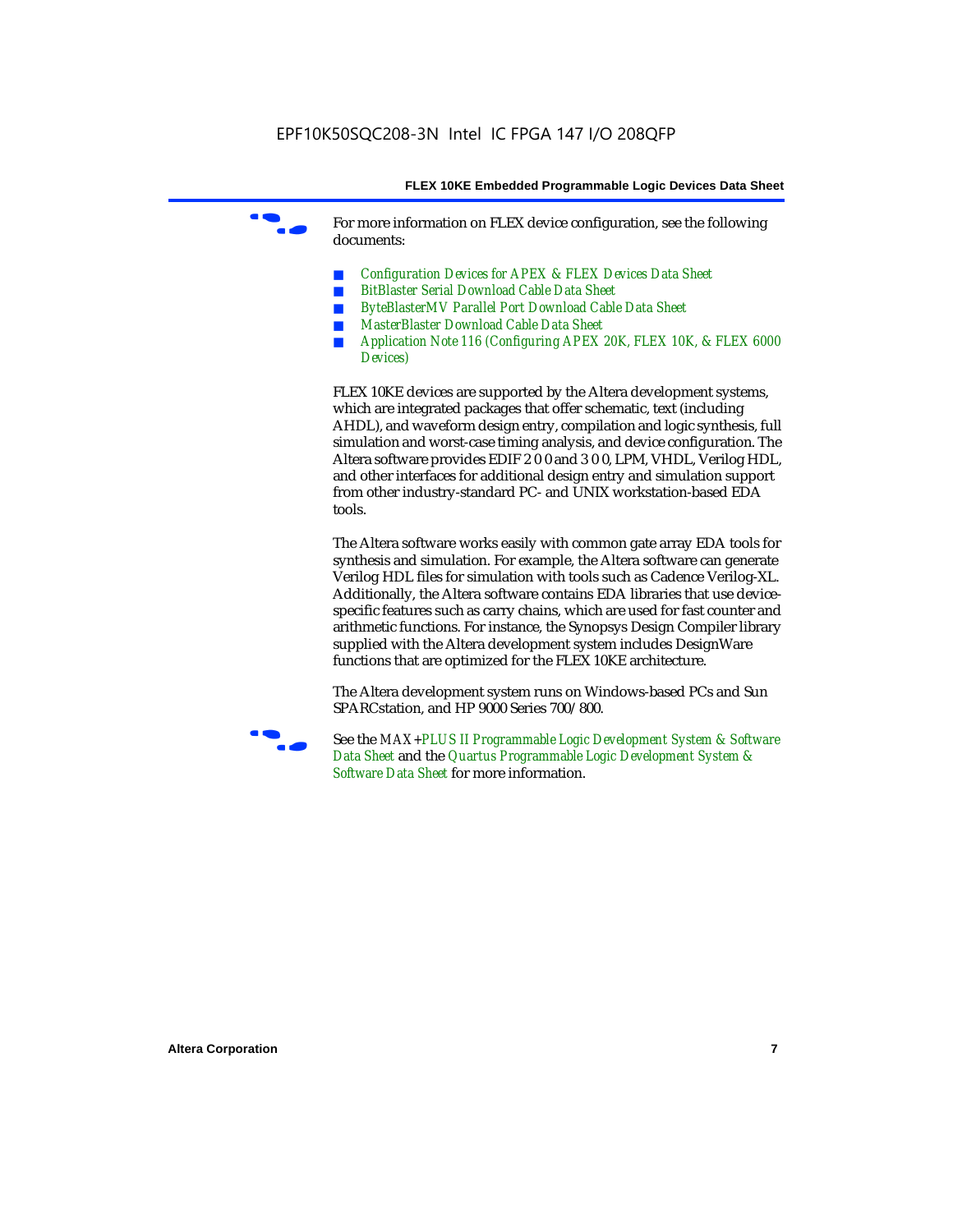For more information on FLEX device configuration, see the following documents:

- *Configuration Devices for APEX & FLEX Devices Data Sheet*
- *BitBlaster Serial Download Cable Data Sheet*
- *ByteBlasterMV Parallel Port Download Cable Data Sheet*
- *MasterBlaster Download Cable Data Sheet*
- *Application Note 116 (Configuring APEX 20K, FLEX 10K, & FLEX 6000 Devices)*

FLEX 10KE devices are supported by the Altera development systems, which are integrated packages that offer schematic, text (including AHDL), and waveform design entry, compilation and logic synthesis, full simulation and worst-case timing analysis, and device configuration. The Altera software provides EDIF 2 0 0 and 3 0 0, LPM, VHDL, Verilog HDL, and other interfaces for additional design entry and simulation support from other industry-standard PC- and UNIX workstation-based EDA tools.

The Altera software works easily with common gate array EDA tools for synthesis and simulation. For example, the Altera software can generate Verilog HDL files for simulation with tools such as Cadence Verilog-XL. Additionally, the Altera software contains EDA libraries that use device-specific features such as carry chains, which are used for fast counter and arithmetic functions. For instance, the Synopsys Design Compiler library supplied with the Altera development system includes DesignWare functions that are optimized for the FLEX 10KE architecture.

The Altera development system runs on Windows-based PCs and Sun SPARCstation, and HP 9000 Series 700/800.

See the *MAX+PLUS II Programmable Logic Development System & Software Data Sheet* and the *Quartus Programmable Logic Development System & Software Data Sheet* for more information.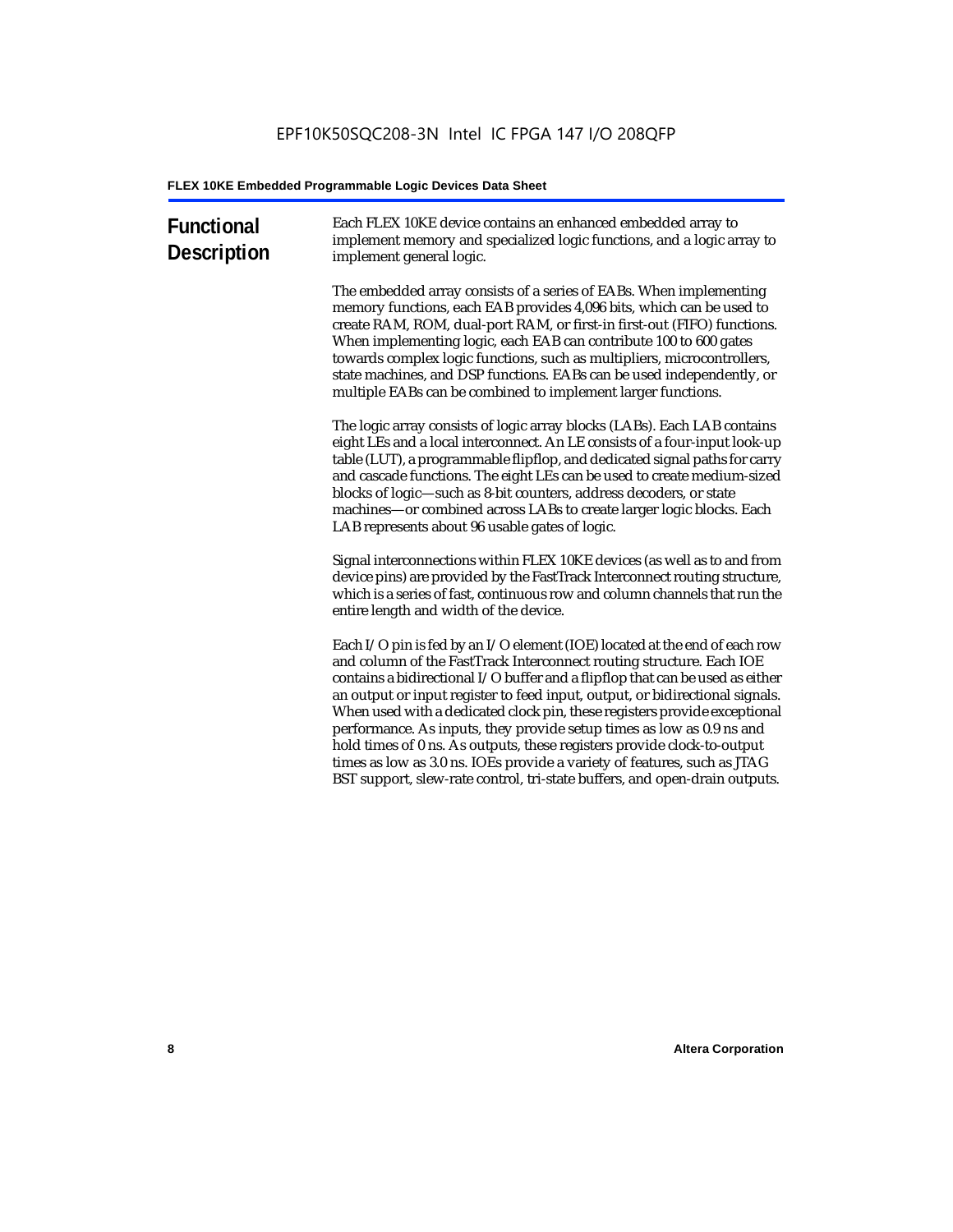## Functional Description

Each FLEX 10KE device contains an enhanced embedded array to implement memory and specialized logic functions, and a logic array to implement general logic.

The embedded array consists of a series of EABs. When implementing memory functions, each EAB provides 4,096 bits, which can be used to create RAM, ROM, dual-port RAM, or first-in first-out (FIFO) functions. When implementing logic, each EAB can contribute 100 to 600 gates towards complex logic functions, such as multipliers, microcontrollers, state machines, and DSP functions. EABs can be used independently, or multiple EABs can be combined to implement larger functions.

The logic array consists of logic array blocks (LABs). Each LAB contains eight LEs and a local interconnect. An LE consists of a four-input look-up table (LUT), a programmable flipflop, and dedicated signal paths for carry and cascade functions. The eight LEs can be used to create medium-sized blocks of logic—such as 8-bit counters, address decoders, or state machines—or combined across LABs to create larger logic blocks. Each LAB represents about 96 usable gates of logic.

Signal interconnections within FLEX 10KE devices (as well as to and from device pins) are provided by the FastTrack Interconnect routing structure, which is a series of fast, continuous row and column channels that run the entire length and width of the device.

Each I/O pin is fed by an I/O element (IOE) located at the end of each row and column of the FastTrack Interconnect routing structure. Each IOE contains a bidirectional I/O buffer and a flipflop that can be used as either an output or input register to feed input, output, or bidirectional signals. When used with a dedicated clock pin, these registers provide exceptional performance. As inputs, they provide setup times as low as 0.9 ns and hold times of 0 ns. As outputs, these registers provide clock-to-output times as low as 3.0 ns. IOEs provide a variety of features, such as JTAG BST support, slew-rate control, tri-state buffers, and open-drain outputs.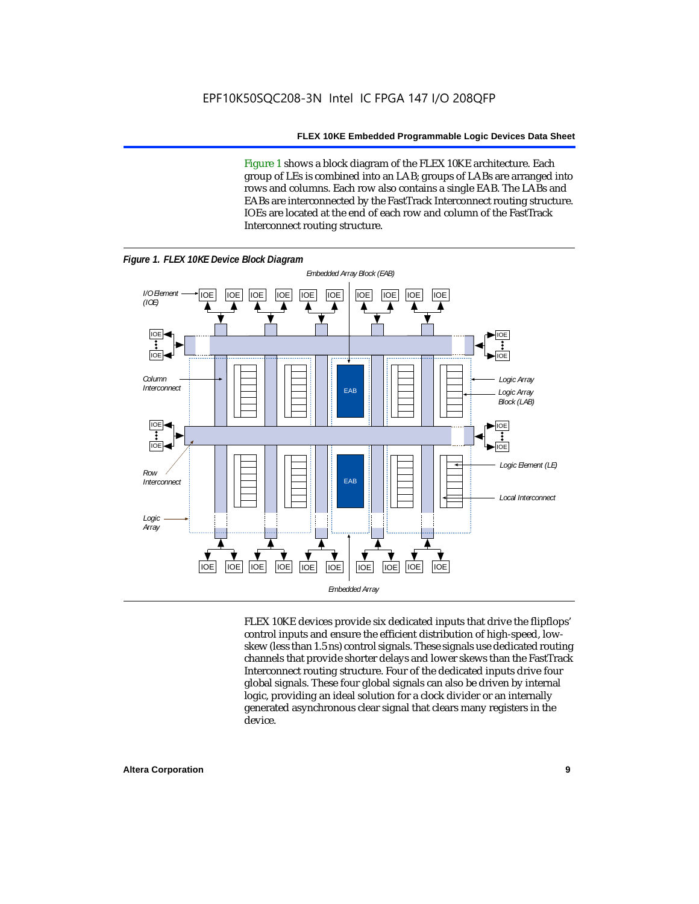Figure 1 shows a block diagram of the FLEX 10KE architecture. Each group of LEs is combined into an LAB; groups of LABs are arranged into rows and columns. Each row also contains a single EAB. The LABs and EABs are interconnected by the FastTrack Interconnect routing structure. IOEs are located at the end of each row and column of the FastTrack Interconnect routing structure.

**Figure 1. FLEX 10KE Device Block Diagram**

FLEX 10KE devices provide six dedicated inputs that drive the flipflops' control inputs and ensure the efficient distribution of high-speed, low-skew (less than 1.5 ns) control signals. These signals use dedicated routing channels that provide shorter delays and lower skews than the FastTrack Interconnect routing structure. Four of the dedicated inputs drive four global signals. These four global signals can also be driven by internal logic, providing an ideal solution for a clock divider or an internally generated asynchronous clear signal that clears many registers in the device.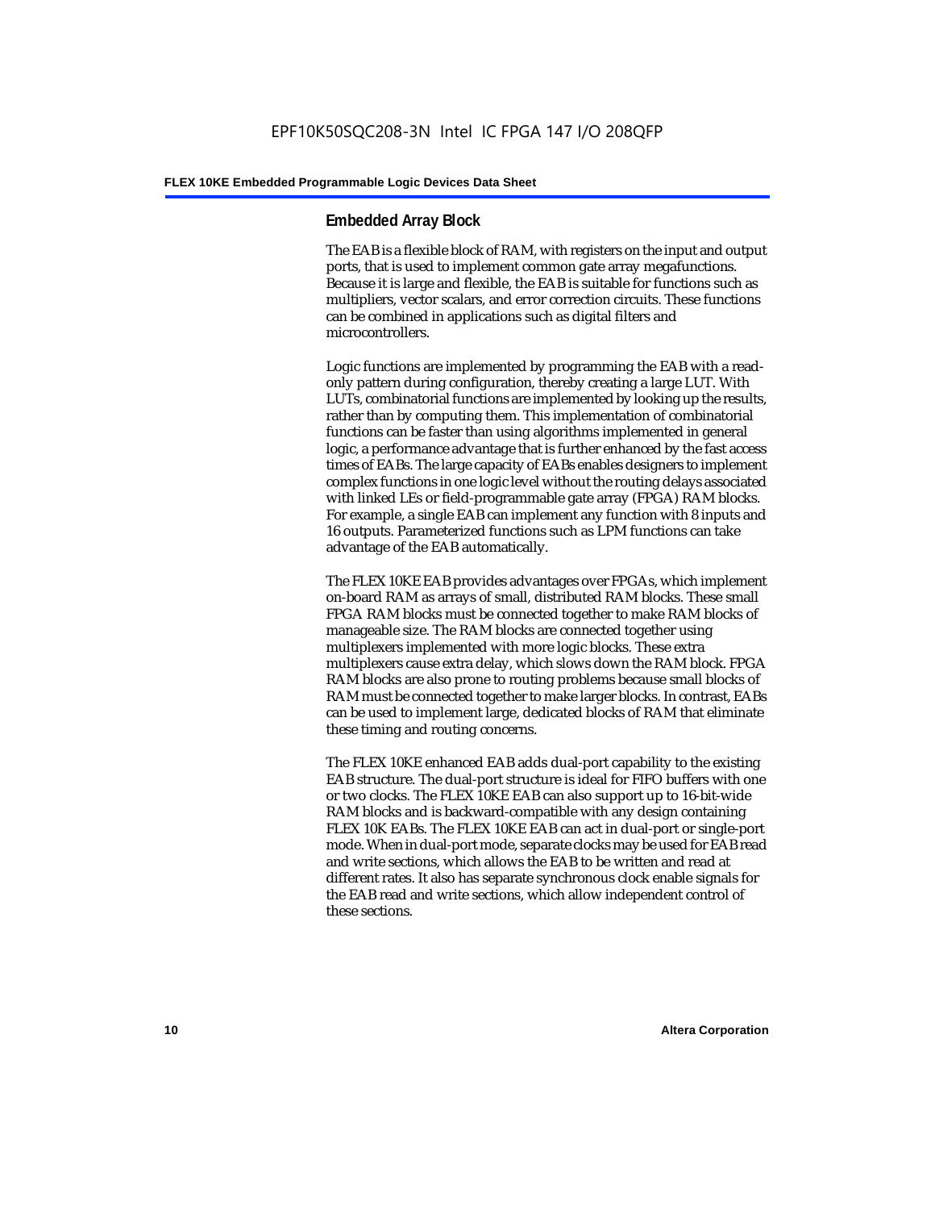## Embedded Array Block

The EAB is a flexible block of RAM, with registers on the input and output ports, that is used to implement common gate array megafunctions. Because it is large and flexible, the EAB is suitable for functions such as multipliers, vector scalars, and error correction circuits. These functions can be combined in applications such as digital filters and microcontrollers.

Logic functions are implemented by programming the EAB with a read-only pattern during configuration, thereby creating a large LUT. With LUTs, combinatorial functions are implemented by looking up the results, rather than by computing them. This implementation of combinatorial functions can be faster than using algorithms implemented in general logic, a performance advantage that is further enhanced by the fast access times of EABs. The large capacity of EABs enables designers to implement complex functions in one logic level without the routing delays associated with linked LEs or field-programmable gate array (FPGA) RAM blocks. For example, a single EAB can implement any function with 8 inputs and 16 outputs. Parameterized functions such as LPM functions can take advantage of the EAB automatically.

The FLEX 10KE EAB provides advantages over FPGAs, which implement on-board RAM as arrays of small, distributed RAM blocks. These small FPGA RAM blocks must be connected together to make RAM blocks of manageable size. The RAM blocks are connected together using multiplexers implemented with more logic blocks. These extra multiplexers cause extra delay, which slows down the RAM block. FPGA RAM blocks are also prone to routing problems because small blocks of RAM must be connected together to make larger blocks. In contrast, EABs can be used to implement large, dedicated blocks of RAM that eliminate these timing and routing concerns.

The FLEX 10KE enhanced EAB adds dual-port capability to the existing EAB structure. The dual-port structure is ideal for FIFO buffers with one or two clocks. The FLEX 10KE EAB can also support up to 16-bit-wide RAM blocks and is backward-compatible with any design containing FLEX 10K EABs. The FLEX 10KE EAB can act in dual-port or single-port mode. When in dual-port mode, separate clocks may be used for EAB read and write sections, which allows the EAB to be written and read at different rates. It also has separate synchronous clock enable signals for the EAB read and write sections, which allow independent control of these sections.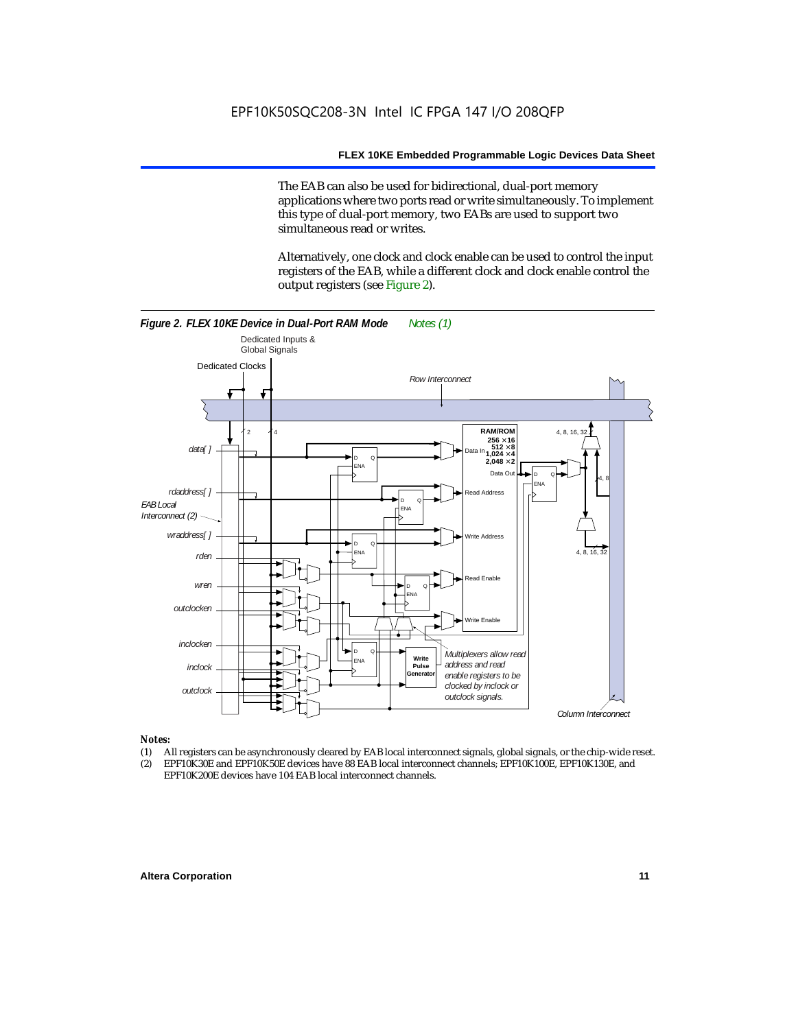The EAB can also be used for bidirectional, dual-port memory applications where two ports read or write simultaneously. To implement this type of dual-port memory, two EABs are used to support two simultaneous read or writes.

Alternatively, one clock and clock enable can be used to control the input registers of the EAB, while a different clock and clock enable control the output registers (see Figure 2).

***Figure 2. FLEX 10KE Device in Dual-Port RAM Mode*** *Notes (1)*

Dedicated Inputs & Global Signals

Dedicated Clocks

Row Interconnect

2

4

RAM/ROM
256 × 16
512 × 8
1,024 × 4
2,048 × 2

4, 8, 16, 32

data[ ]

Data In

Data Out

4, 8

rdaddress[ ]

Read Address

EAB Local Interconnect (2)

wraddress[ ]

Write Address

4, 8, 16, 32

rden

Read Enable

wren

outclocken

Write Enable

inclocken

Write Pulse Generator

inclock

outclock

Multiplexers allow read address and read enable registers to be clocked by inclock or outclock signals.

Column Interconnect

*Notes:*

(1) All registers can be asynchronously cleared by EAB local interconnect signals, global signals, or the chip-wide reset.
(2) EPF10K30E and EPF10K50E devices have 88 EAB local interconnect channels; EPF10K100E, EPF10K130E, and EPF10K200E devices have 104 EAB local interconnect channels.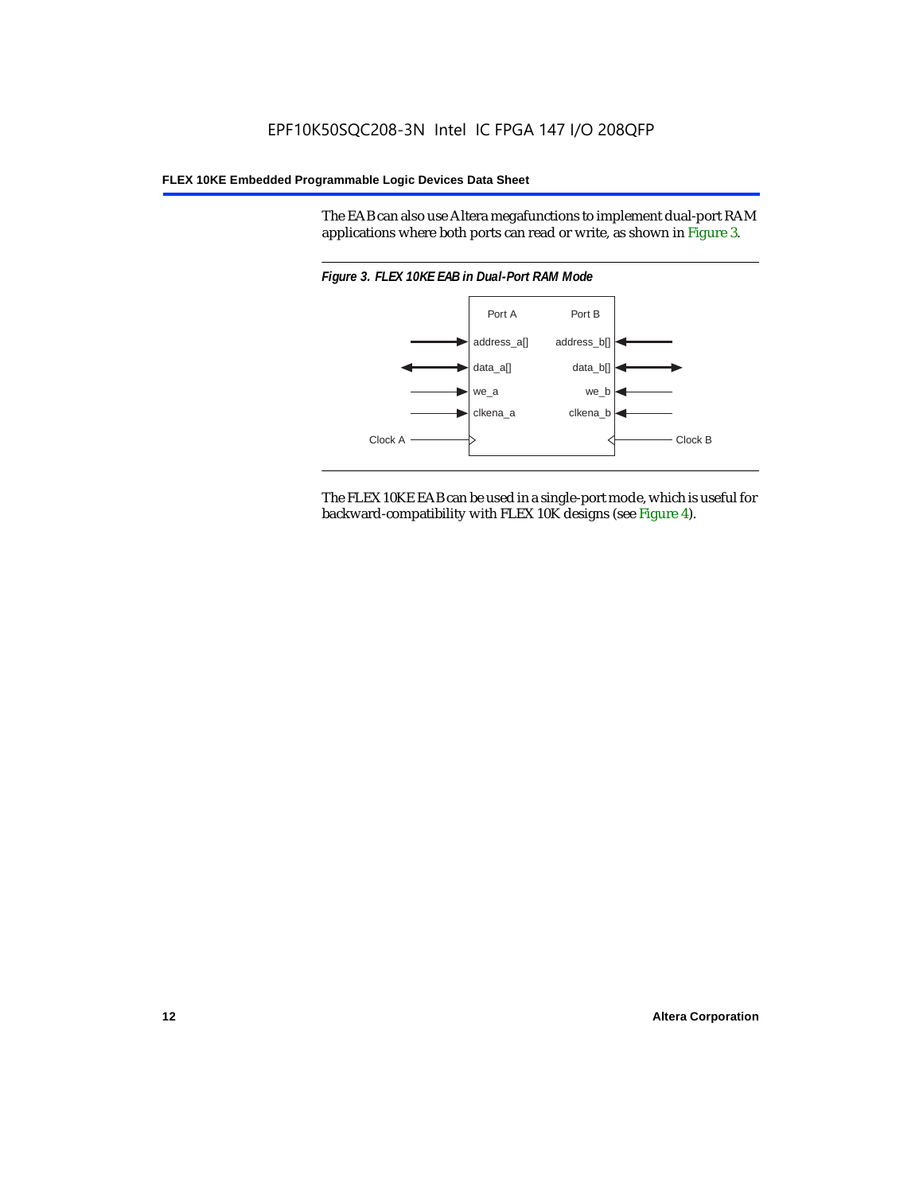The EAB can also use Altera megafunctions to implement dual-port RAM applications where both ports can read or write, as shown in Figure 3.

*Figure 3. FLEX 10KE EAB in Dual-Port RAM Mode*

Port A
address_a[]
data_a[]
we_a
clkena_a
Clock A

Port B
address_b[]
data_b[]
we_b
clkena_b
Clock B

The FLEX 10KE EAB can be used in a single-port mode, which is useful for backward-compatibility with FLEX 10K designs (see Figure 4).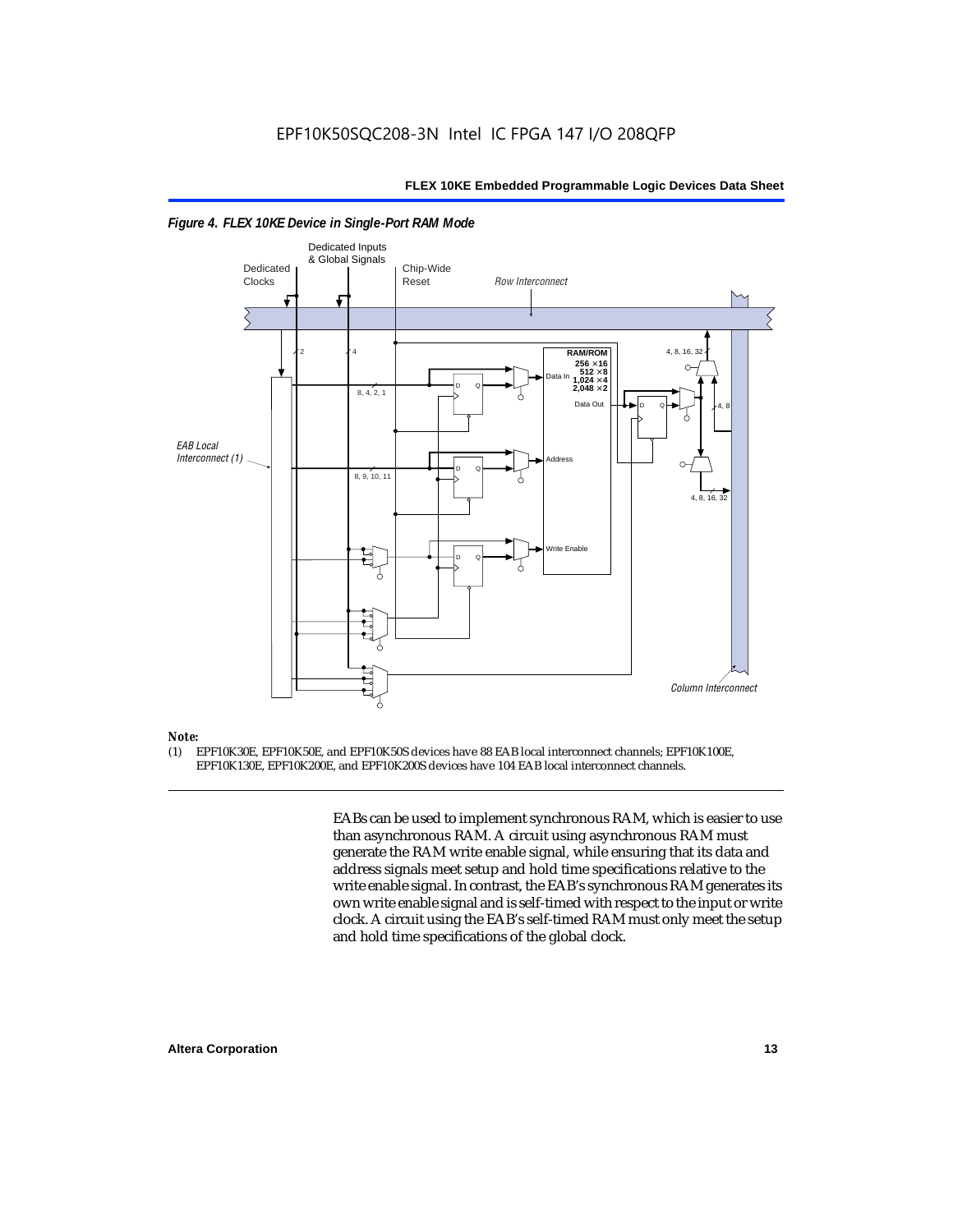*Figure 4. FLEX 10KE Device in Single-Port RAM Mode*

Dedicated Inputs & Global Signals

Dedicated Clocks

Chip-Wide Reset

Row Interconnect

RAM/ROM
256 × 16
512 × 8
1,024 × 4
2,048 × 2

Data In

Data Out

Address

Write Enable

EAB Local Interconnect (1)

2

4

8, 4, 2, 1

8, 9, 10, 11

4, 8, 16, 32

4, 8

4, 8, 16, 32

Column Interconnect

*Note:*

(1) EPF10K30E, EPF10K50E, and EPF10K50S devices have 88 EAB local interconnect channels; EPF10K100E, EPF10K130E, EPF10K200E, and EPF10K200S devices have 104 EAB local interconnect channels.

EABs can be used to implement synchronous RAM, which is easier to use than asynchronous RAM. A circuit using asynchronous RAM must generate the RAM write enable signal, while ensuring that its data and address signals meet setup and hold time specifications relative to the write enable signal. In contrast, the EAB's synchronous RAM generates its own write enable signal and is self-timed with respect to the input or write clock. A circuit using the EAB's self-timed RAM must only meet the setup and hold time specifications of the global clock.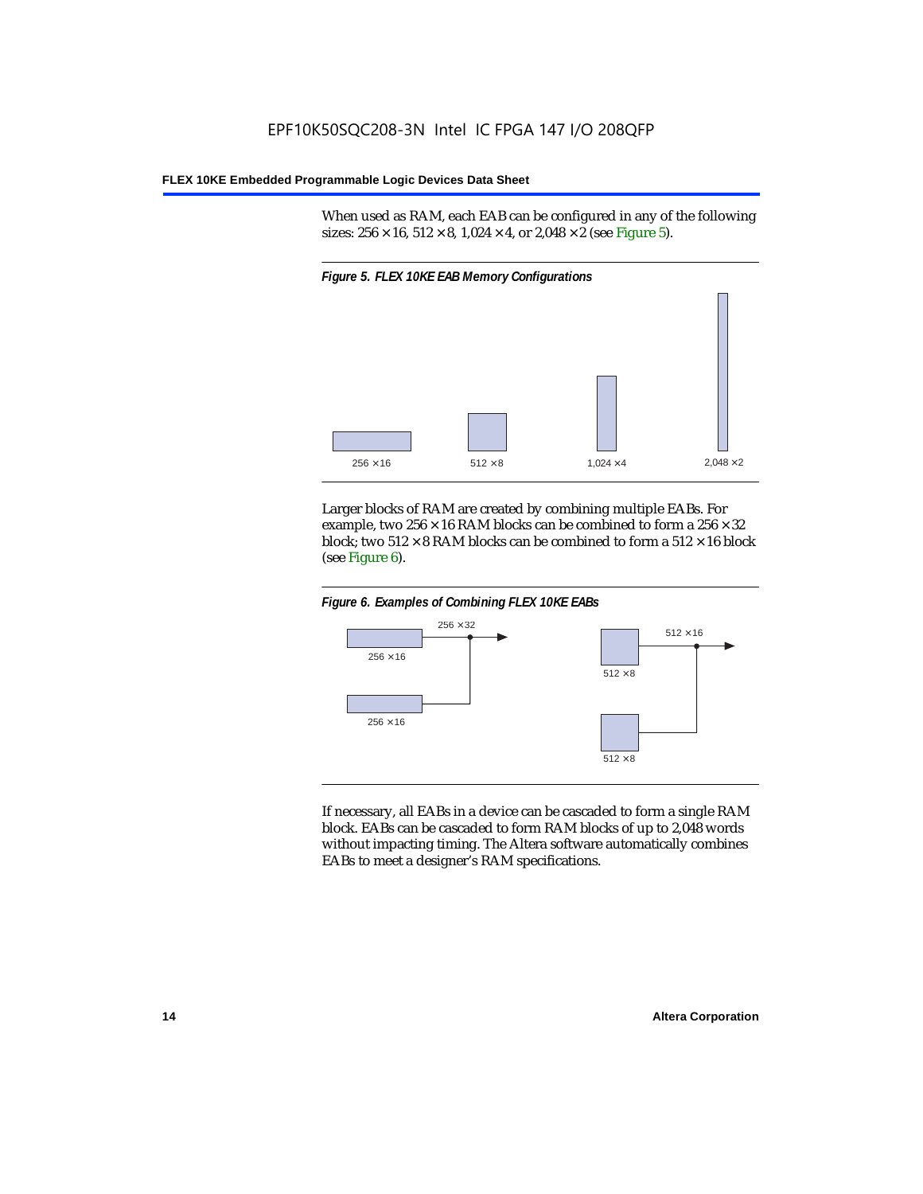When used as RAM, each EAB can be configured in any of the following sizes: 256 × 16, 512 × 8, 1,024 × 4, or 2,048 × 2 (see Figure 5).

*Figure 5. FLEX 10KE EAB Memory Configurations*

256 × 16

512 × 8

1,024 × 4

2,048 × 2

Larger blocks of RAM are created by combining multiple EABs. For example, two 256 × 16 RAM blocks can be combined to form a 256 × 32 block; two 512 × 8 RAM blocks can be combined to form a 512 × 16 block (see Figure 6).

*Figure 6. Examples of Combining FLEX 10KE EABs*

256 × 32

256 × 16

256 × 16

512 × 16

512 × 8

512 × 8

If necessary, all EABs in a device can be cascaded to form a single RAM block. EABs can be cascaded to form RAM blocks of up to 2,048 words without impacting timing. The Altera software automatically combines EABs to meet a designer's RAM specifications.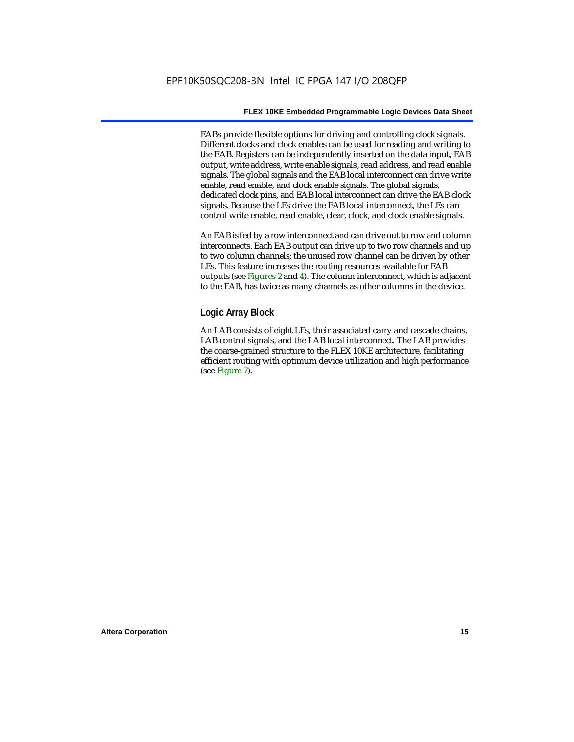EABs provide flexible options for driving and controlling clock signals. Different clocks and clock enables can be used for reading and writing to the EAB. Registers can be independently inserted on the data input, EAB output, write address, write enable signals, read address, and read enable signals. The global signals and the EAB local interconnect can drive write enable, read enable, and clock enable signals. The global signals, dedicated clock pins, and EAB local interconnect can drive the EAB clock signals. Because the LEs drive the EAB local interconnect, the LEs can control write enable, read enable, clear, clock, and clock enable signals.

An EAB is fed by a row interconnect and can drive out to row and column interconnects. Each EAB output can drive up to two row channels and up to two column channels; the unused row channel can be driven by other LEs. This feature increases the routing resources available for EAB outputs (see Figures 2 and 4). The column interconnect, which is adjacent to the EAB, has twice as many channels as other columns in the device.

### Logic Array Block

An LAB consists of eight LEs, their associated carry and cascade chains, LAB control signals, and the LAB local interconnect. The LAB provides the coarse-grained structure to the FLEX 10KE architecture, facilitating efficient routing with optimum device utilization and high performance (see Figure 7).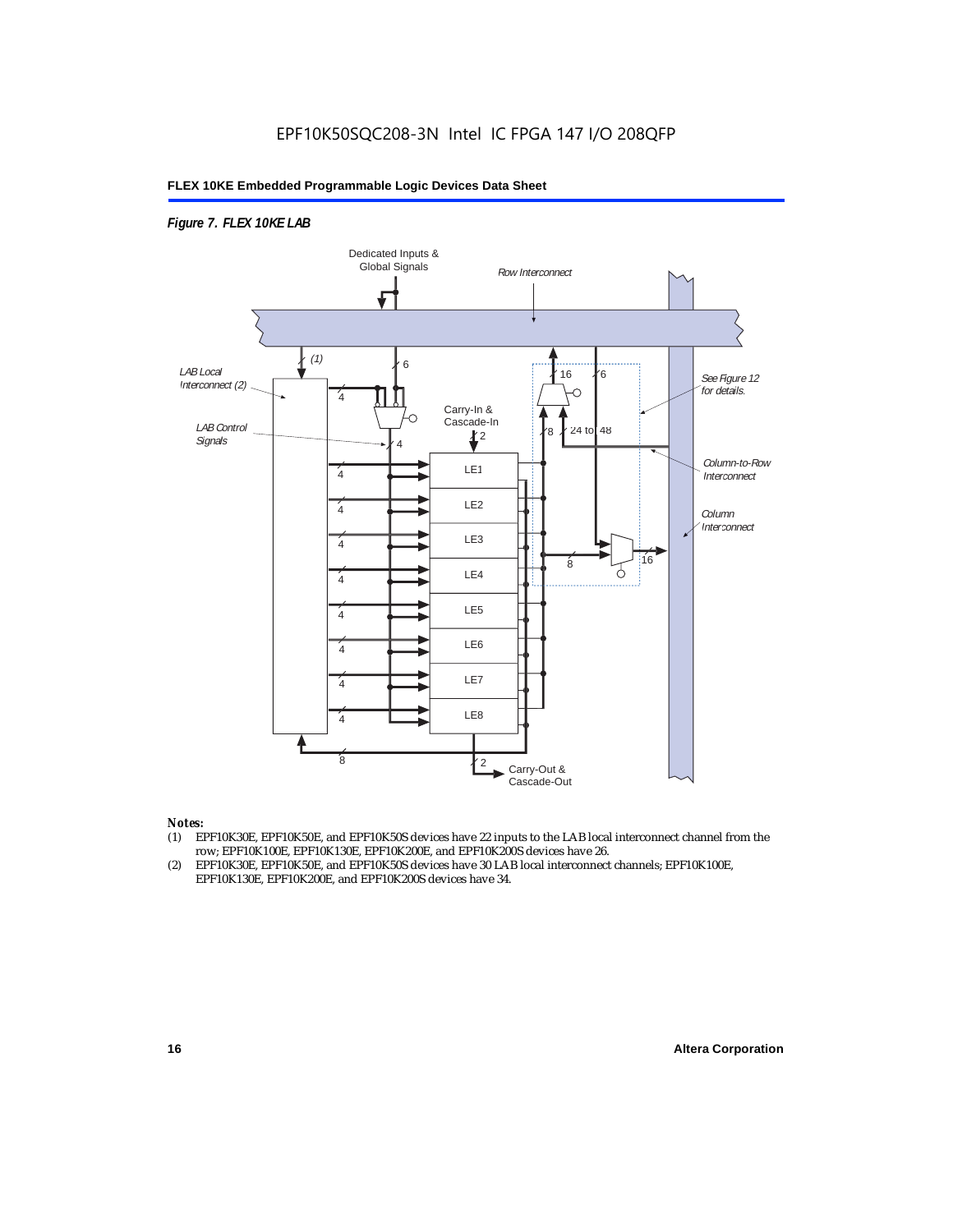*Figure 7. FLEX 10KE LAB*

Dedicated Inputs & Global Signals

Row Interconnect

(1)

6

16

6

LAB Local Interconnect (2)

4

See Figure 12 for details.

Carry-In & Cascade-In

LAB Control Signals

4

2

8

24 to 48

LE1

Column-to-Row Interconnect

4

LE2

4

Column Interconnect

LE3

4

8

16

LE4

4

LE5

4

LE6

4

LE7

4

LE8

4

8

2

Carry-Out & Cascade-Out

**Notes:**

(1) EPF10K30E, EPF10K50E, and EPF10K50S devices have 22 inputs to the LAB local interconnect channel from the row; EPF10K100E, EPF10K130E, EPF10K200E, and EPF10K200S devices have 26.

(2) EPF10K30E, EPF10K50E, and EPF10K50S devices have 30 LAB local interconnect channels; EPF10K100E, EPF10K130E, EPF10K200E, and EPF10K200S devices have 34.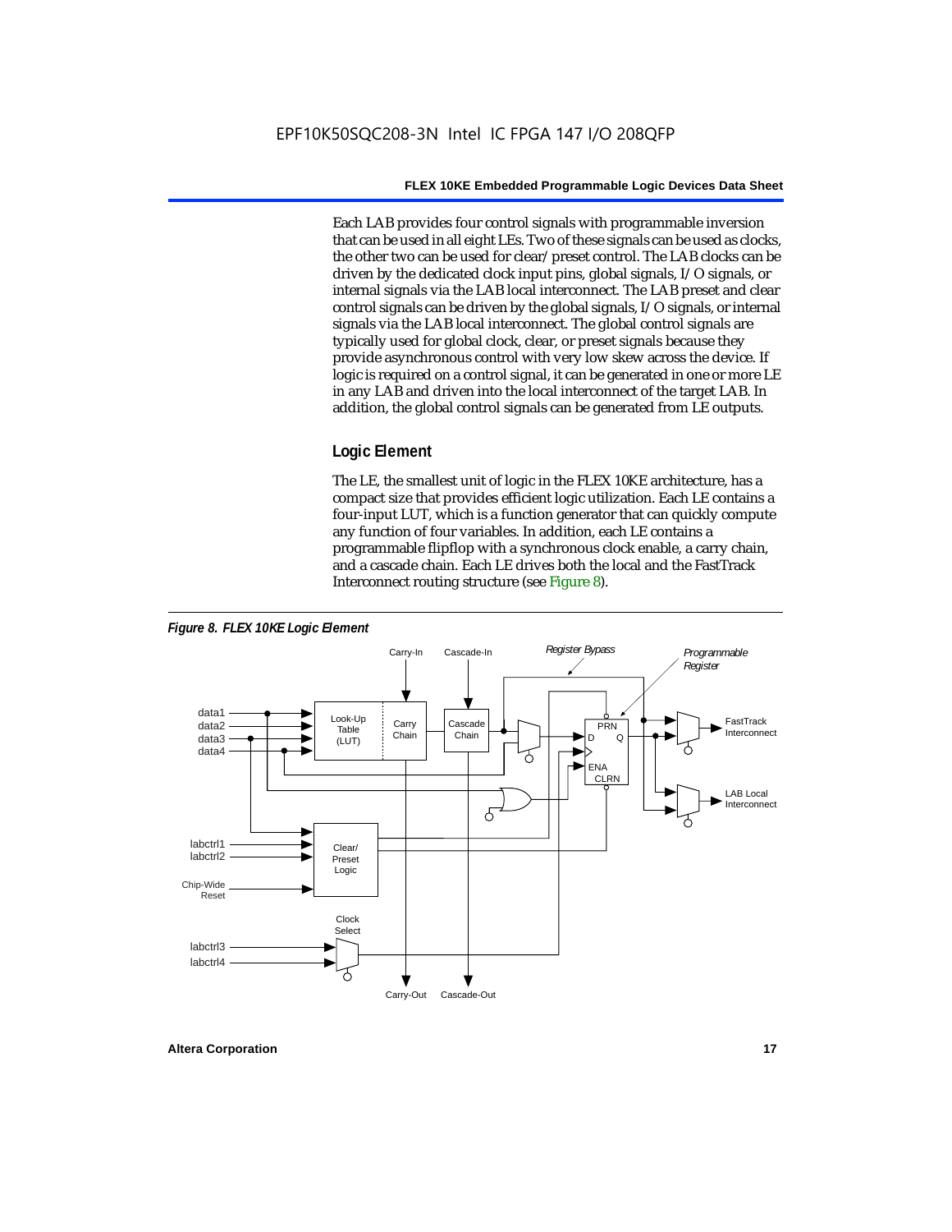Each LAB provides four control signals with programmable inversion that can be used in all eight LEs. Two of these signals can be used as clocks, the other two can be used for clear/preset control. The LAB clocks can be driven by the dedicated clock input pins, global signals, I/O signals, or internal signals via the LAB local interconnect. The LAB preset and clear control signals can be driven by the global signals, I/O signals, or internal signals via the LAB local interconnect. The global control signals are typically used for global clock, clear, or preset signals because they provide asynchronous control with very low skew across the device. If logic is required on a control signal, it can be generated in one or more LE in any LAB and driven into the local interconnect of the target LAB. In addition, the global control signals can be generated from LE outputs.

### Logic Element

The LE, the smallest unit of logic in the FLEX 10KE architecture, has a compact size that provides efficient logic utilization. Each LE contains a four-input LUT, which is a function generator that can quickly compute any function of four variables. In addition, each LE contains a programmable flipflop with a synchronous clock enable, a carry chain, and a cascade chain. Each LE drives both the local and the FastTrack Interconnect routing structure (see Figure 8).

***Figure 8. FLEX 10KE Logic Element***

Carry-In
Cascade-In
Register Bypass
Programmable Register
data1
data2
data3
data4
Look-Up Table (LUT)
Carry Chain
Cascade Chain
PRN
D
Q
ENA
CLRN
FastTrack Interconnect
LAB Local Interconnect
labctrl1
labctrl2
Chip-Wide Reset
Clear/ Preset Logic
Clock Select
labctrl3
labctrl4
Carry-Out
Cascade-Out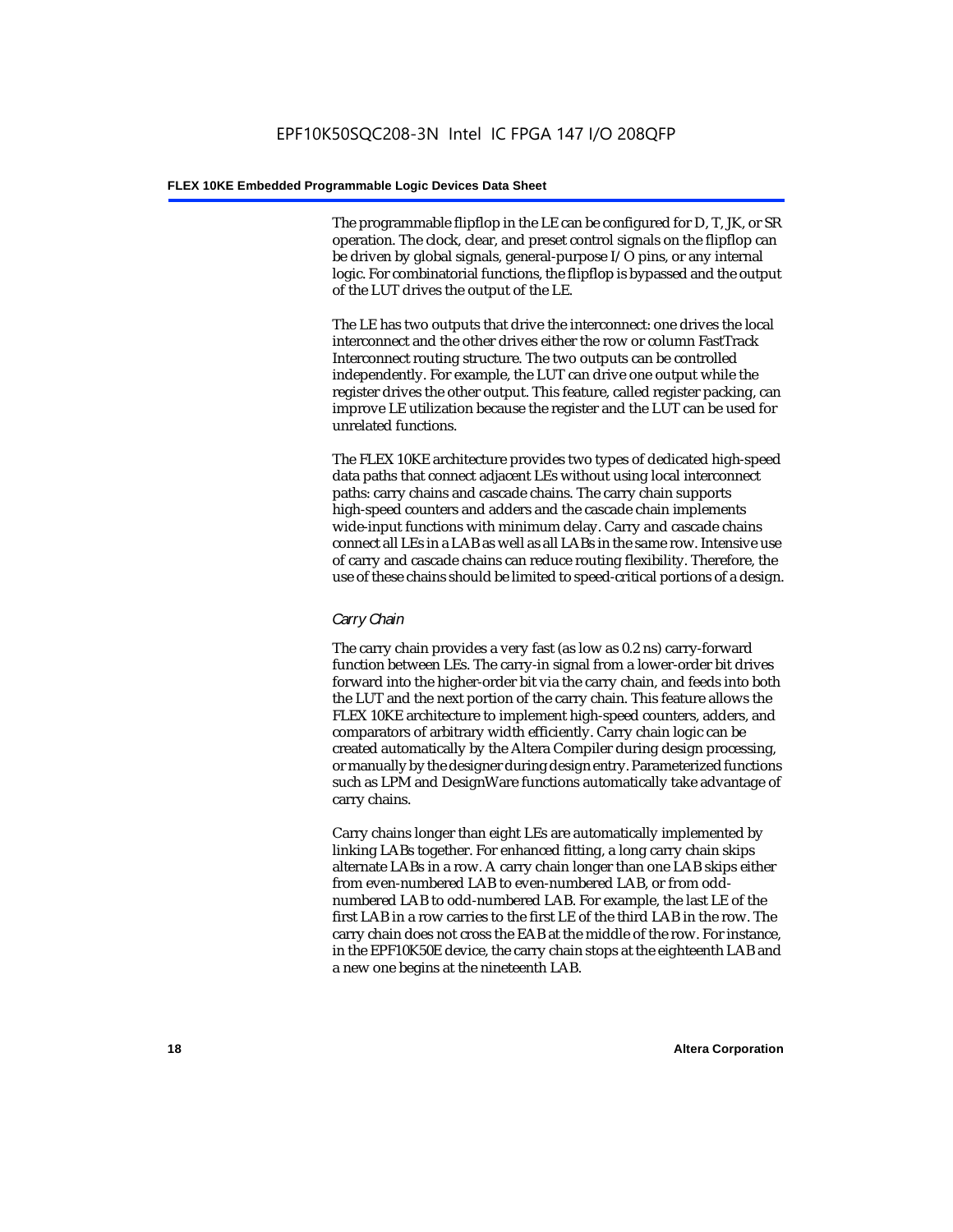The programmable flipflop in the LE can be configured for D, T, JK, or SR operation. The clock, clear, and preset control signals on the flipflop can be driven by global signals, general-purpose I/O pins, or any internal logic. For combinatorial functions, the flipflop is bypassed and the output of the LUT drives the output of the LE.

The LE has two outputs that drive the interconnect: one drives the local interconnect and the other drives either the row or column FastTrack Interconnect routing structure. The two outputs can be controlled independently. For example, the LUT can drive one output while the register drives the other output. This feature, called register packing, can improve LE utilization because the register and the LUT can be used for unrelated functions.

The FLEX 10KE architecture provides two types of dedicated high-speed data paths that connect adjacent LEs without using local interconnect paths: carry chains and cascade chains. The carry chain supports high-speed counters and adders and the cascade chain implements wide-input functions with minimum delay. Carry and cascade chains connect all LEs in a LAB as well as all LABs in the same row. Intensive use of carry and cascade chains can reduce routing flexibility. Therefore, the use of these chains should be limited to speed-critical portions of a design.

### *Carry Chain*

The carry chain provides a very fast (as low as 0.2 ns) carry-forward function between LEs. The carry-in signal from a lower-order bit drives forward into the higher-order bit via the carry chain, and feeds into both the LUT and the next portion of the carry chain. This feature allows the FLEX 10KE architecture to implement high-speed counters, adders, and comparators of arbitrary width efficiently. Carry chain logic can be created automatically by the Altera Compiler during design processing, or manually by the designer during design entry. Parameterized functions such as LPM and DesignWare functions automatically take advantage of carry chains.

Carry chains longer than eight LEs are automatically implemented by linking LABs together. For enhanced fitting, a long carry chain skips alternate LABs in a row. A carry chain longer than one LAB skips either from even-numbered LAB to even-numbered LAB, or from odd-numbered LAB to odd-numbered LAB. For example, the last LE of the first LAB in a row carries to the first LE of the third LAB in the row. The carry chain does not cross the EAB at the middle of the row. For instance, in the EPF10K50E device, the carry chain stops at the eighteenth LAB and a new one begins at the nineteenth LAB.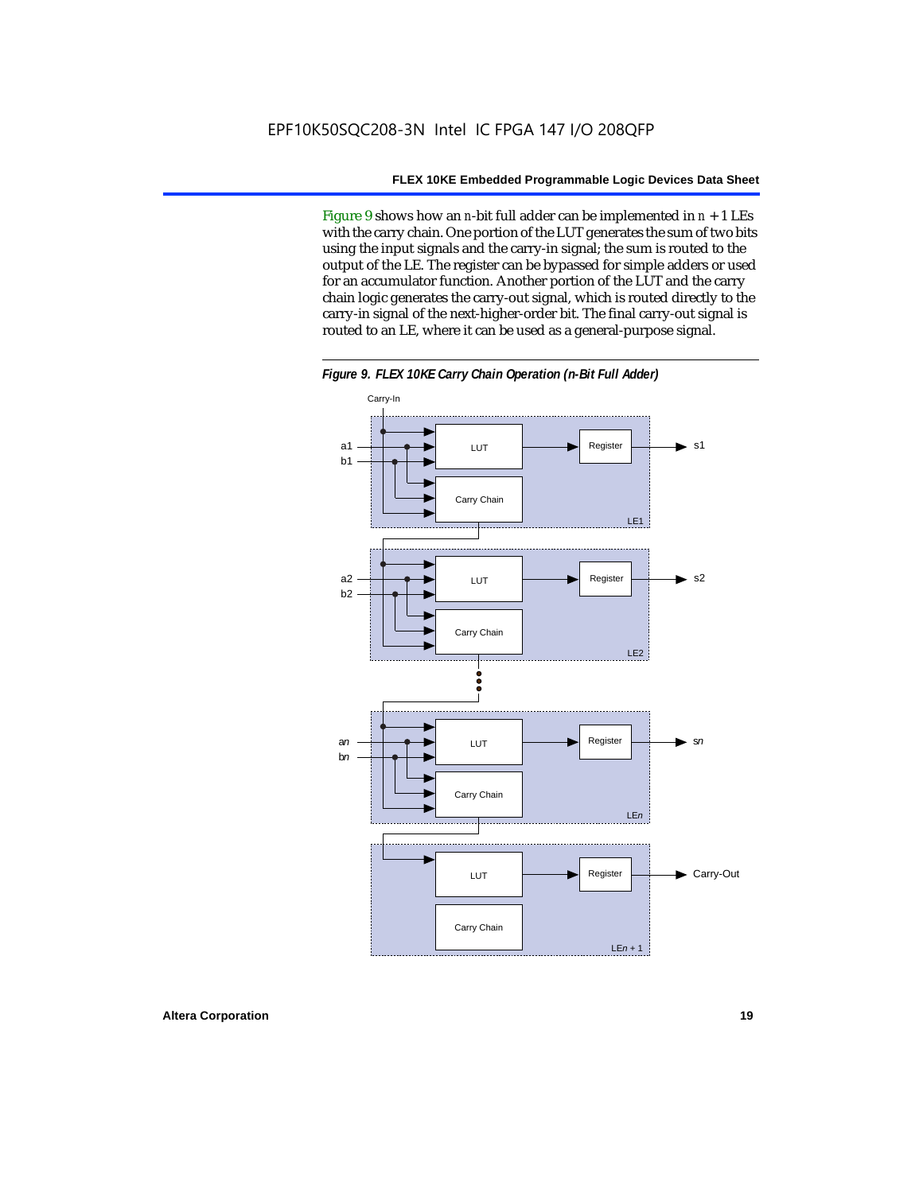Figure 9 shows how an $n$-bit full adder can be implemented in $n + 1$ LEs with the carry chain. One portion of the LUT generates the sum of two bits using the input signals and the carry-in signal; the sum is routed to the output of the LE. The register can be bypassed for simple adders or used for an accumulator function. Another portion of the LUT and the carry chain logic generates the carry-out signal, which is routed directly to the carry-in signal of the next-higher-order bit. The final carry-out signal is routed to an LE, where it can be used as a general-purpose signal.

*Figure 9. FLEX 10KE Carry Chain Operation (n-Bit Full Adder)*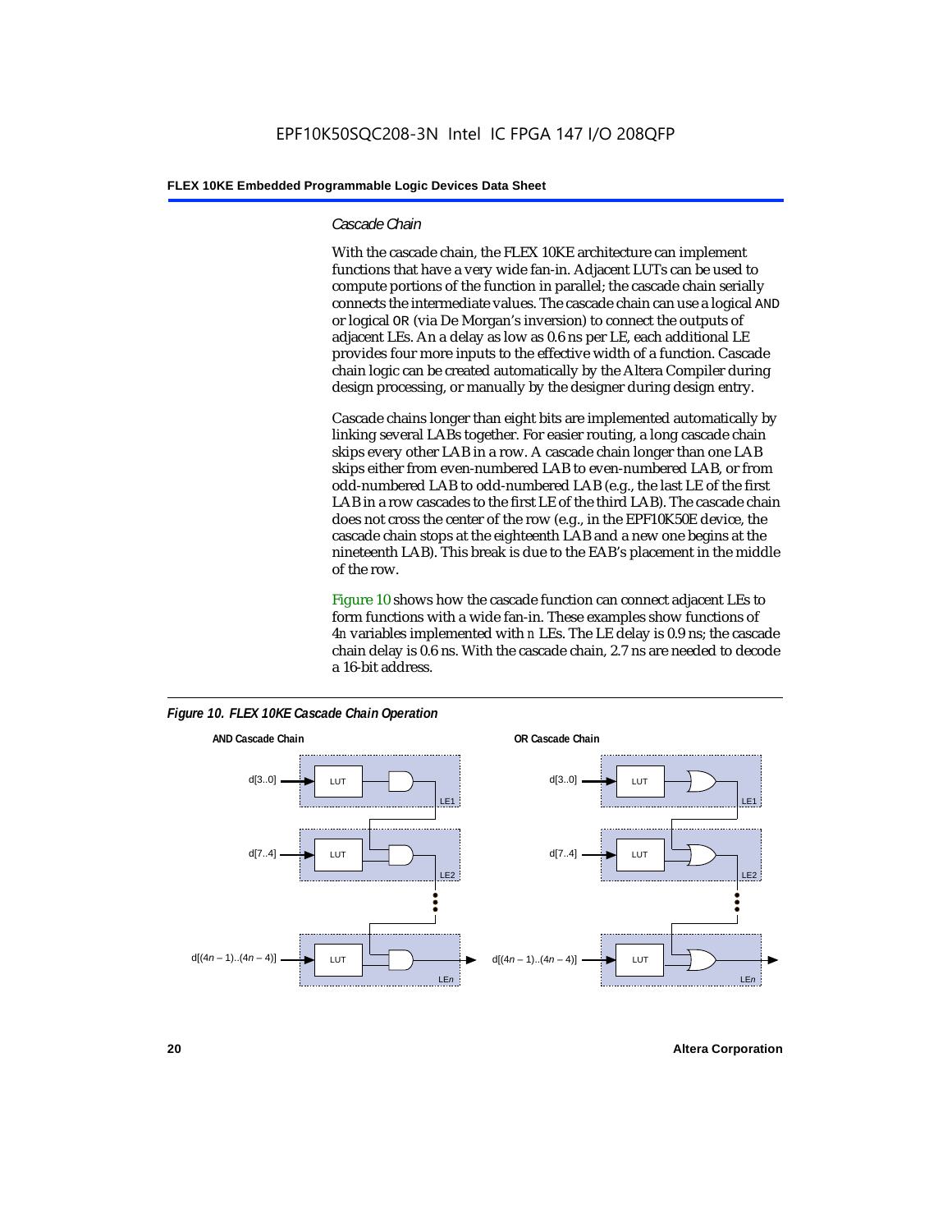### *Cascade Chain*

With the cascade chain, the FLEX 10KE architecture can implement functions that have a very wide fan-in. Adjacent LUTs can be used to compute portions of the function in parallel; the cascade chain serially connects the intermediate values. The cascade chain can use a logical AND or logical OR (via De Morgan's inversion) to connect the outputs of adjacent LEs. An a delay as low as 0.6 ns per LE, each additional LE provides four more inputs to the effective width of a function. Cascade chain logic can be created automatically by the Altera Compiler during design processing, or manually by the designer during design entry.

Cascade chains longer than eight bits are implemented automatically by linking several LABs together. For easier routing, a long cascade chain skips every other LAB in a row. A cascade chain longer than one LAB skips either from even-numbered LAB to even-numbered LAB, or from odd-numbered LAB to odd-numbered LAB (e.g., the last LE of the first LAB in a row cascades to the first LE of the third LAB). The cascade chain does not cross the center of the row (e.g., in the EPF10K50E device, the cascade chain stops at the eighteenth LAB and a new one begins at the nineteenth LAB). This break is due to the EAB's placement in the middle of the row.

Figure 10 shows how the cascade function can connect adjacent LEs to form functions with a wide fan-in. These examples show functions of $4n$ variables implemented with $n$ LEs. The LE delay is 0.9 ns; the cascade chain delay is 0.6 ns. With the cascade chain, 2.7 ns are needed to decode a 16-bit address.

***Figure 10. FLEX 10KE Cascade Chain Operation***

AND Cascade Chain

d[3..0]
LUT
LE1
d[7..4]
LUT
LE2
d[(4n – 1)..(4n – 4)]
LUT
LEn

OR Cascade Chain

d[3..0]
LUT
LE1
d[7..4]
LUT
LE2
d[(4n – 1)..(4n – 4)]
LUT
LEn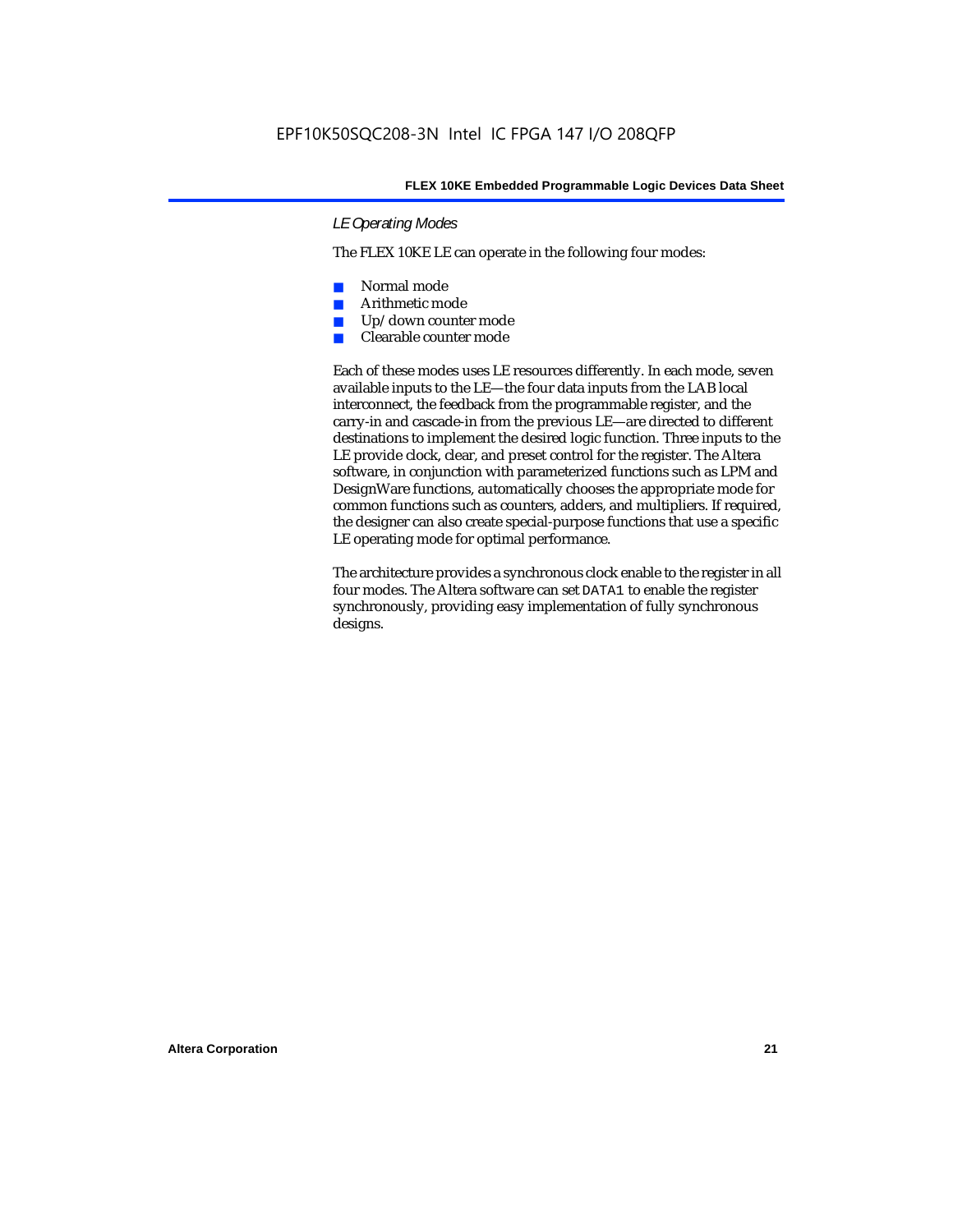### LE Operating Modes

The FLEX 10KE LE can operate in the following four modes:

- Normal mode
- Arithmetic mode
- Up/down counter mode
- Clearable counter mode

Each of these modes uses LE resources differently. In each mode, seven available inputs to the LE—the four data inputs from the LAB local interconnect, the feedback from the programmable register, and the carry-in and cascade-in from the previous LE—are directed to different destinations to implement the desired logic function. Three inputs to the LE provide clock, clear, and preset control for the register. The Altera software, in conjunction with parameterized functions such as LPM and DesignWare functions, automatically chooses the appropriate mode for common functions such as counters, adders, and multipliers. If required, the designer can also create special-purpose functions that use a specific LE operating mode for optimal performance.

The architecture provides a synchronous clock enable to the register in all four modes. The Altera software can set `DATA1` to enable the register synchronously, providing easy implementation of fully synchronous designs.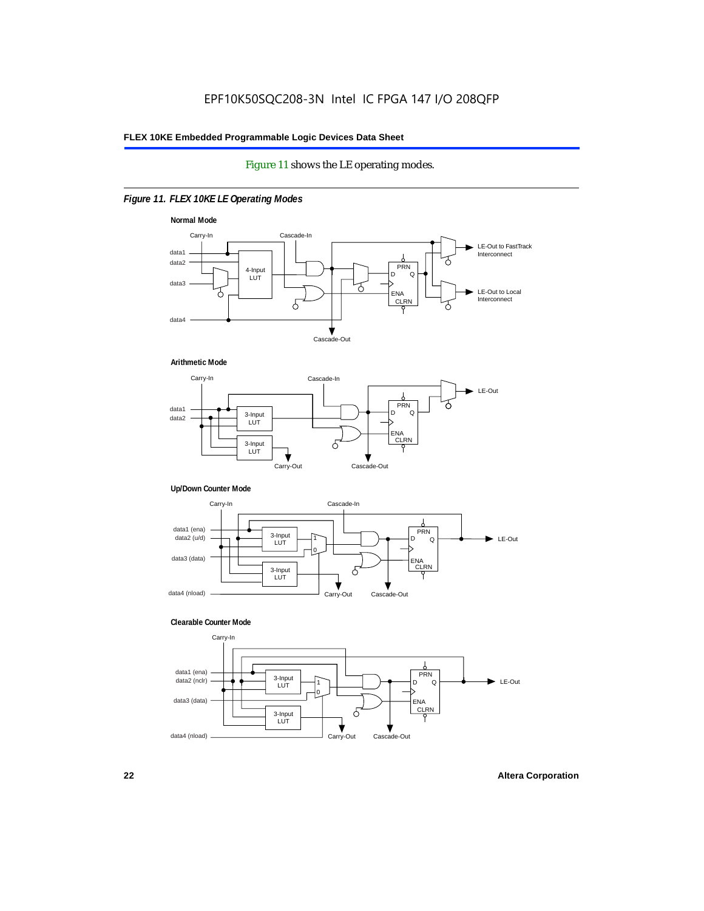Figure 11 shows the LE operating modes.

*Figure 11. FLEX 10KE LE Operating Modes*

**Normal Mode**

Carry-In
Cascade-In
data1
data2
data3
data4
4-Input LUT
PRN
D Q
ENA
CLRN
LE-Out to FastTrack Interconnect
LE-Out to Local Interconnect
Cascade-Out

**Arithmetic Mode**

Carry-In
Cascade-In
data1
data2
3-Input LUT
3-Input LUT
PRN
D Q
ENA
CLRN
LE-Out
Carry-Out
Cascade-Out

**Up/Down Counter Mode**

Carry-In
Cascade-In
data1 (ena)
data2 (u/d)
data3 (data)
data4 (nload)
3-Input LUT
3-Input LUT
1
0
PRN
D Q
ENA
CLRN
LE-Out
Carry-Out
Cascade-Out

**Clearable Counter Mode**

Carry-In
data1 (ena)
data2 (nclr)
data3 (data)
data4 (nload)
3-Input LUT
3-Input LUT
1
0
PRN
D Q
ENA
CLRN
LE-Out
Carry-Out
Cascade-Out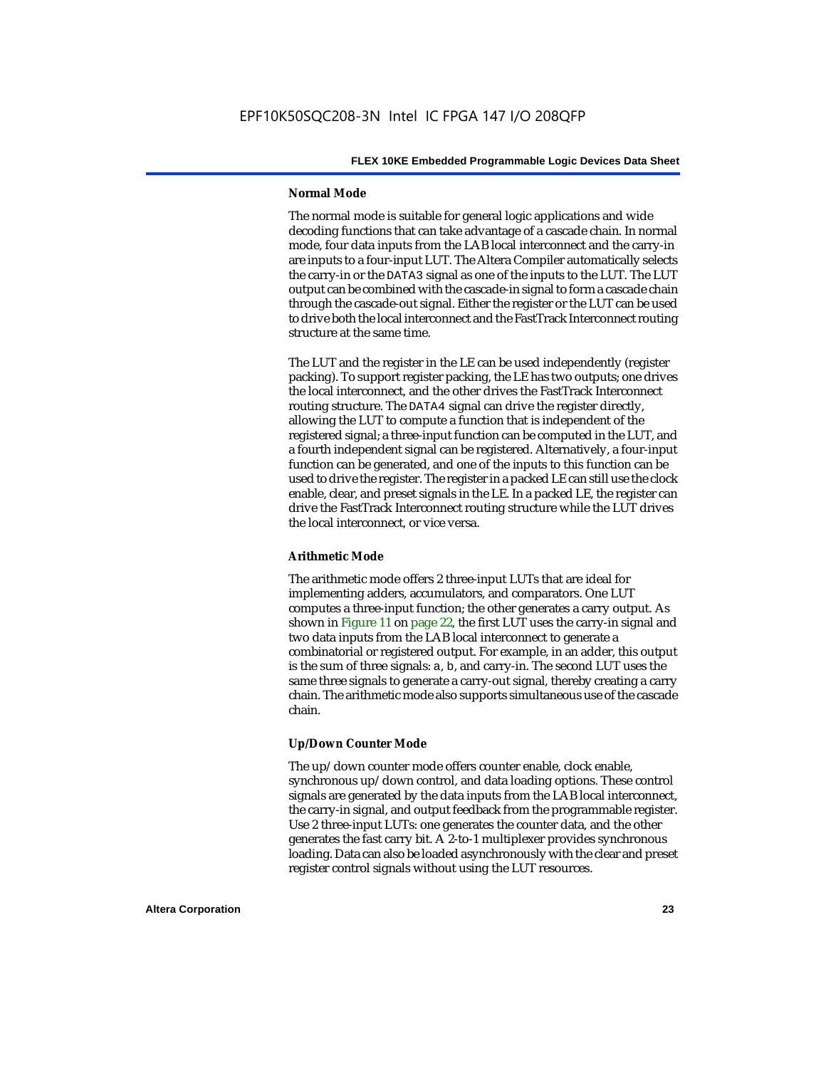### Normal Mode

The normal mode is suitable for general logic applications and wide decoding functions that can take advantage of a cascade chain. In normal mode, four data inputs from the LAB local interconnect and the carry-in are inputs to a four-input LUT. The Altera Compiler automatically selects the carry-in or the DATA3 signal as one of the inputs to the LUT. The LUT output can be combined with the cascade-in signal to form a cascade chain through the cascade-out signal. Either the register or the LUT can be used to drive both the local interconnect and the FastTrack Interconnect routing structure at the same time.

The LUT and the register in the LE can be used independently (register packing). To support register packing, the LE has two outputs; one drives the local interconnect, and the other drives the FastTrack Interconnect routing structure. The DATA4 signal can drive the register directly, allowing the LUT to compute a function that is independent of the registered signal; a three-input function can be computed in the LUT, and a fourth independent signal can be registered. Alternatively, a four-input function can be generated, and one of the inputs to this function can be used to drive the register. The register in a packed LE can still use the clock enable, clear, and preset signals in the LE. In a packed LE, the register can drive the FastTrack Interconnect routing structure while the LUT drives the local interconnect, or vice versa.

### Arithmetic Mode

The arithmetic mode offers 2 three-input LUTs that are ideal for implementing adders, accumulators, and comparators. One LUT computes a three-input function; the other generates a carry output. As shown in Figure 11 on page 22, the first LUT uses the carry-in signal and two data inputs from the LAB local interconnect to generate a combinatorial or registered output. For example, in an adder, this output is the sum of three signals: a, b, and carry-in. The second LUT uses the same three signals to generate a carry-out signal, thereby creating a carry chain. The arithmetic mode also supports simultaneous use of the cascade chain.

### Up/Down Counter Mode

The up/down counter mode offers counter enable, clock enable, synchronous up/down control, and data loading options. These control signals are generated by the data inputs from the LAB local interconnect, the carry-in signal, and output feedback from the programmable register. Use 2 three-input LUTs: one generates the counter data, and the other generates the fast carry bit. A 2-to-1 multiplexer provides synchronous loading. Data can also be loaded asynchronously with the clear and preset register control signals without using the LUT resources.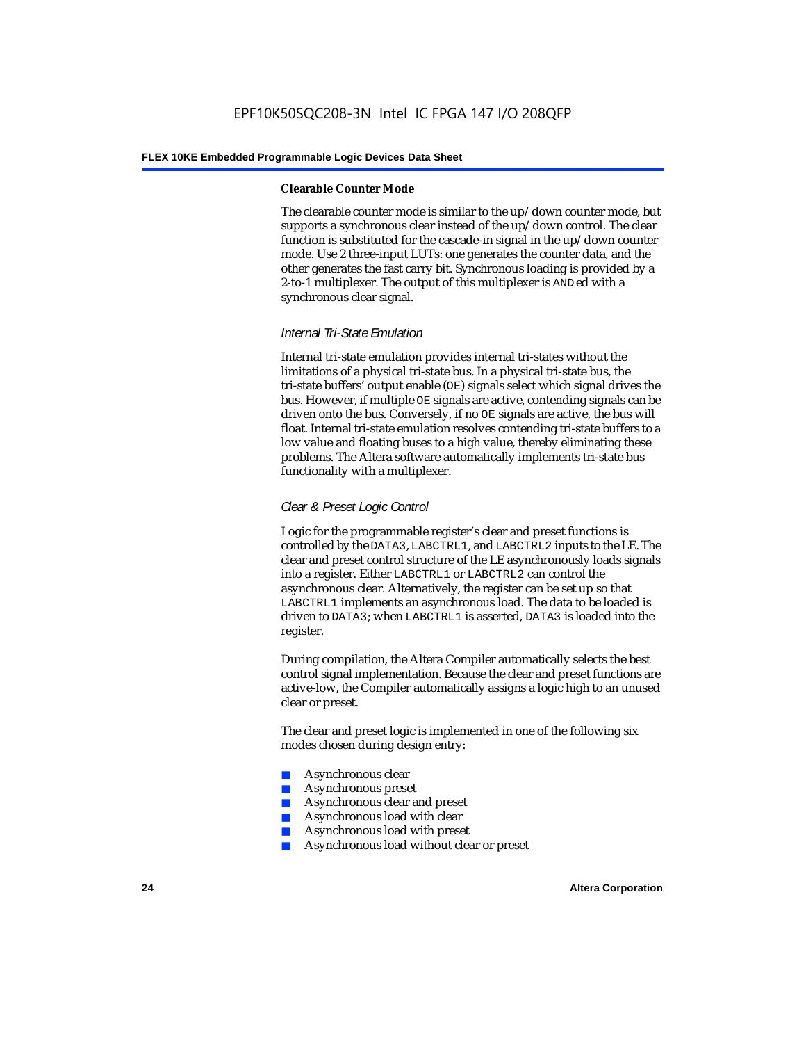#### Clearable Counter Mode

The clearable counter mode is similar to the up/down counter mode, but supports a synchronous clear instead of the up/down control. The clear function is substituted for the cascade-in signal in the up/down counter mode. Use 2 three-input LUTs: one generates the counter data, and the other generates the fast carry bit. Synchronous loading is provided by a 2-to-1 multiplexer. The output of this multiplexer is ANDed with a synchronous clear signal.

### *Internal Tri-State Emulation*

Internal tri-state emulation provides internal tri-states without the limitations of a physical tri-state bus. In a physical tri-state bus, the tri-state buffers' output enable (OE) signals select which signal drives the bus. However, if multiple OE signals are active, contending signals can be driven onto the bus. Conversely, if no OE signals are active, the bus will float. Internal tri-state emulation resolves contending tri-state buffers to a low value and floating buses to a high value, thereby eliminating these problems. The Altera software automatically implements tri-state bus functionality with a multiplexer.

### *Clear & Preset Logic Control*

Logic for the programmable register's clear and preset functions is controlled by the DATA3, LABCTRL1, and LABCTRL2 inputs to the LE. The clear and preset control structure of the LE asynchronously loads signals into a register. Either LABCTRL1 or LABCTRL2 can control the asynchronous clear. Alternatively, the register can be set up so that LABCTRL1 implements an asynchronous load. The data to be loaded is driven to DATA3; when LABCTRL1 is asserted, DATA3 is loaded into the register.

During compilation, the Altera Compiler automatically selects the best control signal implementation. Because the clear and preset functions are active-low, the Compiler automatically assigns a logic high to an unused clear or preset.

The clear and preset logic is implemented in one of the following six modes chosen during design entry:

- Asynchronous clear
- Asynchronous preset
- Asynchronous clear and preset
- Asynchronous load with clear
- Asynchronous load with preset
- Asynchronous load without clear or preset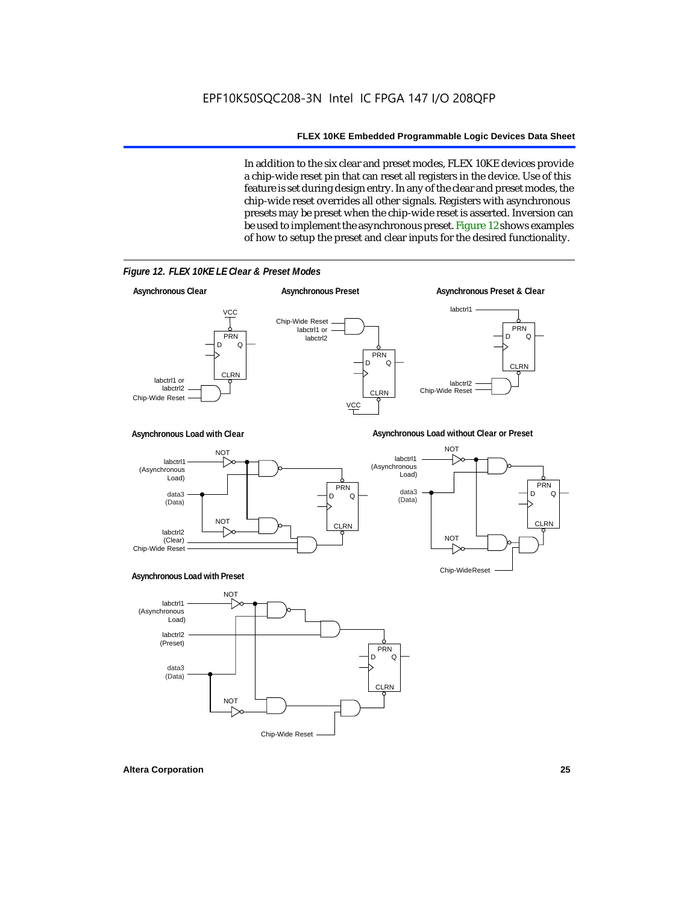In addition to the six clear and preset modes, FLEX 10KE devices provide a chip-wide reset pin that can reset all registers in the device. Use of this feature is set during design entry. In any of the clear and preset modes, the chip-wide reset overrides all other signals. Registers with asynchronous presets may be preset when the chip-wide reset is asserted. Inversion can be used to implement the asynchronous preset. Figure 12 shows examples of how to setup the preset and clear inputs for the desired functionality.

*Figure 12. FLEX 10KE LE Clear & Preset Modes*

Asynchronous Clear

VCC
PRN
D Q
CLRN
labctrl1 or
labctrl2
Chip-Wide Reset

Asynchronous Preset

Chip-Wide Reset
labctrl1 or
labctrl2
PRN
D Q
CLRN
VCC

Asynchronous Preset & Clear

labctrl1
PRN
D Q
CLRN
labctrl2
Chip-Wide Reset

Asynchronous Load with Clear

NOT
labctrl1
(Asynchronous
Load)
data3
(Data)
NOT
labctrl2
(Clear)
Chip-Wide Reset
PRN
D Q
CLRN

Asynchronous Load without Clear or Preset

NOT
labctrl1
(Asynchronous
Load)
data3
(Data)
NOT
Chip-WideReset
PRN
D Q
CLRN

Asynchronous Load with Preset

NOT
labctrl1
(Asynchronous
Load)
labctrl2
(Preset)
data3
(Data)
NOT
Chip-Wide Reset
PRN
D Q
CLRN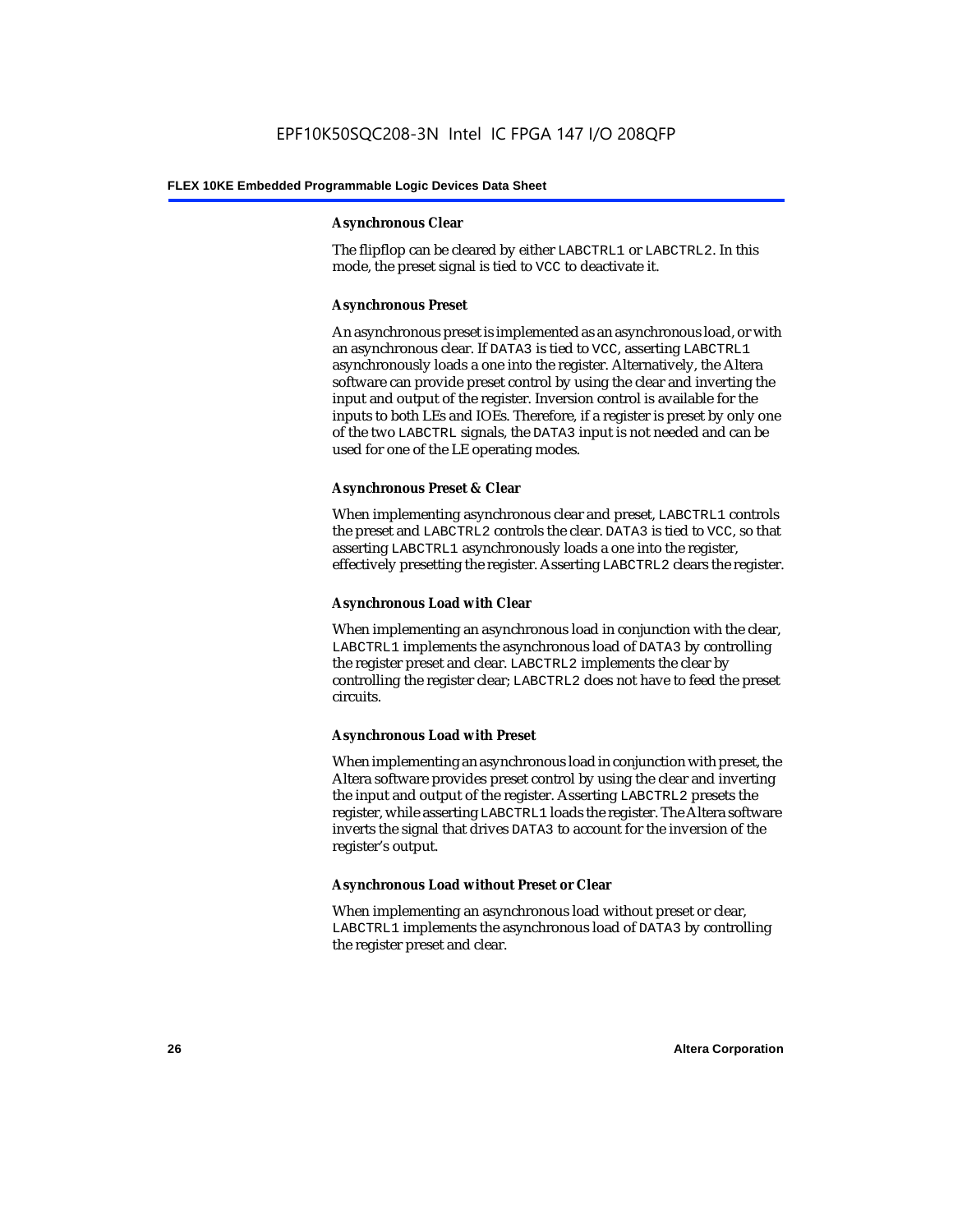#### Asynchronous Clear

The flipflop can be cleared by either LABCTRL1 or LABCTRL2. In this mode, the preset signal is tied to VCC to deactivate it.

#### Asynchronous Preset

An asynchronous preset is implemented as an asynchronous load, or with an asynchronous clear. If DATA3 is tied to VCC, asserting LABCTRL1 asynchronously loads a one into the register. Alternatively, the Altera software can provide preset control by using the clear and inverting the input and output of the register. Inversion control is available for the inputs to both LEs and IOEs. Therefore, if a register is preset by only one of the two LABCTRL signals, the DATA3 input is not needed and can be used for one of the LE operating modes.

#### Asynchronous Preset & Clear

When implementing asynchronous clear and preset, LABCTRL1 controls the preset and LABCTRL2 controls the clear. DATA3 is tied to VCC, so that asserting LABCTRL1 asynchronously loads a one into the register, effectively presetting the register. Asserting LABCTRL2 clears the register.

#### Asynchronous Load with Clear

When implementing an asynchronous load in conjunction with the clear, LABCTRL1 implements the asynchronous load of DATA3 by controlling the register preset and clear. LABCTRL2 implements the clear by controlling the register clear; LABCTRL2 does not have to feed the preset circuits.

#### Asynchronous Load with Preset

When implementing an asynchronous load in conjunction with preset, the Altera software provides preset control by using the clear and inverting the input and output of the register. Asserting LABCTRL2 presets the register, while asserting LABCTRL1 loads the register. The Altera software inverts the signal that drives DATA3 to account for the inversion of the register's output.

#### Asynchronous Load without Preset or Clear

When implementing an asynchronous load without preset or clear, LABCTRL1 implements the asynchronous load of DATA3 by controlling the register preset and clear.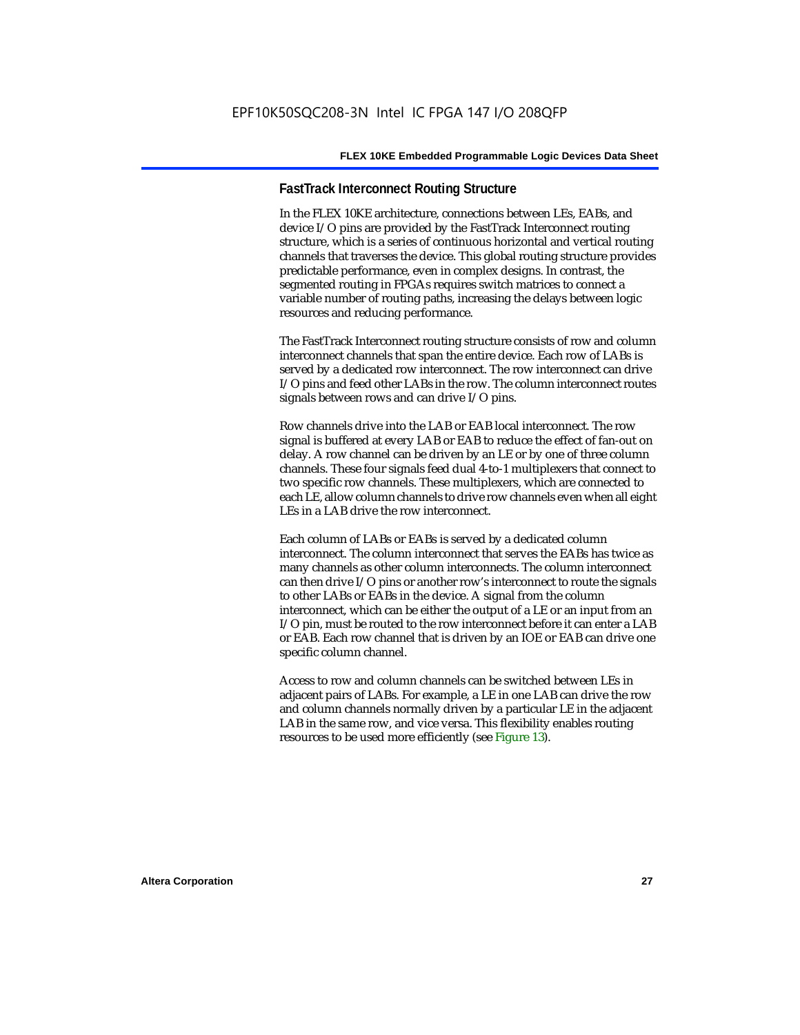### FastTrack Interconnect Routing Structure

In the FLEX 10KE architecture, connections between LEs, EABs, and device I/O pins are provided by the FastTrack Interconnect routing structure, which is a series of continuous horizontal and vertical routing channels that traverses the device. This global routing structure provides predictable performance, even in complex designs. In contrast, the segmented routing in FPGAs requires switch matrices to connect a variable number of routing paths, increasing the delays between logic resources and reducing performance.

The FastTrack Interconnect routing structure consists of row and column interconnect channels that span the entire device. Each row of LABs is served by a dedicated row interconnect. The row interconnect can drive I/O pins and feed other LABs in the row. The column interconnect routes signals between rows and can drive I/O pins.

Row channels drive into the LAB or EAB local interconnect. The row signal is buffered at every LAB or EAB to reduce the effect of fan-out on delay. A row channel can be driven by an LE or by one of three column channels. These four signals feed dual 4-to-1 multiplexers that connect to two specific row channels. These multiplexers, which are connected to each LE, allow column channels to drive row channels even when all eight LEs in a LAB drive the row interconnect.

Each column of LABs or EABs is served by a dedicated column interconnect. The column interconnect that serves the EABs has twice as many channels as other column interconnects. The column interconnect can then drive I/O pins or another row's interconnect to route the signals to other LABs or EABs in the device. A signal from the column interconnect, which can be either the output of a LE or an input from an I/O pin, must be routed to the row interconnect before it can enter a LAB or EAB. Each row channel that is driven by an IOE or EAB can drive one specific column channel.

Access to row and column channels can be switched between LEs in adjacent pairs of LABs. For example, a LE in one LAB can drive the row and column channels normally driven by a particular LE in the adjacent LAB in the same row, and vice versa. This flexibility enables routing resources to be used more efficiently (see Figure 13).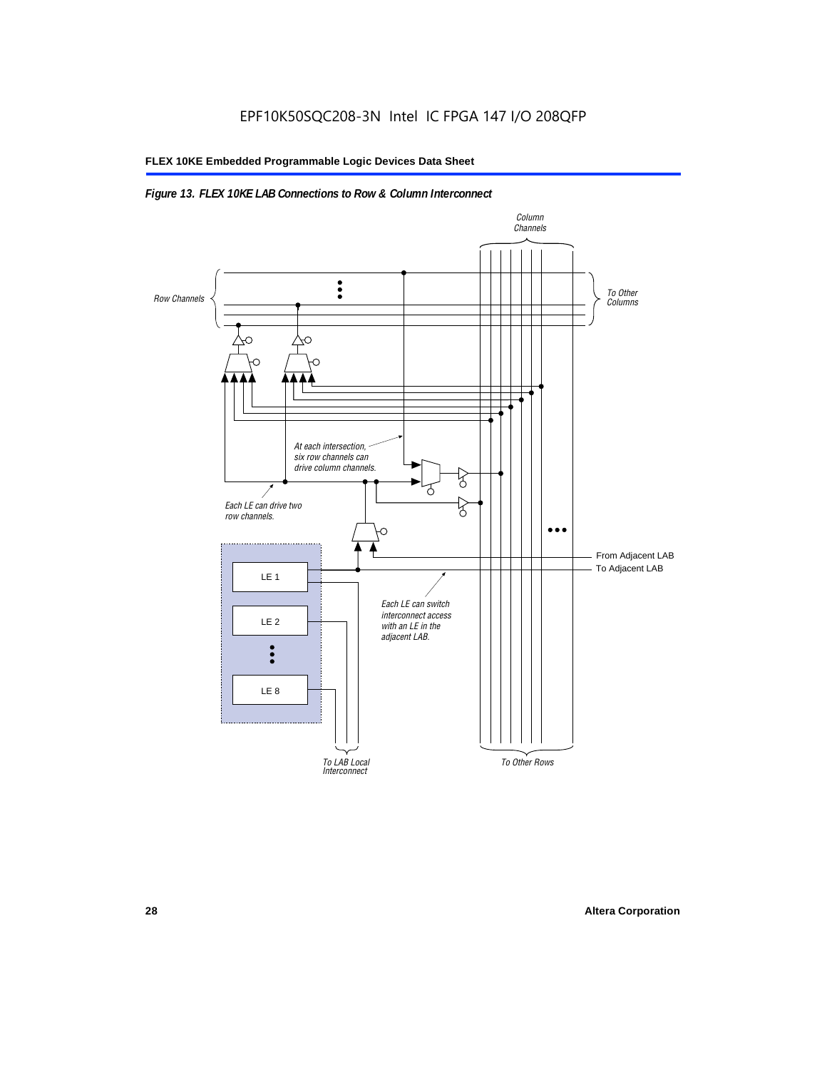*Figure 13. FLEX 10KE LAB Connections to Row & Column Interconnect*

Column Channels

Row Channels

To Other Columns

At each intersection, six row channels can drive column channels.

Each LE can drive two row channels.

LE 1

LE 2

LE 8

From Adjacent LAB

To Adjacent LAB

Each LE can switch interconnect access with an LE in the adjacent LAB.

To LAB Local Interconnect

To Other Rows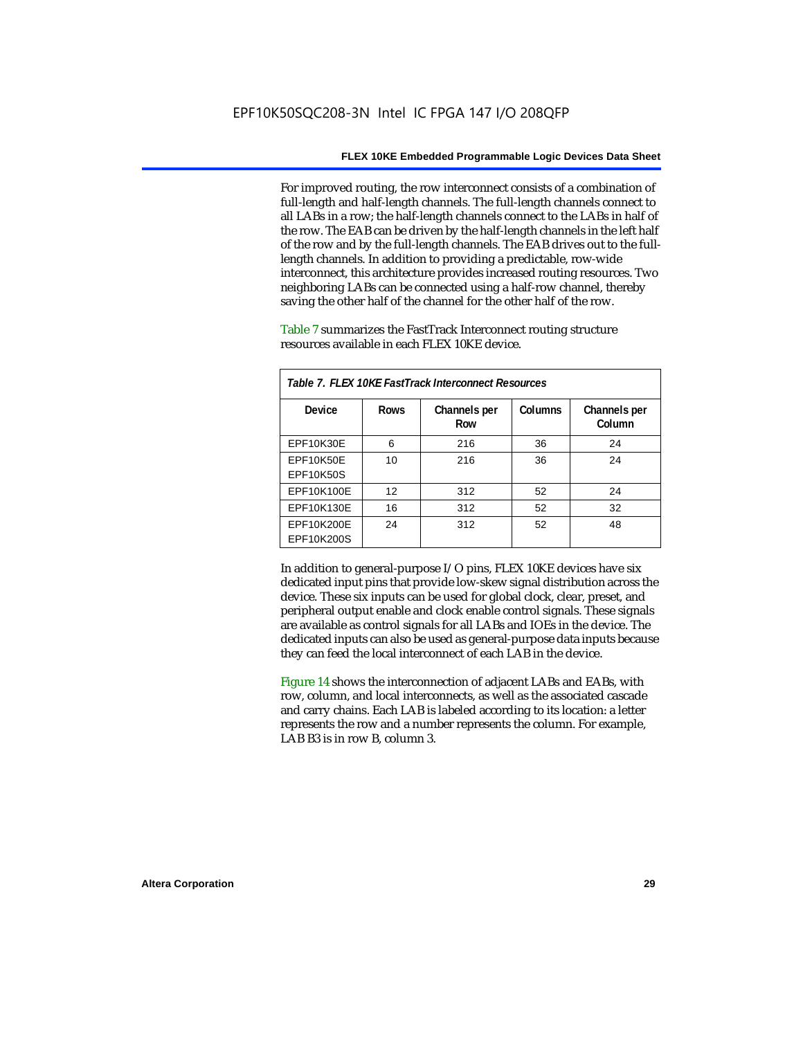For improved routing, the row interconnect consists of a combination of full-length and half-length channels. The full-length channels connect to all LABs in a row; the half-length channels connect to the LABs in half of the row. The EAB can be driven by the half-length channels in the left half of the row and by the full-length channels. The EAB drives out to the full-length channels. In addition to providing a predictable, row-wide interconnect, this architecture provides increased routing resources. Two neighboring LABs can be connected using a half-row channel, thereby saving the other half of the channel for the other half of the row.

Table 7 summarizes the FastTrack Interconnect routing structure resources available in each FLEX 10KE device.

*Table 7. FLEX 10KE FastTrack Interconnect Resources*

| Device | Rows | Channels per Row | Columns | Channels per Column |
|---|---|---|---|---|
| EPF10K30E | 6 | 216 | 36 | 24 |
| EPF10K50E<br>EPF10K50S | 10 | 216 | 36 | 24 |
| EPF10K100E | 12 | 312 | 52 | 24 |
| EPF10K130E | 16 | 312 | 52 | 32 |
| EPF10K200E<br>EPF10K200S | 24 | 312 | 52 | 48 |

In addition to general-purpose I/O pins, FLEX 10KE devices have six dedicated input pins that provide low-skew signal distribution across the device. These six inputs can be used for global clock, clear, preset, and peripheral output enable and clock enable control signals. These signals are available as control signals for all LABs and IOEs in the device. The dedicated inputs can also be used as general-purpose data inputs because they can feed the local interconnect of each LAB in the device.

Figure 14 shows the interconnection of adjacent LABs and EABs, with row, column, and local interconnects, as well as the associated cascade and carry chains. Each LAB is labeled according to its location: a letter represents the row and a number represents the column. For example, LAB B3 is in row B, column 3.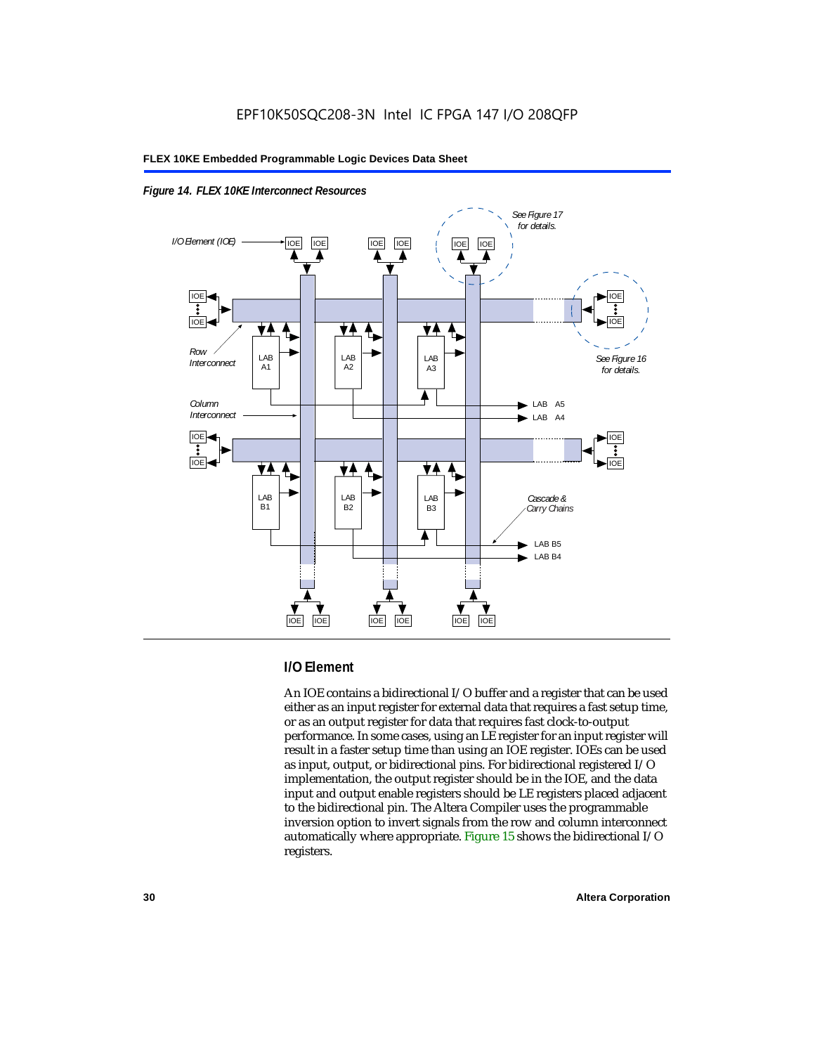*Figure 14. FLEX 10KE Interconnect Resources*

I/O Element (IOE)

IOE IOE IOE IOE IOE IOE

See Figure 17 for details.

IOE IOE IOE IOE

Row Interconnect

LAB A1 LAB A2 LAB A3

See Figure 16 for details.

Column Interconnect

LAB A5

LAB A4

IOE IOE IOE IOE

LAB B1 LAB B2 LAB B3

Cascade & Carry Chains

LAB B5

LAB B4

IOE IOE IOE IOE IOE IOE

## I/O Element

An IOE contains a bidirectional I/O buffer and a register that can be used either as an input register for external data that requires a fast setup time, or as an output register for data that requires fast clock-to-output performance. In some cases, using an LE register for an input register will result in a faster setup time than using an IOE register. IOEs can be used as input, output, or bidirectional pins. For bidirectional registered I/O implementation, the output register should be in the IOE, and the data input and output enable registers should be LE registers placed adjacent to the bidirectional pin. The Altera Compiler uses the programmable inversion option to invert signals from the row and column interconnect automatically where appropriate. Figure 15 shows the bidirectional I/O registers.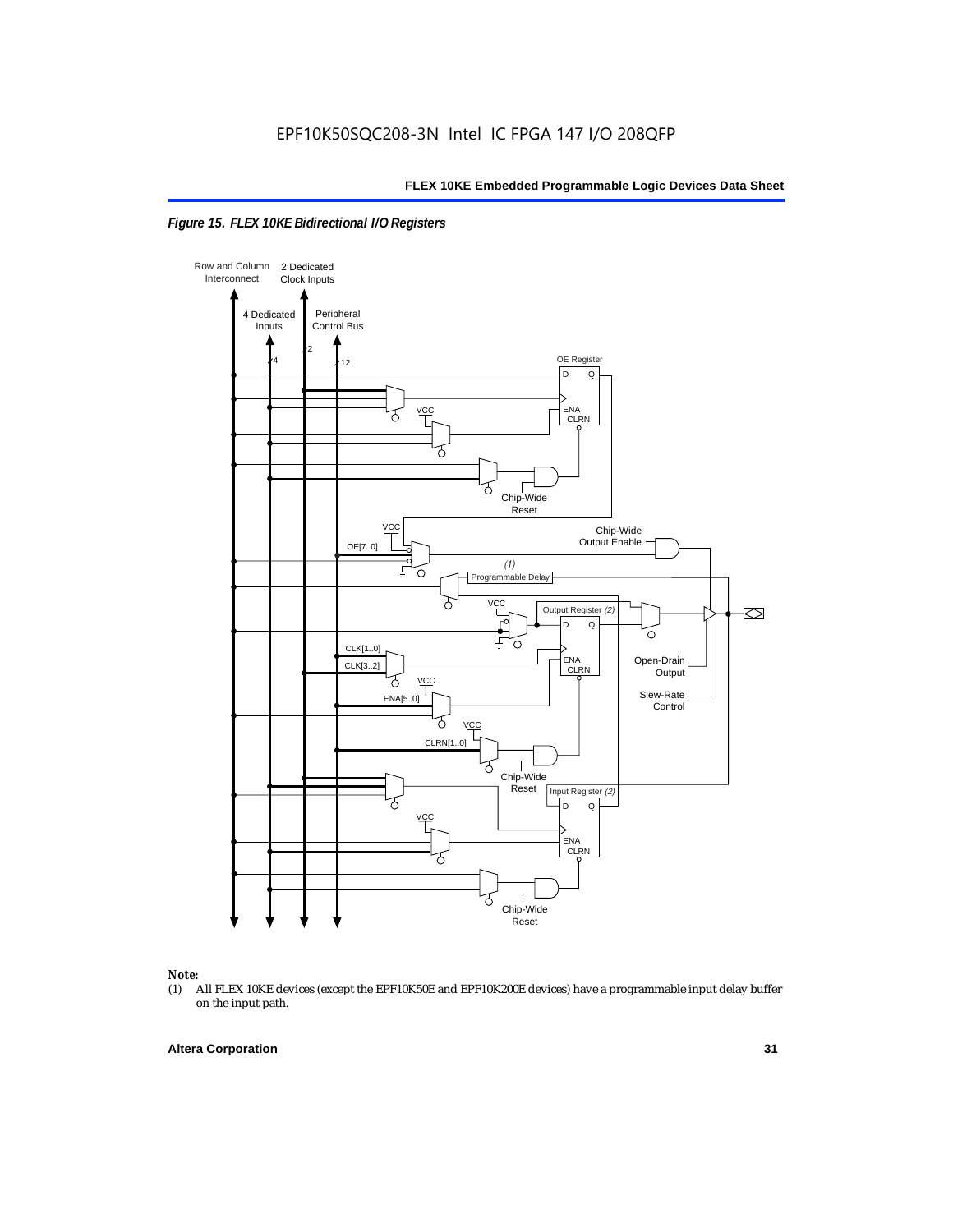*Figure 15. FLEX 10KE Bidirectional I/O Registers*

Row and Column Interconnect
2 Dedicated Clock Inputs
4 Dedicated Inputs
Peripheral Control Bus
4
2
12
OE Register
D
Q
ENA
CLRN
VCC
Chip-Wide Reset
VCC
OE[7..0]
Chip-Wide Output Enable
(1)
Programmable Delay
VCC
Output Register (2)
D
Q
CLK[1..0]
CLK[3..2]
ENA
CLRN
Open-Drain Output
VCC
ENA[5..0]
Slew-Rate Control
VCC
CLRN[1..0]
Chip-Wide Reset
Input Register (2)
D
Q
VCC
ENA
CLRN
Chip-Wide Reset

*Note:*

(1) All FLEX 10KE devices (except the EPF10K50E and EPF10K200E devices) have a programmable input delay buffer on the input path.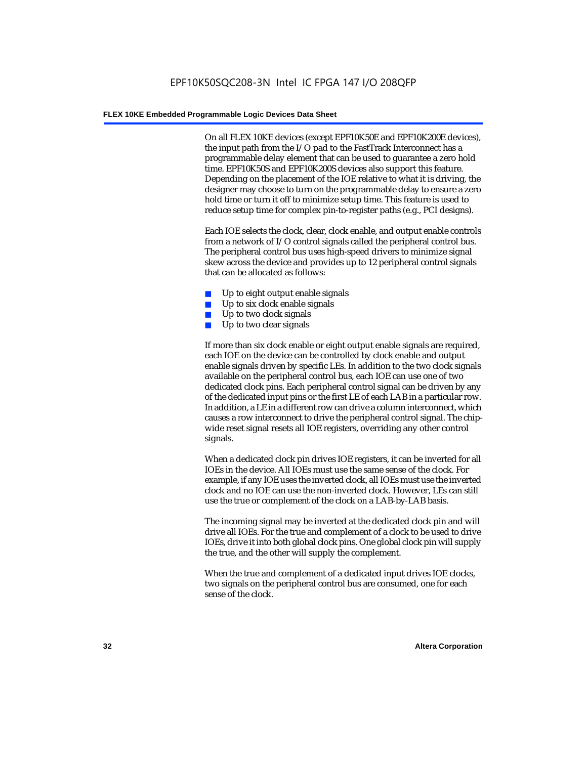On all FLEX 10KE devices (except EPF10K50E and EPF10K200E devices), the input path from the I/O pad to the FastTrack Interconnect has a programmable delay element that can be used to guarantee a zero hold time. EPF10K50S and EPF10K200S devices also support this feature. Depending on the placement of the IOE relative to what it is driving, the designer may choose to turn on the programmable delay to ensure a zero hold time or turn it off to minimize setup time. This feature is used to reduce setup time for complex pin-to-register paths (e.g., PCI designs).

Each IOE selects the clock, clear, clock enable, and output enable controls from a network of I/O control signals called the peripheral control bus. The peripheral control bus uses high-speed drivers to minimize signal skew across the device and provides up to 12 peripheral control signals that can be allocated as follows:

- Up to eight output enable signals
- Up to six clock enable signals
- Up to two clock signals
- Up to two clear signals

If more than six clock enable or eight output enable signals are required, each IOE on the device can be controlled by clock enable and output enable signals driven by specific LEs. In addition to the two clock signals available on the peripheral control bus, each IOE can use one of two dedicated clock pins. Each peripheral control signal can be driven by any of the dedicated input pins or the first LE of each LAB in a particular row. In addition, a LE in a different row can drive a column interconnect, which causes a row interconnect to drive the peripheral control signal. The chip-wide reset signal resets all IOE registers, overriding any other control signals.

When a dedicated clock pin drives IOE registers, it can be inverted for all IOEs in the device. All IOEs must use the same sense of the clock. For example, if any IOE uses the inverted clock, all IOEs must use the inverted clock and no IOE can use the non-inverted clock. However, LEs can still use the true or complement of the clock on a LAB-by-LAB basis.

The incoming signal may be inverted at the dedicated clock pin and will drive all IOEs. For the true and complement of a clock to be used to drive IOEs, drive it into both global clock pins. One global clock pin will supply the true, and the other will supply the complement.

When the true and complement of a dedicated input drives IOE clocks, two signals on the peripheral control bus are consumed, one for each sense of the clock.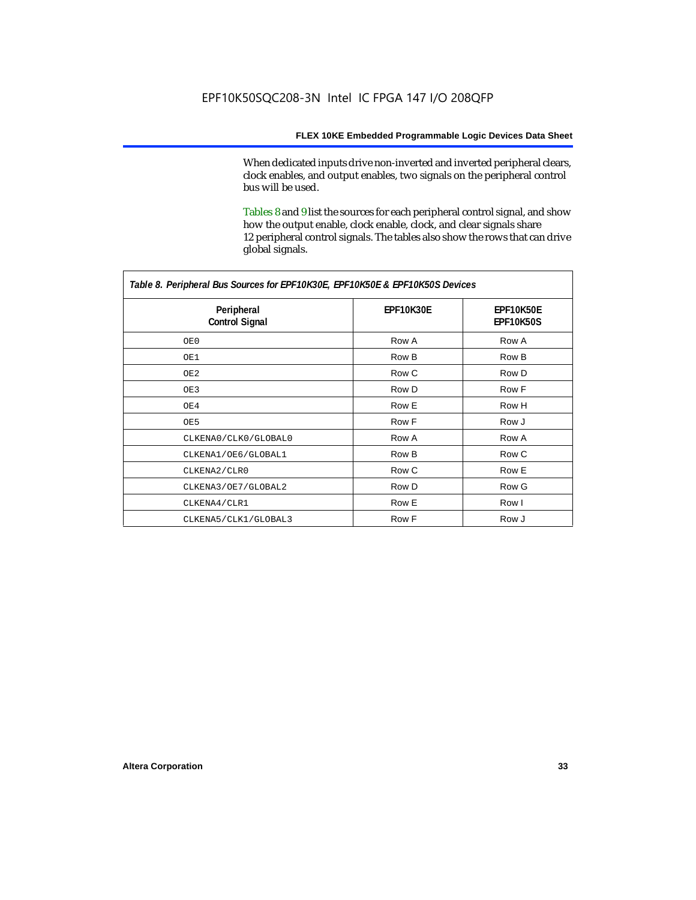When dedicated inputs drive non-inverted and inverted peripheral clears, clock enables, and output enables, two signals on the peripheral control bus will be used.

Tables 8 and 9 list the sources for each peripheral control signal, and show how the output enable, clock enable, clock, and clear signals share 12 peripheral control signals. The tables also show the rows that can drive global signals.

*Table 8. Peripheral Bus Sources for EPF10K30E, EPF10K50E & EPF10K50S Devices*

| Peripheral Control Signal | EPF10K30E | EPF10K50E EPF10K50S |
|---|---|---|
| OE0 | Row A | Row A |
| OE1 | Row B | Row B |
| OE2 | Row C | Row D |
| OE3 | Row D | Row F |
| OE4 | Row E | Row H |
| OE5 | Row F | Row J |
| CLKENA0/CLK0/GLOBAL0 | Row A | Row A |
| CLKENA1/OE6/GLOBAL1 | Row B | Row C |
| CLKENA2/CLR0 | Row C | Row E |
| CLKENA3/OE7/GLOBAL2 | Row D | Row G |
| CLKENA4/CLR1 | Row E | Row I |
| CLKENA5/CLK1/GLOBAL3 | Row F | Row J |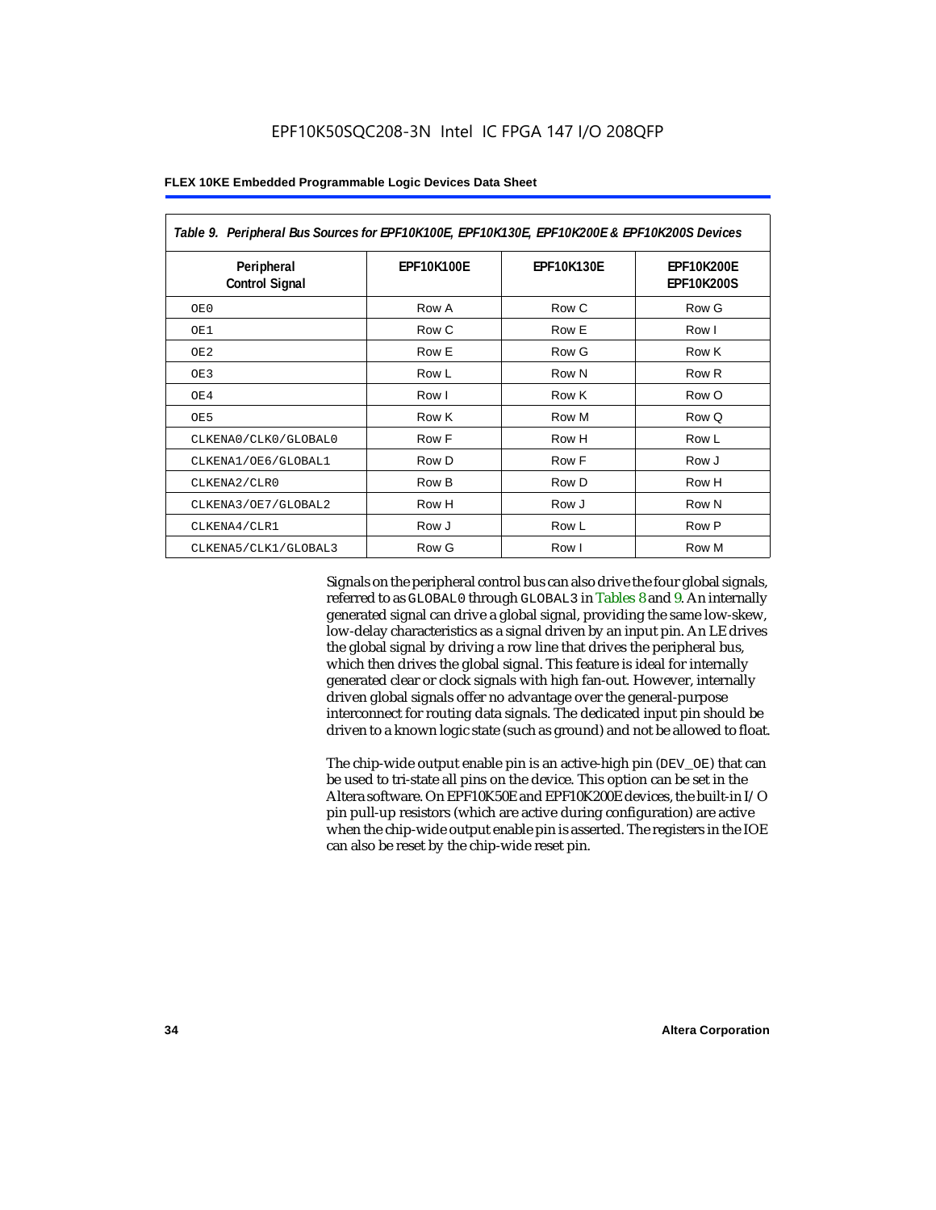Table 9. Peripheral Bus Sources for EPF10K100E, EPF10K130E, EPF10K200E & EPF10K200S Devices

| Peripheral Control Signal | EPF10K100E | EPF10K130E | EPF10K200E EPF10K200S |
|---|---|---|---|
| OE0 | Row A | Row C | Row G |
| OE1 | Row C | Row E | Row I |
| OE2 | Row E | Row G | Row K |
| OE3 | Row L | Row N | Row R |
| OE4 | Row I | Row K | Row O |
| OE5 | Row K | Row M | Row Q |
| CLKENA0/CLK0/GLOBAL0 | Row F | Row H | Row L |
| CLKENA1/OE6/GLOBAL1 | Row D | Row F | Row J |
| CLKENA2/CLR0 | Row B | Row D | Row H |
| CLKENA3/OE7/GLOBAL2 | Row H | Row J | Row N |
| CLKENA4/CLR1 | Row J | Row L | Row P |
| CLKENA5/CLK1/GLOBAL3 | Row G | Row I | Row M |

Signals on the peripheral control bus can also drive the four global signals, referred to as GLOBAL0 through GLOBAL3 in Tables 8 and 9. An internally generated signal can drive a global signal, providing the same low-skew, low-delay characteristics as a signal driven by an input pin. An LE drives the global signal by driving a row line that drives the peripheral bus, which then drives the global signal. This feature is ideal for internally generated clear or clock signals with high fan-out. However, internally driven global signals offer no advantage over the general-purpose interconnect for routing data signals. The dedicated input pin should be driven to a known logic state (such as ground) and not be allowed to float.

The chip-wide output enable pin is an active-high pin (DEV_OE) that can be used to tri-state all pins on the device. This option can be set in the Altera software. On EPF10K50E and EPF10K200E devices, the built-in I/O pin pull-up resistors (which are active during configuration) are active when the chip-wide output enable pin is asserted. The registers in the IOE can also be reset by the chip-wide reset pin.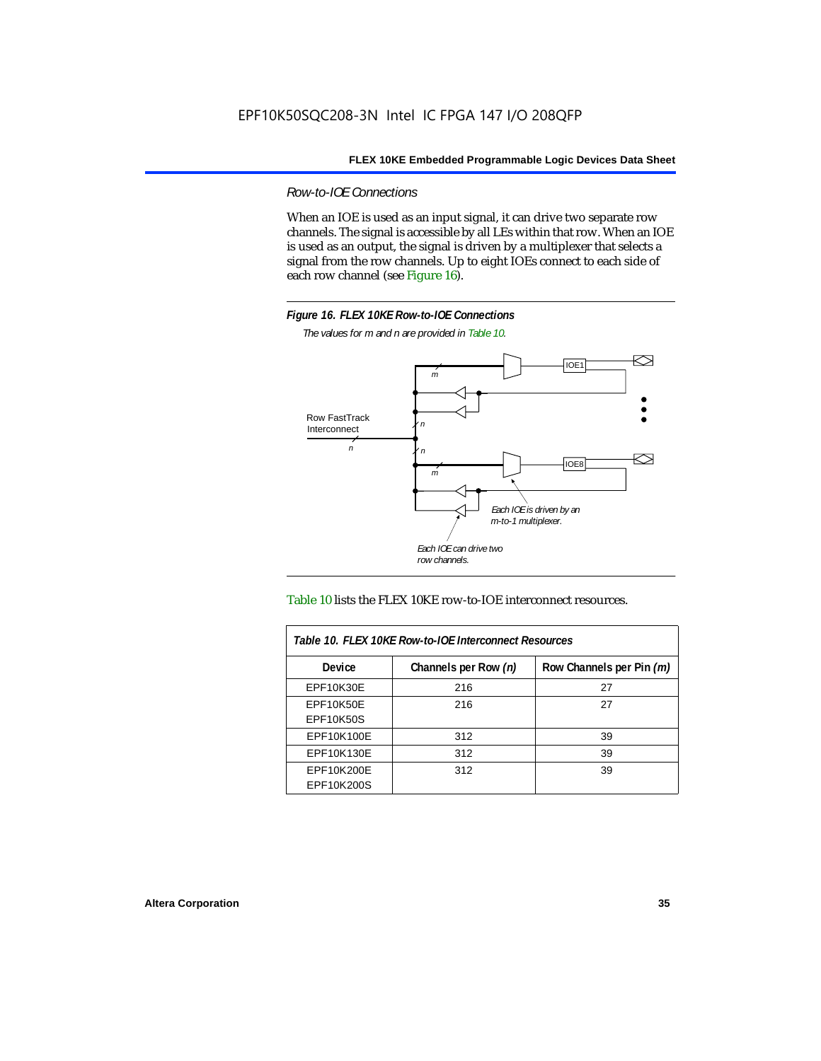### *Row-to-IOE Connections*

When an IOE is used as an input signal, it can drive two separate row channels. The signal is accessible by all LEs within that row. When an IOE is used as an output, the signal is driven by a multiplexer that selects a signal from the row channels. Up to eight IOEs connect to each side of each row channel (see Figure 16).

***Figure 16. FLEX 10KE Row-to-IOE Connections***

*The values for m and n are provided in Table 10.*

Row FastTrack Interconnect

n

m

IOE1

IOE8

*Each IOE is driven by an m-to-1 multiplexer.*

*Each IOE can drive two row channels.*

Table 10 lists the FLEX 10KE row-to-IOE interconnect resources.

***Table 10. FLEX 10KE Row-to-IOE Interconnect Resources***

| Device | Channels per Row *(n)* | Row Channels per Pin *(m)* |
|---|---|---|
| EPF10K30E | 216 | 27 |
| EPF10K50E<br>EPF10K50S | 216 | 27 |
| EPF10K100E | 312 | 39 |
| EPF10K130E | 312 | 39 |
| EPF10K200E<br>EPF10K200S | 312 | 39 |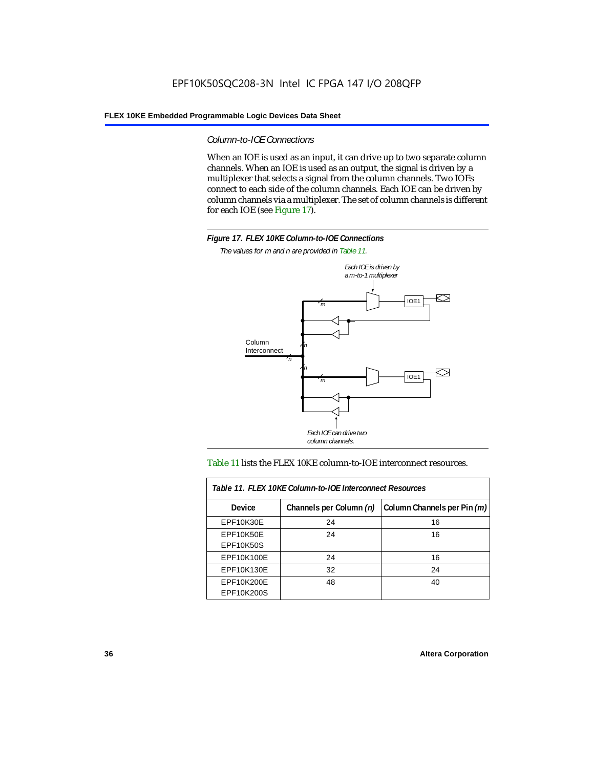#### Column-to-IOE Connections

When an IOE is used as an input, it can drive up to two separate column channels. When an IOE is used as an output, the signal is driven by a multiplexer that selects a signal from the column channels. Two IOEs connect to each side of the column channels. Each IOE can be driven by column channels via a multiplexer. The set of column channels is different for each IOE (see Figure 17).

**Figure 17. FLEX 10KE Column-to-IOE Connections**

*The values for m and n are provided in Table 11.*

Each IOE is driven by a m-to-1 multiplexer

m

IOE1

Column Interconnect

n

n

n

m

IOE1

Each IOE can drive two column channels.

Table 11 lists the FLEX 10KE column-to-IOE interconnect resources.

**Table 11. FLEX 10KE Column-to-IOE Interconnect Resources**

| Device | Channels per Column *(n)* | Column Channels per Pin *(m)* |
|---|---|---|
| EPF10K30E | 24 | 16 |
| EPF10K50E<br>EPF10K50S | 24 | 16 |
| EPF10K100E | 24 | 16 |
| EPF10K130E | 32 | 24 |
| EPF10K200E<br>EPF10K200S | 48 | 40 |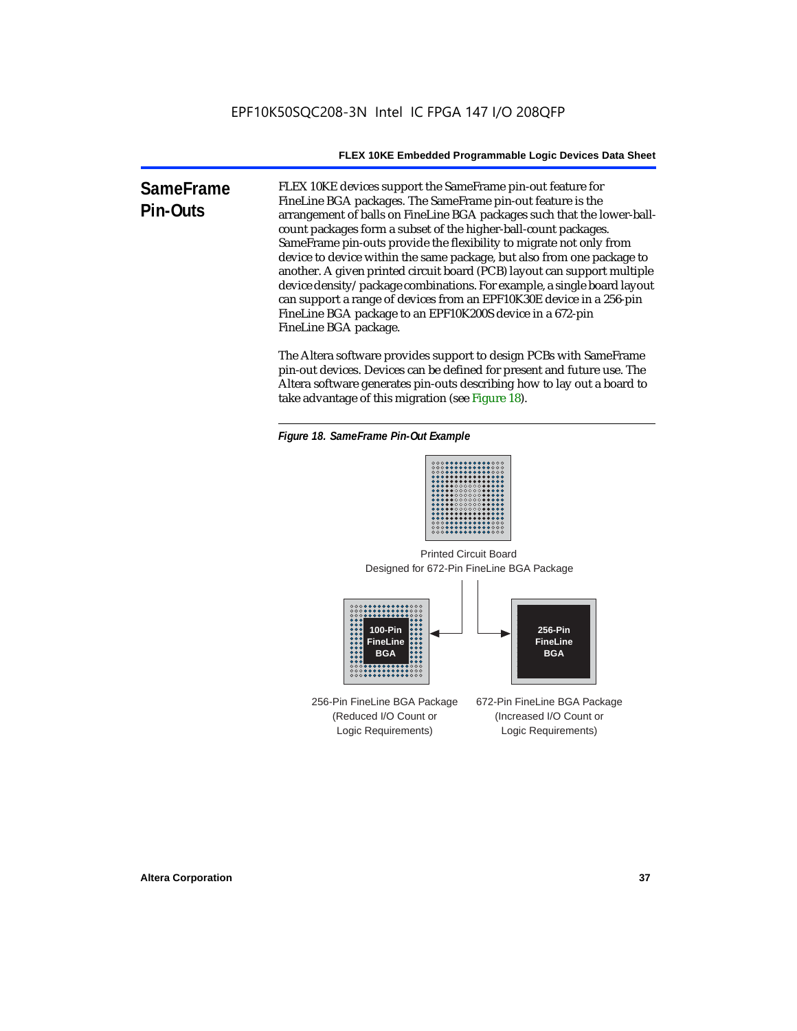## SameFrame Pin-Outs

FLEX 10KE devices support the SameFrame pin-out feature for FineLine BGA packages. The SameFrame pin-out feature is the arrangement of balls on FineLine BGA packages such that the lower-ball-count packages form a subset of the higher-ball-count packages. SameFrame pin-outs provide the flexibility to migrate not only from device to device within the same package, but also from one package to another. A given printed circuit board (PCB) layout can support multiple device density/package combinations. For example, a single board layout can support a range of devices from an EPF10K30E device in a 256-pin FineLine BGA package to an EPF10K200S device in a 672-pin FineLine BGA package.

The Altera software provides support to design PCBs with SameFrame pin-out devices. Devices can be defined for present and future use. The Altera software generates pin-outs describing how to lay out a board to take advantage of this migration (see Figure 18).

*Figure 18. SameFrame Pin-Out Example*

Printed Circuit Board
Designed for 672-Pin FineLine BGA Package

100-Pin
FineLine
BGA

256-Pin
FineLine
BGA

256-Pin FineLine BGA Package
(Reduced I/O Count or
Logic Requirements)

672-Pin FineLine BGA Package
(Increased I/O Count or
Logic Requirements)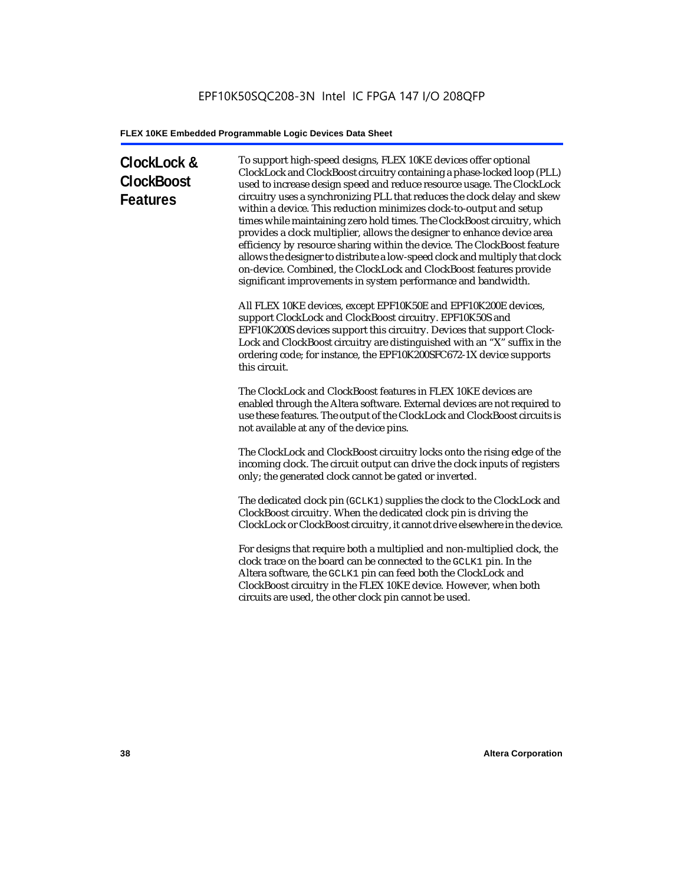## ClockLock & ClockBoost Features

To support high-speed designs, FLEX 10KE devices offer optional ClockLock and ClockBoost circuitry containing a phase-locked loop (PLL) used to increase design speed and reduce resource usage. The ClockLock circuitry uses a synchronizing PLL that reduces the clock delay and skew within a device. This reduction minimizes clock-to-output and setup times while maintaining zero hold times. The ClockBoost circuitry, which provides a clock multiplier, allows the designer to enhance device area efficiency by resource sharing within the device. The ClockBoost feature allows the designer to distribute a low-speed clock and multiply that clock on-device. Combined, the ClockLock and ClockBoost features provide significant improvements in system performance and bandwidth.

All FLEX 10KE devices, except EPF10K50E and EPF10K200E devices, support ClockLock and ClockBoost circuitry. EPF10K50S and EPF10K200S devices support this circuitry. Devices that support Clock-Lock and ClockBoost circuitry are distinguished with an "X" suffix in the ordering code; for instance, the EPF10K200SFC672-1X device supports this circuit.

The ClockLock and ClockBoost features in FLEX 10KE devices are enabled through the Altera software. External devices are not required to use these features. The output of the ClockLock and ClockBoost circuits is not available at any of the device pins.

The ClockLock and ClockBoost circuitry locks onto the rising edge of the incoming clock. The circuit output can drive the clock inputs of registers only; the generated clock cannot be gated or inverted.

The dedicated clock pin (`GCLK1`) supplies the clock to the ClockLock and ClockBoost circuitry. When the dedicated clock pin is driving the ClockLock or ClockBoost circuitry, it cannot drive elsewhere in the device.

For designs that require both a multiplied and non-multiplied clock, the clock trace on the board can be connected to the `GCLK1` pin. In the Altera software, the `GCLK1` pin can feed both the ClockLock and ClockBoost circuitry in the FLEX 10KE device. However, when both circuits are used, the other clock pin cannot be used.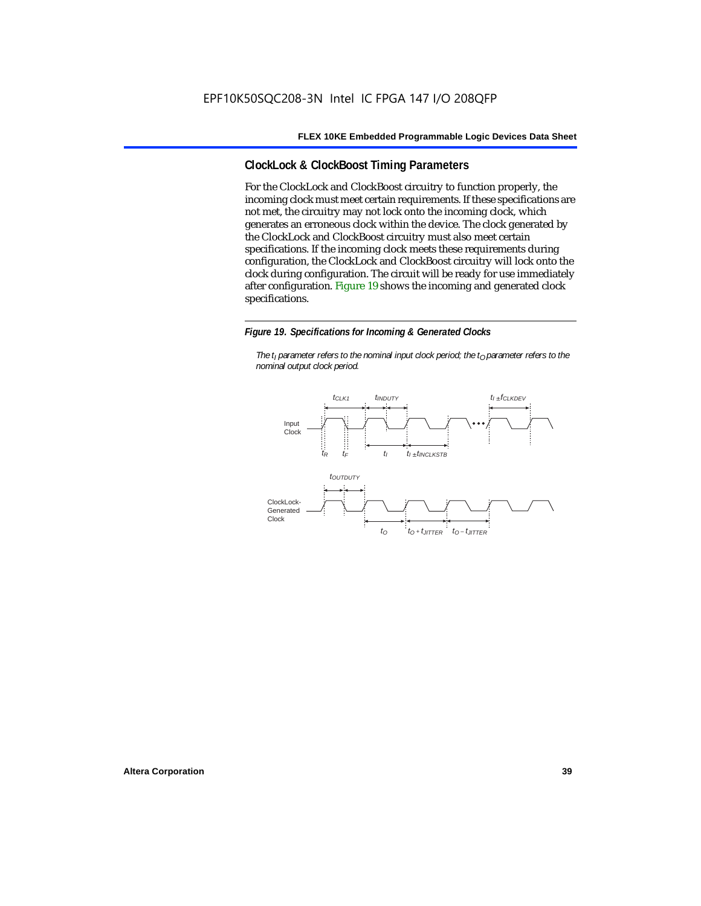EPF10K50SQC208-3N Intel IC FPGA 147 I/O 208QFP

## ClockLock & ClockBoost Timing Parameters

For the ClockLock and ClockBoost circuitry to function properly, the incoming clock must meet certain requirements. If these specifications are not met, the circuitry may not lock onto the incoming clock, which generates an erroneous clock within the device. The clock generated by the ClockLock and ClockBoost circuitry must also meet certain specifications. If the incoming clock meets these requirements during configuration, the ClockLock and ClockBoost circuitry will lock onto the clock during configuration. The circuit will be ready for use immediately after configuration. Figure 19 shows the incoming and generated clock specifications.

***Figure 19. Specifications for Incoming & Generated Clocks***

*The $t_I$ parameter refers to the nominal input clock period; the $t_O$ parameter refers to the nominal output clock period.*

$t_{CLK1}$
$t_{INDUTY}$
$t_I \pm f_{CLKDEV}$
Input Clock
$t_R$
$t_F$
$t_I$
$t_I \pm t_{INCLKSTB}$
$t_{OUTDUTY}$
ClockLock-Generated Clock
$t_O$
$t_O + t_{JITTER}$
$t_O - t_{JITTER}$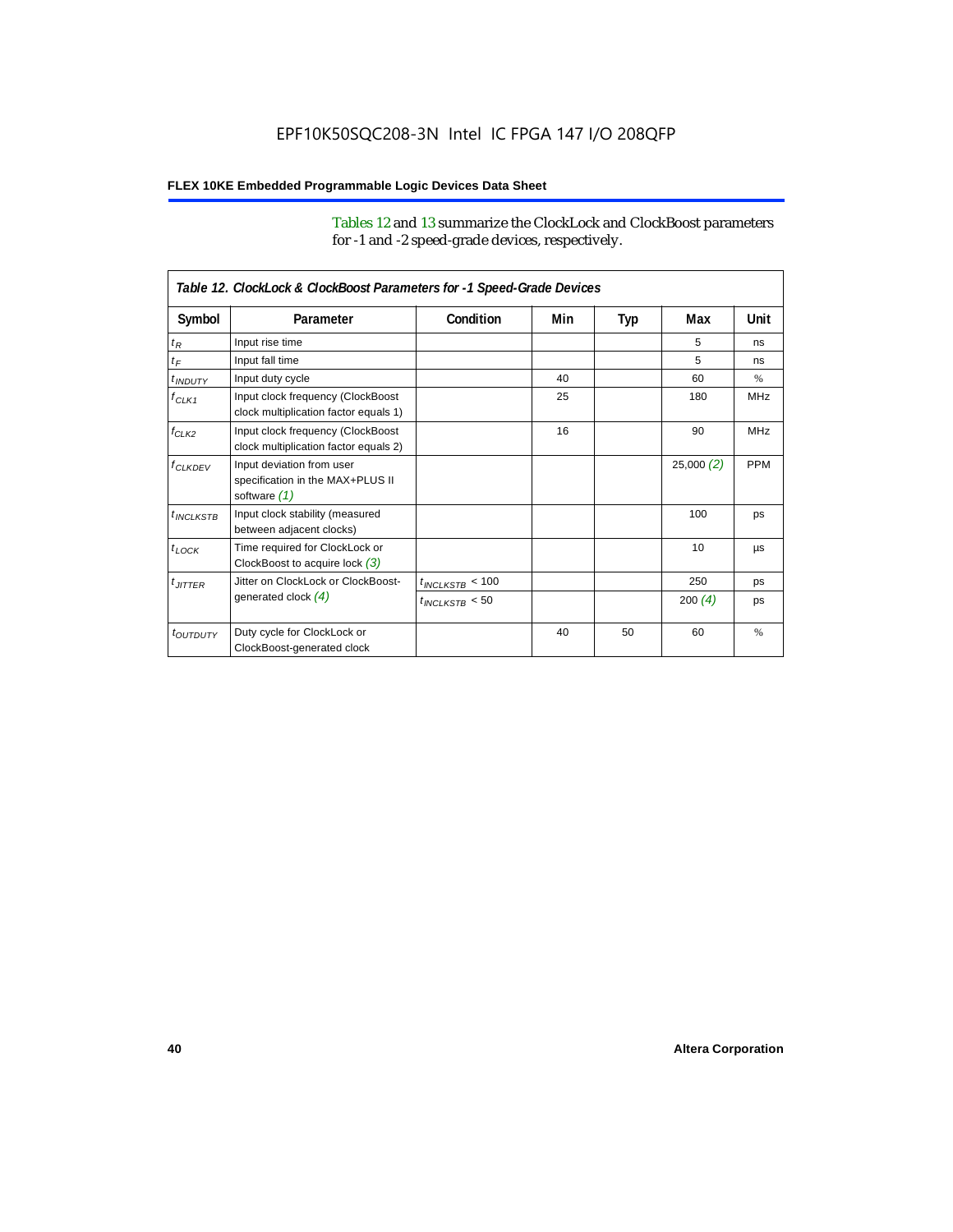Tables 12 and 13 summarize the ClockLock and ClockBoost parameters for -1 and -2 speed-grade devices, respectively.

| *Table 12. ClockLock & ClockBoost Parameters for -1 Speed-Grade Devices* | | | | | | |
|---|---|---|---|---|---|---|
| **Symbol** | **Parameter** | **Condition** | **Min** | **Typ** | **Max** | **Unit** |
| $t_R$ | Input rise time | | | | 5 | ns |
| $t_F$ | Input fall time | | | | 5 | ns |
| $t_{INDUTY}$ | Input duty cycle | | 40 | | 60 | % |
| $f_{CLK1}$ | Input clock frequency (ClockBoost clock multiplication factor equals 1) | | 25 | | 180 | MHz |
| $f_{CLK2}$ | Input clock frequency (ClockBoost clock multiplication factor equals 2) | | 16 | | 90 | MHz |
| $f_{CLKDEV}$ | Input deviation from user specification in the MAX+PLUS II software *(1)* | | | | 25,000 *(2)* | PPM |
| $t_{INCLKSTB}$ | Input clock stability (measured between adjacent clocks) | | | | 100 | ps |
| $t_{LOCK}$ | Time required for ClockLock or ClockBoost to acquire lock *(3)* | | | | 10 | µs |
| $t_{JITTER}$ | Jitter on ClockLock or ClockBoost-generated clock *(4)* | $t_{INCLKSTB}$ < 100 | | | 250 | ps |
| | | $t_{INCLKSTB}$ < 50 | | | 200 *(4)* | ps |
| $t_{OUTDUTY}$ | Duty cycle for ClockLock or ClockBoost-generated clock | | 40 | 50 | 60 | % |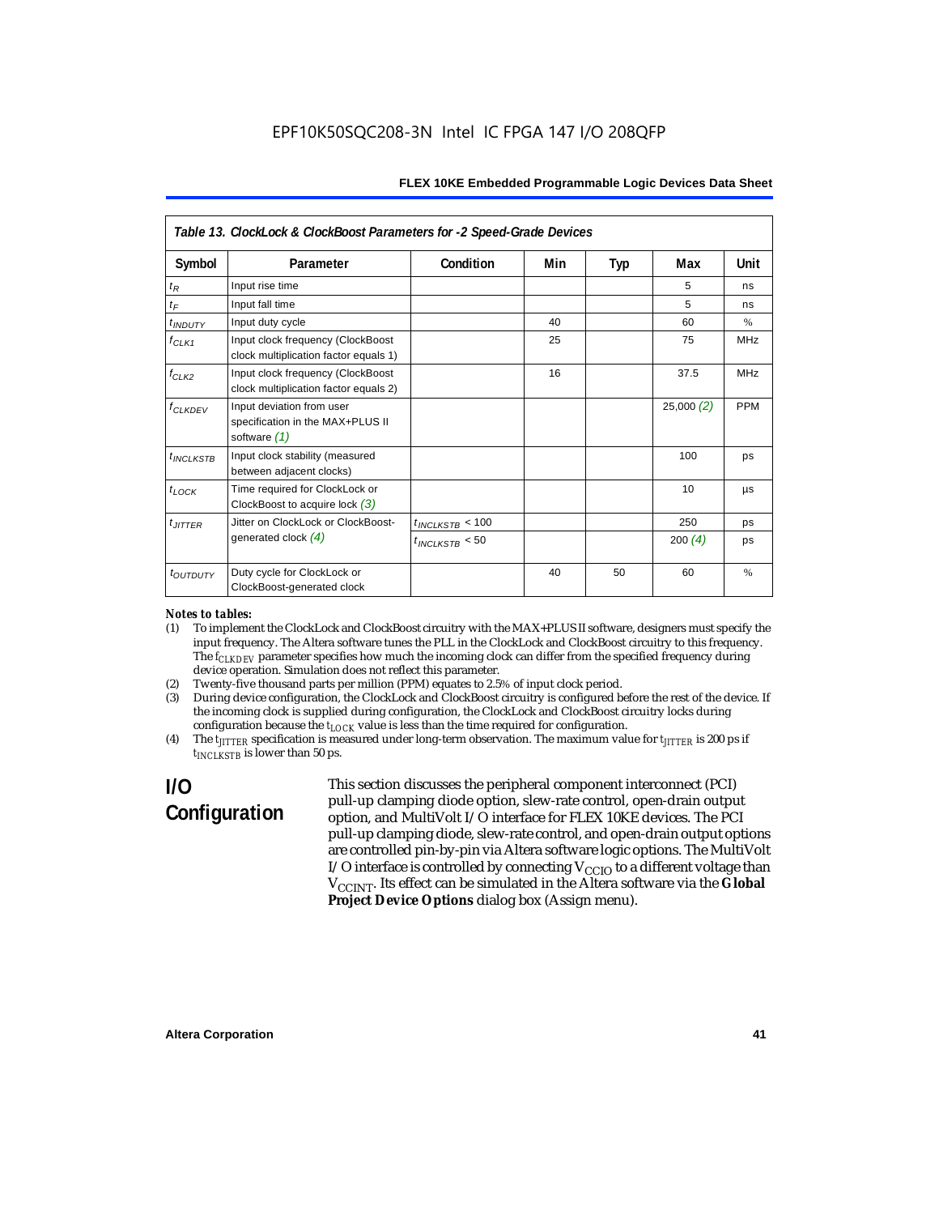*Table 13. ClockLock & ClockBoost Parameters for -2 Speed-Grade Devices*

| Symbol | Parameter | Condition | Min | Typ | Max | Unit |
|---|---|---|---|---|---|---|
| $t_R$ | Input rise time | | | | 5 | ns |
| $t_F$ | Input fall time | | | | 5 | ns |
| $t_{INDUTY}$ | Input duty cycle | | 40 | | 60 | % |
| $f_{CLK1}$ | Input clock frequency (ClockBoost clock multiplication factor equals 1) | | 25 | | 75 | MHz |
| $f_{CLK2}$ | Input clock frequency (ClockBoost clock multiplication factor equals 2) | | 16 | | 37.5 | MHz |
| $f_{CLKDEV}$ | Input deviation from user specification in the MAX+PLUS II software *(1)* | | | | 25,000 *(2)* | PPM |
| $t_{INCLKSTB}$ | Input clock stability (measured between adjacent clocks) | | | | 100 | ps |
| $t_{LOCK}$ | Time required for ClockLock or ClockBoost to acquire lock *(3)* | | | | 10 | µs |
| $t_{JITTER}$ | Jitter on ClockLock or ClockBoost-generated clock *(4)* | $t_{INCLKSTB}$ < 100 | | | 250 | ps |
| | | $t_{INCLKSTB}$ < 50 | | | 200 *(4)* | ps |
| $t_{OUTDUTY}$ | Duty cycle for ClockLock or ClockBoost-generated clock | | 40 | 50 | 60 | % |

*Notes to tables:*

(1) To implement the ClockLock and ClockBoost circuitry with the MAX+PLUS II software, designers must specify the input frequency. The Altera software tunes the PLL in the ClockLock and ClockBoost circuitry to this frequency. The $f_{CLKDEV}$ parameter specifies how much the incoming clock can differ from the specified frequency during device operation. Simulation does not reflect this parameter.

(2) Twenty-five thousand parts per million (PPM) equates to 2.5% of input clock period.

(3) During device configuration, the ClockLock and ClockBoost circuitry is configured before the rest of the device. If the incoming clock is supplied during configuration, the ClockLock and ClockBoost circuitry locks during configuration because the $t_{LOCK}$ value is less than the time required for configuration.

(4) The $t_{JITTER}$ specification is measured under long-term observation. The maximum value for $t_{JITTER}$ is 200 ps if $t_{INCLKSTB}$ is lower than 50 ps.

## I/O Configuration

This section discusses the peripheral component interconnect (PCI) pull-up clamping diode option, slew-rate control, open-drain output option, and MultiVolt I/O interface for FLEX 10KE devices. The PCI pull-up clamping diode, slew-rate control, and open-drain output options are controlled pin-by-pin via Altera software logic options. The MultiVolt I/O interface is controlled by connecting $V_{CCIO}$ to a different voltage than $V_{CCINT}$. Its effect can be simulated in the Altera software via the **Global Project Device Options** dialog box (Assign menu).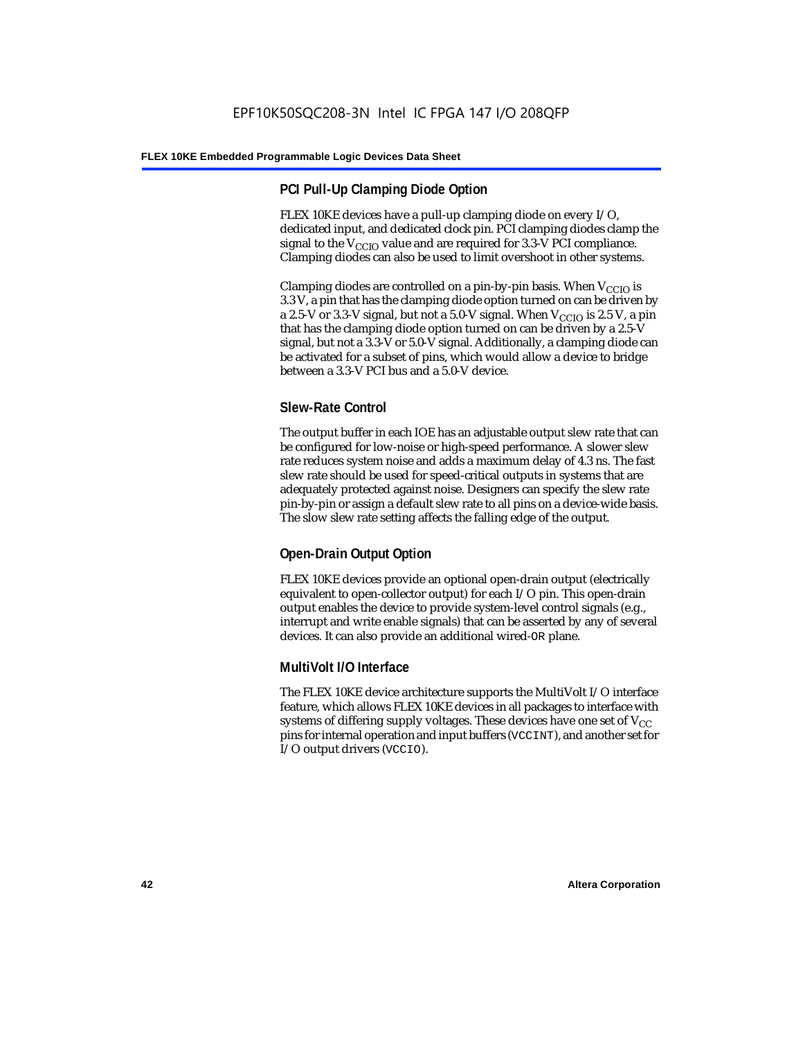## PCI Pull-Up Clamping Diode Option

FLEX 10KE devices have a pull-up clamping diode on every I/O, dedicated input, and dedicated clock pin. PCI clamping diodes clamp the signal to the $V_{CCIO}$ value and are required for 3.3-V PCI compliance. Clamping diodes can also be used to limit overshoot in other systems.

Clamping diodes are controlled on a pin-by-pin basis. When $V_{CCIO}$ is 3.3 V, a pin that has the clamping diode option turned on can be driven by a 2.5-V or 3.3-V signal, but not a 5.0-V signal. When $V_{CCIO}$ is 2.5 V, a pin that has the clamping diode option turned on can be driven by a 2.5-V signal, but not a 3.3-V or 5.0-V signal. Additionally, a clamping diode can be activated for a subset of pins, which would allow a device to bridge between a 3.3-V PCI bus and a 5.0-V device.

## Slew-Rate Control

The output buffer in each IOE has an adjustable output slew rate that can be configured for low-noise or high-speed performance. A slower slew rate reduces system noise and adds a maximum delay of 4.3 ns. The fast slew rate should be used for speed-critical outputs in systems that are adequately protected against noise. Designers can specify the slew rate pin-by-pin or assign a default slew rate to all pins on a device-wide basis. The slow slew rate setting affects the falling edge of the output.

## Open-Drain Output Option

FLEX 10KE devices provide an optional open-drain output (electrically equivalent to open-collector output) for each I/O pin. This open-drain output enables the device to provide system-level control signals (e.g., interrupt and write enable signals) that can be asserted by any of several devices. It can also provide an additional wired-OR plane.

## MultiVolt I/O Interface

The FLEX 10KE device architecture supports the MultiVolt I/O interface feature, which allows FLEX 10KE devices in all packages to interface with systems of differing supply voltages. These devices have one set of $V_{CC}$ pins for internal operation and input buffers (VCCINT), and another set for I/O output drivers (VCCIO).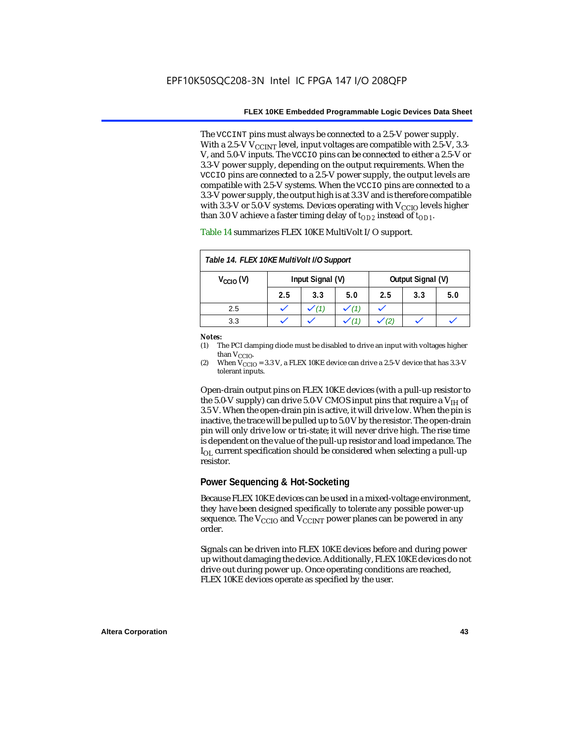The VCCINT pins must always be connected to a 2.5-V power supply. With a 2.5-V $V_{CCINT}$ level, input voltages are compatible with 2.5-V, 3.3-V, and 5.0-V inputs. The VCCIO pins can be connected to either a 2.5-V or 3.3-V power supply, depending on the output requirements. When the VCCIO pins are connected to a 2.5-V power supply, the output levels are compatible with 2.5-V systems. When the VCCIO pins are connected to a 3.3-V power supply, the output high is at 3.3 V and is therefore compatible with 3.3-V or 5.0-V systems. Devices operating with $V_{CCIO}$ levels higher than 3.0 V achieve a faster timing delay of $t_{OD2}$ instead of $t_{OD1}$.

Table 14 summarizes FLEX 10KE MultiVolt I/O support.

*Table 14. FLEX 10KE MultiVolt I/O Support*

| $V_{CCIO}$ (V) | Input Signal (V) | | | Output Signal (V) | | |
|---|---|---|---|---|---|---|
| | 2.5 | 3.3 | 5.0 | 2.5 | 3.3 | 5.0 |
| 2.5 | ✓ | ✓ (1) | ✓ (1) | ✓ | | |
| 3.3 | ✓ | ✓ | ✓ (1) | ✓ (2) | ✓ | ✓ |

**Notes:**
(1) The PCI clamping diode must be disabled to drive an input with voltages higher than $V_{CCIO}$.
(2) When $V_{CCIO}$ = 3.3 V, a FLEX 10KE device can drive a 2.5-V device that has 3.3-V tolerant inputs.

Open-drain output pins on FLEX 10KE devices (with a pull-up resistor to the 5.0-V supply) can drive 5.0-V CMOS input pins that require a $V_{IH}$ of 3.5 V. When the open-drain pin is active, it will drive low. When the pin is inactive, the trace will be pulled up to 5.0 V by the resistor. The open-drain pin will only drive low or tri-state; it will never drive high. The rise time is dependent on the value of the pull-up resistor and load impedance. The $I_{OL}$ current specification should be considered when selecting a pull-up resistor.

## Power Sequencing & Hot-Socketing

Because FLEX 10KE devices can be used in a mixed-voltage environment, they have been designed specifically to tolerate any possible power-up sequence. The $V_{CCIO}$ and $V_{CCINT}$ power planes can be powered in any order.

Signals can be driven into FLEX 10KE devices before and during power up without damaging the device. Additionally, FLEX 10KE devices do not drive out during power up. Once operating conditions are reached, FLEX 10KE devices operate as specified by the user.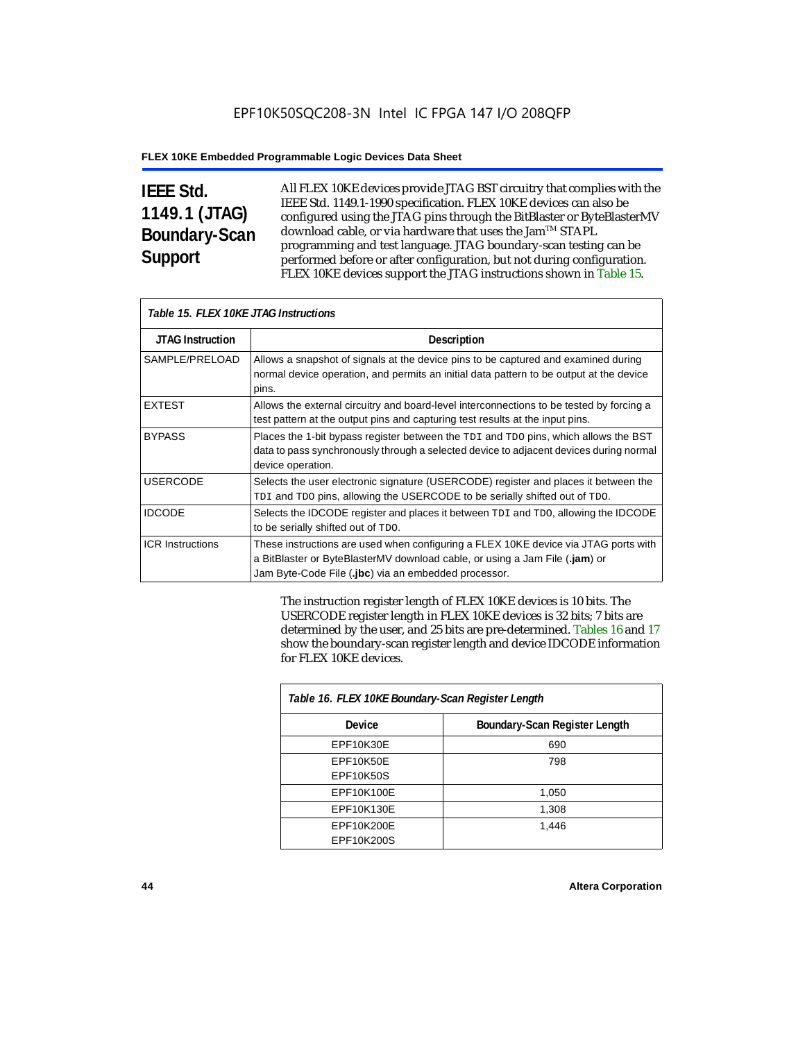## IEEE Std. 1149.1 (JTAG) Boundary-Scan Support

All FLEX 10KE devices provide JTAG BST circuitry that complies with the IEEE Std. 1149.1-1990 specification. FLEX 10KE devices can also be configured using the JTAG pins through the BitBlaster or ByteBlasterMV download cable, or via hardware that uses the Jam™ STAPL programming and test language. JTAG boundary-scan testing can be performed before or after configuration, but not during configuration. FLEX 10KE devices support the JTAG instructions shown in Table 15.

*Table 15. FLEX 10KE JTAG Instructions*

| JTAG Instruction | Description |
|---|---|
| SAMPLE/PRELOAD | Allows a snapshot of signals at the device pins to be captured and examined during normal device operation, and permits an initial data pattern to be output at the device pins. |
| EXTEST | Allows the external circuitry and board-level interconnections to be tested by forcing a test pattern at the output pins and capturing test results at the input pins. |
| BYPASS | Places the 1-bit bypass register between the `TDI` and `TDO` pins, which allows the BST data to pass synchronously through a selected device to adjacent devices during normal device operation. |
| USERCODE | Selects the user electronic signature (USERCODE) register and places it between the `TDI` and `TDO` pins, allowing the USERCODE to be serially shifted out of `TDO`. |
| IDCODE | Selects the IDCODE register and places it between `TDI` and `TDO`, allowing the IDCODE to be serially shifted out of `TDO`. |
| ICR Instructions | These instructions are used when configuring a FLEX 10KE device via JTAG ports with a BitBlaster or ByteBlasterMV download cable, or using a Jam File (**.jam**) or Jam Byte-Code File (**.jbc**) via an embedded processor. |

The instruction register length of FLEX 10KE devices is 10 bits. The USERCODE register length in FLEX 10KE devices is 32 bits; 7 bits are determined by the user, and 25 bits are pre-determined. Tables 16 and 17 show the boundary-scan register length and device IDCODE information for FLEX 10KE devices.

*Table 16. FLEX 10KE Boundary-Scan Register Length*

| Device | Boundary-Scan Register Length |
|---|---|
| EPF10K30E | 690 |
| EPF10K50E<br>EPF10K50S | 798 |
| EPF10K100E | 1,050 |
| EPF10K130E | 1,308 |
| EPF10K200E<br>EPF10K200S | 1,446 |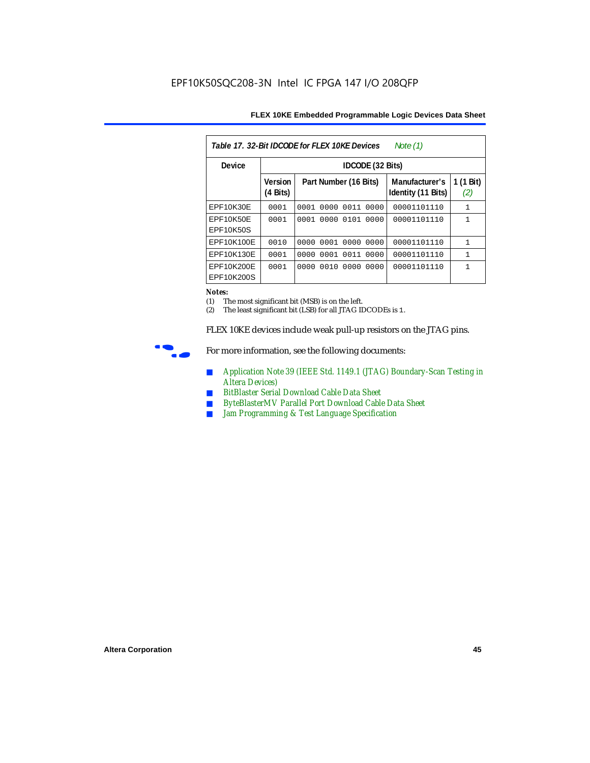Table 17. 32-Bit IDCODE for FLEX 10KE Devices *Note (1)*

| Device | IDCODE (32 Bits) | | | |
|---|---|---|---|---|
| | Version (4 Bits) | Part Number (16 Bits) | Manufacturer's Identity (11 Bits) | 1 (1 Bit) *(2)* |
| EPF10K30E | 0001 | 0001 0000 0011 0000 | 00001101110 | 1 |
| EPF10K50E EPF10K50S | 0001 | 0001 0000 0101 0000 | 00001101110 | 1 |
| EPF10K100E | 0010 | 0000 0001 0000 0000 | 00001101110 | 1 |
| EPF10K130E | 0001 | 0000 0001 0011 0000 | 00001101110 | 1 |
| EPF10K200E EPF10K200S | 0001 | 0000 0010 0000 0000 | 00001101110 | 1 |

**Notes:**

(1) The most significant bit (MSB) is on the left.

(2) The least significant bit (LSB) for all JTAG IDCODEs is 1.

FLEX 10KE devices include weak pull-up resistors on the JTAG pins.

For more information, see the following documents:

- Application Note 39 (IEEE Std. 1149.1 (JTAG) Boundary-Scan Testing in Altera Devices)
- BitBlaster Serial Download Cable Data Sheet
- ByteBlasterMV Parallel Port Download Cable Data Sheet
- Jam Programming & Test Language Specification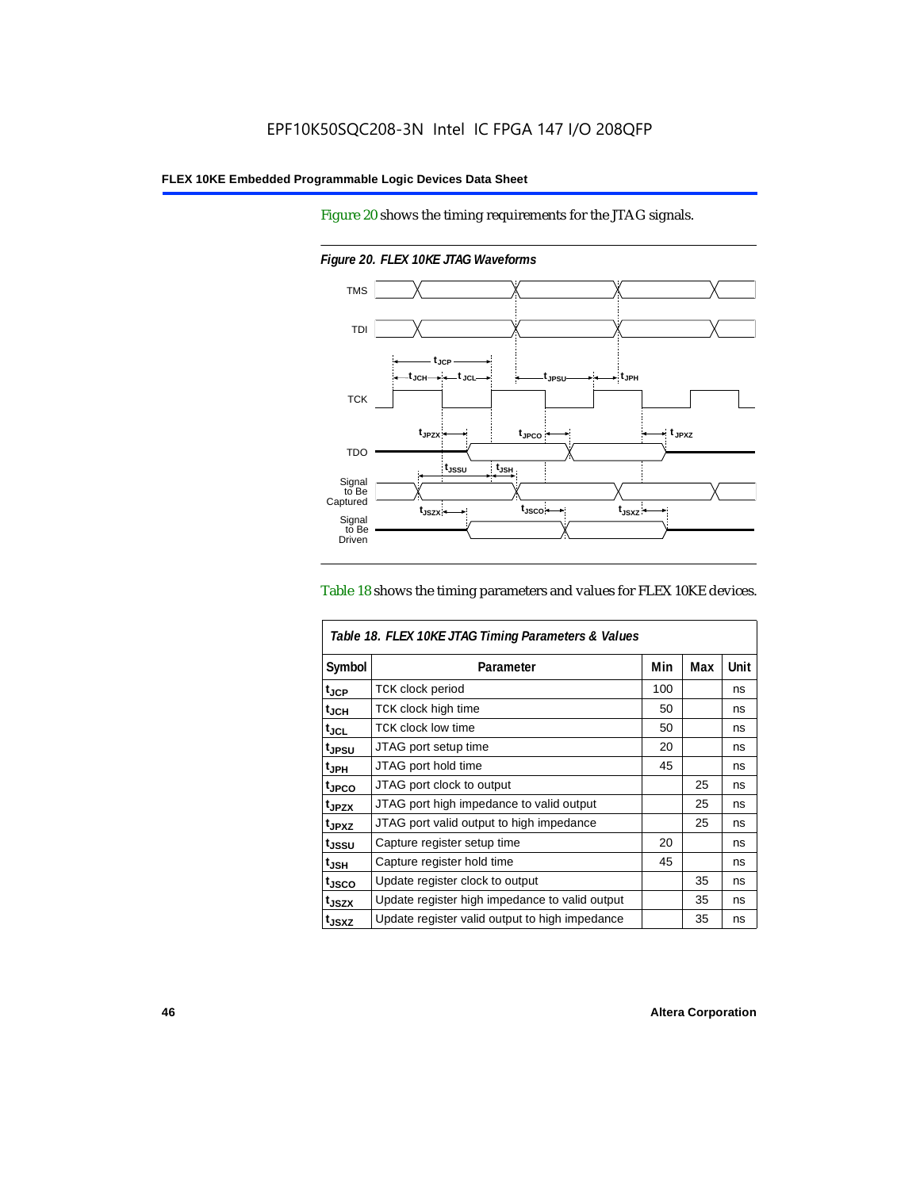EPF10K50SQC208-3N Intel IC FPGA 147 I/O 208QFP

Figure 20 shows the timing requirements for the JTAG signals.

*Figure 20. FLEX 10KE JTAG Waveforms*

TMS
TDI
TCK
TDO
Signal to Be Captured
Signal to Be Driven
$t_{JCP}$
$t_{JCH}$
$t_{JCL}$
$t_{JPSU}$
$t_{JPH}$
$t_{JPZX}$
$t_{JPCO}$
$t_{JPXZ}$
$t_{JSSU}$
$t_{JSH}$
$t_{JSZX}$
$t_{JSCO}$
$t_{JSXZ}$

Table 18 shows the timing parameters and values for FLEX 10KE devices.

*Table 18. FLEX 10KE JTAG Timing Parameters & Values*

| Symbol | Parameter | Min | Max | Unit |
|---|---|---|---|---|
| $t_{JCP}$ | TCK clock period | 100 | | ns |
| $t_{JCH}$ | TCK clock high time | 50 | | ns |
| $t_{JCL}$ | TCK clock low time | 50 | | ns |
| $t_{JPSU}$ | JTAG port setup time | 20 | | ns |
| $t_{JPH}$ | JTAG port hold time | 45 | | ns |
| $t_{JPCO}$ | JTAG port clock to output | | 25 | ns |
| $t_{JPZX}$ | JTAG port high impedance to valid output | | 25 | ns |
| $t_{JPXZ}$ | JTAG port valid output to high impedance | | 25 | ns |
| $t_{JSSU}$ | Capture register setup time | 20 | | ns |
| $t_{JSH}$ | Capture register hold time | 45 | | ns |
| $t_{JSCO}$ | Update register clock to output | | 35 | ns |
| $t_{JSZX}$ | Update register high impedance to valid output | | 35 | ns |
| $t_{JSXZ}$ | Update register valid output to high impedance | | 35 | ns |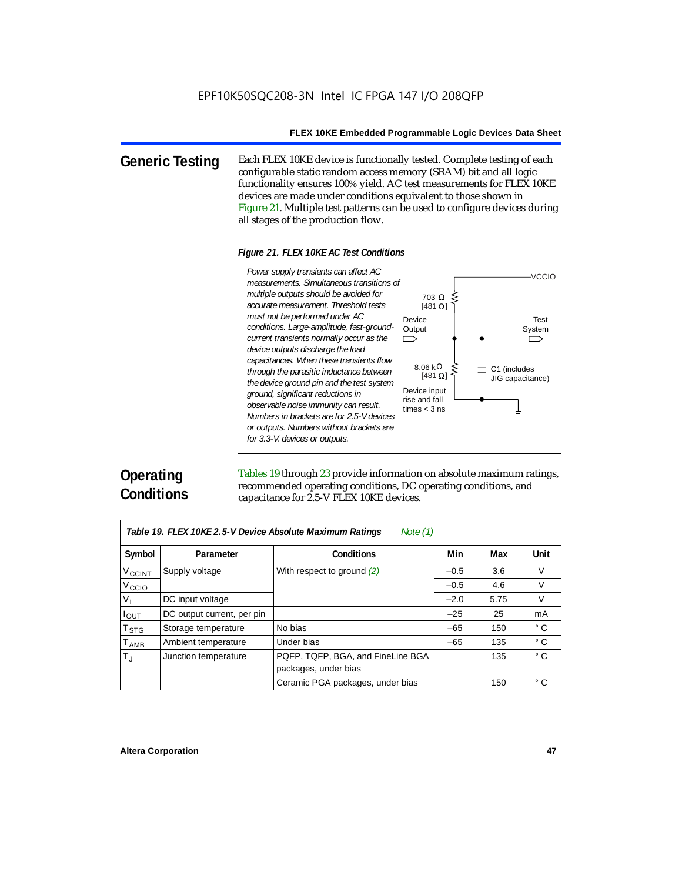## Generic Testing

Each FLEX 10KE device is functionally tested. Complete testing of each configurable static random access memory (SRAM) bit and all logic functionality ensures 100% yield. AC test measurements for FLEX 10KE devices are made under conditions equivalent to those shown in Figure 21. Multiple test patterns can be used to configure devices during all stages of the production flow.

*Figure 21. FLEX 10KE AC Test Conditions*

*Power supply transients can affect AC measurements. Simultaneous transitions of multiple outputs should be avoided for accurate measurement. Threshold tests must not be performed under AC conditions. Large-amplitude, fast-ground-current transients normally occur as the device outputs discharge the load capacitances. When these transients flow through the parasitic inductance between the device ground pin and the test system ground, significant reductions in observable noise immunity can result. Numbers in brackets are for 2.5-V devices or outputs. Numbers without brackets are for 3.3-V. devices or outputs.*

VCCIO
703 Ω
[481 Ω]
Device Output
Test System
8.06 kΩ
[481 Ω]
C1 (includes JIG capacitance)
Device input rise and fall times < 3 ns

## Operating Conditions

Tables 19 through 23 provide information on absolute maximum ratings, recommended operating conditions, DC operating conditions, and capacitance for 2.5-V FLEX 10KE devices.

*Table 19. FLEX 10KE 2.5-V Device Absolute Maximum Ratings* Note (1)

| Symbol | Parameter | Conditions | Min | Max | Unit |
|---|---|---|---|---|---|
| $V_{CCINT}$ | Supply voltage | With respect to ground (2) | –0.5 | 3.6 | V |
| $V_{CCIO}$ | | | –0.5 | 4.6 | V |
| $V_I$ | DC input voltage | | –2.0 | 5.75 | V |
| $I_{OUT}$ | DC output current, per pin | | –25 | 25 | mA |
| $T_{STG}$ | Storage temperature | No bias | –65 | 150 | ° C |
| $T_{AMB}$ | Ambient temperature | Under bias | –65 | 135 | ° C |
| $T_J$ | Junction temperature | PQFP, TQFP, BGA, and FineLine BGA packages, under bias | | 135 | ° C |
| | | Ceramic PGA packages, under bias | | 150 | ° C |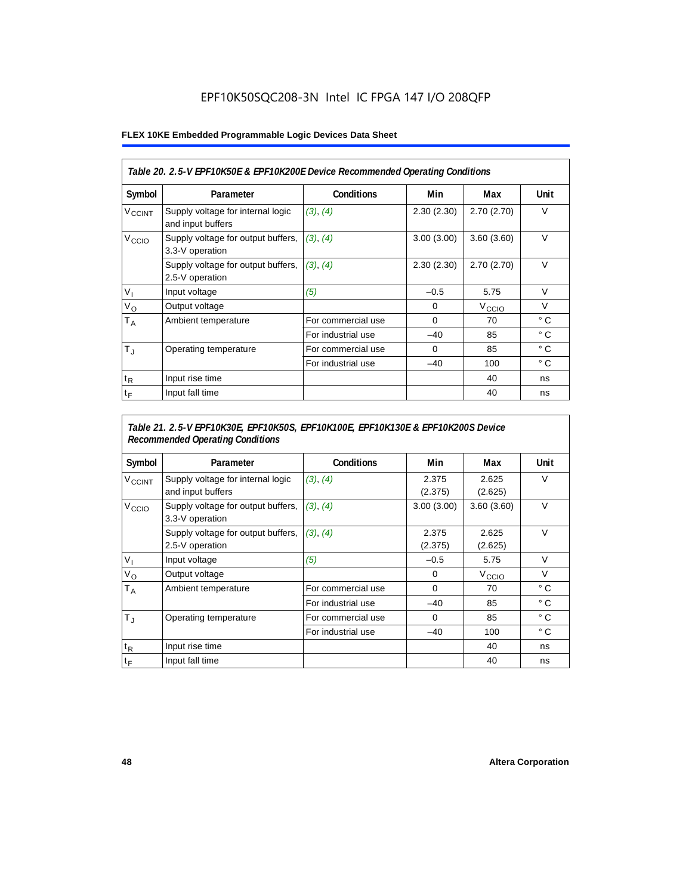**Table 20. 2.5-V EPF10K50E & EPF10K200E Device Recommended Operating Conditions**

| Symbol | Parameter | Conditions | Min | Max | Unit |
|---|---|---|---|---|---|
| $V_{CCINT}$ | Supply voltage for internal logic and input buffers | (3), (4) | 2.30 (2.30) | 2.70 (2.70) | V |
| $V_{CCIO}$ | Supply voltage for output buffers, 3.3-V operation | (3), (4) | 3.00 (3.00) | 3.60 (3.60) | V |
| | Supply voltage for output buffers, 2.5-V operation | (3), (4) | 2.30 (2.30) | 2.70 (2.70) | V |
| $V_I$ | Input voltage | (5) | –0.5 | 5.75 | V |
| $V_O$ | Output voltage | | 0 | $V_{CCIO}$ | V |
| $T_A$ | Ambient temperature | For commercial use | 0 | 70 | ° C |
| | | For industrial use | –40 | 85 | ° C |
| $T_J$ | Operating temperature | For commercial use | 0 | 85 | ° C |
| | | For industrial use | –40 | 100 | ° C |
| $t_R$ | Input rise time | | | 40 | ns |
| $t_F$ | Input fall time | | | 40 | ns |

**Table 21. 2.5-V EPF10K30E, EPF10K50S, EPF10K100E, EPF10K130E & EPF10K200S Device Recommended Operating Conditions**

| Symbol | Parameter | Conditions | Min | Max | Unit |
|---|---|---|---|---|---|
| $V_{CCINT}$ | Supply voltage for internal logic and input buffers | (3), (4) | 2.375 (2.375) | 2.625 (2.625) | V |
| $V_{CCIO}$ | Supply voltage for output buffers, 3.3-V operation | (3), (4) | 3.00 (3.00) | 3.60 (3.60) | V |
| | Supply voltage for output buffers, 2.5-V operation | (3), (4) | 2.375 (2.375) | 2.625 (2.625) | V |
| $V_I$ | Input voltage | (5) | –0.5 | 5.75 | V |
| $V_O$ | Output voltage | | 0 | $V_{CCIO}$ | V |
| $T_A$ | Ambient temperature | For commercial use | 0 | 70 | ° C |
| | | For industrial use | –40 | 85 | ° C |
| $T_J$ | Operating temperature | For commercial use | 0 | 85 | ° C |
| | | For industrial use | –40 | 100 | ° C |
| $t_R$ | Input rise time | | | 40 | ns |
| $t_F$ | Input fall time | | | 40 | ns |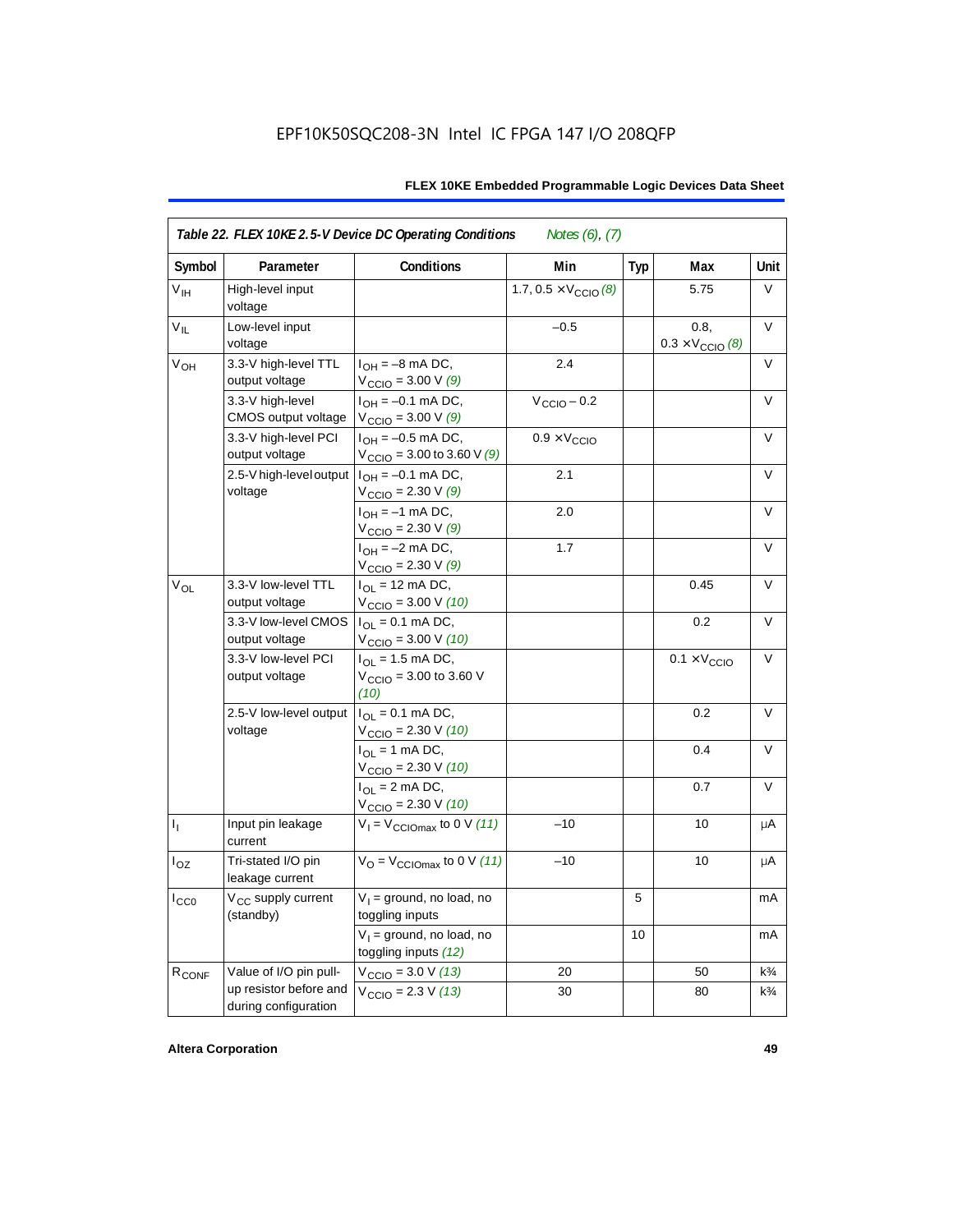EPF10K50SQC208-3N Intel IC FPGA 147 I/O 208QFP

**Table 22. FLEX 10KE 2.5-V Device DC Operating Conditions** *Notes (6), (7)*

| Symbol | Parameter | Conditions | Min | Typ | Max | Unit |
|---|---|---|---|---|---|---|
| $V_{IH}$ | High-level input voltage | | 1.7, 0.5 × $V_{CCIO}$ *(8)* | | 5.75 | V |
| $V_{IL}$ | Low-level input voltage | | –0.5 | | 0.8, 0.3 × $V_{CCIO}$ *(8)* | V |
| $V_{OH}$ | 3.3-V high-level TTL output voltage | $I_{OH}$ = –8 mA DC, $V_{CCIO}$ = 3.00 V *(9)* | 2.4 | | | V |
| | 3.3-V high-level CMOS output voltage | $I_{OH}$ = –0.1 mA DC, $V_{CCIO}$ = 3.00 V *(9)* | $V_{CCIO}$ – 0.2 | | | V |
| | 3.3-V high-level PCI output voltage | $I_{OH}$ = –0.5 mA DC, $V_{CCIO}$ = 3.00 to 3.60 V *(9)* | 0.9 × $V_{CCIO}$ | | | V |
| | 2.5-V high-level output voltage | $I_{OH}$ = –0.1 mA DC, $V_{CCIO}$ = 2.30 V *(9)* | 2.1 | | | V |
| | | $I_{OH}$ = –1 mA DC, $V_{CCIO}$ = 2.30 V *(9)* | 2.0 | | | V |
| | | $I_{OH}$ = –2 mA DC, $V_{CCIO}$ = 2.30 V *(9)* | 1.7 | | | V |
| $V_{OL}$ | 3.3-V low-level TTL output voltage | $I_{OL}$ = 12 mA DC, $V_{CCIO}$ = 3.00 V *(10)* | | | 0.45 | V |
| | 3.3-V low-level CMOS output voltage | $I_{OL}$ = 0.1 mA DC, $V_{CCIO}$ = 3.00 V *(10)* | | | 0.2 | V |
| | 3.3-V low-level PCI output voltage | $I_{OL}$ = 1.5 mA DC, $V_{CCIO}$ = 3.00 to 3.60 V *(10)* | | | 0.1 × $V_{CCIO}$ | V |
| | 2.5-V low-level output voltage | $I_{OL}$ = 0.1 mA DC, $V_{CCIO}$ = 2.30 V *(10)* | | | 0.2 | V |
| | | $I_{OL}$ = 1 mA DC, $V_{CCIO}$ = 2.30 V *(10)* | | | 0.4 | V |
| | | $I_{OL}$ = 2 mA DC, $V_{CCIO}$ = 2.30 V *(10)* | | | 0.7 | V |
| $I_I$ | Input pin leakage current | $V_I$ = $V_{CCIOmax}$ to 0 V *(11)* | –10 | | 10 | μA |
| $I_{OZ}$ | Tri-stated I/O pin leakage current | $V_O$ = $V_{CCIOmax}$ to 0 V *(11)* | –10 | | 10 | μA |
| $I_{CC0}$ | $V_{CC}$ supply current (standby) | $V_I$ = ground, no load, no toggling inputs | | 5 | | mA |
| | | $V_I$ = ground, no load, no toggling inputs *(12)* | | 10 | | mA |
| $R_{CONF}$ | Value of I/O pin pull-up resistor before and during configuration | $V_{CCIO}$ = 3.0 V *(13)* | 20 | | 50 | k¾ |
| | | $V_{CCIO}$ = 2.3 V *(13)* | 30 | | 80 | k¾ |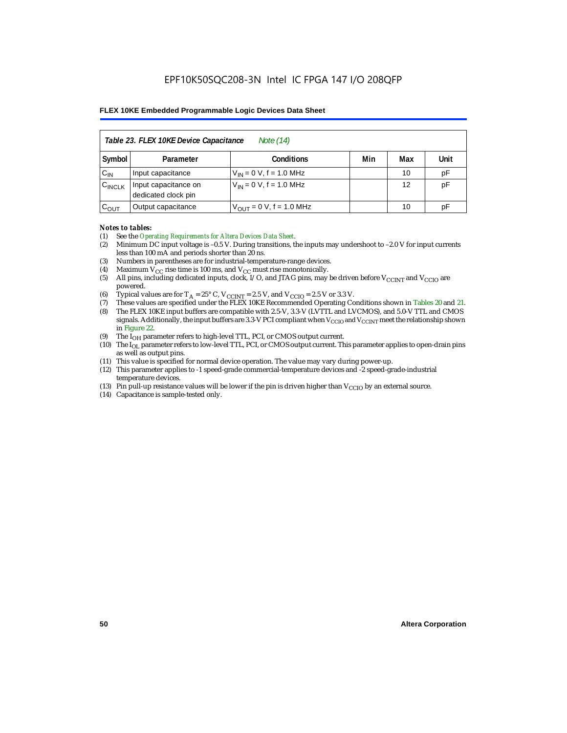EPF10K50SQC208-3N Intel IC FPGA 147 I/O 208QFP

**FLEX 10KE Embedded Programmable Logic Devices Data Sheet**

| *Table 23. FLEX 10KE Device Capacitance* *Note (14)* | | | | | |
|---|---|---|---|---|---|
| **Symbol** | **Parameter** | **Conditions** | **Min** | **Max** | **Unit** |
| $C_{IN}$ | Input capacitance | $V_{IN}$ = 0 V, f = 1.0 MHz | | 10 | pF |
| $C_{INCLK}$ | Input capacitance on dedicated clock pin | $V_{IN}$ = 0 V, f = 1.0 MHz | | 12 | pF |
| $C_{OUT}$ | Output capacitance | $V_{OUT}$ = 0 V, f = 1.0 MHz | | 10 | pF |

*Notes to tables:*

(1) See the *Operating Requirements for Altera Devices Data Sheet*.
(2) Minimum DC input voltage is –0.5 V. During transitions, the inputs may undershoot to –2.0 V for input currents less than 100 mA and periods shorter than 20 ns.
(3) Numbers in parentheses are for industrial-temperature-range devices.
(4) Maximum $V_{CC}$ rise time is 100 ms, and $V_{CC}$ must rise monotonically.
(5) All pins, including dedicated inputs, clock, I/O, and JTAG pins, may be driven before $V_{CCINT}$ and $V_{CCIO}$ are powered.
(6) Typical values are for $T_A$ = 25° C, $V_{CCINT}$ = 2.5 V, and $V_{CCIO}$ = 2.5 V or 3.3 V.
(7) These values are specified under the FLEX 10KE Recommended Operating Conditions shown in Tables 20 and 21.
(8) The FLEX 10KE input buffers are compatible with 2.5-V, 3.3-V (LVTTL and LVCMOS), and 5.0-V TTL and CMOS signals. Additionally, the input buffers are 3.3-V PCI compliant when $V_{CCIO}$ and $V_{CCINT}$ meet the relationship shown in Figure 22.
(9) The $I_{OH}$ parameter refers to high-level TTL, PCI, or CMOS output current.
(10) The $I_{OL}$ parameter refers to low-level TTL, PCI, or CMOS output current. This parameter applies to open-drain pins as well as output pins.
(11) This value is specified for normal device operation. The value may vary during power-up.
(12) This parameter applies to -1 speed-grade commercial-temperature devices and -2 speed-grade-industrial temperature devices.
(13) Pin pull-up resistance values will be lower if the pin is driven higher than $V_{CCIO}$ by an external source.
(14) Capacitance is sample-tested only.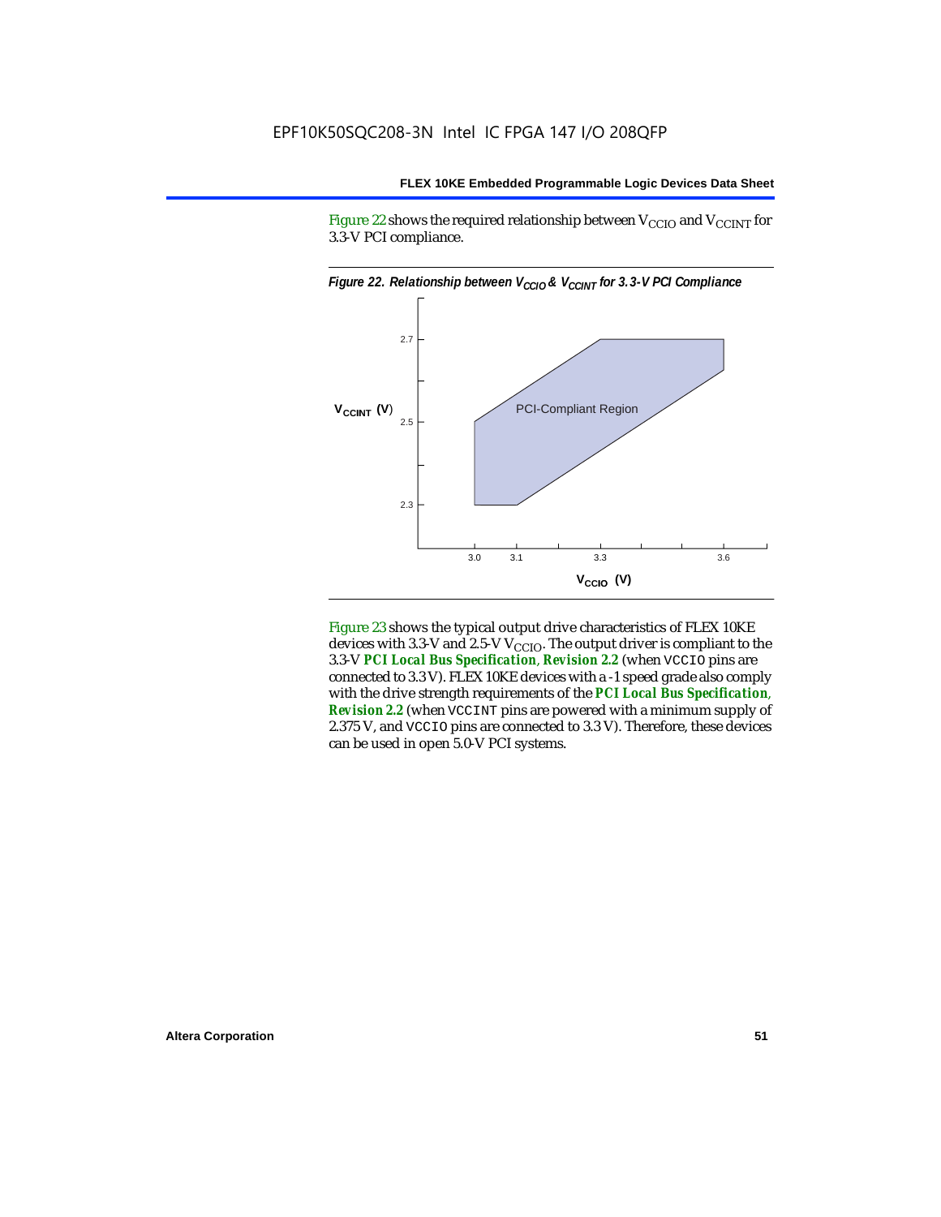Figure 22 shows the required relationship between $V_{CCIO}$ and $V_{CCINT}$ for 3.3-V PCI compliance.

*Figure 22. Relationship between $V_{CCIO}$ & $V_{CCINT}$ for 3.3-V PCI Compliance*

$V_{CCINT}$ (V)

2.7

2.5

2.3

PCI-Compliant Region

3.0

3.1

3.3

3.6

$V_{CCIO}$ (V)

Figure 23 shows the typical output drive characteristics of FLEX 10KE devices with 3.3-V and 2.5-V $V_{CCIO}$. The output driver is compliant to the 3.3-V ***PCI Local Bus Specification*, *Revision 2.2*** (when `VCCIO` pins are connected to 3.3 V). FLEX 10KE devices with a -1 speed grade also comply with the drive strength requirements of the ***PCI Local Bus Specification*, *Revision 2.2*** (when `VCCINT` pins are powered with a minimum supply of 2.375 V, and `VCCIO` pins are connected to 3.3 V). Therefore, these devices can be used in open 5.0-V PCI systems.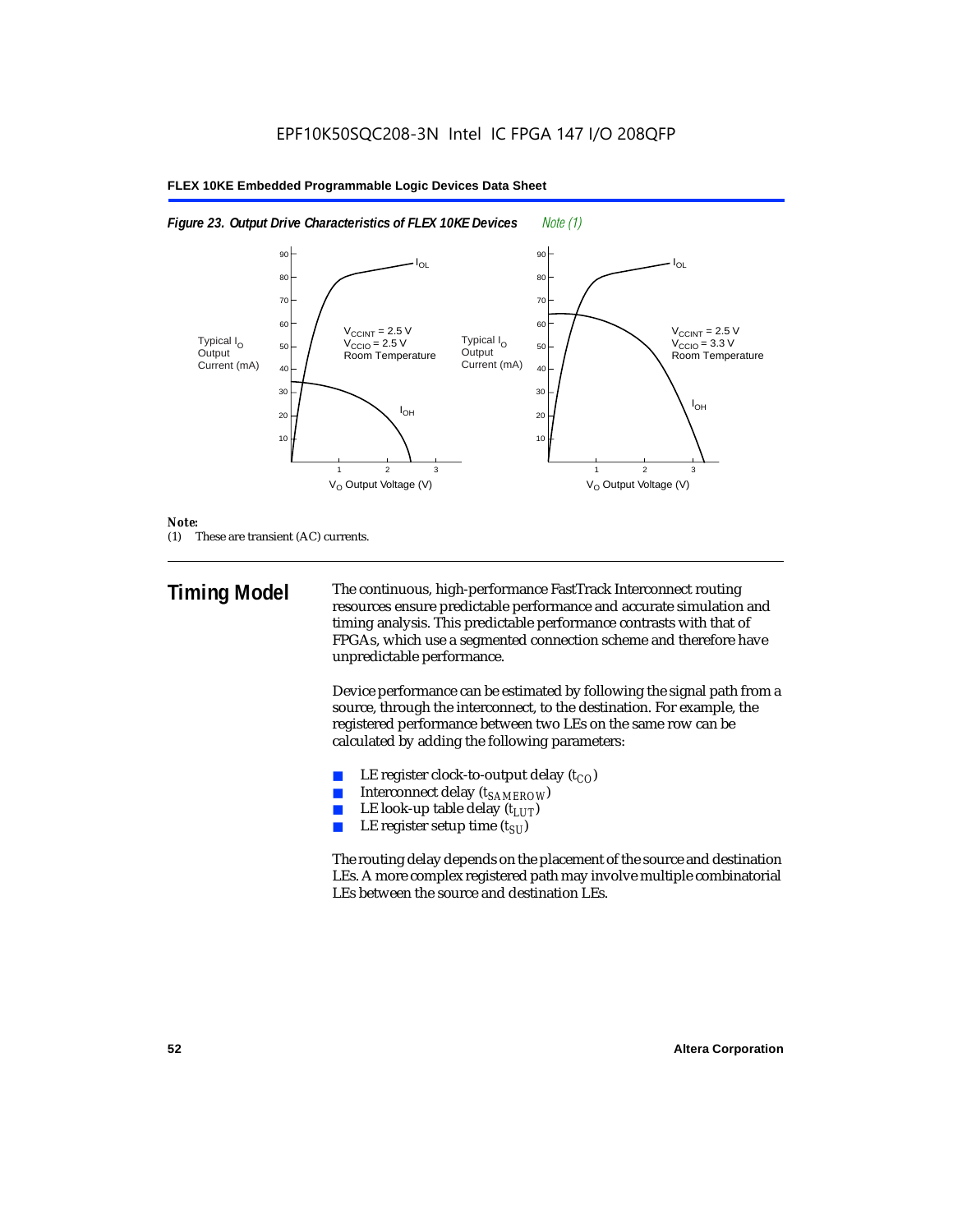*Figure 23. Output Drive Characteristics of FLEX 10KE Devices* *Note (1)*

Typical $I_O$ Output Current (mA)

90
80
70
60
50
40
30
20
10

$I_{OL}$

$V_{CCINT}$ = 2.5 V
$V_{CCIO}$ = 2.5 V
Room Temperature

$I_{OH}$

1 2 3

$V_O$ Output Voltage (V)

Typical $I_O$ Output Current (mA)

90
80
70
60
50
40
30
20
10

$I_{OL}$

$V_{CCINT}$ = 2.5 V
$V_{CCIO}$ = 3.3 V
Room Temperature

$I_{OH}$

1 2 3

$V_O$ Output Voltage (V)

*Note:*

(1) These are transient (AC) currents.

## Timing Model

The continuous, high-performance FastTrack Interconnect routing resources ensure predictable performance and accurate simulation and timing analysis. This predictable performance contrasts with that of FPGAs, which use a segmented connection scheme and therefore have unpredictable performance.

Device performance can be estimated by following the signal path from a source, through the interconnect, to the destination. For example, the registered performance between two LEs on the same row can be calculated by adding the following parameters:

- LE register clock-to-output delay ($t_{CO}$)
- Interconnect delay ($t_{SAMEROW}$)
- LE look-up table delay ($t_{LUT}$)
- LE register setup time ($t_{SU}$)

The routing delay depends on the placement of the source and destination LEs. A more complex registered path may involve multiple combinatorial LEs between the source and destination LEs.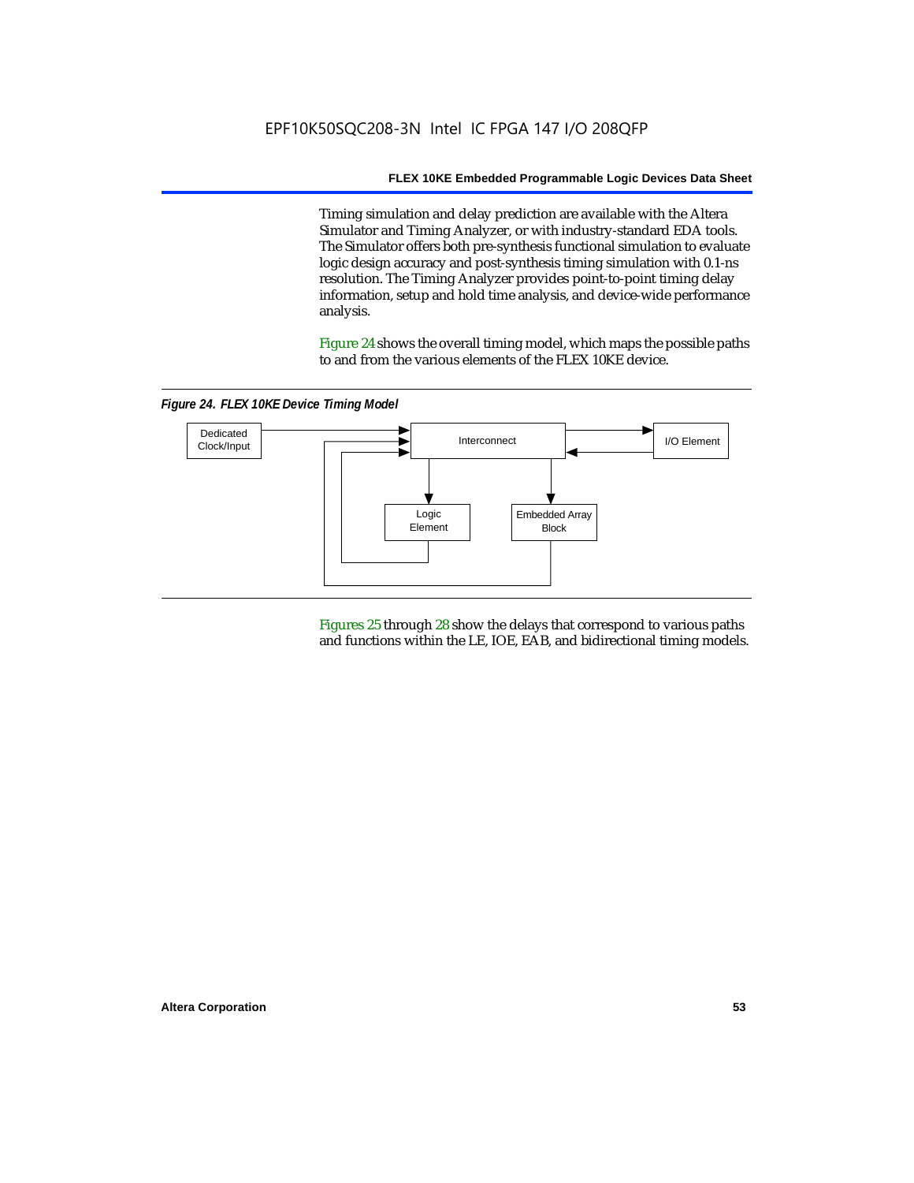Timing simulation and delay prediction are available with the Altera Simulator and Timing Analyzer, or with industry-standard EDA tools. The Simulator offers both pre-synthesis functional simulation to evaluate logic design accuracy and post-synthesis timing simulation with 0.1-ns resolution. The Timing Analyzer provides point-to-point timing delay information, setup and hold time analysis, and device-wide performance analysis.

Figure 24 shows the overall timing model, which maps the possible paths to and from the various elements of the FLEX 10KE device.

*Figure 24. FLEX 10KE Device Timing Model*

Dedicated Clock/Input

Interconnect

I/O Element

Logic Element

Embedded Array Block

Figures 25 through 28 show the delays that correspond to various paths and functions within the LE, IOE, EAB, and bidirectional timing models.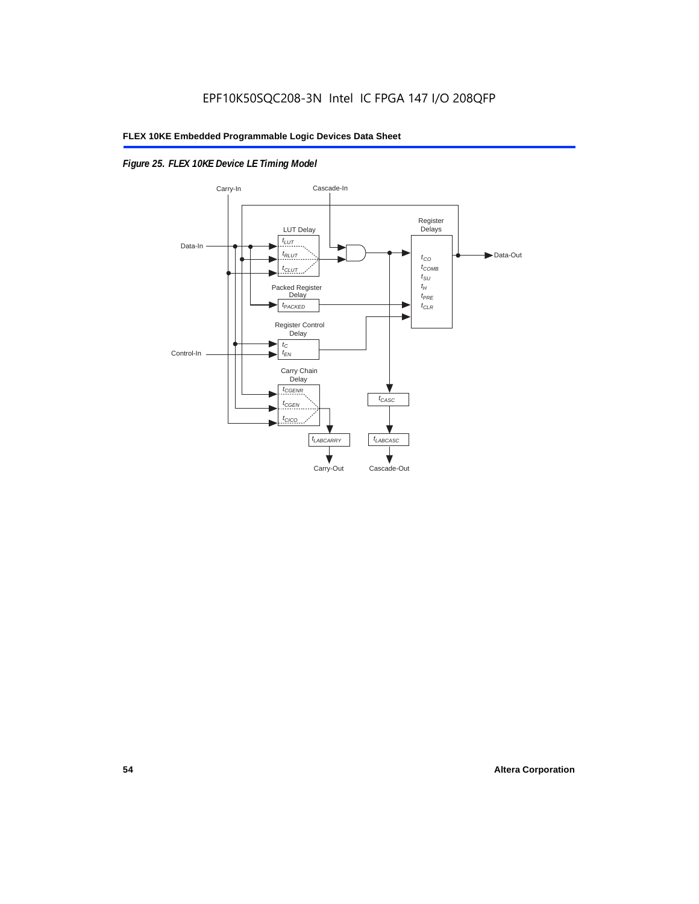EPF10K50SQC208-3N Intel IC FPGA 147 I/O 208QFP

*Figure 25. FLEX 10KE Device LE Timing Model*

Carry-In
Cascade-In
Data-In
LUT Delay
$t_{LUT}$
$t_{RLUT}$
$t_{CLUT}$
Register Delays
$t_{CO}$
$t_{COMB}$
$t_{SU}$
$t_{H}$
$t_{PRE}$
$t_{CLR}$
Data-Out
Packed Register Delay
$t_{PACKED}$
Register Control Delay
$t_{C}$
$t_{EN}$
Control-In
Carry Chain Delay
$t_{CGENR}$
$t_{CGEN}$
$t_{CICO}$
$t_{CASC}$
$t_{LABCARRY}$
$t_{LABCASC}$
Carry-Out
Cascade-Out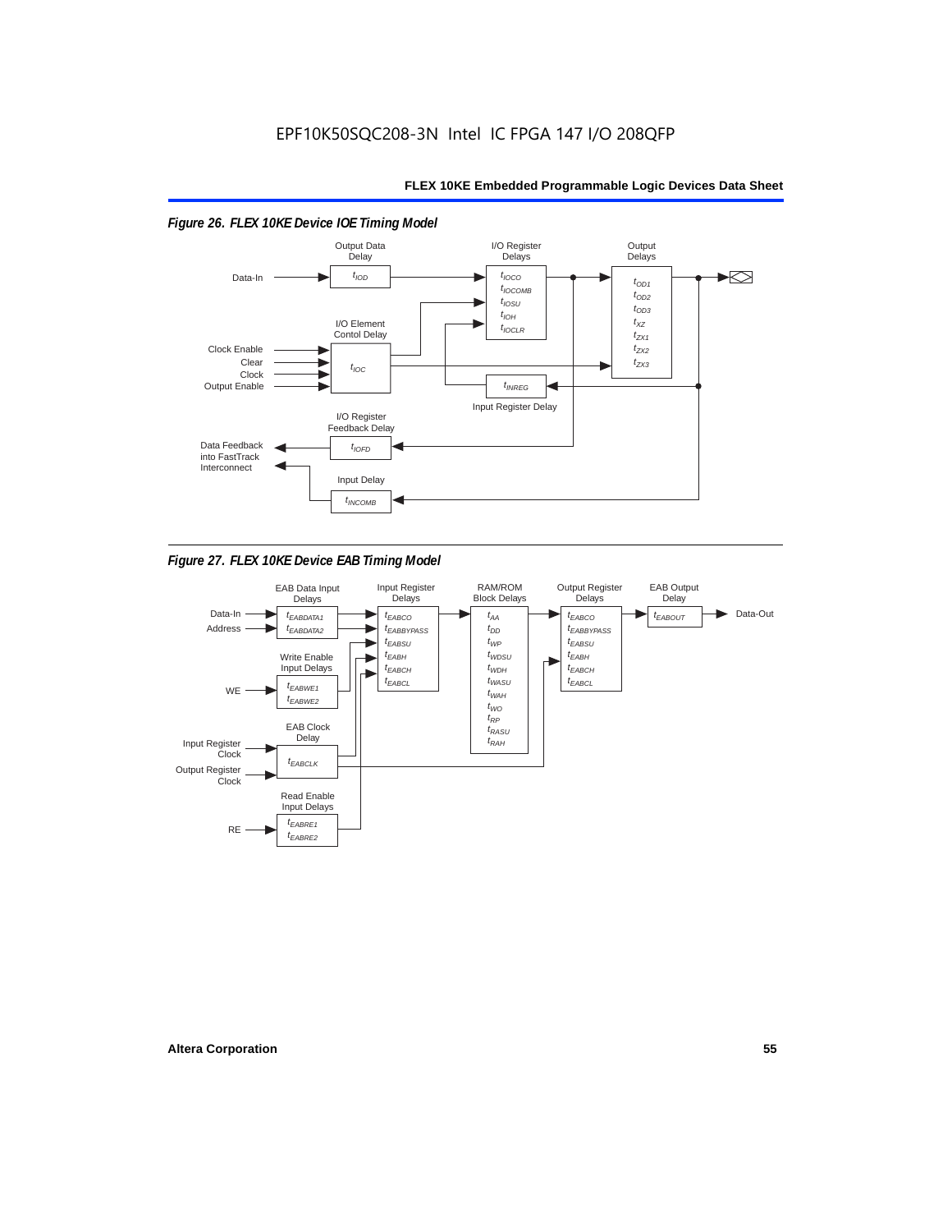EPF10K50SQC208-3N Intel IC FPGA 147 I/O 208QFP

*Figure 26. FLEX 10KE Device IOE Timing Model*

Output Data Delay: $t_{IOD}$

I/O Register Delays: $t_{IOCO}$, $t_{IOCOMB}$, $t_{IOSU}$, $t_{IOH}$, $t_{IOCLR}$

Output Delays: $t_{OD1}$, $t_{OD2}$, $t_{OD3}$, $t_{XZ}$, $t_{ZX1}$, $t_{ZX2}$, $t_{ZX3}$

I/O Element Contol Delay: $t_{IOC}$

Inputs: Data-In, Clock Enable, Clear, Clock, Output Enable

Input Register Delay: $t_{INREG}$

I/O Register Feedback Delay: $t_{IOFD}$

Input Delay: $t_{INCOMB}$

Data Feedback into FastTrack Interconnect

*Figure 27. FLEX 10KE Device EAB Timing Model*

EAB Data Input Delays: $t_{EABDATA1}$, $t_{EABDATA2}$

Input Register Delays: $t_{EABCO}$, $t_{EABBYPASS}$, $t_{EABSU}$, $t_{EABH}$, $t_{EABCH}$, $t_{EABCL}$

RAM/ROM Block Delays: $t_{AA}$, $t_{DD}$, $t_{WP}$, $t_{WDSU}$, $t_{WDH}$, $t_{WASU}$, $t_{WAH}$, $t_{WO}$, $t_{RP}$, $t_{RASU}$, $t_{RAH}$

Output Register Delays: $t_{EABCO}$, $t_{EABBYPASS}$, $t_{EABSU}$, $t_{EABH}$, $t_{EABCH}$, $t_{EABCL}$

EAB Output Delay: $t_{EABOUT}$

Write Enable Input Delays: $t_{EABWE1}$, $t_{EABWE2}$

EAB Clock Delay: $t_{EABCLK}$

Read Enable Input Delays: $t_{EABRE1}$, $t_{EABRE2}$

Inputs: Data-In, Address, WE, Input Register Clock, Output Register Clock, RE

Output: Data-Out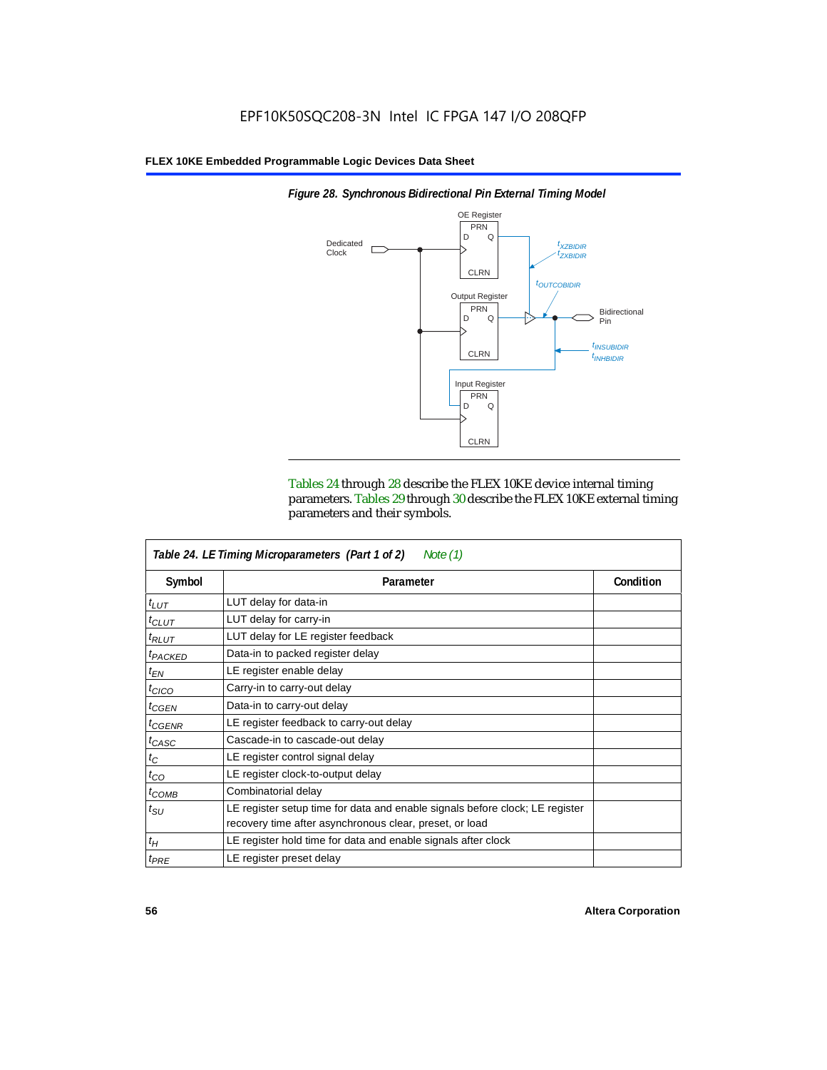EPF10K50SQC208-3N Intel IC FPGA 147 I/O 208QFP

**FLEX 10KE Embedded Programmable Logic Devices Data Sheet**

*Figure 28. Synchronous Bidirectional Pin External Timing Model*

OE Register
PRN
D Q
CLRN
Dedicated Clock
$t_{XZBIDIR}$
$t_{ZXBIDIR}$
$t_{OUTCOBIDIR}$
Output Register
PRN
D Q
CLRN
Bidirectional Pin
$t_{INSUBIDIR}$
$t_{INHBIDIR}$
Input Register
PRN
D Q
CLRN

Tables 24 through 28 describe the FLEX 10KE device internal timing parameters. Tables 29 through 30 describe the FLEX 10KE external timing parameters and their symbols.

| *Table 24. LE Timing Microparameters (Part 1 of 2) Note (1)* | | |
|---|---|---|
| **Symbol** | **Parameter** | **Condition** |
| $t_{LUT}$ | LUT delay for data-in | |
| $t_{CLUT}$ | LUT delay for carry-in | |
| $t_{RLUT}$ | LUT delay for LE register feedback | |
| $t_{PACKED}$ | Data-in to packed register delay | |
| $t_{EN}$ | LE register enable delay | |
| $t_{CICO}$ | Carry-in to carry-out delay | |
| $t_{CGEN}$ | Data-in to carry-out delay | |
| $t_{CGENR}$ | LE register feedback to carry-out delay | |
| $t_{CASC}$ | Cascade-in to cascade-out delay | |
| $t_C$ | LE register control signal delay | |
| $t_{CO}$ | LE register clock-to-output delay | |
| $t_{COMB}$ | Combinatorial delay | |
| $t_{SU}$ | LE register setup time for data and enable signals before clock; LE register recovery time after asynchronous clear, preset, or load | |
| $t_H$ | LE register hold time for data and enable signals after clock | |
| $t_{PRE}$ | LE register preset delay | |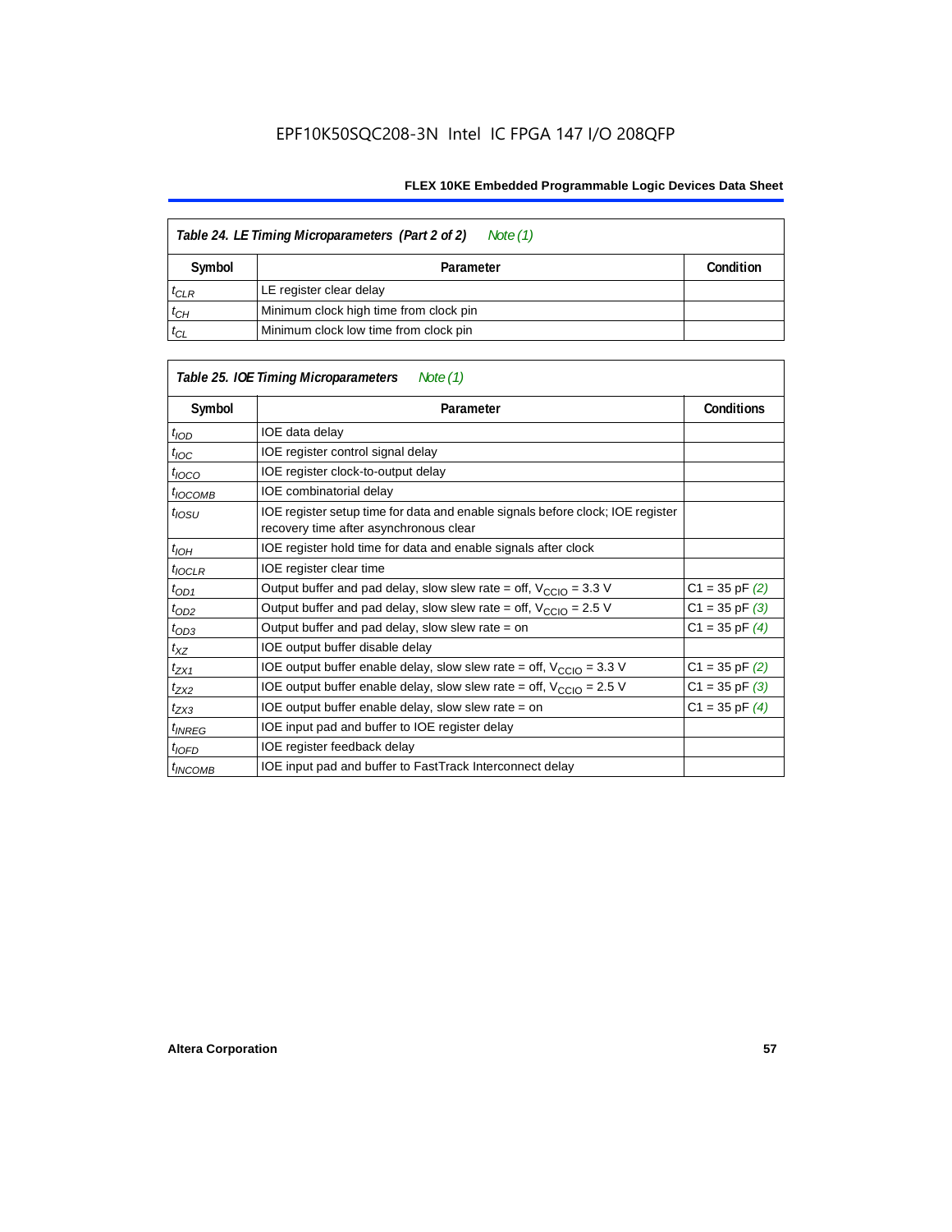**Table 24. LE Timing Microparameters (Part 2 of 2)** *Note (1)*

| Symbol | Parameter | Condition |
|---|---|---|
| $t_{CLR}$ | LE register clear delay | |
| $t_{CH}$ | Minimum clock high time from clock pin | |
| $t_{CL}$ | Minimum clock low time from clock pin | |

**Table 25. IOE Timing Microparameters** *Note (1)*

| Symbol | Parameter | Conditions |
|---|---|---|
| $t_{IOD}$ | IOE data delay | |
| $t_{IOC}$ | IOE register control signal delay | |
| $t_{IOCO}$ | IOE register clock-to-output delay | |
| $t_{IOCOMB}$ | IOE combinatorial delay | |
| $t_{IOSU}$ | IOE register setup time for data and enable signals before clock; IOE register recovery time after asynchronous clear | |
| $t_{IOH}$ | IOE register hold time for data and enable signals after clock | |
| $t_{IOCLR}$ | IOE register clear time | |
| $t_{OD1}$ | Output buffer and pad delay, slow slew rate = off, $V_{CCIO}$ = 3.3 V | C1 = 35 pF *(2)* |
| $t_{OD2}$ | Output buffer and pad delay, slow slew rate = off, $V_{CCIO}$ = 2.5 V | C1 = 35 pF *(3)* |
| $t_{OD3}$ | Output buffer and pad delay, slow slew rate = on | C1 = 35 pF *(4)* |
| $t_{XZ}$ | IOE output buffer disable delay | |
| $t_{ZX1}$ | IOE output buffer enable delay, slow slew rate = off, $V_{CCIO}$ = 3.3 V | C1 = 35 pF *(2)* |
| $t_{ZX2}$ | IOE output buffer enable delay, slow slew rate = off, $V_{CCIO}$ = 2.5 V | C1 = 35 pF *(3)* |
| $t_{ZX3}$ | IOE output buffer enable delay, slow slew rate = on | C1 = 35 pF *(4)* |
| $t_{INREG}$ | IOE input pad and buffer to IOE register delay | |
| $t_{IOFD}$ | IOE register feedback delay | |
| $t_{INCOMB}$ | IOE input pad and buffer to FastTrack Interconnect delay | |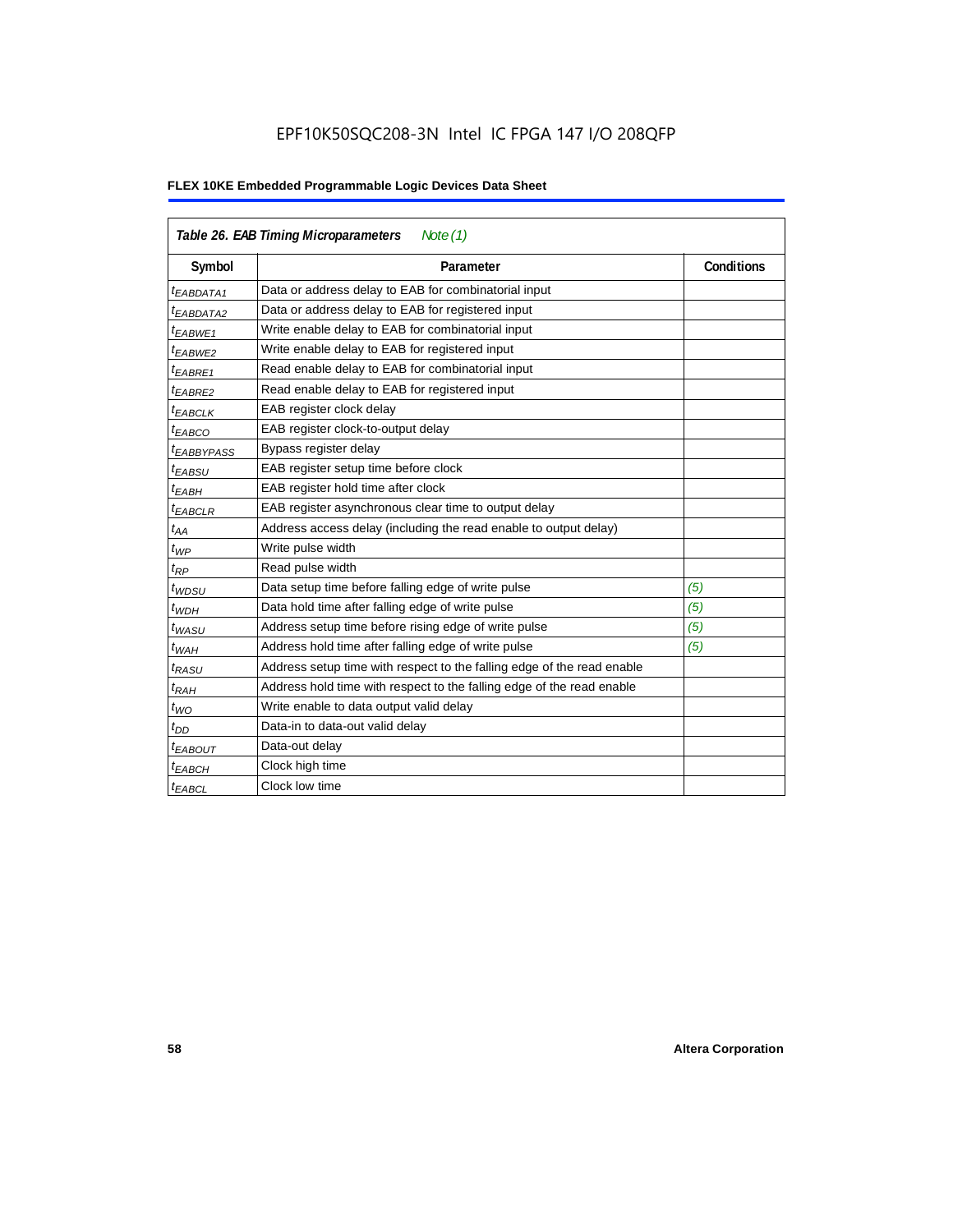**Table 26. EAB Timing Microparameters** *Note (1)*

| Symbol | Parameter | Conditions |
|---|---|---|
| $t_{EABDATA1}$ | Data or address delay to EAB for combinatorial input | |
| $t_{EABDATA2}$ | Data or address delay to EAB for registered input | |
| $t_{EABWE1}$ | Write enable delay to EAB for combinatorial input | |
| $t_{EABWE2}$ | Write enable delay to EAB for registered input | |
| $t_{EABRE1}$ | Read enable delay to EAB for combinatorial input | |
| $t_{EABRE2}$ | Read enable delay to EAB for registered input | |
| $t_{EABCLK}$ | EAB register clock delay | |
| $t_{EABCO}$ | EAB register clock-to-output delay | |
| $t_{EABBYPASS}$ | Bypass register delay | |
| $t_{EABSU}$ | EAB register setup time before clock | |
| $t_{EABH}$ | EAB register hold time after clock | |
| $t_{EABCLR}$ | EAB register asynchronous clear time to output delay | |
| $t_{AA}$ | Address access delay (including the read enable to output delay) | |
| $t_{WP}$ | Write pulse width | |
| $t_{RP}$ | Read pulse width | |
| $t_{WDSU}$ | Data setup time before falling edge of write pulse | *(5)* |
| $t_{WDH}$ | Data hold time after falling edge of write pulse | *(5)* |
| $t_{WASU}$ | Address setup time before rising edge of write pulse | *(5)* |
| $t_{WAH}$ | Address hold time after falling edge of write pulse | *(5)* |
| $t_{RASU}$ | Address setup time with respect to the falling edge of the read enable | |
| $t_{RAH}$ | Address hold time with respect to the falling edge of the read enable | |
| $t_{WO}$ | Write enable to data output valid delay | |
| $t_{DD}$ | Data-in to data-out valid delay | |
| $t_{EABOUT}$ | Data-out delay | |
| $t_{EABCH}$ | Clock high time | |
| $t_{EABCL}$ | Clock low time | |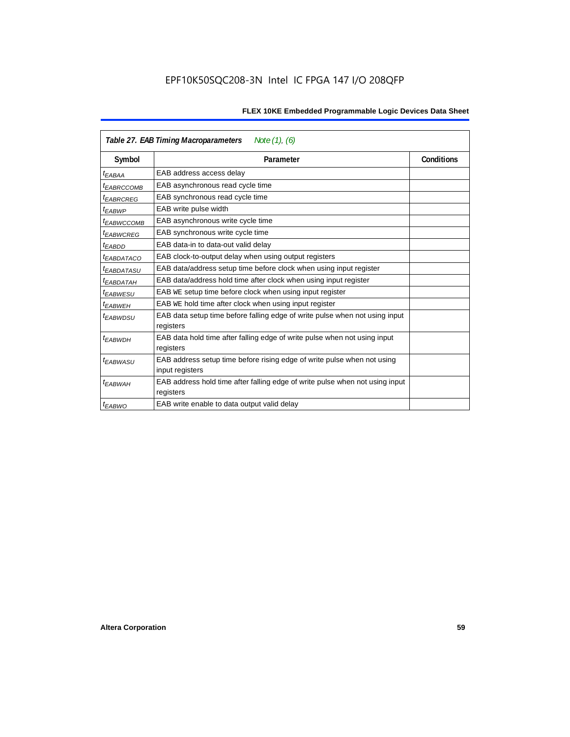| Table 27. EAB Timing Macroparameters *Note (1), (6)* | | |
|---|---|---|
| **Symbol** | **Parameter** | **Conditions** |
| $t_{EABAA}$ | EAB address access delay | |
| $t_{EABRCCOMB}$ | EAB asynchronous read cycle time | |
| $t_{EABRCREG}$ | EAB synchronous read cycle time | |
| $t_{EABWP}$ | EAB write pulse width | |
| $t_{EABWCCOMB}$ | EAB asynchronous write cycle time | |
| $t_{EABWCREG}$ | EAB synchronous write cycle time | |
| $t_{EABDD}$ | EAB data-in to data-out valid delay | |
| $t_{EABDATACO}$ | EAB clock-to-output delay when using output registers | |
| $t_{EABDATASU}$ | EAB data/address setup time before clock when using input register | |
| $t_{EABDATAH}$ | EAB data/address hold time after clock when using input register | |
| $t_{EABWESU}$ | EAB WE setup time before clock when using input register | |
| $t_{EABWEH}$ | EAB WE hold time after clock when using input register | |
| $t_{EABWDSU}$ | EAB data setup time before falling edge of write pulse when not using input registers | |
| $t_{EABWDH}$ | EAB data hold time after falling edge of write pulse when not using input registers | |
| $t_{EABWASU}$ | EAB address setup time before rising edge of write pulse when not using input registers | |
| $t_{EABWAH}$ | EAB address hold time after falling edge of write pulse when not using input registers | |
| $t_{EABWO}$ | EAB write enable to data output valid delay | |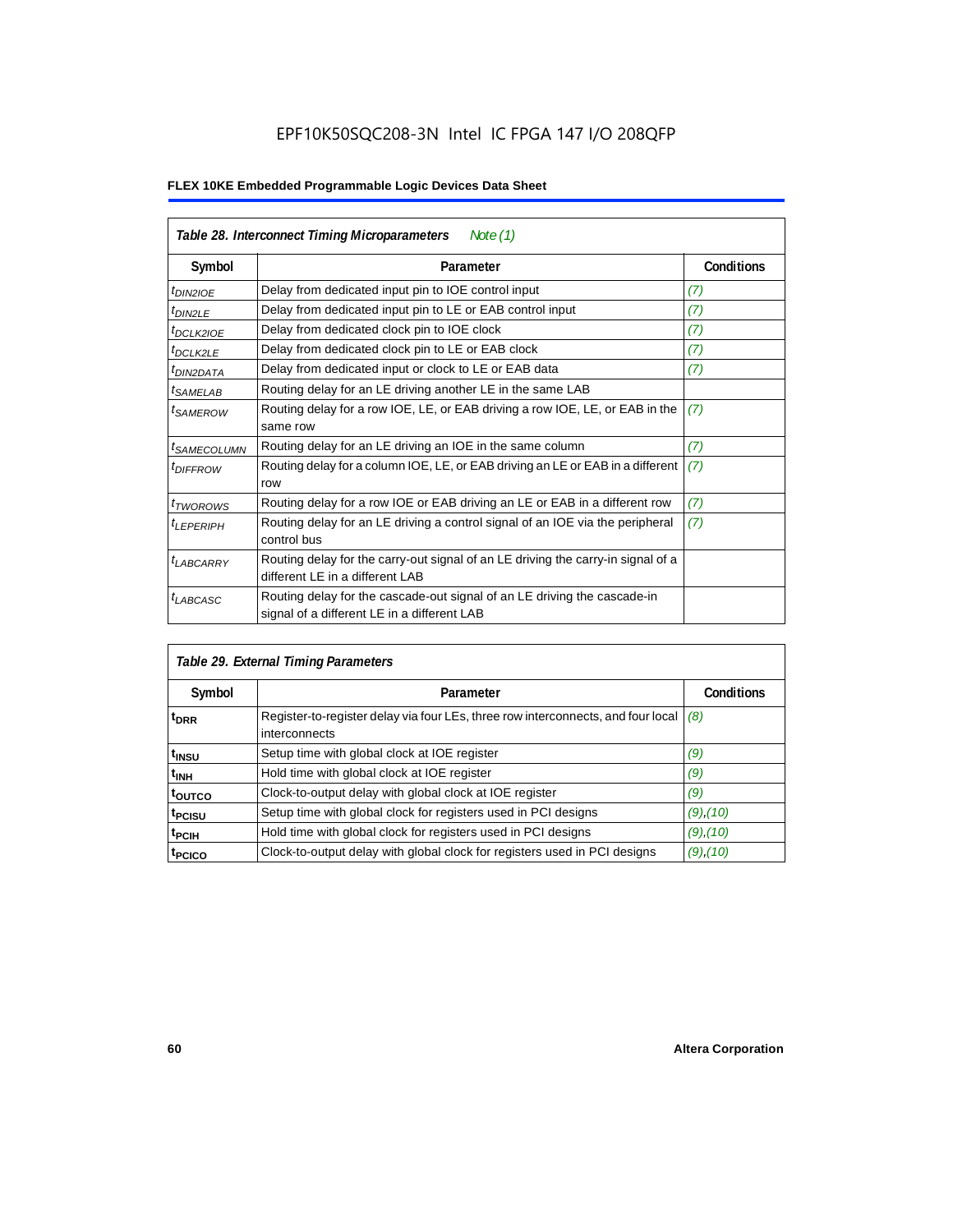EPF10K50SQC208-3N Intel IC FPGA 147 I/O 208QFP

**FLEX 10KE Embedded Programmable Logic Devices Data Sheet**

| *Table 28. Interconnect Timing Microparameters* *Note (1)* | | |
|---|---|---|
| **Symbol** | **Parameter** | **Conditions** |
| $t_{DIN2IOE}$ | Delay from dedicated input pin to IOE control input | *(7)* |
| $t_{DIN2LE}$ | Delay from dedicated input pin to LE or EAB control input | *(7)* |
| $t_{DCLK2IOE}$ | Delay from dedicated clock pin to IOE clock | *(7)* |
| $t_{DCLK2LE}$ | Delay from dedicated clock pin to LE or EAB clock | *(7)* |
| $t_{DIN2DATA}$ | Delay from dedicated input or clock to LE or EAB data | *(7)* |
| $t_{SAMELAB}$ | Routing delay for an LE driving another LE in the same LAB | |
| $t_{SAMEROW}$ | Routing delay for a row IOE, LE, or EAB driving a row IOE, LE, or EAB in the same row | *(7)* |
| $t_{SAMECOLUMN}$ | Routing delay for an LE driving an IOE in the same column | *(7)* |
| $t_{DIFFROW}$ | Routing delay for a column IOE, LE, or EAB driving an LE or EAB in a different row | *(7)* |
| $t_{TWOROWS}$ | Routing delay for a row IOE or EAB driving an LE or EAB in a different row | *(7)* |
| $t_{LEPERIPH}$ | Routing delay for an LE driving a control signal of an IOE via the peripheral control bus | *(7)* |
| $t_{LABCARRY}$ | Routing delay for the carry-out signal of an LE driving the carry-in signal of a different LE in a different LAB | |
| $t_{LABCASC}$ | Routing delay for the cascade-out signal of an LE driving the cascade-in signal of a different LE in a different LAB | |

| *Table 29. External Timing Parameters* | | |
|---|---|---|
| **Symbol** | **Parameter** | **Conditions** |
| $t_{DRR}$ | Register-to-register delay via four LEs, three row interconnects, and four local interconnects | *(8)* |
| $t_{INSU}$ | Setup time with global clock at IOE register | *(9)* |
| $t_{INH}$ | Hold time with global clock at IOE register | *(9)* |
| $t_{OUTCO}$ | Clock-to-output delay with global clock at IOE register | *(9)* |
| $t_{PCISU}$ | Setup time with global clock for registers used in PCI designs | *(9)*,*(10)* |
| $t_{PCIH}$ | Hold time with global clock for registers used in PCI designs | *(9)*,*(10)* |
| $t_{PCICO}$ | Clock-to-output delay with global clock for registers used in PCI designs | *(9)*,*(10)* |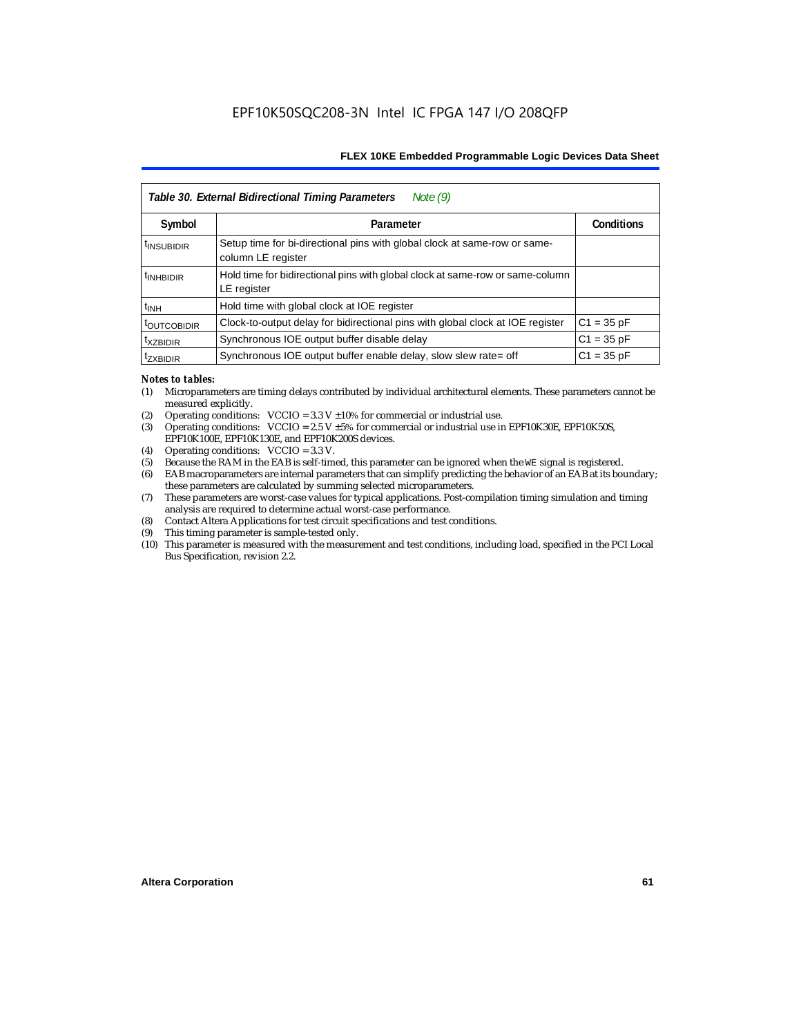| Table 30. External Bidirectional Timing Parameters *Note (9)* | | |
|---|---|---|
| **Symbol** | **Parameter** | **Conditions** |
| $t_{INSUBIDIR}$ | Setup time for bi-directional pins with global clock at same-row or same-column LE register | |
| $t_{INHBIDIR}$ | Hold time for bidirectional pins with global clock at same-row or same-column LE register | |
| $t_{INH}$ | Hold time with global clock at IOE register | |
| $t_{OUTCOBIDIR}$ | Clock-to-output delay for bidirectional pins with global clock at IOE register | C1 = 35 pF |
| $t_{XZBIDIR}$ | Synchronous IOE output buffer disable delay | C1 = 35 pF |
| $t_{ZXBIDIR}$ | Synchronous IOE output buffer enable delay, slow slew rate= off | C1 = 35 pF |

*Notes to tables:*

(1) Microparameters are timing delays contributed by individual architectural elements. These parameters cannot be measured explicitly.

(2) Operating conditions: VCCIO = 3.3 V ±10% for commercial or industrial use.

(3) Operating conditions: VCCIO = 2.5 V ±5% for commercial or industrial use in EPF10K30E, EPF10K50S, EPF10K100E, EPF10K130E, and EPF10K200S devices.

(4) Operating conditions: VCCIO = 3.3 V.

(5) Because the RAM in the EAB is self-timed, this parameter can be ignored when the `WE` signal is registered.

(6) EAB macroparameters are internal parameters that can simplify predicting the behavior of an EAB at its boundary; these parameters are calculated by summing selected microparameters.

(7) These parameters are worst-case values for typical applications. Post-compilation timing simulation and timing analysis are required to determine actual worst-case performance.

(8) Contact Altera Applications for test circuit specifications and test conditions.

(9) This timing parameter is sample-tested only.

(10) This parameter is measured with the measurement and test conditions, including load, specified in the PCI Local Bus Specification, revision 2.2.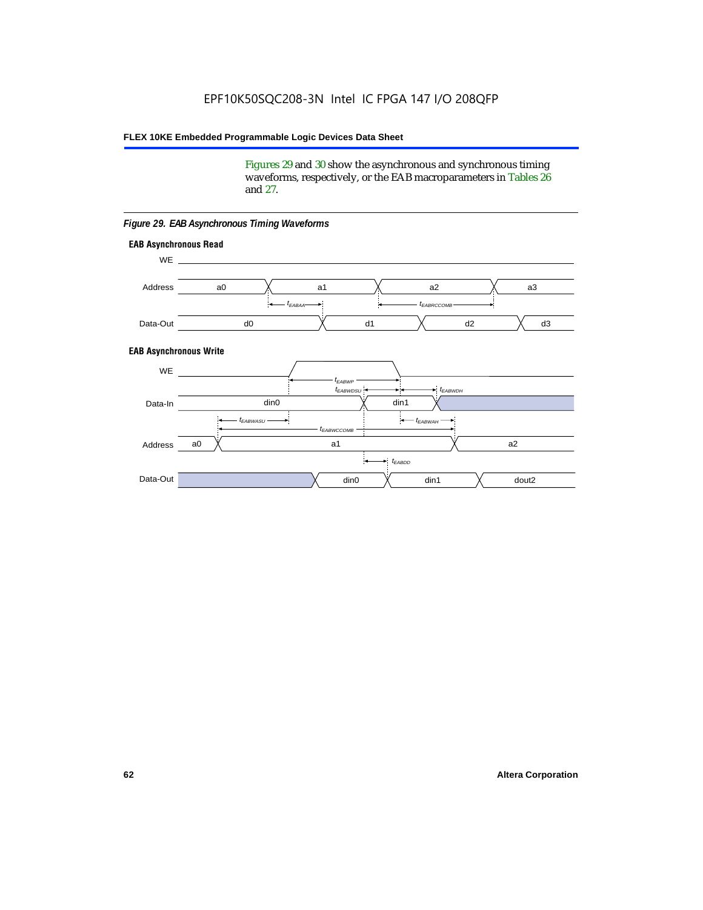Figures 29 and 30 show the asynchronous and synchronous timing waveforms, respectively, or the EAB macroparameters in Tables 26 and 27.

*Figure 29. EAB Asynchronous Timing Waveforms*

**EAB Asynchronous Read**

WE

Address a0 a1 a2 a3

$t_{EABAA}$

$t_{EABRCCOMB}$

Data-Out d0 d1 d2 d3

**EAB Asynchronous Write**

WE

$t_{EABWP}$

$t_{EABWDSU}$

$t_{EABWDH}$

Data-In din0 din1

$t_{EABWASU}$

$t_{EABWAH}$

$t_{EABWCCOMB}$

Address a0 a1 a2

$t_{EABDD}$

Data-Out din0 din1 dout2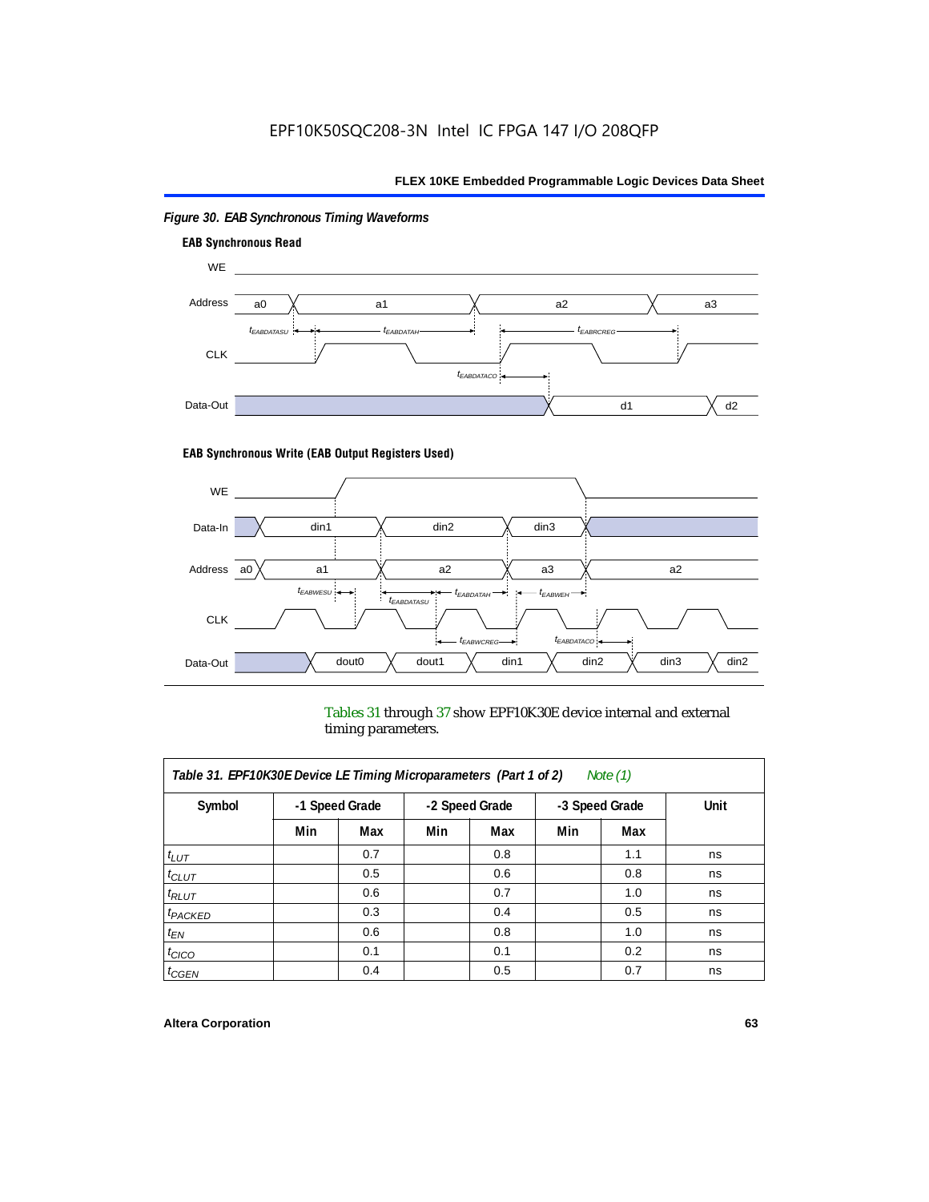*Figure 30. EAB Synchronous Timing Waveforms*

**EAB Synchronous Read**

WE

Address a0 a1 a2 a3

$t_{EABDATASU}$ $t_{EABDATAH}$ $t_{EABRCREG}$

CLK

$t_{EABDATACO}$

Data-Out d1 d2

**EAB Synchronous Write (EAB Output Registers Used)**

WE

Data-In din1 din2 din3

Address a0 a1 a2 a3 a2

$t_{EABWESU}$ $t_{EABDATASU}$ $t_{EABDATAH}$ $t_{EABWEH}$

CLK

$t_{EABWCREG}$ $t_{EABDATACO}$

Data-Out dout0 dout1 din1 din2 din3 din2

Tables 31 through 37 show EPF10K30E device internal and external timing parameters.

| *Table 31. EPF10K30E Device LE Timing Microparameters (Part 1 of 2) Note (1)* | | | | | | | |
|---|---|---|---|---|---|---|---|
| **Symbol** | **-1 Speed Grade** | | **-2 Speed Grade** | | **-3 Speed Grade** | | **Unit** |
| | **Min** | **Max** | **Min** | **Max** | **Min** | **Max** | |
| $t_{LUT}$ | | 0.7 | | 0.8 | | 1.1 | ns |
| $t_{CLUT}$ | | 0.5 | | 0.6 | | 0.8 | ns |
| $t_{RLUT}$ | | 0.6 | | 0.7 | | 1.0 | ns |
| $t_{PACKED}$ | | 0.3 | | 0.4 | | 0.5 | ns |
| $t_{EN}$ | | 0.6 | | 0.8 | | 1.0 | ns |
| $t_{CICO}$ | | 0.1 | | 0.1 | | 0.2 | ns |
| $t_{CGEN}$ | | 0.4 | | 0.5 | | 0.7 | ns |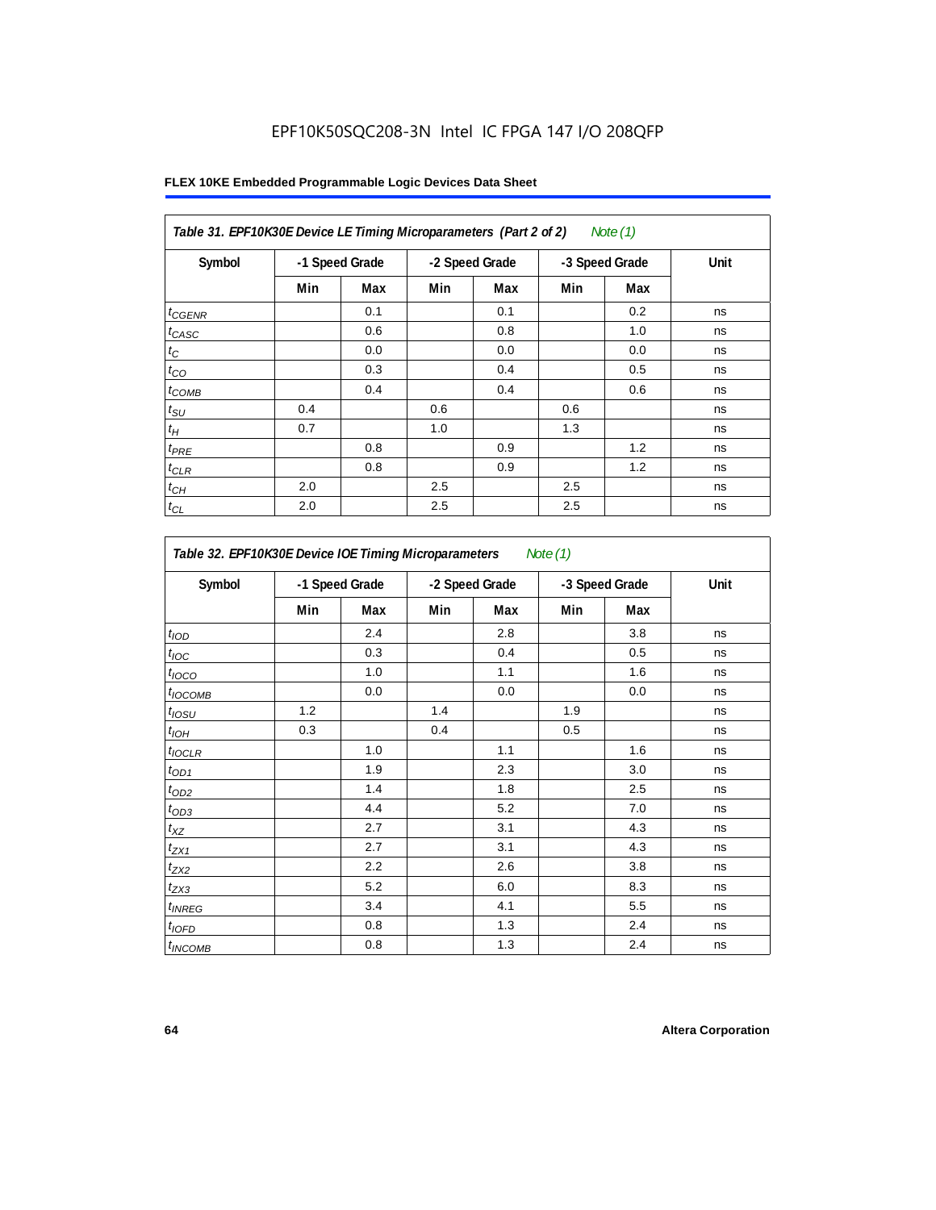EPF10K50SQC208-3N Intel IC FPGA 147 I/O 208QFP

**FLEX 10KE Embedded Programmable Logic Devices Data Sheet**

| *Table 31. EPF10K30E Device LE Timing Microparameters (Part 2 of 2) Note (1)* | | | | | | | |
|---|---|---|---|---|---|---|---|
| **Symbol** | **-1 Speed Grade** | | **-2 Speed Grade** | | **-3 Speed Grade** | | **Unit** |
| | **Min** | **Max** | **Min** | **Max** | **Min** | **Max** | |
| $t_{CGENR}$ | | 0.1 | | 0.1 | | 0.2 | ns |
| $t_{CASC}$ | | 0.6 | | 0.8 | | 1.0 | ns |
| $t_C$ | | 0.0 | | 0.0 | | 0.0 | ns |
| $t_{CO}$ | | 0.3 | | 0.4 | | 0.5 | ns |
| $t_{COMB}$ | | 0.4 | | 0.4 | | 0.6 | ns |
| $t_{SU}$ | 0.4 | | 0.6 | | 0.6 | | ns |
| $t_H$ | 0.7 | | 1.0 | | 1.3 | | ns |
| $t_{PRE}$ | | 0.8 | | 0.9 | | 1.2 | ns |
| $t_{CLR}$ | | 0.8 | | 0.9 | | 1.2 | ns |
| $t_{CH}$ | 2.0 | | 2.5 | | 2.5 | | ns |
| $t_{CL}$ | 2.0 | | 2.5 | | 2.5 | | ns |

| *Table 32. EPF10K30E Device IOE Timing Microparameters Note (1)* | | | | | | | |
|---|---|---|---|---|---|---|---|
| **Symbol** | **-1 Speed Grade** | | **-2 Speed Grade** | | **-3 Speed Grade** | | **Unit** |
| | **Min** | **Max** | **Min** | **Max** | **Min** | **Max** | |
| $t_{IOD}$ | | 2.4 | | 2.8 | | 3.8 | ns |
| $t_{IOC}$ | | 0.3 | | 0.4 | | 0.5 | ns |
| $t_{IOCO}$ | | 1.0 | | 1.1 | | 1.6 | ns |
| $t_{IOCOMB}$ | | 0.0 | | 0.0 | | 0.0 | ns |
| $t_{IOSU}$ | 1.2 | | 1.4 | | 1.9 | | ns |
| $t_{IOH}$ | 0.3 | | 0.4 | | 0.5 | | ns |
| $t_{IOCLR}$ | | 1.0 | | 1.1 | | 1.6 | ns |
| $t_{OD1}$ | | 1.9 | | 2.3 | | 3.0 | ns |
| $t_{OD2}$ | | 1.4 | | 1.8 | | 2.5 | ns |
| $t_{OD3}$ | | 4.4 | | 5.2 | | 7.0 | ns |
| $t_{XZ}$ | | 2.7 | | 3.1 | | 4.3 | ns |
| $t_{ZX1}$ | | 2.7 | | 3.1 | | 4.3 | ns |
| $t_{ZX2}$ | | 2.2 | | 2.6 | | 3.8 | ns |
| $t_{ZX3}$ | | 5.2 | | 6.0 | | 8.3 | ns |
| $t_{INREG}$ | | 3.4 | | 4.1 | | 5.5 | ns |
| $t_{IOFD}$ | | 0.8 | | 1.3 | | 2.4 | ns |
| $t_{INCOMB}$ | | 0.8 | | 1.3 | | 2.4 | ns |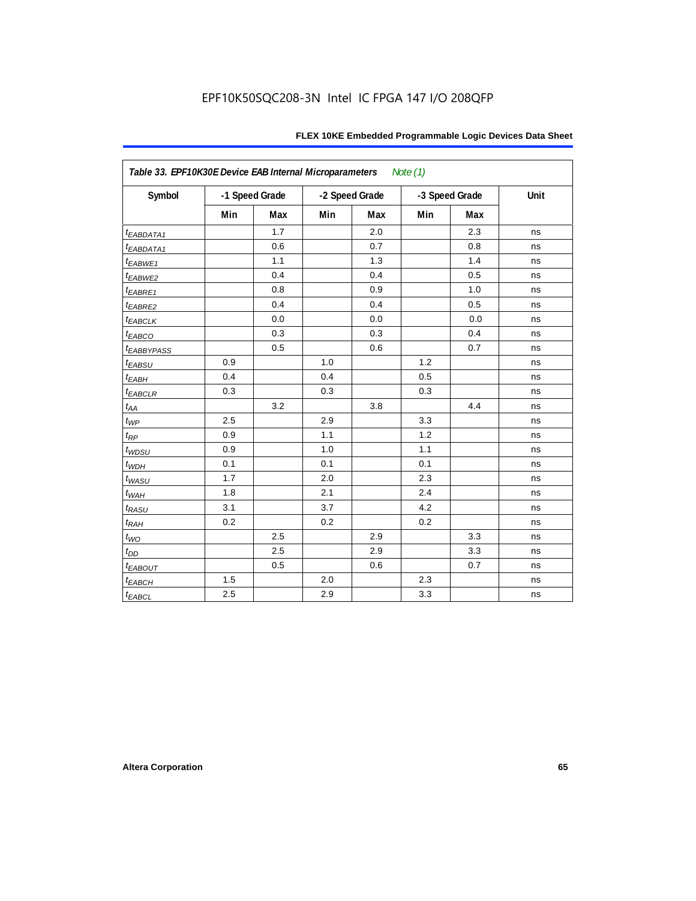**Table 33. EPF10K30E Device EAB Internal Microparameters** *Note (1)*

| Symbol | -1 Speed Grade | | -2 Speed Grade | | -3 Speed Grade | | Unit |
|---|---|---|---|---|---|---|---|
| | Min | Max | Min | Max | Min | Max | |
| $t_{EABDATA1}$ | | 1.7 | | 2.0 | | 2.3 | ns |
| $t_{EABDATA1}$ | | 0.6 | | 0.7 | | 0.8 | ns |
| $t_{EABWE1}$ | | 1.1 | | 1.3 | | 1.4 | ns |
| $t_{EABWE2}$ | | 0.4 | | 0.4 | | 0.5 | ns |
| $t_{EABRE1}$ | | 0.8 | | 0.9 | | 1.0 | ns |
| $t_{EABRE2}$ | | 0.4 | | 0.4 | | 0.5 | ns |
| $t_{EABCLK}$ | | 0.0 | | 0.0 | | 0.0 | ns |
| $t_{EABCO}$ | | 0.3 | | 0.3 | | 0.4 | ns |
| $t_{EABBYPASS}$ | | 0.5 | | 0.6 | | 0.7 | ns |
| $t_{EABSU}$ | 0.9 | | 1.0 | | 1.2 | | ns |
| $t_{EABH}$ | 0.4 | | 0.4 | | 0.5 | | ns |
| $t_{EABCLR}$ | 0.3 | | 0.3 | | 0.3 | | ns |
| $t_{AA}$ | | 3.2 | | 3.8 | | 4.4 | ns |
| $t_{WP}$ | 2.5 | | 2.9 | | 3.3 | | ns |
| $t_{RP}$ | 0.9 | | 1.1 | | 1.2 | | ns |
| $t_{WDSU}$ | 0.9 | | 1.0 | | 1.1 | | ns |
| $t_{WDH}$ | 0.1 | | 0.1 | | 0.1 | | ns |
| $t_{WASU}$ | 1.7 | | 2.0 | | 2.3 | | ns |
| $t_{WAH}$ | 1.8 | | 2.1 | | 2.4 | | ns |
| $t_{RASU}$ | 3.1 | | 3.7 | | 4.2 | | ns |
| $t_{RAH}$ | 0.2 | | 0.2 | | 0.2 | | ns |
| $t_{WO}$ | | 2.5 | | 2.9 | | 3.3 | ns |
| $t_{DD}$ | | 2.5 | | 2.9 | | 3.3 | ns |
| $t_{EABOUT}$ | | 0.5 | | 0.6 | | 0.7 | ns |
| $t_{EABCH}$ | 1.5 | | 2.0 | | 2.3 | | ns |
| $t_{EABCL}$ | 2.5 | | 2.9 | | 3.3 | | ns |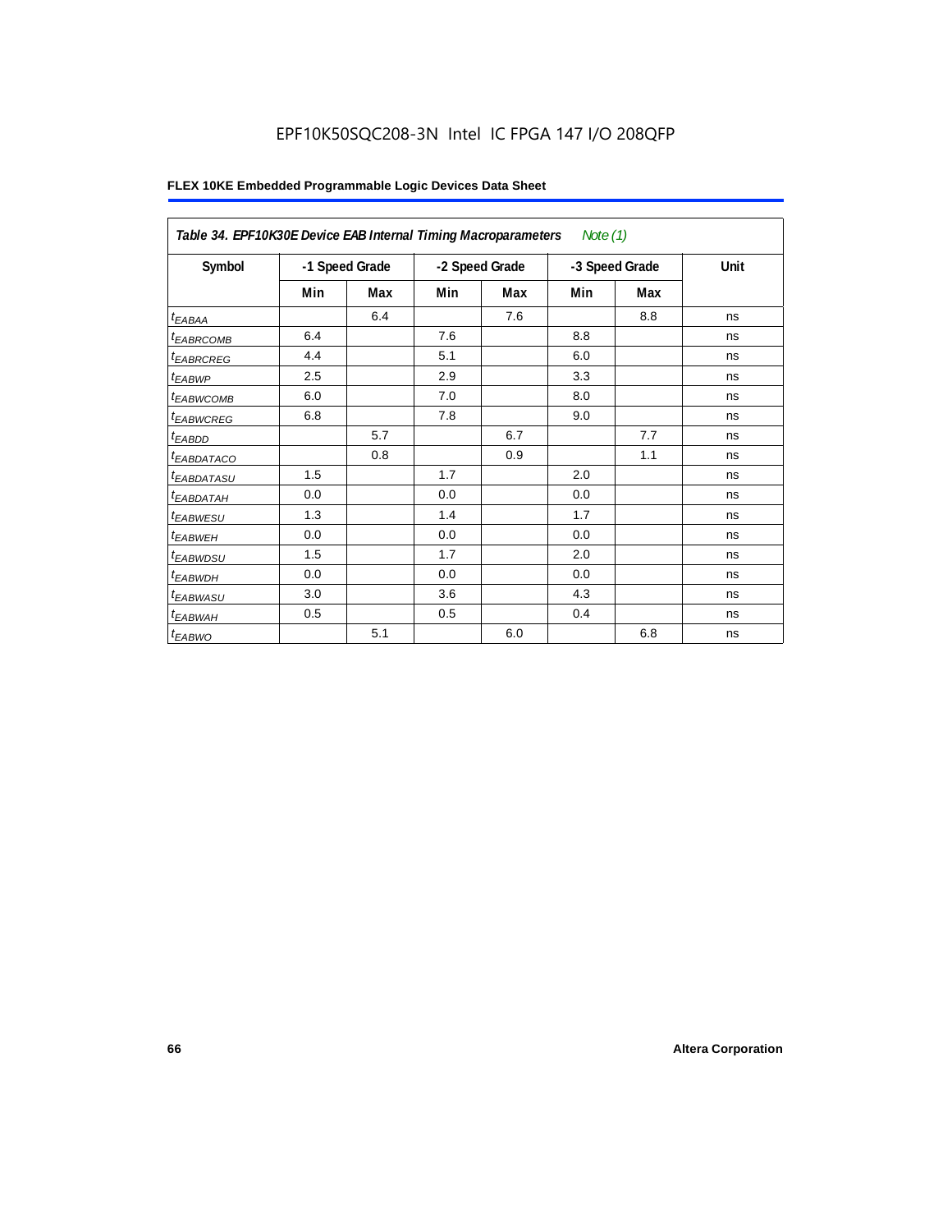EPF10K50SQC208-3N Intel IC FPGA 147 I/O 208QFP

## FLEX 10KE Embedded Programmable Logic Devices Data Sheet

| *Table 34. EPF10K30E Device EAB Internal Timing Macroparameters* *Note (1)* | | | | | | | |
|---|---|---|---|---|---|---|---|
| **Symbol** | **-1 Speed Grade** | | **-2 Speed Grade** | | **-3 Speed Grade** | | **Unit** |
| | **Min** | **Max** | **Min** | **Max** | **Min** | **Max** | |
| $t_{EABAA}$ | | 6.4 | | 7.6 | | 8.8 | ns |
| $t_{EABRCOMB}$ | 6.4 | | 7.6 | | 8.8 | | ns |
| $t_{EABRCREG}$ | 4.4 | | 5.1 | | 6.0 | | ns |
| $t_{EABWP}$ | 2.5 | | 2.9 | | 3.3 | | ns |
| $t_{EABWCOMB}$ | 6.0 | | 7.0 | | 8.0 | | ns |
| $t_{EABWCREG}$ | 6.8 | | 7.8 | | 9.0 | | ns |
| $t_{EABDD}$ | | 5.7 | | 6.7 | | 7.7 | ns |
| $t_{EABDATACO}$ | | 0.8 | | 0.9 | | 1.1 | ns |
| $t_{EABDATASU}$ | 1.5 | | 1.7 | | 2.0 | | ns |
| $t_{EABDATAH}$ | 0.0 | | 0.0 | | 0.0 | | ns |
| $t_{EABWESU}$ | 1.3 | | 1.4 | | 1.7 | | ns |
| $t_{EABWEH}$ | 0.0 | | 0.0 | | 0.0 | | ns |
| $t_{EABWDSU}$ | 1.5 | | 1.7 | | 2.0 | | ns |
| $t_{EABWDH}$ | 0.0 | | 0.0 | | 0.0 | | ns |
| $t_{EABWASU}$ | 3.0 | | 3.6 | | 4.3 | | ns |
| $t_{EABWAH}$ | 0.5 | | 0.5 | | 0.4 | | ns |
| $t_{EABWO}$ | | 5.1 | | 6.0 | | 6.8 | ns |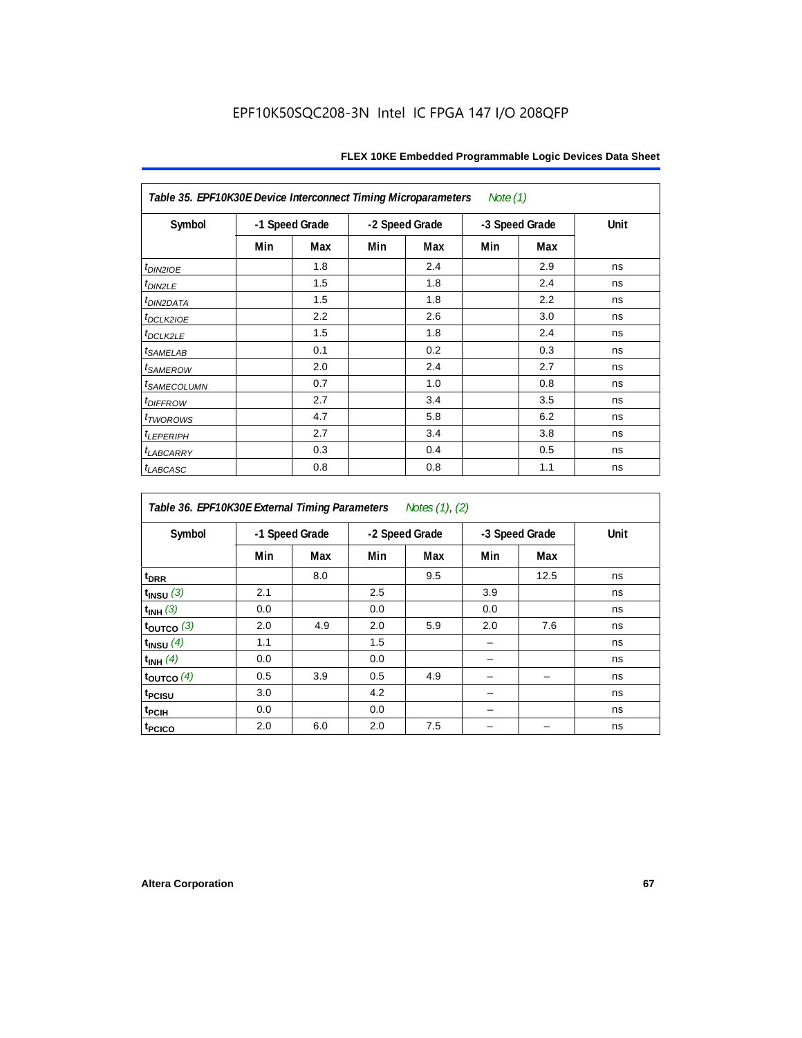EPF10K50SQC208-3N Intel IC FPGA 147 I/O 208QFP

| Table 35. EPF10K30E Device Interconnect Timing Microparameters *Note (1)* | | | | | | | |
|---|---|---|---|---|---|---|---|
| Symbol | -1 Speed Grade | | -2 Speed Grade | | -3 Speed Grade | | Unit |
| | Min | Max | Min | Max | Min | Max | |
| $t_{DIN2IOE}$ | | 1.8 | | 2.4 | | 2.9 | ns |
| $t_{DIN2LE}$ | | 1.5 | | 1.8 | | 2.4 | ns |
| $t_{DIN2DATA}$ | | 1.5 | | 1.8 | | 2.2 | ns |
| $t_{DCLK2IOE}$ | | 2.2 | | 2.6 | | 3.0 | ns |
| $t_{DCLK2LE}$ | | 1.5 | | 1.8 | | 2.4 | ns |
| $t_{SAMELAB}$ | | 0.1 | | 0.2 | | 0.3 | ns |
| $t_{SAMEROW}$ | | 2.0 | | 2.4 | | 2.7 | ns |
| $t_{SAMECOLUMN}$ | | 0.7 | | 1.0 | | 0.8 | ns |
| $t_{DIFFROW}$ | | 2.7 | | 3.4 | | 3.5 | ns |
| $t_{TWOROWS}$ | | 4.7 | | 5.8 | | 6.2 | ns |
| $t_{LEPERIPH}$ | | 2.7 | | 3.4 | | 3.8 | ns |
| $t_{LABCARRY}$ | | 0.3 | | 0.4 | | 0.5 | ns |
| $t_{LABCASC}$ | | 0.8 | | 0.8 | | 1.1 | ns |

| Table 36. EPF10K30E External Timing Parameters *Notes (1), (2)* | | | | | | | |
|---|---|---|---|---|---|---|---|
| Symbol | -1 Speed Grade | | -2 Speed Grade | | -3 Speed Grade | | Unit |
| | Min | Max | Min | Max | Min | Max | |
| $t_{DRR}$ | | 8.0 | | 9.5 | | 12.5 | ns |
| $t_{INSU}$ *(3)* | 2.1 | | 2.5 | | 3.9 | | ns |
| $t_{INH}$ *(3)* | 0.0 | | 0.0 | | 0.0 | | ns |
| $t_{OUTCO}$ *(3)* | 2.0 | 4.9 | 2.0 | 5.9 | 2.0 | 7.6 | ns |
| $t_{INSU}$ *(4)* | 1.1 | | 1.5 | | – | | ns |
| $t_{INH}$ *(4)* | 0.0 | | 0.0 | | – | | ns |
| $t_{OUTCO}$ *(4)* | 0.5 | 3.9 | 0.5 | 4.9 | – | – | ns |
| $t_{PCISU}$ | 3.0 | | 4.2 | | – | | ns |
| $t_{PCIH}$ | 0.0 | | 0.0 | | – | | ns |
| $t_{PCICO}$ | 2.0 | 6.0 | 2.0 | 7.5 | – | – | ns |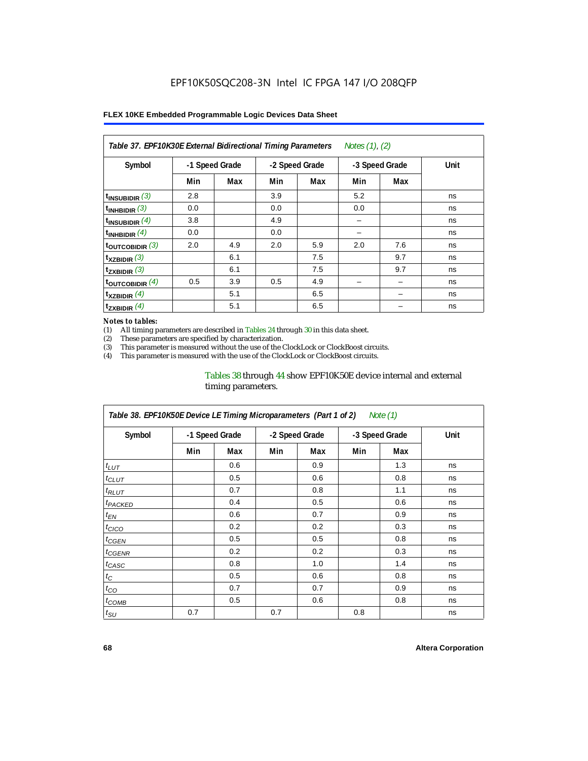EPF10K50SQC208-3N Intel IC FPGA 147 I/O 208QFP

**FLEX 10KE Embedded Programmable Logic Devices Data Sheet**

| Table 37. EPF10K30E External Bidirectional Timing Parameters *Notes (1), (2)* | | | | | | | |
|---|---|---|---|---|---|---|---|
| Symbol | -1 Speed Grade | | -2 Speed Grade | | -3 Speed Grade | | Unit |
| | Min | Max | Min | Max | Min | Max | |
| $t_{INSUBIDIR}$ (3) | 2.8 | | 3.9 | | 5.2 | | ns |
| $t_{INHBIDIR}$ (3) | 0.0 | | 0.0 | | 0.0 | | ns |
| $t_{INSUBIDIR}$ (4) | 3.8 | | 4.9 | | – | | ns |
| $t_{INHBIDIR}$ (4) | 0.0 | | 0.0 | | – | | ns |
| $t_{OUTCOBIDIR}$ (3) | 2.0 | 4.9 | 2.0 | 5.9 | 2.0 | 7.6 | ns |
| $t_{XZBIDIR}$ (3) | | 6.1 | | 7.5 | | 9.7 | ns |
| $t_{ZXBIDIR}$ (3) | | 6.1 | | 7.5 | | 9.7 | ns |
| $t_{OUTCOBIDIR}$ (4) | 0.5 | 3.9 | 0.5 | 4.9 | – | – | ns |
| $t_{XZBIDIR}$ (4) | | 5.1 | | 6.5 | | – | ns |
| $t_{ZXBIDIR}$ (4) | | 5.1 | | 6.5 | | – | ns |

*Notes to tables:*

(1) All timing parameters are described in Tables 24 through 30 in this data sheet.
(2) These parameters are specified by characterization.
(3) This parameter is measured without the use of the ClockLock or ClockBoost circuits.
(4) This parameter is measured with the use of the ClockLock or ClockBoost circuits.

Tables 38 through 44 show EPF10K50E device internal and external timing parameters.

| Table 38. EPF10K50E Device LE Timing Microparameters (Part 1 of 2) *Note (1)* | | | | | | | |
|---|---|---|---|---|---|---|---|
| Symbol | -1 Speed Grade | | -2 Speed Grade | | -3 Speed Grade | | Unit |
| | Min | Max | Min | Max | Min | Max | |
| $t_{LUT}$ | | 0.6 | | 0.9 | | 1.3 | ns |
| $t_{CLUT}$ | | 0.5 | | 0.6 | | 0.8 | ns |
| $t_{RLUT}$ | | 0.7 | | 0.8 | | 1.1 | ns |
| $t_{PACKED}$ | | 0.4 | | 0.5 | | 0.6 | ns |
| $t_{EN}$ | | 0.6 | | 0.7 | | 0.9 | ns |
| $t_{CICO}$ | | 0.2 | | 0.2 | | 0.3 | ns |
| $t_{CGEN}$ | | 0.5 | | 0.5 | | 0.8 | ns |
| $t_{CGENR}$ | | 0.2 | | 0.2 | | 0.3 | ns |
| $t_{CASC}$ | | 0.8 | | 1.0 | | 1.4 | ns |
| $t_{C}$ | | 0.5 | | 0.6 | | 0.8 | ns |
| $t_{CO}$ | | 0.7 | | 0.7 | | 0.9 | ns |
| $t_{COMB}$ | | 0.5 | | 0.6 | | 0.8 | ns |
| $t_{SU}$ | 0.7 | | 0.7 | | 0.8 | | ns |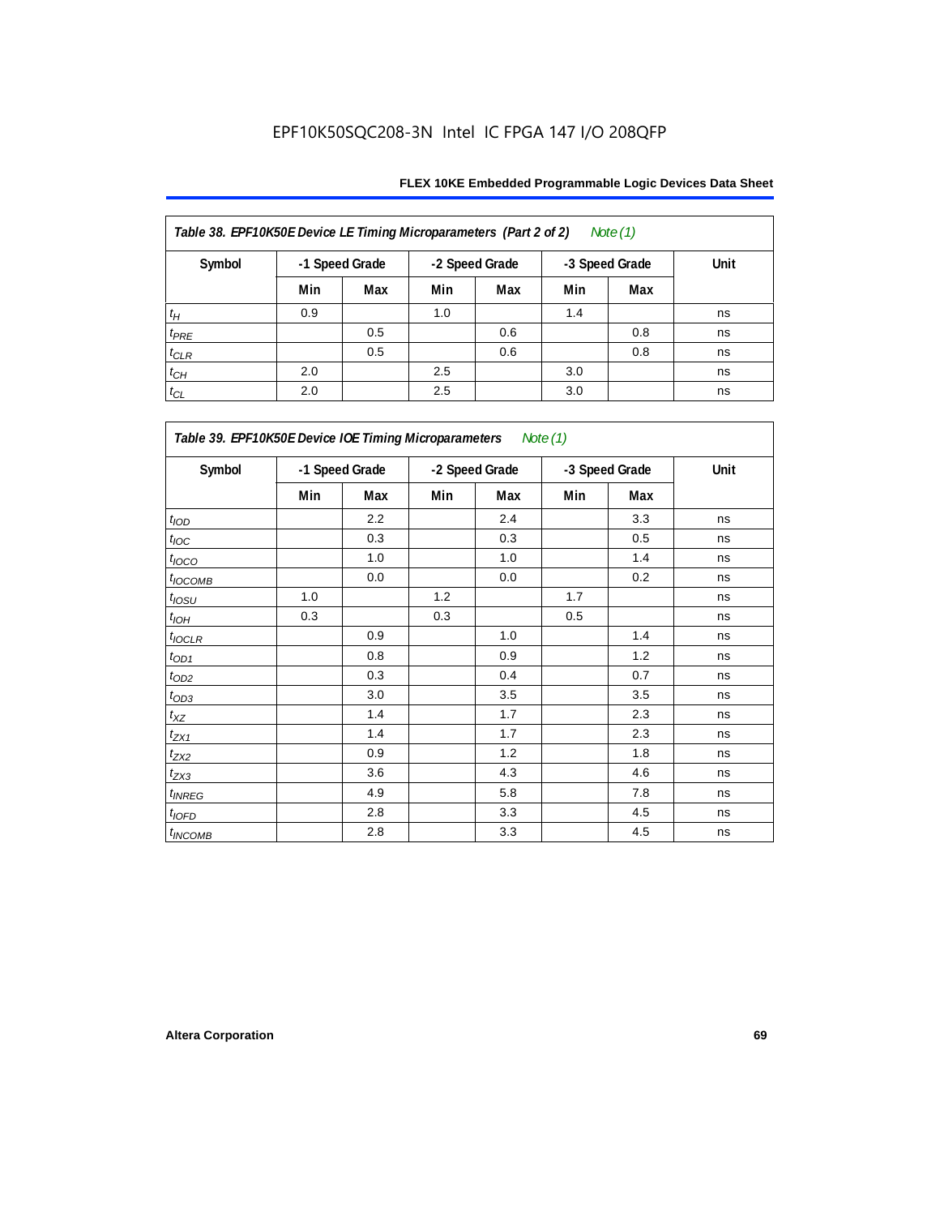EPF10K50SQC208-3N Intel IC FPGA 147 I/O 208QFP

Table 38. EPF10K50E Device LE Timing Microparameters (Part 2 of 2) *Note (1)*

| Symbol | -1 Speed Grade | | -2 Speed Grade | | -3 Speed Grade | | Unit |
|---|---|---|---|---|---|---|---|
| | Min | Max | Min | Max | Min | Max | |
| $t_H$ | 0.9 | | 1.0 | | 1.4 | | ns |
| $t_{PRE}$ | | 0.5 | | 0.6 | | 0.8 | ns |
| $t_{CLR}$ | | 0.5 | | 0.6 | | 0.8 | ns |
| $t_{CH}$ | 2.0 | | 2.5 | | 3.0 | | ns |
| $t_{CL}$ | 2.0 | | 2.5 | | 3.0 | | ns |

Table 39. EPF10K50E Device IOE Timing Microparameters *Note (1)*

| Symbol | -1 Speed Grade | | -2 Speed Grade | | -3 Speed Grade | | Unit |
|---|---|---|---|---|---|---|---|
| | Min | Max | Min | Max | Min | Max | |
| $t_{IOD}$ | | 2.2 | | 2.4 | | 3.3 | ns |
| $t_{IOC}$ | | 0.3 | | 0.3 | | 0.5 | ns |
| $t_{IOCO}$ | | 1.0 | | 1.0 | | 1.4 | ns |
| $t_{IOCOMB}$ | | 0.0 | | 0.0 | | 0.2 | ns |
| $t_{IOSU}$ | 1.0 | | 1.2 | | 1.7 | | ns |
| $t_{IOH}$ | 0.3 | | 0.3 | | 0.5 | | ns |
| $t_{IOCLR}$ | | 0.9 | | 1.0 | | 1.4 | ns |
| $t_{OD1}$ | | 0.8 | | 0.9 | | 1.2 | ns |
| $t_{OD2}$ | | 0.3 | | 0.4 | | 0.7 | ns |
| $t_{OD3}$ | | 3.0 | | 3.5 | | 3.5 | ns |
| $t_{XZ}$ | | 1.4 | | 1.7 | | 2.3 | ns |
| $t_{ZX1}$ | | 1.4 | | 1.7 | | 2.3 | ns |
| $t_{ZX2}$ | | 0.9 | | 1.2 | | 1.8 | ns |
| $t_{ZX3}$ | | 3.6 | | 4.3 | | 4.6 | ns |
| $t_{INREG}$ | | 4.9 | | 5.8 | | 7.8 | ns |
| $t_{IOFD}$ | | 2.8 | | 3.3 | | 4.5 | ns |
| $t_{INCOMB}$ | | 2.8 | | 3.3 | | 4.5 | ns |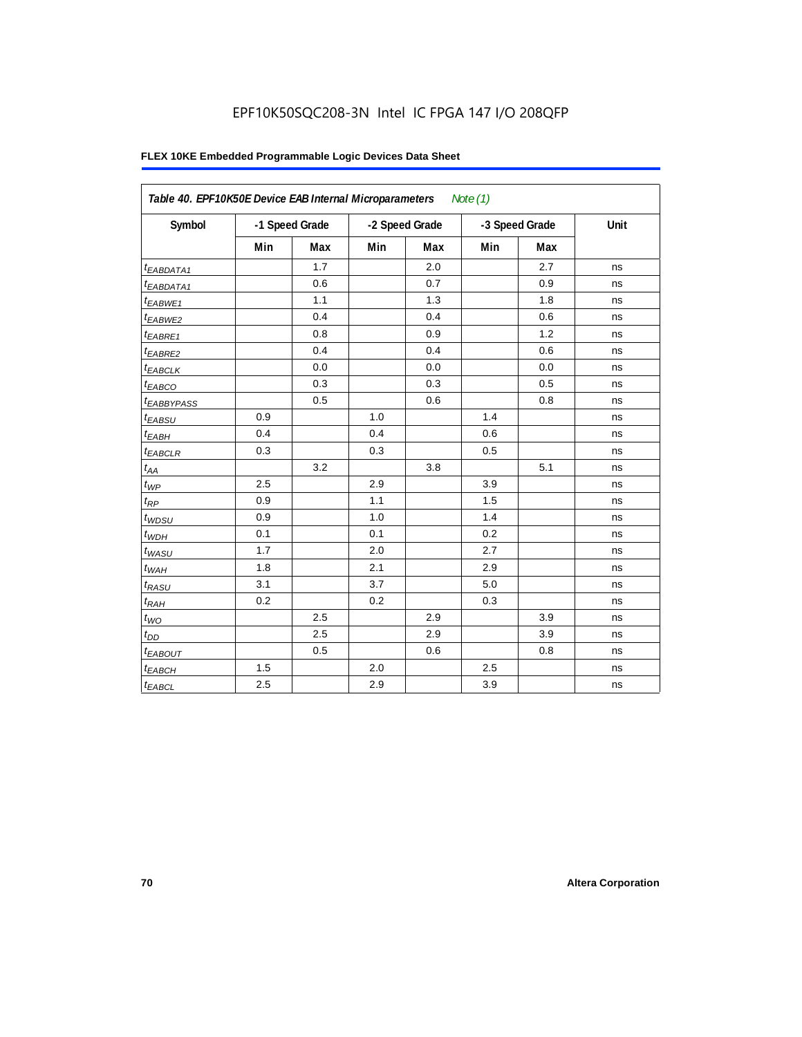EPF10K50SQC208-3N Intel IC FPGA 147 I/O 208QFP

**FLEX 10KE Embedded Programmable Logic Devices Data Sheet**

| *Table 40. EPF10K50E Device EAB Internal Microparameters* *Note (1)* | | | | | | | |
|---|---|---|---|---|---|---|---|
| **Symbol** | **-1 Speed Grade** | | **-2 Speed Grade** | | **-3 Speed Grade** | | **Unit** |
| | **Min** | **Max** | **Min** | **Max** | **Min** | **Max** | |
| $t_{EABDATA1}$ | | 1.7 | | 2.0 | | 2.7 | ns |
| $t_{EABDATA1}$ | | 0.6 | | 0.7 | | 0.9 | ns |
| $t_{EABWE1}$ | | 1.1 | | 1.3 | | 1.8 | ns |
| $t_{EABWE2}$ | | 0.4 | | 0.4 | | 0.6 | ns |
| $t_{EABRE1}$ | | 0.8 | | 0.9 | | 1.2 | ns |
| $t_{EABRE2}$ | | 0.4 | | 0.4 | | 0.6 | ns |
| $t_{EABCLK}$ | | 0.0 | | 0.0 | | 0.0 | ns |
| $t_{EABCO}$ | | 0.3 | | 0.3 | | 0.5 | ns |
| $t_{EABBYPASS}$ | | 0.5 | | 0.6 | | 0.8 | ns |
| $t_{EABSU}$ | 0.9 | | 1.0 | | 1.4 | | ns |
| $t_{EABH}$ | 0.4 | | 0.4 | | 0.6 | | ns |
| $t_{EABCLR}$ | 0.3 | | 0.3 | | 0.5 | | ns |
| $t_{AA}$ | | 3.2 | | 3.8 | | 5.1 | ns |
| $t_{WP}$ | 2.5 | | 2.9 | | 3.9 | | ns |
| $t_{RP}$ | 0.9 | | 1.1 | | 1.5 | | ns |
| $t_{WDSU}$ | 0.9 | | 1.0 | | 1.4 | | ns |
| $t_{WDH}$ | 0.1 | | 0.1 | | 0.2 | | ns |
| $t_{WASU}$ | 1.7 | | 2.0 | | 2.7 | | ns |
| $t_{WAH}$ | 1.8 | | 2.1 | | 2.9 | | ns |
| $t_{RASU}$ | 3.1 | | 3.7 | | 5.0 | | ns |
| $t_{RAH}$ | 0.2 | | 0.2 | | 0.3 | | ns |
| $t_{WO}$ | | 2.5 | | 2.9 | | 3.9 | ns |
| $t_{DD}$ | | 2.5 | | 2.9 | | 3.9 | ns |
| $t_{EABOUT}$ | | 0.5 | | 0.6 | | 0.8 | ns |
| $t_{EABCH}$ | 1.5 | | 2.0 | | 2.5 | | ns |
| $t_{EABCL}$ | 2.5 | | 2.9 | | 3.9 | | ns |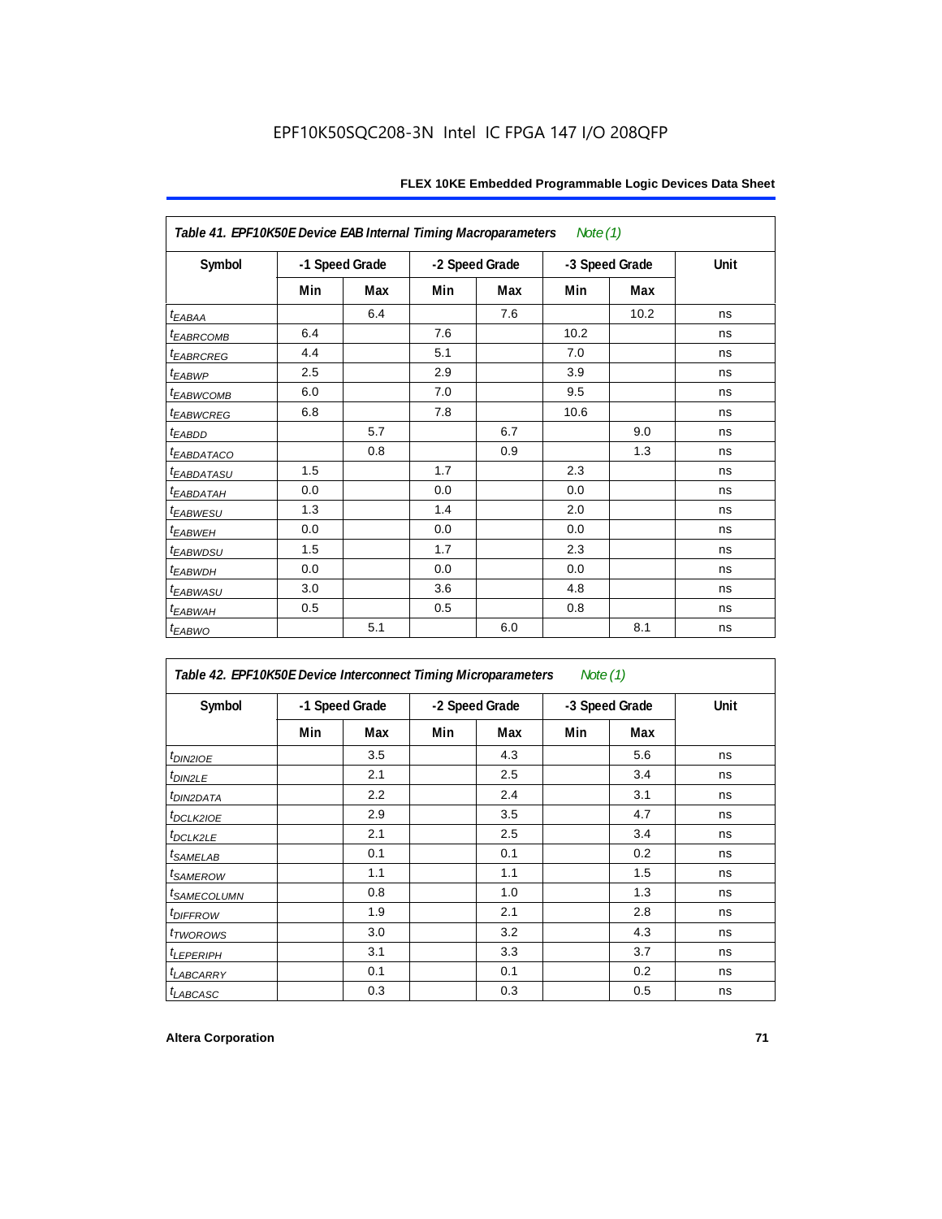EPF10K50SQC208-3N Intel IC FPGA 147 I/O 208QFP

| Table 41. EPF10K50E Device EAB Internal Timing Macroparameters Note (1) | | | | | | | |
|---|---|---|---|---|---|---|---|
| Symbol | -1 Speed Grade | | -2 Speed Grade | | -3 Speed Grade | | Unit |
| | Min | Max | Min | Max | Min | Max | |
| $t_{EABAA}$ | | 6.4 | | 7.6 | | 10.2 | ns |
| $t_{EABRCOMB}$ | 6.4 | | 7.6 | | 10.2 | | ns |
| $t_{EABRCREG}$ | 4.4 | | 5.1 | | 7.0 | | ns |
| $t_{EABWP}$ | 2.5 | | 2.9 | | 3.9 | | ns |
| $t_{EABWCOMB}$ | 6.0 | | 7.0 | | 9.5 | | ns |
| $t_{EABWCREG}$ | 6.8 | | 7.8 | | 10.6 | | ns |
| $t_{EABDD}$ | | 5.7 | | 6.7 | | 9.0 | ns |
| $t_{EABDATACO}$ | | 0.8 | | 0.9 | | 1.3 | ns |
| $t_{EABDATASU}$ | 1.5 | | 1.7 | | 2.3 | | ns |
| $t_{EABDATAH}$ | 0.0 | | 0.0 | | 0.0 | | ns |
| $t_{EABWESU}$ | 1.3 | | 1.4 | | 2.0 | | ns |
| $t_{EABWEH}$ | 0.0 | | 0.0 | | 0.0 | | ns |
| $t_{EABWDSU}$ | 1.5 | | 1.7 | | 2.3 | | ns |
| $t_{EABWDH}$ | 0.0 | | 0.0 | | 0.0 | | ns |
| $t_{EABWASU}$ | 3.0 | | 3.6 | | 4.8 | | ns |
| $t_{EABWAH}$ | 0.5 | | 0.5 | | 0.8 | | ns |
| $t_{EABWO}$ | | 5.1 | | 6.0 | | 8.1 | ns |

| Table 42. EPF10K50E Device Interconnect Timing Microparameters Note (1) | | | | | | | |
|---|---|---|---|---|---|---|---|
| Symbol | -1 Speed Grade | | -2 Speed Grade | | -3 Speed Grade | | Unit |
| | Min | Max | Min | Max | Min | Max | |
| $t_{DIN2IOE}$ | | 3.5 | | 4.3 | | 5.6 | ns |
| $t_{DIN2LE}$ | | 2.1 | | 2.5 | | 3.4 | ns |
| $t_{DIN2DATA}$ | | 2.2 | | 2.4 | | 3.1 | ns |
| $t_{DCLK2IOE}$ | | 2.9 | | 3.5 | | 4.7 | ns |
| $t_{DCLK2LE}$ | | 2.1 | | 2.5 | | 3.4 | ns |
| $t_{SAMELAB}$ | | 0.1 | | 0.1 | | 0.2 | ns |
| $t_{SAMEROW}$ | | 1.1 | | 1.1 | | 1.5 | ns |
| $t_{SAMECOLUMN}$ | | 0.8 | | 1.0 | | 1.3 | ns |
| $t_{DIFFROW}$ | | 1.9 | | 2.1 | | 2.8 | ns |
| $t_{TWOROWS}$ | | 3.0 | | 3.2 | | 4.3 | ns |
| $t_{LEPERIPH}$ | | 3.1 | | 3.3 | | 3.7 | ns |
| $t_{LABCARRY}$ | | 0.1 | | 0.1 | | 0.2 | ns |
| $t_{LABCASC}$ | | 0.3 | | 0.3 | | 0.5 | ns |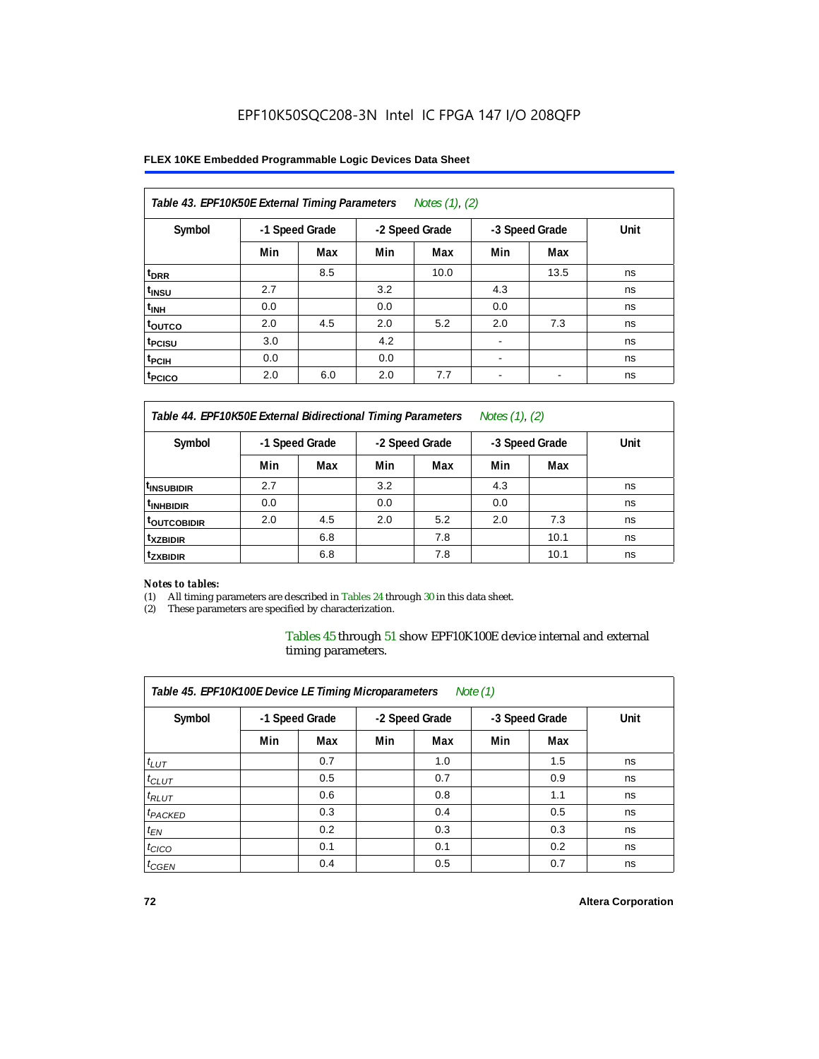EPF10K50SQC208-3N Intel IC FPGA 147 I/O 208QFP

**FLEX 10KE Embedded Programmable Logic Devices Data Sheet**

| *Table 43. EPF10K50E External Timing Parameters* *Notes (1), (2)* | | | | | | | |
|---|---|---|---|---|---|---|---|
| Symbol | -1 Speed Grade | | -2 Speed Grade | | -3 Speed Grade | | Unit |
| | Min | Max | Min | Max | Min | Max | |
| $t_{DRR}$ | | 8.5 | | 10.0 | | 13.5 | ns |
| $t_{INSU}$ | 2.7 | | 3.2 | | 4.3 | | ns |
| $t_{INH}$ | 0.0 | | 0.0 | | 0.0 | | ns |
| $t_{OUTCO}$ | 2.0 | 4.5 | 2.0 | 5.2 | 2.0 | 7.3 | ns |
| $t_{PCISU}$ | 3.0 | | 4.2 | | - | | ns |
| $t_{PCIH}$ | 0.0 | | 0.0 | | - | | ns |
| $t_{PCICO}$ | 2.0 | 6.0 | 2.0 | 7.7 | - | - | ns |

| *Table 44. EPF10K50E External Bidirectional Timing Parameters* *Notes (1), (2)* | | | | | | | |
|---|---|---|---|---|---|---|---|
| Symbol | -1 Speed Grade | | -2 Speed Grade | | -3 Speed Grade | | Unit |
| | Min | Max | Min | Max | Min | Max | |
| $t_{INSUBIDIR}$ | 2.7 | | 3.2 | | 4.3 | | ns |
| $t_{INHBIDIR}$ | 0.0 | | 0.0 | | 0.0 | | ns |
| $t_{OUTCOBIDIR}$ | 2.0 | 4.5 | 2.0 | 5.2 | 2.0 | 7.3 | ns |
| $t_{XZBIDIR}$ | | 6.8 | | 7.8 | | 10.1 | ns |
| $t_{ZXBIDIR}$ | | 6.8 | | 7.8 | | 10.1 | ns |

*Notes to tables:*

(1) All timing parameters are described in Tables 24 through 30 in this data sheet.
(2) These parameters are specified by characterization.

Tables 45 through 51 show EPF10K100E device internal and external timing parameters.

| *Table 45. EPF10K100E Device LE Timing Microparameters* *Note (1)* | | | | | | | |
|---|---|---|---|---|---|---|---|
| Symbol | -1 Speed Grade | | -2 Speed Grade | | -3 Speed Grade | | Unit |
| | Min | Max | Min | Max | Min | Max | |
| $t_{LUT}$ | | 0.7 | | 1.0 | | 1.5 | ns |
| $t_{CLUT}$ | | 0.5 | | 0.7 | | 0.9 | ns |
| $t_{RLUT}$ | | 0.6 | | 0.8 | | 1.1 | ns |
| $t_{PACKED}$ | | 0.3 | | 0.4 | | 0.5 | ns |
| $t_{EN}$ | | 0.2 | | 0.3 | | 0.3 | ns |
| $t_{CICO}$ | | 0.1 | | 0.1 | | 0.2 | ns |
| $t_{CGEN}$ | | 0.4 | | 0.5 | | 0.7 | ns |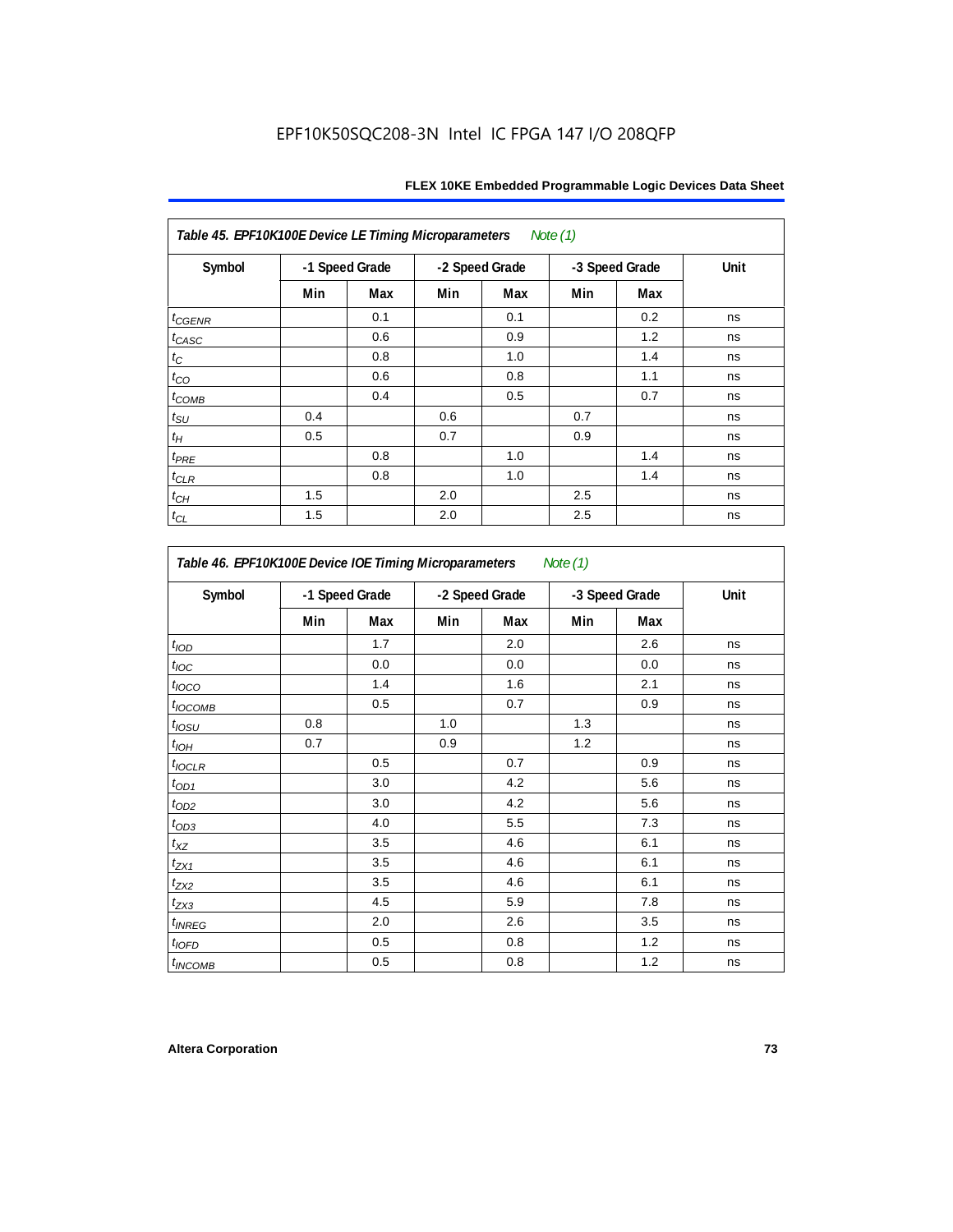**Table 45. EPF10K100E Device LE Timing Microparameters** *Note (1)*

| Symbol | -1 Speed Grade | | -2 Speed Grade | | -3 Speed Grade | | Unit |
|---|---|---|---|---|---|---|---|
| | Min | Max | Min | Max | Min | Max | |
| $t_{CGENR}$ | | 0.1 | | 0.1 | | 0.2 | ns |
| $t_{CASC}$ | | 0.6 | | 0.9 | | 1.2 | ns |
| $t_{C}$ | | 0.8 | | 1.0 | | 1.4 | ns |
| $t_{CO}$ | | 0.6 | | 0.8 | | 1.1 | ns |
| $t_{COMB}$ | | 0.4 | | 0.5 | | 0.7 | ns |
| $t_{SU}$ | 0.4 | | 0.6 | | 0.7 | | ns |
| $t_{H}$ | 0.5 | | 0.7 | | 0.9 | | ns |
| $t_{PRE}$ | | 0.8 | | 1.0 | | 1.4 | ns |
| $t_{CLR}$ | | 0.8 | | 1.0 | | 1.4 | ns |
| $t_{CH}$ | 1.5 | | 2.0 | | 2.5 | | ns |
| $t_{CL}$ | 1.5 | | 2.0 | | 2.5 | | ns |

**Table 46. EPF10K100E Device IOE Timing Microparameters** *Note (1)*

| Symbol | -1 Speed Grade | | -2 Speed Grade | | -3 Speed Grade | | Unit |
|---|---|---|---|---|---|---|---|
| | Min | Max | Min | Max | Min | Max | |
| $t_{IOD}$ | | 1.7 | | 2.0 | | 2.6 | ns |
| $t_{IOC}$ | | 0.0 | | 0.0 | | 0.0 | ns |
| $t_{IOCO}$ | | 1.4 | | 1.6 | | 2.1 | ns |
| $t_{IOCOMB}$ | | 0.5 | | 0.7 | | 0.9 | ns |
| $t_{IOSU}$ | 0.8 | | 1.0 | | 1.3 | | ns |
| $t_{IOH}$ | 0.7 | | 0.9 | | 1.2 | | ns |
| $t_{IOCLR}$ | | 0.5 | | 0.7 | | 0.9 | ns |
| $t_{OD1}$ | | 3.0 | | 4.2 | | 5.6 | ns |
| $t_{OD2}$ | | 3.0 | | 4.2 | | 5.6 | ns |
| $t_{OD3}$ | | 4.0 | | 5.5 | | 7.3 | ns |
| $t_{XZ}$ | | 3.5 | | 4.6 | | 6.1 | ns |
| $t_{ZX1}$ | | 3.5 | | 4.6 | | 6.1 | ns |
| $t_{ZX2}$ | | 3.5 | | 4.6 | | 6.1 | ns |
| $t_{ZX3}$ | | 4.5 | | 5.9 | | 7.8 | ns |
| $t_{INREG}$ | | 2.0 | | 2.6 | | 3.5 | ns |
| $t_{IOFD}$ | | 0.5 | | 0.8 | | 1.2 | ns |
| $t_{INCOMB}$ | | 0.5 | | 0.8 | | 1.2 | ns |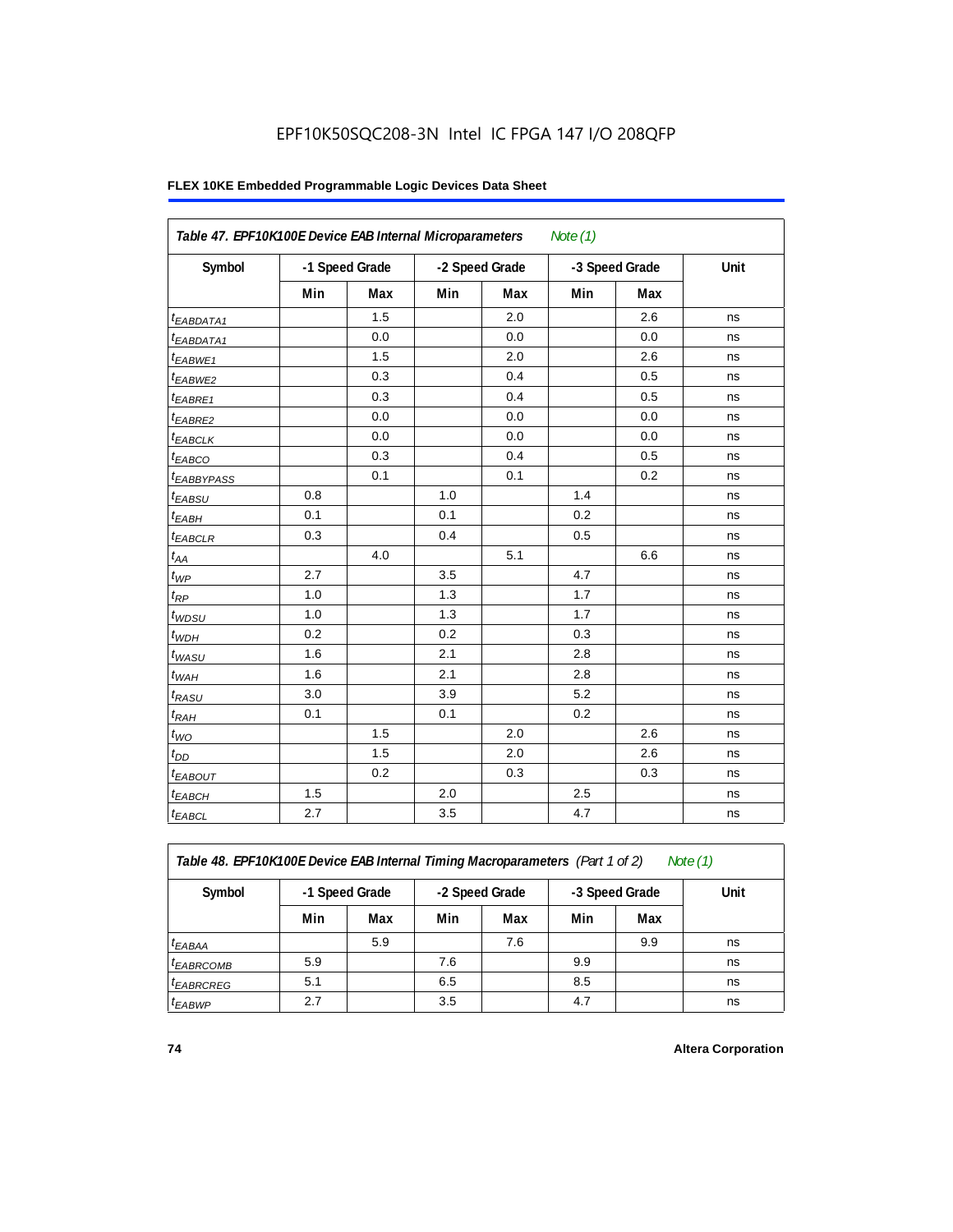EPF10K50SQC208-3N Intel IC FPGA 147 I/O 208QFP

**FLEX 10KE Embedded Programmable Logic Devices Data Sheet**

*Table 47. EPF10K100E Device EAB Internal Microparameters* *Note (1)*

| Symbol | -1 Speed Grade | | -2 Speed Grade | | -3 Speed Grade | | Unit |
|---|---|---|---|---|---|---|---|
| | Min | Max | Min | Max | Min | Max | |
| $t_{EABDATA1}$ | | 1.5 | | 2.0 | | 2.6 | ns |
| $t_{EABDATA1}$ | | 0.0 | | 0.0 | | 0.0 | ns |
| $t_{EABWE1}$ | | 1.5 | | 2.0 | | 2.6 | ns |
| $t_{EABWE2}$ | | 0.3 | | 0.4 | | 0.5 | ns |
| $t_{EABRE1}$ | | 0.3 | | 0.4 | | 0.5 | ns |
| $t_{EABRE2}$ | | 0.0 | | 0.0 | | 0.0 | ns |
| $t_{EABCLK}$ | | 0.0 | | 0.0 | | 0.0 | ns |
| $t_{EABCO}$ | | 0.3 | | 0.4 | | 0.5 | ns |
| $t_{EABBYPASS}$ | | 0.1 | | 0.1 | | 0.2 | ns |
| $t_{EABSU}$ | 0.8 | | 1.0 | | 1.4 | | ns |
| $t_{EABH}$ | 0.1 | | 0.1 | | 0.2 | | ns |
| $t_{EABCLR}$ | 0.3 | | 0.4 | | 0.5 | | ns |
| $t_{AA}$ | | 4.0 | | 5.1 | | 6.6 | ns |
| $t_{WP}$ | 2.7 | | 3.5 | | 4.7 | | ns |
| $t_{RP}$ | 1.0 | | 1.3 | | 1.7 | | ns |
| $t_{WDSU}$ | 1.0 | | 1.3 | | 1.7 | | ns |
| $t_{WDH}$ | 0.2 | | 0.2 | | 0.3 | | ns |
| $t_{WASU}$ | 1.6 | | 2.1 | | 2.8 | | ns |
| $t_{WAH}$ | 1.6 | | 2.1 | | 2.8 | | ns |
| $t_{RASU}$ | 3.0 | | 3.9 | | 5.2 | | ns |
| $t_{RAH}$ | 0.1 | | 0.1 | | 0.2 | | ns |
| $t_{WO}$ | | 1.5 | | 2.0 | | 2.6 | ns |
| $t_{DD}$ | | 1.5 | | 2.0 | | 2.6 | ns |
| $t_{EABOUT}$ | | 0.2 | | 0.3 | | 0.3 | ns |
| $t_{EABCH}$ | 1.5 | | 2.0 | | 2.5 | | ns |
| $t_{EABCL}$ | 2.7 | | 3.5 | | 4.7 | | ns |

*Table 48. EPF10K100E Device EAB Internal Timing Macroparameters (Part 1 of 2)* *Note (1)*

| Symbol | -1 Speed Grade | | -2 Speed Grade | | -3 Speed Grade | | Unit |
|---|---|---|---|---|---|---|---|
| | Min | Max | Min | Max | Min | Max | |
| $t_{EABAA}$ | | 5.9 | | 7.6 | | 9.9 | ns |
| $t_{EABRCOMB}$ | 5.9 | | 7.6 | | 9.9 | | ns |
| $t_{EABRCREG}$ | 5.1 | | 6.5 | | 8.5 | | ns |
| $t_{EABWP}$ | 2.7 | | 3.5 | | 4.7 | | ns |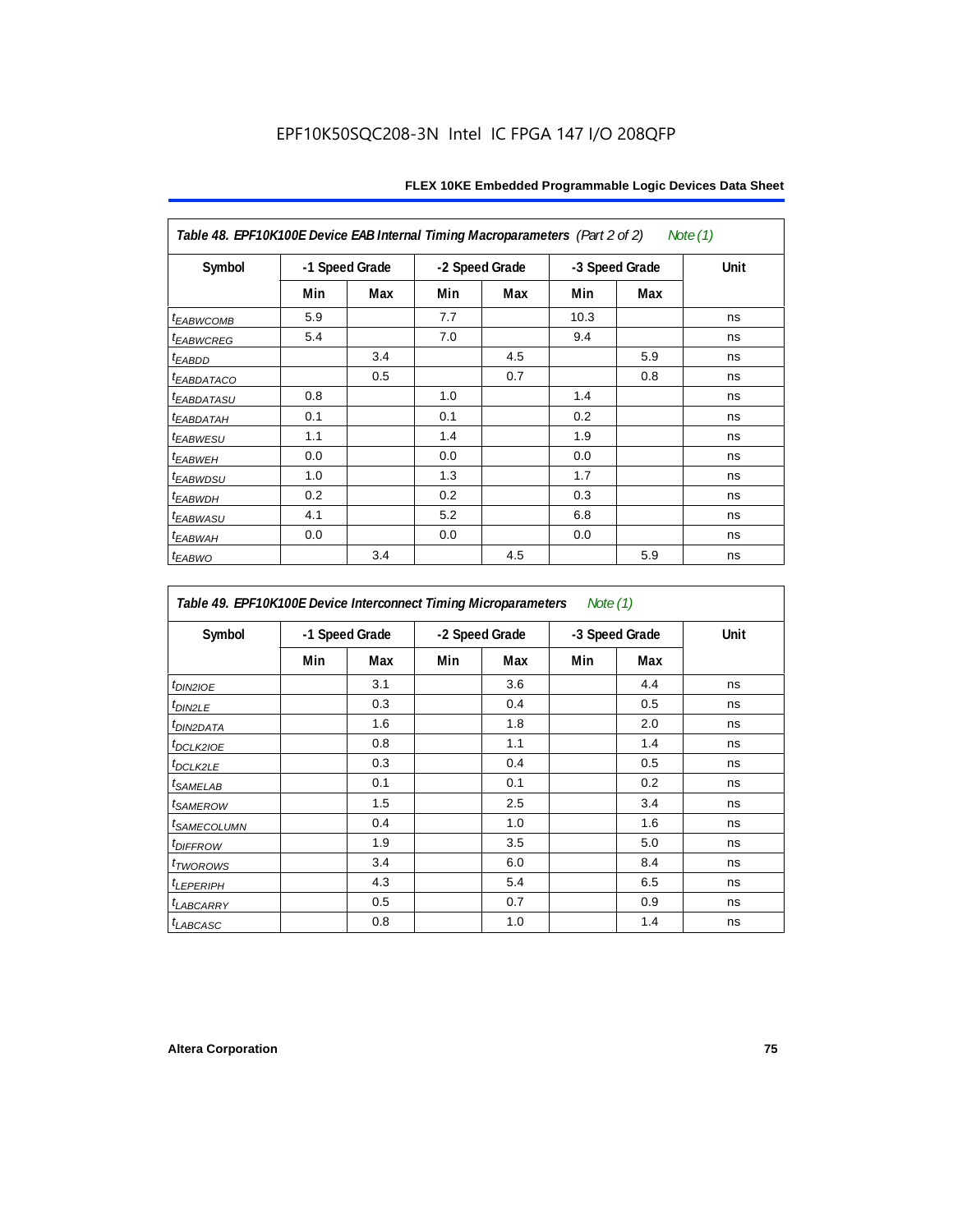| Table 48. EPF10K100E Device EAB Internal Timing Macroparameters (Part 2 of 2) Note (1) | | | | | | | |
|---|---|---|---|---|---|---|---|
| Symbol | -1 Speed Grade | | -2 Speed Grade | | -3 Speed Grade | | Unit |
| | Min | Max | Min | Max | Min | Max | |
| $t_{EABWCOMB}$ | 5.9 | | 7.7 | | 10.3 | | ns |
| $t_{EABWCREG}$ | 5.4 | | 7.0 | | 9.4 | | ns |
| $t_{EABDD}$ | | 3.4 | | 4.5 | | 5.9 | ns |
| $t_{EABDATACO}$ | | 0.5 | | 0.7 | | 0.8 | ns |
| $t_{EABDATASU}$ | 0.8 | | 1.0 | | 1.4 | | ns |
| $t_{EABDATAH}$ | 0.1 | | 0.1 | | 0.2 | | ns |
| $t_{EABWESU}$ | 1.1 | | 1.4 | | 1.9 | | ns |
| $t_{EABWEH}$ | 0.0 | | 0.0 | | 0.0 | | ns |
| $t_{EABWDSU}$ | 1.0 | | 1.3 | | 1.7 | | ns |
| $t_{EABWDH}$ | 0.2 | | 0.2 | | 0.3 | | ns |
| $t_{EABWASU}$ | 4.1 | | 5.2 | | 6.8 | | ns |
| $t_{EABWAH}$ | 0.0 | | 0.0 | | 0.0 | | ns |
| $t_{EABWO}$ | | 3.4 | | 4.5 | | 5.9 | ns |

| Table 49. EPF10K100E Device Interconnect Timing Microparameters Note (1) | | | | | | | |
|---|---|---|---|---|---|---|---|
| Symbol | -1 Speed Grade | | -2 Speed Grade | | -3 Speed Grade | | Unit |
| | Min | Max | Min | Max | Min | Max | |
| $t_{DIN2IOE}$ | | 3.1 | | 3.6 | | 4.4 | ns |
| $t_{DIN2LE}$ | | 0.3 | | 0.4 | | 0.5 | ns |
| $t_{DIN2DATA}$ | | 1.6 | | 1.8 | | 2.0 | ns |
| $t_{DCLK2IOE}$ | | 0.8 | | 1.1 | | 1.4 | ns |
| $t_{DCLK2LE}$ | | 0.3 | | 0.4 | | 0.5 | ns |
| $t_{SAMELAB}$ | | 0.1 | | 0.1 | | 0.2 | ns |
| $t_{SAMEROW}$ | | 1.5 | | 2.5 | | 3.4 | ns |
| $t_{SAMECOLUMN}$ | | 0.4 | | 1.0 | | 1.6 | ns |
| $t_{DIFFROW}$ | | 1.9 | | 3.5 | | 5.0 | ns |
| $t_{TWOROWS}$ | | 3.4 | | 6.0 | | 8.4 | ns |
| $t_{LEPERIPH}$ | | 4.3 | | 5.4 | | 6.5 | ns |
| $t_{LABCARRY}$ | | 0.5 | | 0.7 | | 0.9 | ns |
| $t_{LABCASC}$ | | 0.8 | | 1.0 | | 1.4 | ns |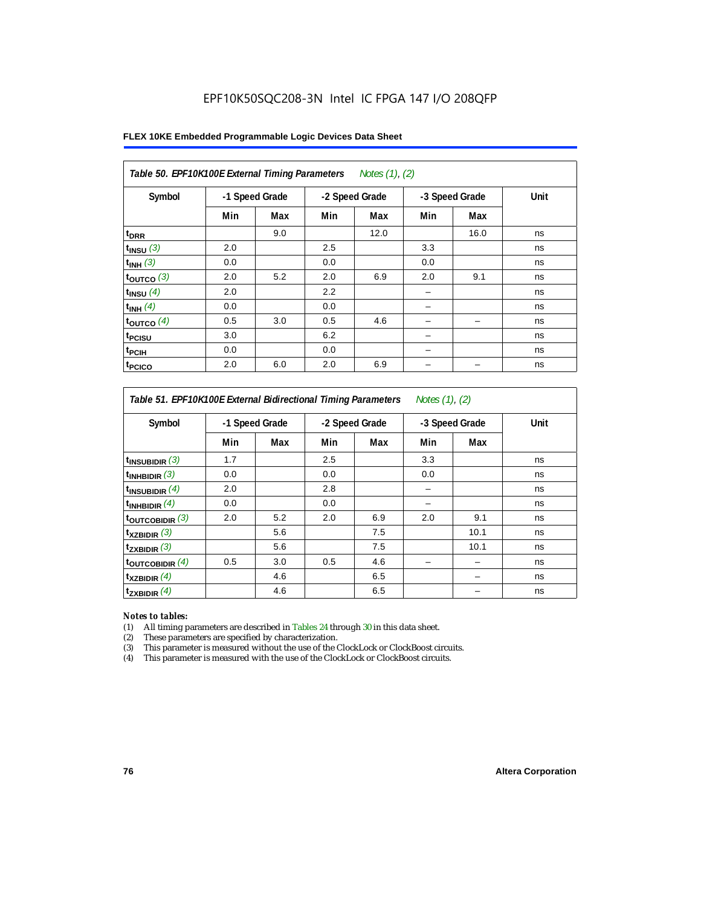EPF10K50SQC208-3N Intel IC FPGA 147 I/O 208QFP

| Table 50. EPF10K100E External Timing Parameters *Notes (1), (2)* | | | | | | | |
|---|---|---|---|---|---|---|---|
| Symbol | -1 Speed Grade | | -2 Speed Grade | | -3 Speed Grade | | Unit |
| | Min | Max | Min | Max | Min | Max | |
| $t_{DRR}$ | | 9.0 | | 12.0 | | 16.0 | ns |
| $t_{INSU}$ *(3)* | 2.0 | | 2.5 | | 3.3 | | ns |
| $t_{INH}$ *(3)* | 0.0 | | 0.0 | | 0.0 | | ns |
| $t_{OUTCO}$ *(3)* | 2.0 | 5.2 | 2.0 | 6.9 | 2.0 | 9.1 | ns |
| $t_{INSU}$ *(4)* | 2.0 | | 2.2 | | – | | ns |
| $t_{INH}$ *(4)* | 0.0 | | 0.0 | | – | | ns |
| $t_{OUTCO}$ *(4)* | 0.5 | 3.0 | 0.5 | 4.6 | – | – | ns |
| $t_{PCISU}$ | 3.0 | | 6.2 | | – | | ns |
| $t_{PCIH}$ | 0.0 | | 0.0 | | – | | ns |
| $t_{PCICO}$ | 2.0 | 6.0 | 2.0 | 6.9 | – | – | ns |

| Table 51. EPF10K100E External Bidirectional Timing Parameters *Notes (1), (2)* | | | | | | | |
|---|---|---|---|---|---|---|---|
| Symbol | -1 Speed Grade | | -2 Speed Grade | | -3 Speed Grade | | Unit |
| | Min | Max | Min | Max | Min | Max | |
| $t_{INSUBIDIR}$ *(3)* | 1.7 | | 2.5 | | 3.3 | | ns |
| $t_{INHBIDIR}$ *(3)* | 0.0 | | 0.0 | | 0.0 | | ns |
| $t_{INSUBIDIR}$ *(4)* | 2.0 | | 2.8 | | – | | ns |
| $t_{INHBIDIR}$ *(4)* | 0.0 | | 0.0 | | – | | ns |
| $t_{OUTCOBIDIR}$ *(3)* | 2.0 | 5.2 | 2.0 | 6.9 | 2.0 | 9.1 | ns |
| $t_{XZBIDIR}$ *(3)* | | 5.6 | | 7.5 | | 10.1 | ns |
| $t_{ZXBIDIR}$ *(3)* | | 5.6 | | 7.5 | | 10.1 | ns |
| $t_{OUTCOBIDIR}$ *(4)* | 0.5 | 3.0 | 0.5 | 4.6 | – | – | ns |
| $t_{XZBIDIR}$ *(4)* | | 4.6 | | 6.5 | | – | ns |
| $t_{ZXBIDIR}$ *(4)* | | 4.6 | | 6.5 | | – | ns |

*Notes to tables:*

(1) All timing parameters are described in Tables 24 through 30 in this data sheet.
(2) These parameters are specified by characterization.
(3) This parameter is measured without the use of the ClockLock or ClockBoost circuits.
(4) This parameter is measured with the use of the ClockLock or ClockBoost circuits.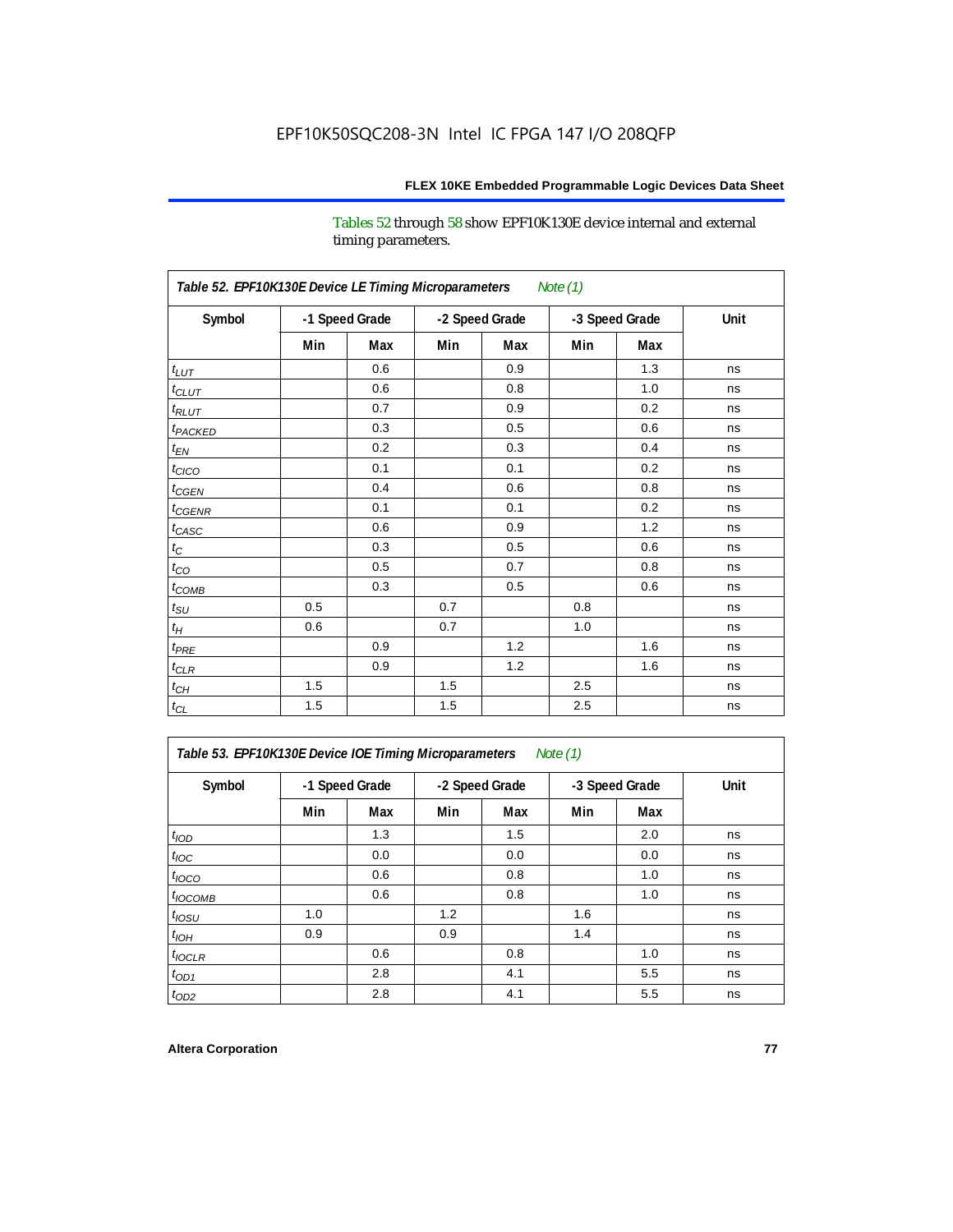EPF10K50SQC208-3N Intel IC FPGA 147 I/O 208QFP

Tables 52 through 58 show EPF10K130E device internal and external timing parameters.

**Table 52. EPF10K130E Device LE Timing Microparameters** *Note (1)*

| Symbol | -1 Speed Grade | | -2 Speed Grade | | -3 Speed Grade | | Unit |
|---|---|---|---|---|---|---|---|
| | Min | Max | Min | Max | Min | Max | |
| $t_{LUT}$ | | 0.6 | | 0.9 | | 1.3 | ns |
| $t_{CLUT}$ | | 0.6 | | 0.8 | | 1.0 | ns |
| $t_{RLUT}$ | | 0.7 | | 0.9 | | 0.2 | ns |
| $t_{PACKED}$ | | 0.3 | | 0.5 | | 0.6 | ns |
| $t_{EN}$ | | 0.2 | | 0.3 | | 0.4 | ns |
| $t_{CICO}$ | | 0.1 | | 0.1 | | 0.2 | ns |
| $t_{CGEN}$ | | 0.4 | | 0.6 | | 0.8 | ns |
| $t_{CGENR}$ | | 0.1 | | 0.1 | | 0.2 | ns |
| $t_{CASC}$ | | 0.6 | | 0.9 | | 1.2 | ns |
| $t_{C}$ | | 0.3 | | 0.5 | | 0.6 | ns |
| $t_{CO}$ | | 0.5 | | 0.7 | | 0.8 | ns |
| $t_{COMB}$ | | 0.3 | | 0.5 | | 0.6 | ns |
| $t_{SU}$ | 0.5 | | 0.7 | | 0.8 | | ns |
| $t_{H}$ | 0.6 | | 0.7 | | 1.0 | | ns |
| $t_{PRE}$ | | 0.9 | | 1.2 | | 1.6 | ns |
| $t_{CLR}$ | | 0.9 | | 1.2 | | 1.6 | ns |
| $t_{CH}$ | 1.5 | | 1.5 | | 2.5 | | ns |
| $t_{CL}$ | 1.5 | | 1.5 | | 2.5 | | ns |

**Table 53. EPF10K130E Device IOE Timing Microparameters** *Note (1)*

| Symbol | -1 Speed Grade | | -2 Speed Grade | | -3 Speed Grade | | Unit |
|---|---|---|---|---|---|---|---|
| | Min | Max | Min | Max | Min | Max | |
| $t_{IOD}$ | | 1.3 | | 1.5 | | 2.0 | ns |
| $t_{IOC}$ | | 0.0 | | 0.0 | | 0.0 | ns |
| $t_{IOCO}$ | | 0.6 | | 0.8 | | 1.0 | ns |
| $t_{IOCOMB}$ | | 0.6 | | 0.8 | | 1.0 | ns |
| $t_{IOSU}$ | 1.0 | | 1.2 | | 1.6 | | ns |
| $t_{IOH}$ | 0.9 | | 0.9 | | 1.4 | | ns |
| $t_{IOCLR}$ | | 0.6 | | 0.8 | | 1.0 | ns |
| $t_{OD1}$ | | 2.8 | | 4.1 | | 5.5 | ns |
| $t_{OD2}$ | | 2.8 | | 4.1 | | 5.5 | ns |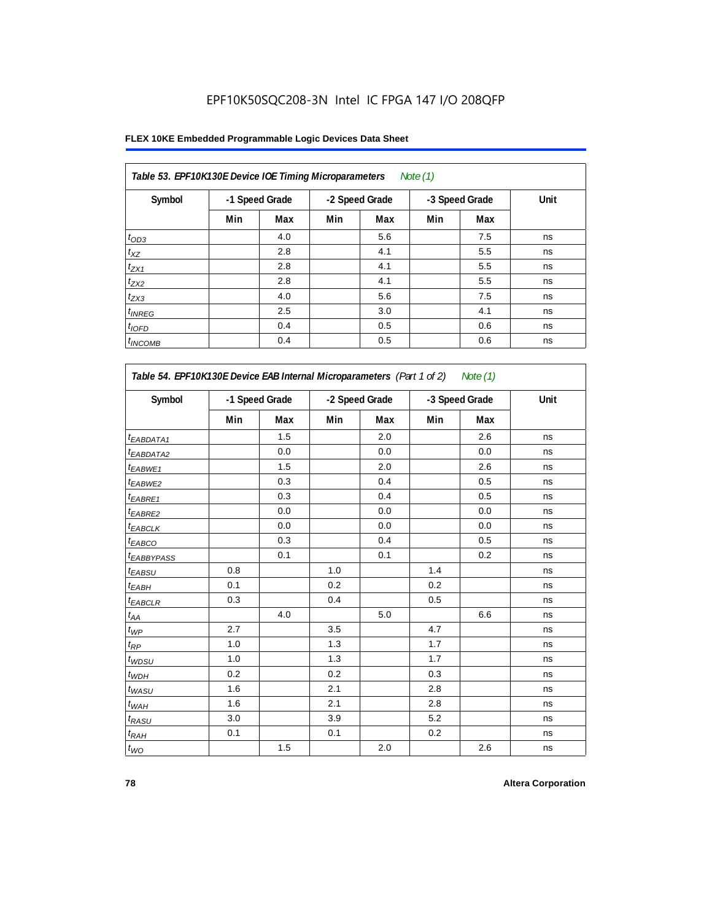EPF10K50SQC208-3N Intel IC FPGA 147 I/O 208QFP

**FLEX 10KE Embedded Programmable Logic Devices Data Sheet**

| *Table 53. EPF10K130E Device IOE Timing Microparameters Note (1)* | | | | | | | |
|---|---|---|---|---|---|---|---|
| **Symbol** | **-1 Speed Grade** | | **-2 Speed Grade** | | **-3 Speed Grade** | | **Unit** |
| | **Min** | **Max** | **Min** | **Max** | **Min** | **Max** | |
| $t_{OD3}$ | | 4.0 | | 5.6 | | 7.5 | ns |
| $t_{XZ}$ | | 2.8 | | 4.1 | | 5.5 | ns |
| $t_{ZX1}$ | | 2.8 | | 4.1 | | 5.5 | ns |
| $t_{ZX2}$ | | 2.8 | | 4.1 | | 5.5 | ns |
| $t_{ZX3}$ | | 4.0 | | 5.6 | | 7.5 | ns |
| $t_{INREG}$ | | 2.5 | | 3.0 | | 4.1 | ns |
| $t_{IOFD}$ | | 0.4 | | 0.5 | | 0.6 | ns |
| $t_{INCOMB}$ | | 0.4 | | 0.5 | | 0.6 | ns |

| *Table 54. EPF10K130E Device EAB Internal Microparameters (Part 1 of 2) Note (1)* | | | | | | | |
|---|---|---|---|---|---|---|---|
| **Symbol** | **-1 Speed Grade** | | **-2 Speed Grade** | | **-3 Speed Grade** | | **Unit** |
| | **Min** | **Max** | **Min** | **Max** | **Min** | **Max** | |
| $t_{EABDATA1}$ | | 1.5 | | 2.0 | | 2.6 | ns |
| $t_{EABDATA2}$ | | 0.0 | | 0.0 | | 0.0 | ns |
| $t_{EABWE1}$ | | 1.5 | | 2.0 | | 2.6 | ns |
| $t_{EABWE2}$ | | 0.3 | | 0.4 | | 0.5 | ns |
| $t_{EABRE1}$ | | 0.3 | | 0.4 | | 0.5 | ns |
| $t_{EABRE2}$ | | 0.0 | | 0.0 | | 0.0 | ns |
| $t_{EABCLK}$ | | 0.0 | | 0.0 | | 0.0 | ns |
| $t_{EABCO}$ | | 0.3 | | 0.4 | | 0.5 | ns |
| $t_{EABBYPASS}$ | | 0.1 | | 0.1 | | 0.2 | ns |
| $t_{EABSU}$ | 0.8 | | 1.0 | | 1.4 | | ns |
| $t_{EABH}$ | 0.1 | | 0.2 | | 0.2 | | ns |
| $t_{EABCLR}$ | 0.3 | | 0.4 | | 0.5 | | ns |
| $t_{AA}$ | | 4.0 | | 5.0 | | 6.6 | ns |
| $t_{WP}$ | 2.7 | | 3.5 | | 4.7 | | ns |
| $t_{RP}$ | 1.0 | | 1.3 | | 1.7 | | ns |
| $t_{WDSU}$ | 1.0 | | 1.3 | | 1.7 | | ns |
| $t_{WDH}$ | 0.2 | | 0.2 | | 0.3 | | ns |
| $t_{WASU}$ | 1.6 | | 2.1 | | 2.8 | | ns |
| $t_{WAH}$ | 1.6 | | 2.1 | | 2.8 | | ns |
| $t_{RASU}$ | 3.0 | | 3.9 | | 5.2 | | ns |
| $t_{RAH}$ | 0.1 | | 0.1 | | 0.2 | | ns |
| $t_{WO}$ | | 1.5 | | 2.0 | | 2.6 | ns |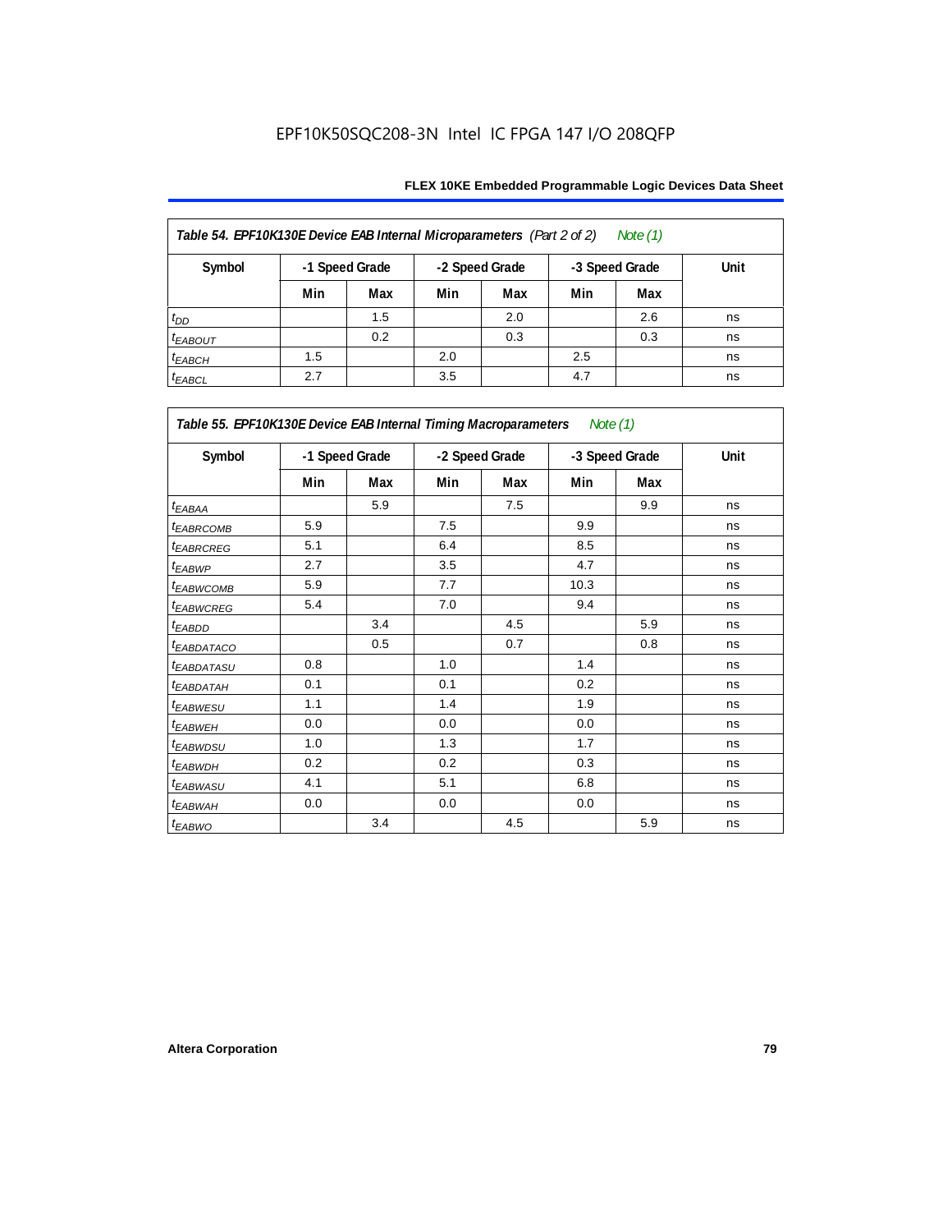EPF10K50SQC208-3N Intel IC FPGA 147 I/O 208QFP

| Table 54. EPF10K130E Device EAB Internal Microparameters (Part 2 of 2) Note (1) | | | | | | | |
|---|---|---|---|---|---|---|---|
| Symbol | -1 Speed Grade | | -2 Speed Grade | | -3 Speed Grade | | Unit |
| | Min | Max | Min | Max | Min | Max | |
| $t_{DD}$ | | 1.5 | | 2.0 | | 2.6 | ns |
| $t_{EABOUT}$ | | 0.2 | | 0.3 | | 0.3 | ns |
| $t_{EABCH}$ | 1.5 | | 2.0 | | 2.5 | | ns |
| $t_{EABCL}$ | 2.7 | | 3.5 | | 4.7 | | ns |

| Table 55. EPF10K130E Device EAB Internal Timing Macroparameters Note (1) | | | | | | | |
|---|---|---|---|---|---|---|---|
| Symbol | -1 Speed Grade | | -2 Speed Grade | | -3 Speed Grade | | Unit |
| | Min | Max | Min | Max | Min | Max | |
| $t_{EABAA}$ | | 5.9 | | 7.5 | | 9.9 | ns |
| $t_{EABRCOMB}$ | 5.9 | | 7.5 | | 9.9 | | ns |
| $t_{EABRCREG}$ | 5.1 | | 6.4 | | 8.5 | | ns |
| $t_{EABWP}$ | 2.7 | | 3.5 | | 4.7 | | ns |
| $t_{EABWCOMB}$ | 5.9 | | 7.7 | | 10.3 | | ns |
| $t_{EABWCREG}$ | 5.4 | | 7.0 | | 9.4 | | ns |
| $t_{EABDD}$ | | 3.4 | | 4.5 | | 5.9 | ns |
| $t_{EABDATACO}$ | | 0.5 | | 0.7 | | 0.8 | ns |
| $t_{EABDATASU}$ | 0.8 | | 1.0 | | 1.4 | | ns |
| $t_{EABDATAH}$ | 0.1 | | 0.1 | | 0.2 | | ns |
| $t_{EABWESU}$ | 1.1 | | 1.4 | | 1.9 | | ns |
| $t_{EABWEH}$ | 0.0 | | 0.0 | | 0.0 | | ns |
| $t_{EABWDSU}$ | 1.0 | | 1.3 | | 1.7 | | ns |
| $t_{EABWDH}$ | 0.2 | | 0.2 | | 0.3 | | ns |
| $t_{EABWASU}$ | 4.1 | | 5.1 | | 6.8 | | ns |
| $t_{EABWAH}$ | 0.0 | | 0.0 | | 0.0 | | ns |
| $t_{EABWO}$ | | 3.4 | | 4.5 | | 5.9 | ns |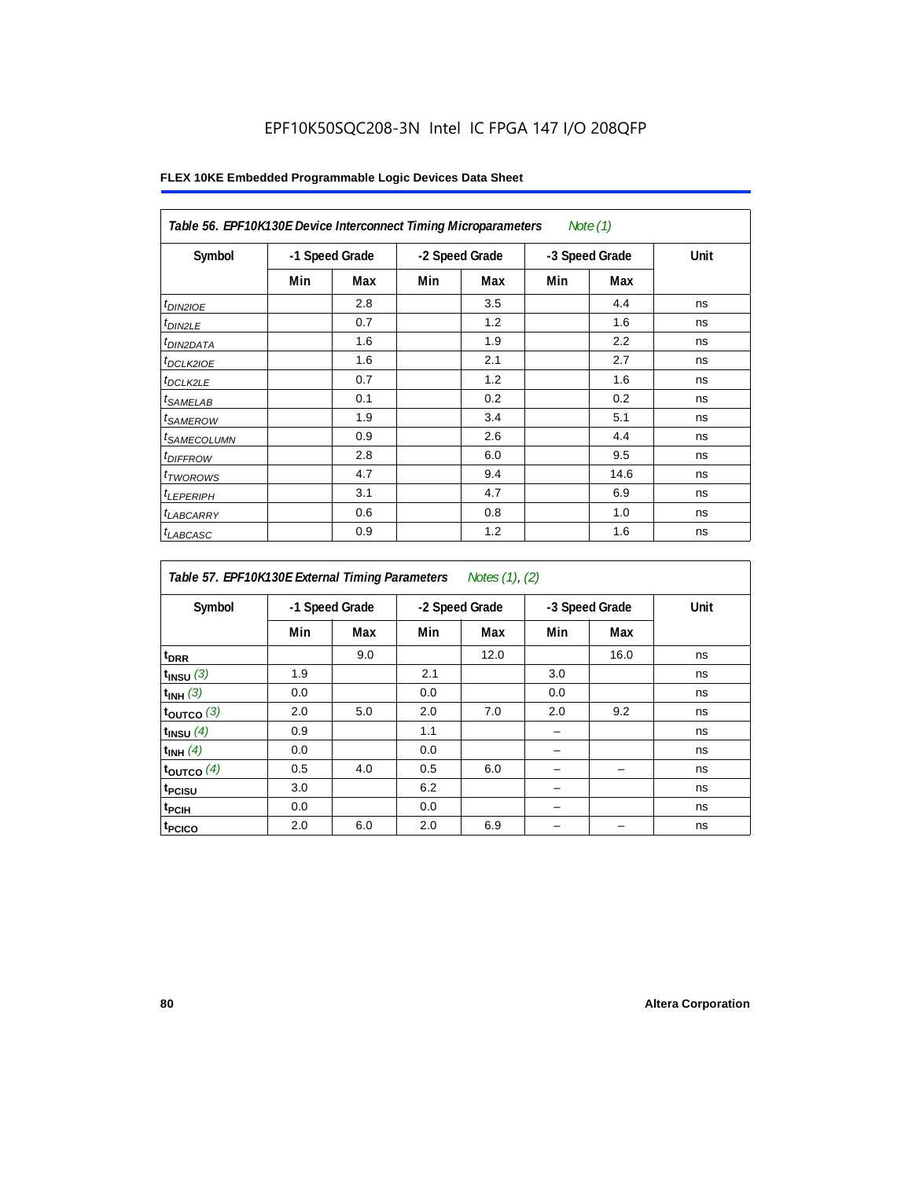EPF10K50SQC208-3N Intel IC FPGA 147 I/O 208QFP

**FLEX 10KE Embedded Programmable Logic Devices Data Sheet**

**Table 56. EPF10K130E Device Interconnect Timing Microparameters** *Note (1)*

| Symbol | -1 Speed Grade | | -2 Speed Grade | | -3 Speed Grade | | Unit |
|---|---|---|---|---|---|---|---|
| | Min | Max | Min | Max | Min | Max | |
| $t_{DIN2IOE}$ | | 2.8 | | 3.5 | | 4.4 | ns |
| $t_{DIN2LE}$ | | 0.7 | | 1.2 | | 1.6 | ns |
| $t_{DIN2DATA}$ | | 1.6 | | 1.9 | | 2.2 | ns |
| $t_{DCLK2IOE}$ | | 1.6 | | 2.1 | | 2.7 | ns |
| $t_{DCLK2LE}$ | | 0.7 | | 1.2 | | 1.6 | ns |
| $t_{SAMELAB}$ | | 0.1 | | 0.2 | | 0.2 | ns |
| $t_{SAMEROW}$ | | 1.9 | | 3.4 | | 5.1 | ns |
| $t_{SAMECOLUMN}$ | | 0.9 | | 2.6 | | 4.4 | ns |
| $t_{DIFFROW}$ | | 2.8 | | 6.0 | | 9.5 | ns |
| $t_{TWOROWS}$ | | 4.7 | | 9.4 | | 14.6 | ns |
| $t_{LEPERIPH}$ | | 3.1 | | 4.7 | | 6.9 | ns |
| $t_{LABCARRY}$ | | 0.6 | | 0.8 | | 1.0 | ns |
| $t_{LABCASC}$ | | 0.9 | | 1.2 | | 1.6 | ns |

**Table 57. EPF10K130E External Timing Parameters** *Notes (1), (2)*

| Symbol | -1 Speed Grade | | -2 Speed Grade | | -3 Speed Grade | | Unit |
|---|---|---|---|---|---|---|---|
| | Min | Max | Min | Max | Min | Max | |
| $t_{DRR}$ | | 9.0 | | 12.0 | | 16.0 | ns |
| $t_{INSU}$ *(3)* | 1.9 | | 2.1 | | 3.0 | | ns |
| $t_{INH}$ *(3)* | 0.0 | | 0.0 | | 0.0 | | ns |
| $t_{OUTCO}$ *(3)* | 2.0 | 5.0 | 2.0 | 7.0 | 2.0 | 9.2 | ns |
| $t_{INSU}$ *(4)* | 0.9 | | 1.1 | | – | | ns |
| $t_{INH}$ *(4)* | 0.0 | | 0.0 | | – | | ns |
| $t_{OUTCO}$ *(4)* | 0.5 | 4.0 | 0.5 | 6.0 | – | – | ns |
| $t_{PCISU}$ | 3.0 | | 6.2 | | – | | ns |
| $t_{PCIH}$ | 0.0 | | 0.0 | | – | | ns |
| $t_{PCICO}$ | 2.0 | 6.0 | 2.0 | 6.9 | – | – | ns |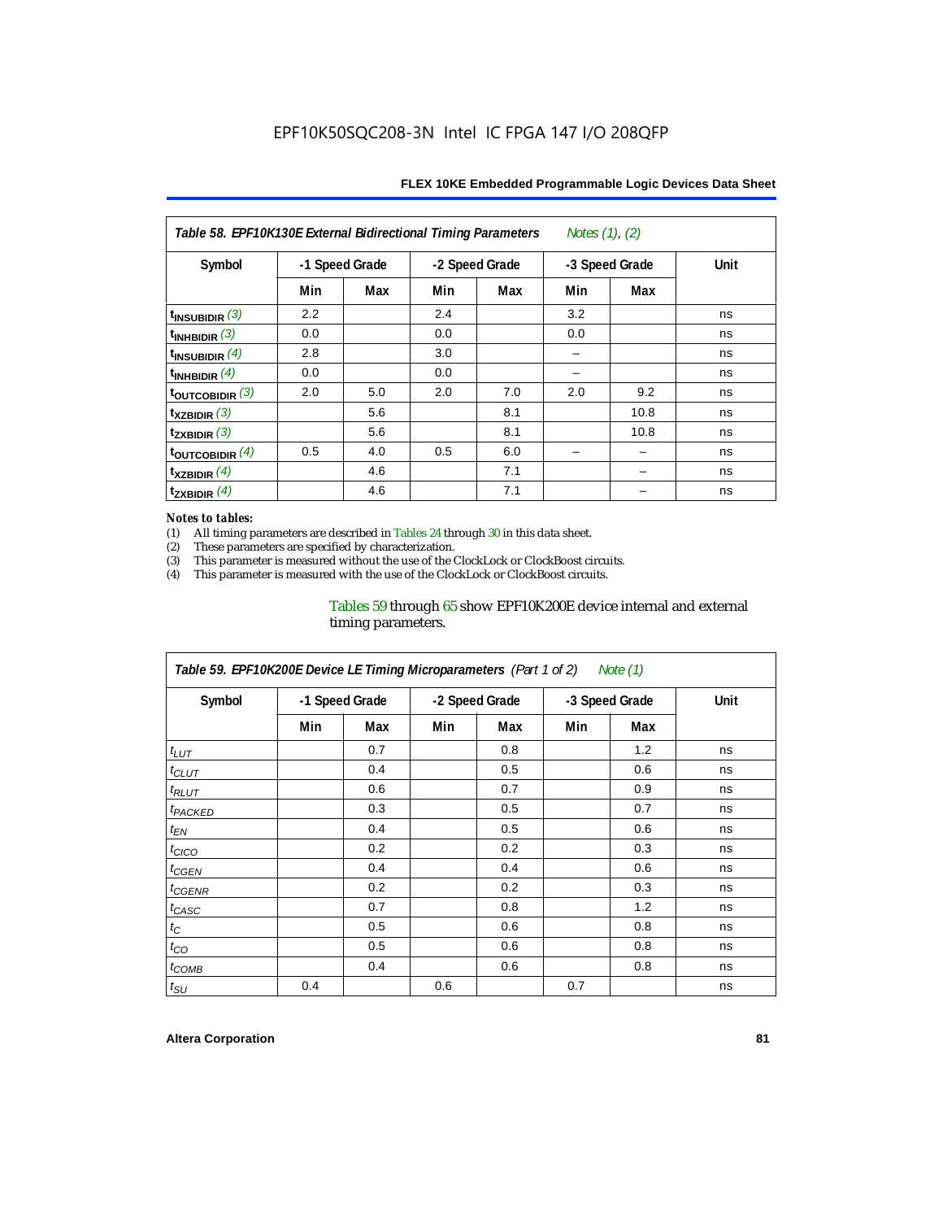EPF10K50SQC208-3N Intel IC FPGA 147 I/O 208QFP

| Table 58. EPF10K130E External Bidirectional Timing Parameters *Notes (1), (2)* | | | | | | | |
|---|---|---|---|---|---|---|---|
| Symbol | -1 Speed Grade | | -2 Speed Grade | | -3 Speed Grade | | Unit |
| | Min | Max | Min | Max | Min | Max | |
| $t_{INSUBIDIR}$ *(3)* | 2.2 | | 2.4 | | 3.2 | | ns |
| $t_{INHBIDIR}$ *(3)* | 0.0 | | 0.0 | | 0.0 | | ns |
| $t_{INSUBIDIR}$ *(4)* | 2.8 | | 3.0 | | – | | ns |
| $t_{INHBIDIR}$ *(4)* | 0.0 | | 0.0 | | – | | ns |
| $t_{OUTCOBIDIR}$ *(3)* | 2.0 | 5.0 | 2.0 | 7.0 | 2.0 | 9.2 | ns |
| $t_{XZBIDIR}$ *(3)* | | 5.6 | | 8.1 | | 10.8 | ns |
| $t_{ZXBIDIR}$ *(3)* | | 5.6 | | 8.1 | | 10.8 | ns |
| $t_{OUTCOBIDIR}$ *(4)* | 0.5 | 4.0 | 0.5 | 6.0 | – | – | ns |
| $t_{XZBIDIR}$ *(4)* | | 4.6 | | 7.1 | | – | ns |
| $t_{ZXBIDIR}$ *(4)* | | 4.6 | | 7.1 | | – | ns |

*Notes to tables:*

(1) All timing parameters are described in Tables 24 through 30 in this data sheet.
(2) These parameters are specified by characterization.
(3) This parameter is measured without the use of the ClockLock or ClockBoost circuits.
(4) This parameter is measured with the use of the ClockLock or ClockBoost circuits.

Tables 59 through 65 show EPF10K200E device internal and external timing parameters.

| Table 59. EPF10K200E Device LE Timing Microparameters *(Part 1 of 2)* *Note (1)* | | | | | | | |
|---|---|---|---|---|---|---|---|
| Symbol | -1 Speed Grade | | -2 Speed Grade | | -3 Speed Grade | | Unit |
| | Min | Max | Min | Max | Min | Max | |
| $t_{LUT}$ | | 0.7 | | 0.8 | | 1.2 | ns |
| $t_{CLUT}$ | | 0.4 | | 0.5 | | 0.6 | ns |
| $t_{RLUT}$ | | 0.6 | | 0.7 | | 0.9 | ns |
| $t_{PACKED}$ | | 0.3 | | 0.5 | | 0.7 | ns |
| $t_{EN}$ | | 0.4 | | 0.5 | | 0.6 | ns |
| $t_{CICO}$ | | 0.2 | | 0.2 | | 0.3 | ns |
| $t_{CGEN}$ | | 0.4 | | 0.4 | | 0.6 | ns |
| $t_{CGENR}$ | | 0.2 | | 0.2 | | 0.3 | ns |
| $t_{CASC}$ | | 0.7 | | 0.8 | | 1.2 | ns |
| $t_{C}$ | | 0.5 | | 0.6 | | 0.8 | ns |
| $t_{CO}$ | | 0.5 | | 0.6 | | 0.8 | ns |
| $t_{COMB}$ | | 0.4 | | 0.6 | | 0.8 | ns |
| $t_{SU}$ | 0.4 | | 0.6 | | 0.7 | | ns |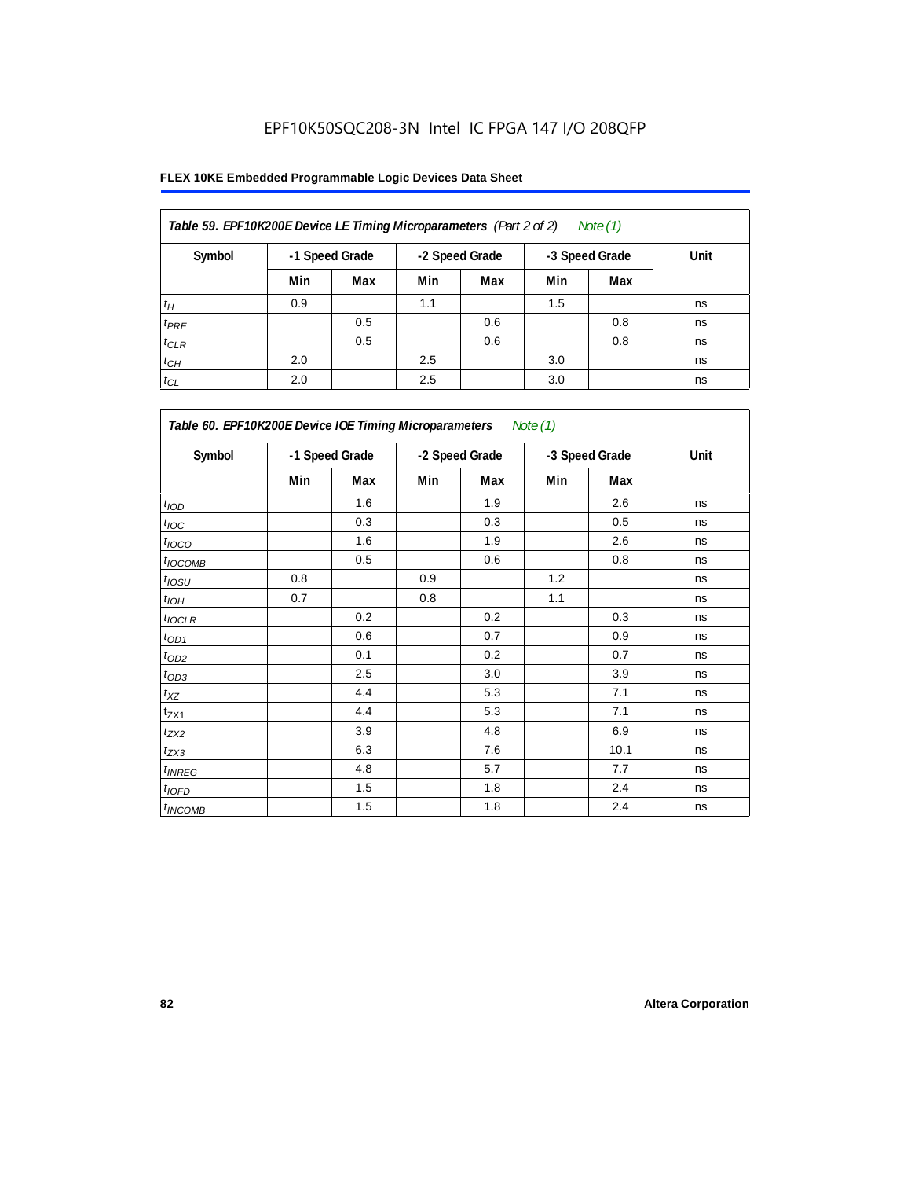EPF10K50SQC208-3N Intel IC FPGA 147 I/O 208QFP

**FLEX 10KE Embedded Programmable Logic Devices Data Sheet**

*Table 59. EPF10K200E Device LE Timing Microparameters (Part 2 of 2) Note (1)*

| Symbol | -1 Speed Grade | | -2 Speed Grade | | -3 Speed Grade | | Unit |
|---|---|---|---|---|---|---|---|
| | Min | Max | Min | Max | Min | Max | |
| $t_{H}$ | 0.9 | | 1.1 | | 1.5 | | ns |
| $t_{PRE}$ | | 0.5 | | 0.6 | | 0.8 | ns |
| $t_{CLR}$ | | 0.5 | | 0.6 | | 0.8 | ns |
| $t_{CH}$ | 2.0 | | 2.5 | | 3.0 | | ns |
| $t_{CL}$ | 2.0 | | 2.5 | | 3.0 | | ns |

*Table 60. EPF10K200E Device IOE Timing Microparameters Note (1)*

| Symbol | -1 Speed Grade | | -2 Speed Grade | | -3 Speed Grade | | Unit |
|---|---|---|---|---|---|---|---|
| | Min | Max | Min | Max | Min | Max | |
| $t_{IOD}$ | | 1.6 | | 1.9 | | 2.6 | ns |
| $t_{IOC}$ | | 0.3 | | 0.3 | | 0.5 | ns |
| $t_{IOCO}$ | | 1.6 | | 1.9 | | 2.6 | ns |
| $t_{IOCOMB}$ | | 0.5 | | 0.6 | | 0.8 | ns |
| $t_{IOSU}$ | 0.8 | | 0.9 | | 1.2 | | ns |
| $t_{IOH}$ | 0.7 | | 0.8 | | 1.1 | | ns |
| $t_{IOCLR}$ | | 0.2 | | 0.2 | | 0.3 | ns |
| $t_{OD1}$ | | 0.6 | | 0.7 | | 0.9 | ns |
| $t_{OD2}$ | | 0.1 | | 0.2 | | 0.7 | ns |
| $t_{OD3}$ | | 2.5 | | 3.0 | | 3.9 | ns |
| $t_{XZ}$ | | 4.4 | | 5.3 | | 7.1 | ns |
| $t_{ZX1}$ | | 4.4 | | 5.3 | | 7.1 | ns |
| $t_{ZX2}$ | | 3.9 | | 4.8 | | 6.9 | ns |
| $t_{ZX3}$ | | 6.3 | | 7.6 | | 10.1 | ns |
| $t_{INREG}$ | | 4.8 | | 5.7 | | 7.7 | ns |
| $t_{IOFD}$ | | 1.5 | | 1.8 | | 2.4 | ns |
| $t_{INCOMB}$ | | 1.5 | | 1.8 | | 2.4 | ns |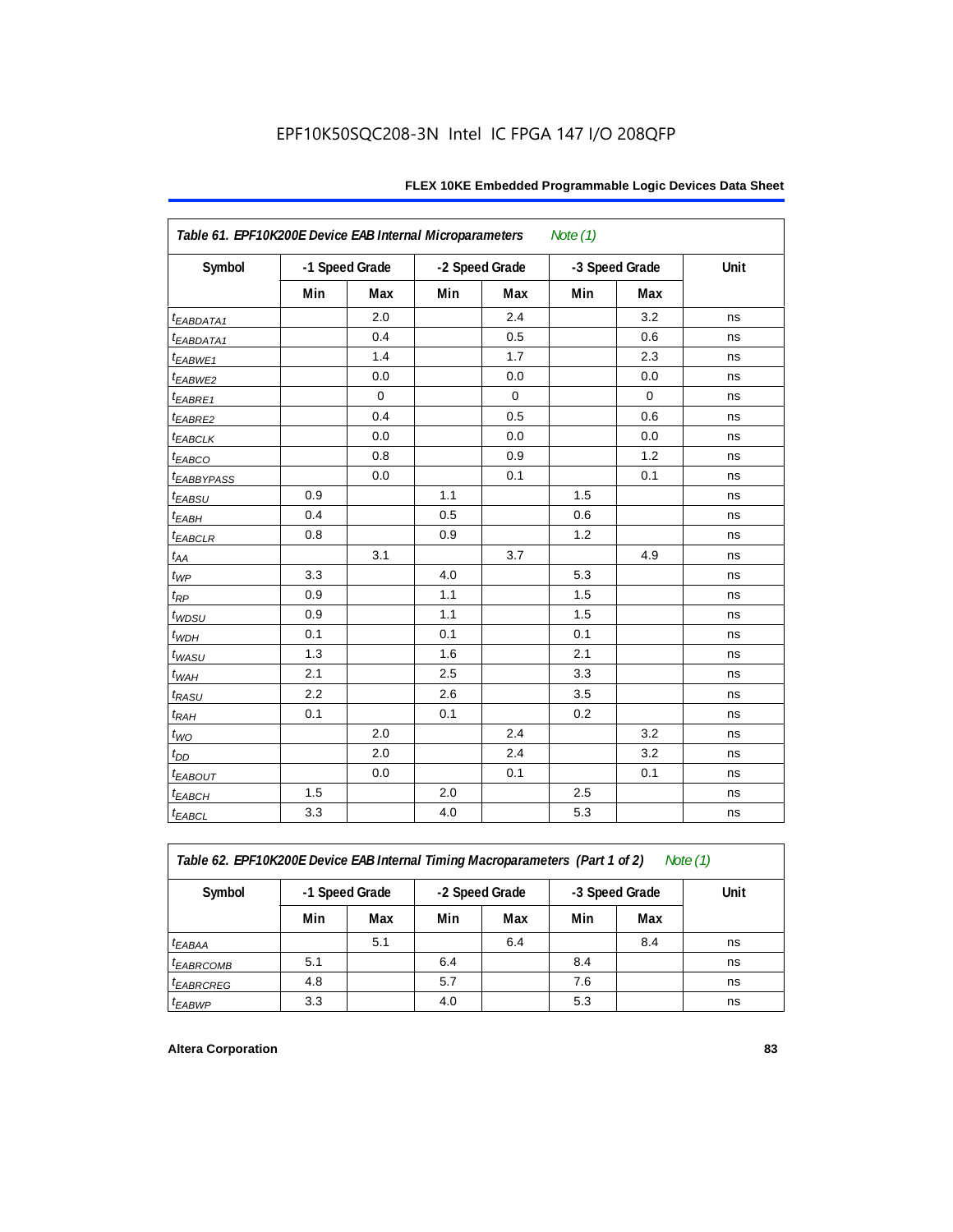EPF10K50SQC208-3N Intel IC FPGA 147 I/O 208QFP

| Table 61. EPF10K200E Device EAB Internal Microparameters *Note (1)* | | | | | | | |
|---|---|---|---|---|---|---|---|
| **Symbol** | **-1 Speed Grade** | | **-2 Speed Grade** | | **-3 Speed Grade** | | **Unit** |
| | **Min** | **Max** | **Min** | **Max** | **Min** | **Max** | |
| $t_{EABDATA1}$ | | 2.0 | | 2.4 | | 3.2 | ns |
| $t_{EABDATA1}$ | | 0.4 | | 0.5 | | 0.6 | ns |
| $t_{EABWE1}$ | | 1.4 | | 1.7 | | 2.3 | ns |
| $t_{EABWE2}$ | | 0.0 | | 0.0 | | 0.0 | ns |
| $t_{EABRE1}$ | | 0 | | 0 | | 0 | ns |
| $t_{EABRE2}$ | | 0.4 | | 0.5 | | 0.6 | ns |
| $t_{EABCLK}$ | | 0.0 | | 0.0 | | 0.0 | ns |
| $t_{EABCO}$ | | 0.8 | | 0.9 | | 1.2 | ns |
| $t_{EABBYPASS}$ | | 0.0 | | 0.1 | | 0.1 | ns |
| $t_{EABSU}$ | 0.9 | | 1.1 | | 1.5 | | ns |
| $t_{EABH}$ | 0.4 | | 0.5 | | 0.6 | | ns |
| $t_{EABCLR}$ | 0.8 | | 0.9 | | 1.2 | | ns |
| $t_{AA}$ | | 3.1 | | 3.7 | | 4.9 | ns |
| $t_{WP}$ | 3.3 | | 4.0 | | 5.3 | | ns |
| $t_{RP}$ | 0.9 | | 1.1 | | 1.5 | | ns |
| $t_{WDSU}$ | 0.9 | | 1.1 | | 1.5 | | ns |
| $t_{WDH}$ | 0.1 | | 0.1 | | 0.1 | | ns |
| $t_{WASU}$ | 1.3 | | 1.6 | | 2.1 | | ns |
| $t_{WAH}$ | 2.1 | | 2.5 | | 3.3 | | ns |
| $t_{RASU}$ | 2.2 | | 2.6 | | 3.5 | | ns |
| $t_{RAH}$ | 0.1 | | 0.1 | | 0.2 | | ns |
| $t_{WO}$ | | 2.0 | | 2.4 | | 3.2 | ns |
| $t_{DD}$ | | 2.0 | | 2.4 | | 3.2 | ns |
| $t_{EABOUT}$ | | 0.0 | | 0.1 | | 0.1 | ns |
| $t_{EABCH}$ | 1.5 | | 2.0 | | 2.5 | | ns |
| $t_{EABCL}$ | 3.3 | | 4.0 | | 5.3 | | ns |

| Table 62. EPF10K200E Device EAB Internal Timing Macroparameters (Part 1 of 2) *Note (1)* | | | | | | | |
|---|---|---|---|---|---|---|---|
| **Symbol** | **-1 Speed Grade** | | **-2 Speed Grade** | | **-3 Speed Grade** | | **Unit** |
| | **Min** | **Max** | **Min** | **Max** | **Min** | **Max** | |
| $t_{EABAA}$ | | 5.1 | | 6.4 | | 8.4 | ns |
| $t_{EABRCOMB}$ | 5.1 | | 6.4 | | 8.4 | | ns |
| $t_{EABRCREG}$ | 4.8 | | 5.7 | | 7.6 | | ns |
| $t_{EABWP}$ | 3.3 | | 4.0 | | 5.3 | | ns |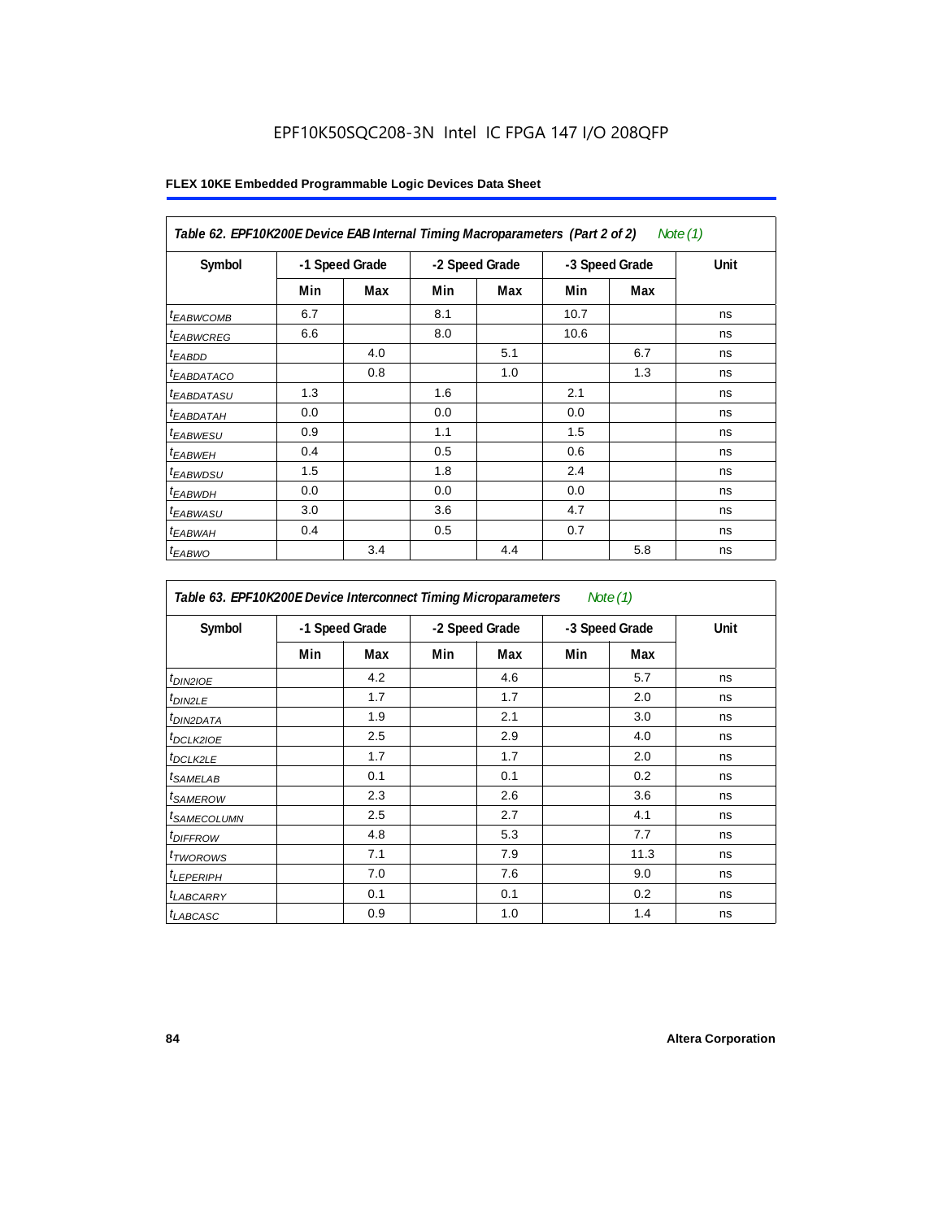EPF10K50SQC208-3N Intel IC FPGA 147 I/O 208QFP

**FLEX 10KE Embedded Programmable Logic Devices Data Sheet**

| *Table 62. EPF10K200E Device EAB Internal Timing Macroparameters (Part 2 of 2) Note (1)* | | | | | | | |
|---|---|---|---|---|---|---|---|
| **Symbol** | **-1 Speed Grade** | | **-2 Speed Grade** | | **-3 Speed Grade** | | **Unit** |
| | **Min** | **Max** | **Min** | **Max** | **Min** | **Max** | |
| $t_{EABWCOMB}$ | 6.7 | | 8.1 | | 10.7 | | ns |
| $t_{EABWCREG}$ | 6.6 | | 8.0 | | 10.6 | | ns |
| $t_{EABDD}$ | | 4.0 | | 5.1 | | 6.7 | ns |
| $t_{EABDATACO}$ | | 0.8 | | 1.0 | | 1.3 | ns |
| $t_{EABDATASU}$ | 1.3 | | 1.6 | | 2.1 | | ns |
| $t_{EABDATAH}$ | 0.0 | | 0.0 | | 0.0 | | ns |
| $t_{EABWESU}$ | 0.9 | | 1.1 | | 1.5 | | ns |
| $t_{EABWEH}$ | 0.4 | | 0.5 | | 0.6 | | ns |
| $t_{EABWDSU}$ | 1.5 | | 1.8 | | 2.4 | | ns |
| $t_{EABWDH}$ | 0.0 | | 0.0 | | 0.0 | | ns |
| $t_{EABWASU}$ | 3.0 | | 3.6 | | 4.7 | | ns |
| $t_{EABWAH}$ | 0.4 | | 0.5 | | 0.7 | | ns |
| $t_{EABWO}$ | | 3.4 | | 4.4 | | 5.8 | ns |

| *Table 63. EPF10K200E Device Interconnect Timing Microparameters Note (1)* | | | | | | | |
|---|---|---|---|---|---|---|---|
| **Symbol** | **-1 Speed Grade** | | **-2 Speed Grade** | | **-3 Speed Grade** | | **Unit** |
| | **Min** | **Max** | **Min** | **Max** | **Min** | **Max** | |
| $t_{DIN2IOE}$ | | 4.2 | | 4.6 | | 5.7 | ns |
| $t_{DIN2LE}$ | | 1.7 | | 1.7 | | 2.0 | ns |
| $t_{DIN2DATA}$ | | 1.9 | | 2.1 | | 3.0 | ns |
| $t_{DCLK2IOE}$ | | 2.5 | | 2.9 | | 4.0 | ns |
| $t_{DCLK2LE}$ | | 1.7 | | 1.7 | | 2.0 | ns |
| $t_{SAMELAB}$ | | 0.1 | | 0.1 | | 0.2 | ns |
| $t_{SAMEROW}$ | | 2.3 | | 2.6 | | 3.6 | ns |
| $t_{SAMECOLUMN}$ | | 2.5 | | 2.7 | | 4.1 | ns |
| $t_{DIFFROW}$ | | 4.8 | | 5.3 | | 7.7 | ns |
| $t_{TWOROWS}$ | | 7.1 | | 7.9 | | 11.3 | ns |
| $t_{LEPERIPH}$ | | 7.0 | | 7.6 | | 9.0 | ns |
| $t_{LABCARRY}$ | | 0.1 | | 0.1 | | 0.2 | ns |
| $t_{LABCASC}$ | | 0.9 | | 1.0 | | 1.4 | ns |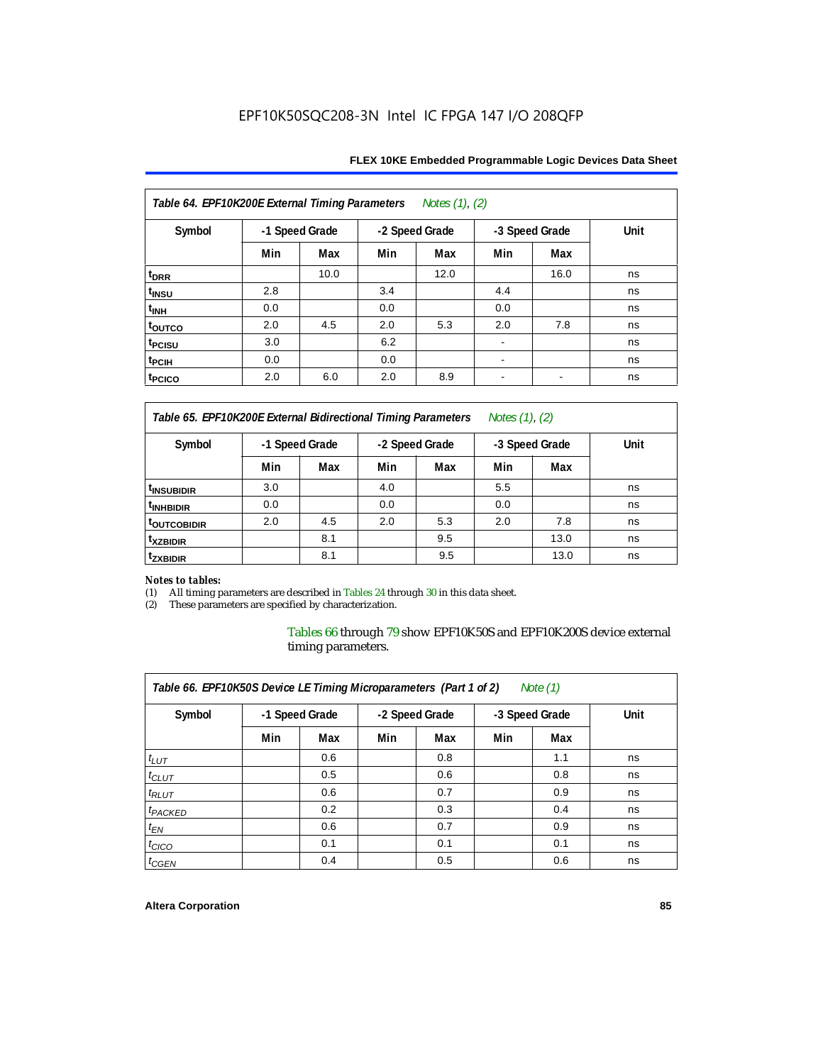**Table 64. EPF10K200E External Timing Parameters** *Notes (1), (2)*

| Symbol | -1 Speed Grade | | -2 Speed Grade | | -3 Speed Grade | | Unit |
|---|---|---|---|---|---|---|---|
| | Min | Max | Min | Max | Min | Max | |
| $t_{DRR}$ | | 10.0 | | 12.0 | | 16.0 | ns |
| $t_{INSU}$ | 2.8 | | 3.4 | | 4.4 | | ns |
| $t_{INH}$ | 0.0 | | 0.0 | | 0.0 | | ns |
| $t_{OUTCO}$ | 2.0 | 4.5 | 2.0 | 5.3 | 2.0 | 7.8 | ns |
| $t_{PCISU}$ | 3.0 | | 6.2 | | - | | ns |
| $t_{PCIH}$ | 0.0 | | 0.0 | | - | | ns |
| $t_{PCICO}$ | 2.0 | 6.0 | 2.0 | 8.9 | - | - | ns |

**Table 65. EPF10K200E External Bidirectional Timing Parameters** *Notes (1), (2)*

| Symbol | -1 Speed Grade | | -2 Speed Grade | | -3 Speed Grade | | Unit |
|---|---|---|---|---|---|---|---|
| | Min | Max | Min | Max | Min | Max | |
| $t_{INSUBIDIR}$ | 3.0 | | 4.0 | | 5.5 | | ns |
| $t_{INHBIDIR}$ | 0.0 | | 0.0 | | 0.0 | | ns |
| $t_{OUTCOBIDIR}$ | 2.0 | 4.5 | 2.0 | 5.3 | 2.0 | 7.8 | ns |
| $t_{XZBIDIR}$ | | 8.1 | | 9.5 | | 13.0 | ns |
| $t_{ZXBIDIR}$ | | 8.1 | | 9.5 | | 13.0 | ns |

*Notes to tables:*

(1) All timing parameters are described in Tables 24 through 30 in this data sheet.

(2) These parameters are specified by characterization.

Tables 66 through 79 show EPF10K50S and EPF10K200S device external timing parameters.

**Table 66. EPF10K50S Device LE Timing Microparameters (Part 1 of 2)** *Note (1)*

| Symbol | -1 Speed Grade | | -2 Speed Grade | | -3 Speed Grade | | Unit |
|---|---|---|---|---|---|---|---|
| | Min | Max | Min | Max | Min | Max | |
| $t_{LUT}$ | | 0.6 | | 0.8 | | 1.1 | ns |
| $t_{CLUT}$ | | 0.5 | | 0.6 | | 0.8 | ns |
| $t_{RLUT}$ | | 0.6 | | 0.7 | | 0.9 | ns |
| $t_{PACKED}$ | | 0.2 | | 0.3 | | 0.4 | ns |
| $t_{EN}$ | | 0.6 | | 0.7 | | 0.9 | ns |
| $t_{CICO}$ | | 0.1 | | 0.1 | | 0.1 | ns |
| $t_{CGEN}$ | | 0.4 | | 0.5 | | 0.6 | ns |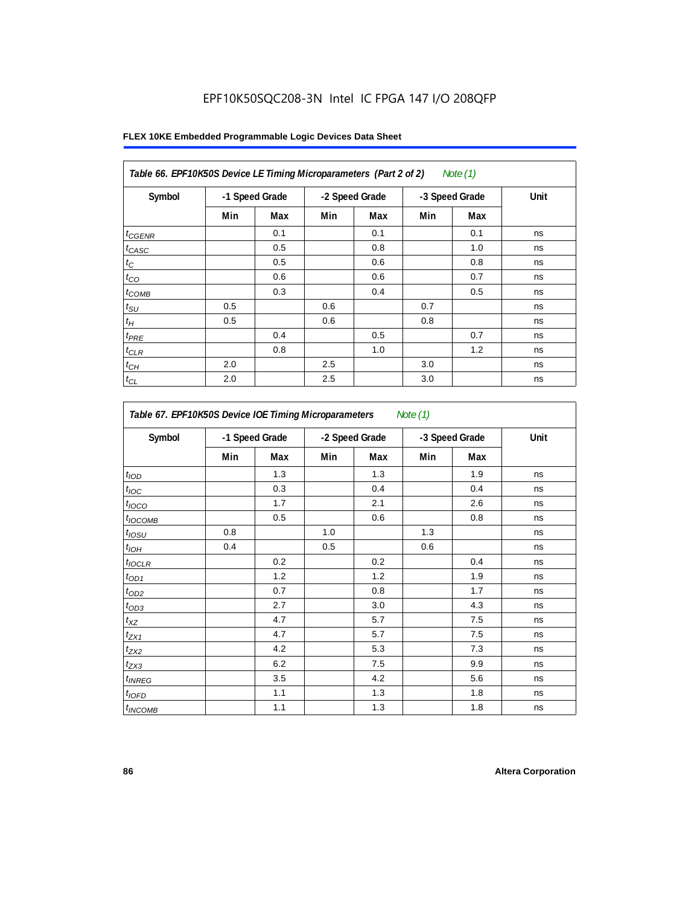EPF10K50SQC208-3N Intel IC FPGA 147 I/O 208QFP

**FLEX 10KE Embedded Programmable Logic Devices Data Sheet**

*Table 66. EPF10K50S Device LE Timing Microparameters (Part 2 of 2) Note (1)*

| Symbol | -1 Speed Grade | | -2 Speed Grade | | -3 Speed Grade | | Unit |
|---|---|---|---|---|---|---|---|
| | Min | Max | Min | Max | Min | Max | |
| $t_{CGENR}$ | | 0.1 | | 0.1 | | 0.1 | ns |
| $t_{CASC}$ | | 0.5 | | 0.8 | | 1.0 | ns |
| $t_C$ | | 0.5 | | 0.6 | | 0.8 | ns |
| $t_{CO}$ | | 0.6 | | 0.6 | | 0.7 | ns |
| $t_{COMB}$ | | 0.3 | | 0.4 | | 0.5 | ns |
| $t_{SU}$ | 0.5 | | 0.6 | | 0.7 | | ns |
| $t_H$ | 0.5 | | 0.6 | | 0.8 | | ns |
| $t_{PRE}$ | | 0.4 | | 0.5 | | 0.7 | ns |
| $t_{CLR}$ | | 0.8 | | 1.0 | | 1.2 | ns |
| $t_{CH}$ | 2.0 | | 2.5 | | 3.0 | | ns |
| $t_{CL}$ | 2.0 | | 2.5 | | 3.0 | | ns |

*Table 67. EPF10K50S Device IOE Timing Microparameters Note (1)*

| Symbol | -1 Speed Grade | | -2 Speed Grade | | -3 Speed Grade | | Unit |
|---|---|---|---|---|---|---|---|
| | Min | Max | Min | Max | Min | Max | |
| $t_{IOD}$ | | 1.3 | | 1.3 | | 1.9 | ns |
| $t_{IOC}$ | | 0.3 | | 0.4 | | 0.4 | ns |
| $t_{IOCO}$ | | 1.7 | | 2.1 | | 2.6 | ns |
| $t_{IOCOMB}$ | | 0.5 | | 0.6 | | 0.8 | ns |
| $t_{IOSU}$ | 0.8 | | 1.0 | | 1.3 | | ns |
| $t_{IOH}$ | 0.4 | | 0.5 | | 0.6 | | ns |
| $t_{IOCLR}$ | | 0.2 | | 0.2 | | 0.4 | ns |
| $t_{OD1}$ | | 1.2 | | 1.2 | | 1.9 | ns |
| $t_{OD2}$ | | 0.7 | | 0.8 | | 1.7 | ns |
| $t_{OD3}$ | | 2.7 | | 3.0 | | 4.3 | ns |
| $t_{XZ}$ | | 4.7 | | 5.7 | | 7.5 | ns |
| $t_{ZX1}$ | | 4.7 | | 5.7 | | 7.5 | ns |
| $t_{ZX2}$ | | 4.2 | | 5.3 | | 7.3 | ns |
| $t_{ZX3}$ | | 6.2 | | 7.5 | | 9.9 | ns |
| $t_{INREG}$ | | 3.5 | | 4.2 | | 5.6 | ns |
| $t_{IOFD}$ | | 1.1 | | 1.3 | | 1.8 | ns |
| $t_{INCOMB}$ | | 1.1 | | 1.3 | | 1.8 | ns |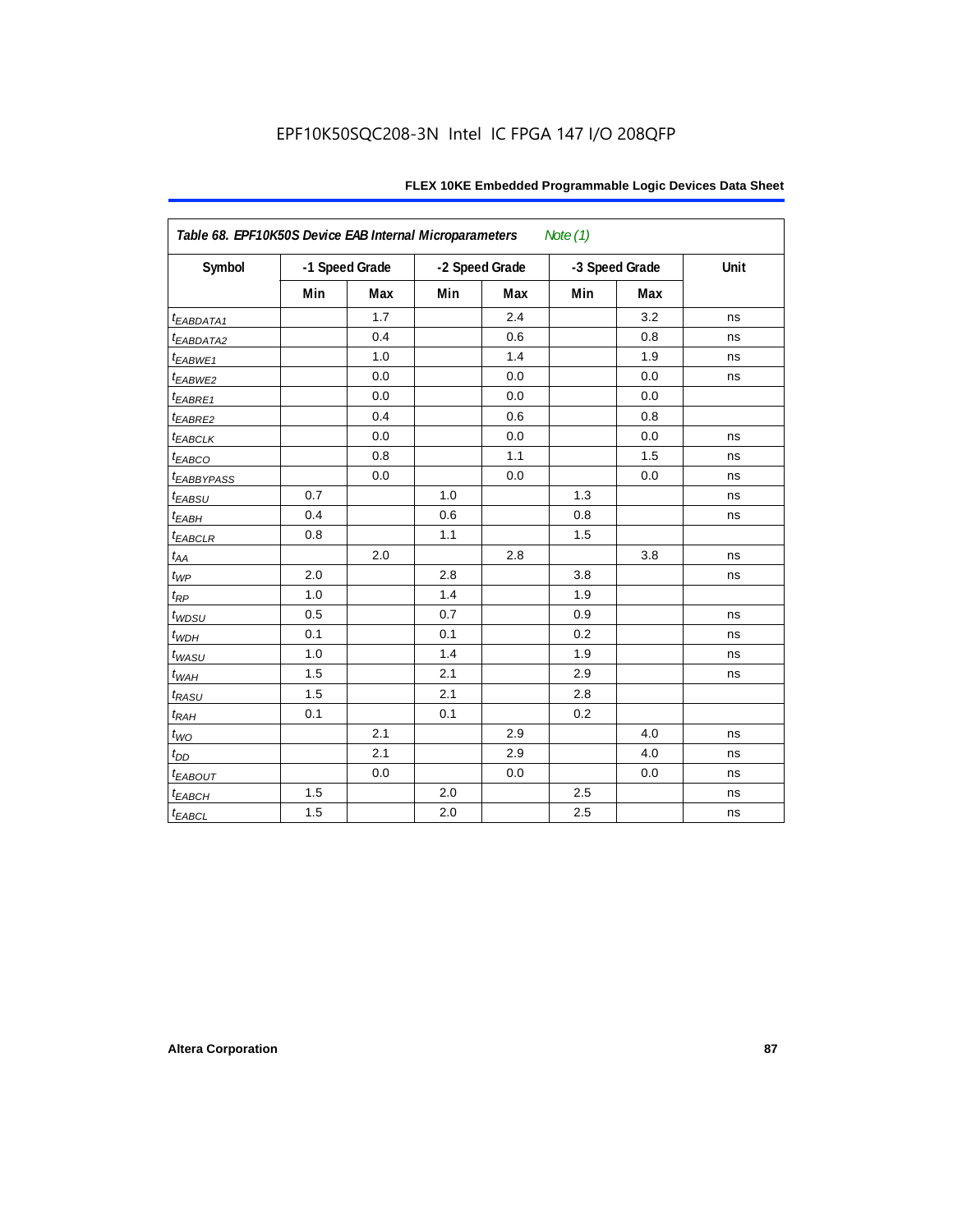EPF10K50SQC208-3N Intel IC FPGA 147 I/O 208QFP

| Table 68. EPF10K50S Device EAB Internal Microparameters *Note (1)* | | | | | | | |
|---|---|---|---|---|---|---|---|
| Symbol | -1 Speed Grade | | -2 Speed Grade | | -3 Speed Grade | | Unit |
| | Min | Max | Min | Max | Min | Max | |
| $t_{EABDATA1}$ | | 1.7 | | 2.4 | | 3.2 | ns |
| $t_{EABDATA2}$ | | 0.4 | | 0.6 | | 0.8 | ns |
| $t_{EABWE1}$ | | 1.0 | | 1.4 | | 1.9 | ns |
| $t_{EABWE2}$ | | 0.0 | | 0.0 | | 0.0 | ns |
| $t_{EABRE1}$ | | 0.0 | | 0.0 | | 0.0 | |
| $t_{EABRE2}$ | | 0.4 | | 0.6 | | 0.8 | |
| $t_{EABCLK}$ | | 0.0 | | 0.0 | | 0.0 | ns |
| $t_{EABCO}$ | | 0.8 | | 1.1 | | 1.5 | ns |
| $t_{EABBYPASS}$ | | 0.0 | | 0.0 | | 0.0 | ns |
| $t_{EABSU}$ | 0.7 | | 1.0 | | 1.3 | | ns |
| $t_{EABH}$ | 0.4 | | 0.6 | | 0.8 | | ns |
| $t_{EABCLR}$ | 0.8 | | 1.1 | | 1.5 | | |
| $t_{AA}$ | | 2.0 | | 2.8 | | 3.8 | ns |
| $t_{WP}$ | 2.0 | | 2.8 | | 3.8 | | ns |
| $t_{RP}$ | 1.0 | | 1.4 | | 1.9 | | |
| $t_{WDSU}$ | 0.5 | | 0.7 | | 0.9 | | ns |
| $t_{WDH}$ | 0.1 | | 0.1 | | 0.2 | | ns |
| $t_{WASU}$ | 1.0 | | 1.4 | | 1.9 | | ns |
| $t_{WAH}$ | 1.5 | | 2.1 | | 2.9 | | ns |
| $t_{RASU}$ | 1.5 | | 2.1 | | 2.8 | | |
| $t_{RAH}$ | 0.1 | | 0.1 | | 0.2 | | |
| $t_{WO}$ | | 2.1 | | 2.9 | | 4.0 | ns |
| $t_{DD}$ | | 2.1 | | 2.9 | | 4.0 | ns |
| $t_{EABOUT}$ | | 0.0 | | 0.0 | | 0.0 | ns |
| $t_{EABCH}$ | 1.5 | | 2.0 | | 2.5 | | ns |
| $t_{EABCL}$ | 1.5 | | 2.0 | | 2.5 | | ns |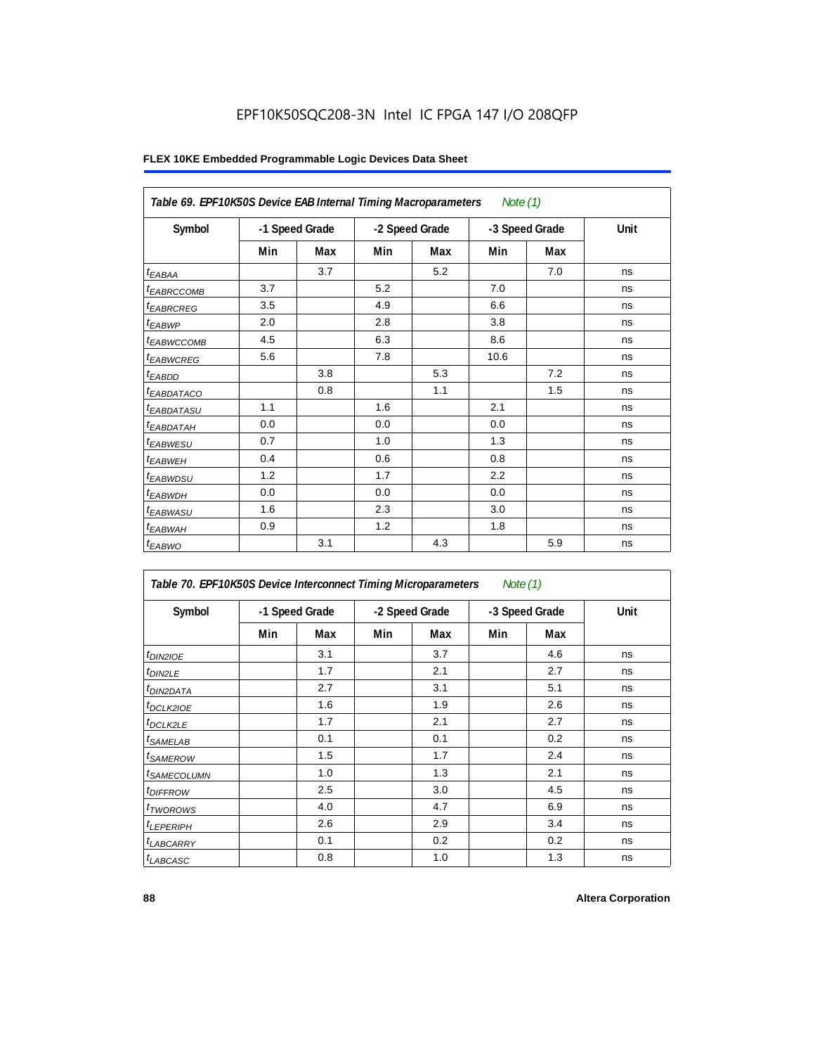EPF10K50SQC208-3N Intel IC FPGA 147 I/O 208QFP

**FLEX 10KE Embedded Programmable Logic Devices Data Sheet**

| Table 69. EPF10K50S Device EAB Internal Timing Macroparameters *Note (1)* | | | | | | | |
|---|---|---|---|---|---|---|---|
| Symbol | -1 Speed Grade | | -2 Speed Grade | | -3 Speed Grade | | Unit |
| | Min | Max | Min | Max | Min | Max | |
| $t_{EABAA}$ | | 3.7 | | 5.2 | | 7.0 | ns |
| $t_{EABRCCOMB}$ | 3.7 | | 5.2 | | 7.0 | | ns |
| $t_{EABRCREG}$ | 3.5 | | 4.9 | | 6.6 | | ns |
| $t_{EABWP}$ | 2.0 | | 2.8 | | 3.8 | | ns |
| $t_{EABWCCOMB}$ | 4.5 | | 6.3 | | 8.6 | | ns |
| $t_{EABWCREG}$ | 5.6 | | 7.8 | | 10.6 | | ns |
| $t_{EABDD}$ | | 3.8 | | 5.3 | | 7.2 | ns |
| $t_{EABDATACO}$ | | 0.8 | | 1.1 | | 1.5 | ns |
| $t_{EABDATASU}$ | 1.1 | | 1.6 | | 2.1 | | ns |
| $t_{EABDATAH}$ | 0.0 | | 0.0 | | 0.0 | | ns |
| $t_{EABWESU}$ | 0.7 | | 1.0 | | 1.3 | | ns |
| $t_{EABWEH}$ | 0.4 | | 0.6 | | 0.8 | | ns |
| $t_{EABWDSU}$ | 1.2 | | 1.7 | | 2.2 | | ns |
| $t_{EABWDH}$ | 0.0 | | 0.0 | | 0.0 | | ns |
| $t_{EABWASU}$ | 1.6 | | 2.3 | | 3.0 | | ns |
| $t_{EABWAH}$ | 0.9 | | 1.2 | | 1.8 | | ns |
| $t_{EABWO}$ | | 3.1 | | 4.3 | | 5.9 | ns |

| Table 70. EPF10K50S Device Interconnect Timing Microparameters *Note (1)* | | | | | | | |
|---|---|---|---|---|---|---|---|
| Symbol | -1 Speed Grade | | -2 Speed Grade | | -3 Speed Grade | | Unit |
| | Min | Max | Min | Max | Min | Max | |
| $t_{DIN2IOE}$ | | 3.1 | | 3.7 | | 4.6 | ns |
| $t_{DIN2LE}$ | | 1.7 | | 2.1 | | 2.7 | ns |
| $t_{DIN2DATA}$ | | 2.7 | | 3.1 | | 5.1 | ns |
| $t_{DCLK2IOE}$ | | 1.6 | | 1.9 | | 2.6 | ns |
| $t_{DCLK2LE}$ | | 1.7 | | 2.1 | | 2.7 | ns |
| $t_{SAMELAB}$ | | 0.1 | | 0.1 | | 0.2 | ns |
| $t_{SAMEROW}$ | | 1.5 | | 1.7 | | 2.4 | ns |
| $t_{SAMECOLUMN}$ | | 1.0 | | 1.3 | | 2.1 | ns |
| $t_{DIFFROW}$ | | 2.5 | | 3.0 | | 4.5 | ns |
| $t_{TWOROWS}$ | | 4.0 | | 4.7 | | 6.9 | ns |
| $t_{LEPERIPH}$ | | 2.6 | | 2.9 | | 3.4 | ns |
| $t_{LABCARRY}$ | | 0.1 | | 0.2 | | 0.2 | ns |
| $t_{LABCASC}$ | | 0.8 | | 1.0 | | 1.3 | ns |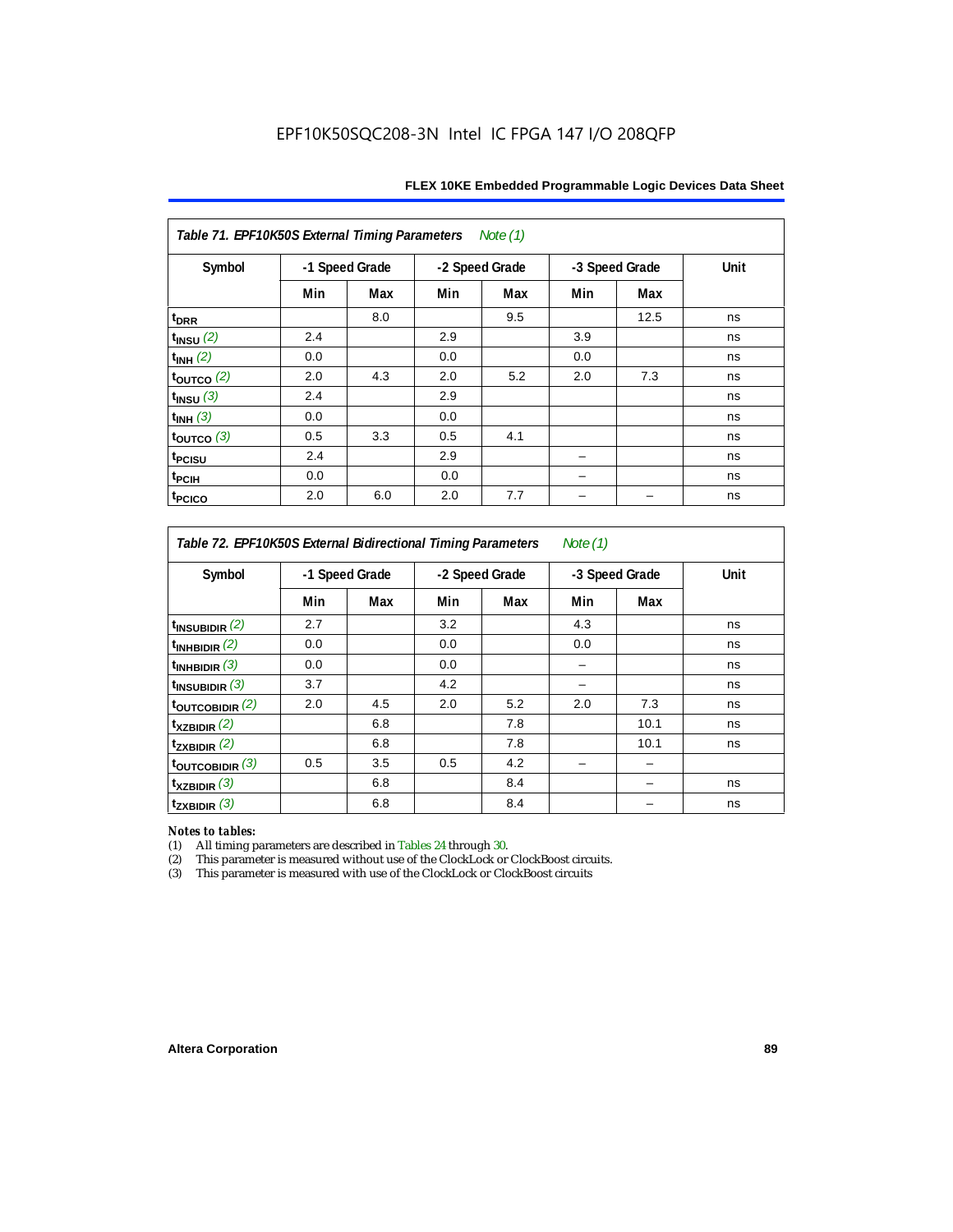**Table 71. EPF10K50S External Timing Parameters** *Note (1)*

| Symbol | -1 Speed Grade | | -2 Speed Grade | | -3 Speed Grade | | Unit |
|---|---|---|---|---|---|---|---|
| | Min | Max | Min | Max | Min | Max | |
| $t_{DRR}$ | | 8.0 | | 9.5 | | 12.5 | ns |
| $t_{INSU}$ *(2)* | 2.4 | | 2.9 | | 3.9 | | ns |
| $t_{INH}$ *(2)* | 0.0 | | 0.0 | | 0.0 | | ns |
| $t_{OUTCO}$ *(2)* | 2.0 | 4.3 | 2.0 | 5.2 | 2.0 | 7.3 | ns |
| $t_{INSU}$ *(3)* | 2.4 | | 2.9 | | | | ns |
| $t_{INH}$ *(3)* | 0.0 | | 0.0 | | | | ns |
| $t_{OUTCO}$ *(3)* | 0.5 | 3.3 | 0.5 | 4.1 | | | ns |
| $t_{PCISU}$ | 2.4 | | 2.9 | | – | | ns |
| $t_{PCIH}$ | 0.0 | | 0.0 | | – | | ns |
| $t_{PCICO}$ | 2.0 | 6.0 | 2.0 | 7.7 | – | – | ns |

**Table 72. EPF10K50S External Bidirectional Timing Parameters** *Note (1)*

| Symbol | -1 Speed Grade | | -2 Speed Grade | | -3 Speed Grade | | Unit |
|---|---|---|---|---|---|---|---|
| | Min | Max | Min | Max | Min | Max | |
| $t_{INSUBIDIR}$ *(2)* | 2.7 | | 3.2 | | 4.3 | | ns |
| $t_{INHBIDIR}$ *(2)* | 0.0 | | 0.0 | | 0.0 | | ns |
| $t_{INHBIDIR}$ *(3)* | 0.0 | | 0.0 | | – | | ns |
| $t_{INSUBIDIR}$ *(3)* | 3.7 | | 4.2 | | – | | ns |
| $t_{OUTCOBIDIR}$ *(2)* | 2.0 | 4.5 | 2.0 | 5.2 | 2.0 | 7.3 | ns |
| $t_{XZBIDIR}$ *(2)* | | 6.8 | | 7.8 | | 10.1 | ns |
| $t_{ZXBIDIR}$ *(2)* | | 6.8 | | 7.8 | | 10.1 | ns |
| $t_{OUTCOBIDIR}$ *(3)* | 0.5 | 3.5 | 0.5 | 4.2 | – | – | |
| $t_{XZBIDIR}$ *(3)* | | 6.8 | | 8.4 | | – | ns |
| $t_{ZXBIDIR}$ *(3)* | | 6.8 | | 8.4 | | – | ns |

*Notes to tables:*

(1) All timing parameters are described in Tables 24 through 30.
(2) This parameter is measured without use of the ClockLock or ClockBoost circuits.
(3) This parameter is measured with use of the ClockLock or ClockBoost circuits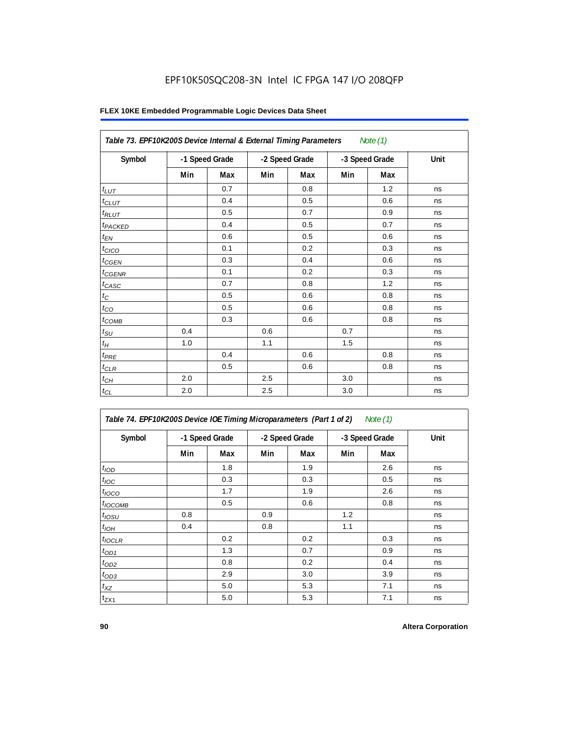EPF10K50SQC208-3N Intel IC FPGA 147 I/O 208QFP

**FLEX 10KE Embedded Programmable Logic Devices Data Sheet**

| *Table 73. EPF10K200S Device Internal & External Timing Parameters* *Note (1)* | | | | | | | |
|---|---|---|---|---|---|---|---|
| **Symbol** | **-1 Speed Grade** | | **-2 Speed Grade** | | **-3 Speed Grade** | | **Unit** |
| | **Min** | **Max** | **Min** | **Max** | **Min** | **Max** | |
| $t_{LUT}$ | | 0.7 | | 0.8 | | 1.2 | ns |
| $t_{CLUT}$ | | 0.4 | | 0.5 | | 0.6 | ns |
| $t_{RLUT}$ | | 0.5 | | 0.7 | | 0.9 | ns |
| $t_{PACKED}$ | | 0.4 | | 0.5 | | 0.7 | ns |
| $t_{EN}$ | | 0.6 | | 0.5 | | 0.6 | ns |
| $t_{CICO}$ | | 0.1 | | 0.2 | | 0.3 | ns |
| $t_{CGEN}$ | | 0.3 | | 0.4 | | 0.6 | ns |
| $t_{CGENR}$ | | 0.1 | | 0.2 | | 0.3 | ns |
| $t_{CASC}$ | | 0.7 | | 0.8 | | 1.2 | ns |
| $t_C$ | | 0.5 | | 0.6 | | 0.8 | ns |
| $t_{CO}$ | | 0.5 | | 0.6 | | 0.8 | ns |
| $t_{COMB}$ | | 0.3 | | 0.6 | | 0.8 | ns |
| $t_{SU}$ | 0.4 | | 0.6 | | 0.7 | | ns |
| $t_H$ | 1.0 | | 1.1 | | 1.5 | | ns |
| $t_{PRE}$ | | 0.4 | | 0.6 | | 0.8 | ns |
| $t_{CLR}$ | | 0.5 | | 0.6 | | 0.8 | ns |
| $t_{CH}$ | 2.0 | | 2.5 | | 3.0 | | ns |
| $t_{CL}$ | 2.0 | | 2.5 | | 3.0 | | ns |

| *Table 74. EPF10K200S Device IOE Timing Microparameters (Part 1 of 2)* *Note (1)* | | | | | | | |
|---|---|---|---|---|---|---|---|
| **Symbol** | **-1 Speed Grade** | | **-2 Speed Grade** | | **-3 Speed Grade** | | **Unit** |
| | **Min** | **Max** | **Min** | **Max** | **Min** | **Max** | |
| $t_{IOD}$ | | 1.8 | | 1.9 | | 2.6 | ns |
| $t_{IOC}$ | | 0.3 | | 0.3 | | 0.5 | ns |
| $t_{IOCO}$ | | 1.7 | | 1.9 | | 2.6 | ns |
| $t_{IOCOMB}$ | | 0.5 | | 0.6 | | 0.8 | ns |
| $t_{IOSU}$ | 0.8 | | 0.9 | | 1.2 | | ns |
| $t_{IOH}$ | 0.4 | | 0.8 | | 1.1 | | ns |
| $t_{IOCLR}$ | | 0.2 | | 0.2 | | 0.3 | ns |
| $t_{OD1}$ | | 1.3 | | 0.7 | | 0.9 | ns |
| $t_{OD2}$ | | 0.8 | | 0.2 | | 0.4 | ns |
| $t_{OD3}$ | | 2.9 | | 3.0 | | 3.9 | ns |
| $t_{XZ}$ | | 5.0 | | 5.3 | | 7.1 | ns |
| $t_{ZX1}$ | | 5.0 | | 5.3 | | 7.1 | ns |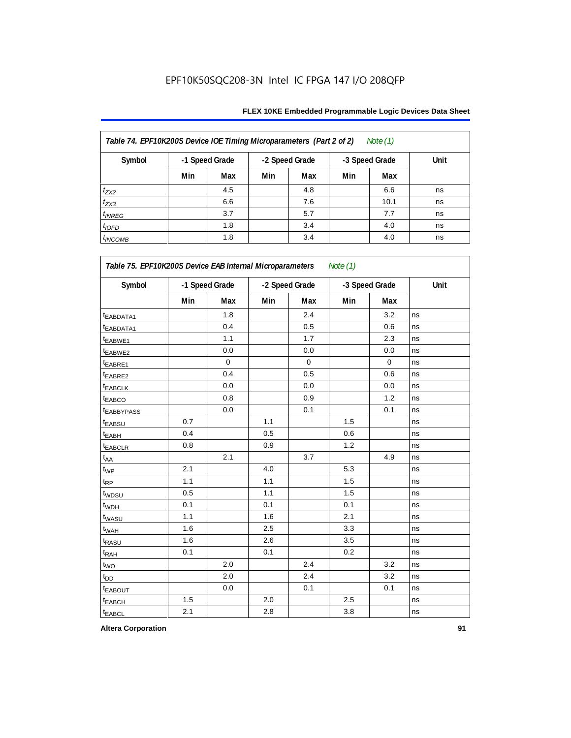EPF10K50SQC208-3N Intel IC FPGA 147 I/O 208QFP

| Table 74. EPF10K200S Device IOE Timing Microparameters (Part 2 of 2) Note (1) | | | | | | | |
|---|---|---|---|---|---|---|---|
| Symbol | -1 Speed Grade | | -2 Speed Grade | | -3 Speed Grade | | Unit |
| | Min | Max | Min | Max | Min | Max | |
| $t_{ZX2}$ | | 4.5 | | 4.8 | | 6.6 | ns |
| $t_{ZX3}$ | | 6.6 | | 7.6 | | 10.1 | ns |
| $t_{INREG}$ | | 3.7 | | 5.7 | | 7.7 | ns |
| $t_{IOFD}$ | | 1.8 | | 3.4 | | 4.0 | ns |
| $t_{INCOMB}$ | | 1.8 | | 3.4 | | 4.0 | ns |

| Table 75. EPF10K200S Device EAB Internal Microparameters Note (1) | | | | | | | |
|---|---|---|---|---|---|---|---|
| Symbol | -1 Speed Grade | | -2 Speed Grade | | -3 Speed Grade | | Unit |
| | Min | Max | Min | Max | Min | Max | |
| $t_{EABDATA1}$ | | 1.8 | | 2.4 | | 3.2 | ns |
| $t_{EABDATA1}$ | | 0.4 | | 0.5 | | 0.6 | ns |
| $t_{EABWE1}$ | | 1.1 | | 1.7 | | 2.3 | ns |
| $t_{EABWE2}$ | | 0.0 | | 0.0 | | 0.0 | ns |
| $t_{EABRE1}$ | | 0 | | 0 | | 0 | ns |
| $t_{EABRE2}$ | | 0.4 | | 0.5 | | 0.6 | ns |
| $t_{EABCLK}$ | | 0.0 | | 0.0 | | 0.0 | ns |
| $t_{EABCO}$ | | 0.8 | | 0.9 | | 1.2 | ns |
| $t_{EABBYPASS}$ | | 0.0 | | 0.1 | | 0.1 | ns |
| $t_{EABSU}$ | 0.7 | | 1.1 | | 1.5 | | ns |
| $t_{EABH}$ | 0.4 | | 0.5 | | 0.6 | | ns |
| $t_{EABCLR}$ | 0.8 | | 0.9 | | 1.2 | | ns |
| $t_{AA}$ | | 2.1 | | 3.7 | | 4.9 | ns |
| $t_{WP}$ | 2.1 | | 4.0 | | 5.3 | | ns |
| $t_{RP}$ | 1.1 | | 1.1 | | 1.5 | | ns |
| $t_{WDSU}$ | 0.5 | | 1.1 | | 1.5 | | ns |
| $t_{WDH}$ | 0.1 | | 0.1 | | 0.1 | | ns |
| $t_{WASU}$ | 1.1 | | 1.6 | | 2.1 | | ns |
| $t_{WAH}$ | 1.6 | | 2.5 | | 3.3 | | ns |
| $t_{RASU}$ | 1.6 | | 2.6 | | 3.5 | | ns |
| $t_{RAH}$ | 0.1 | | 0.1 | | 0.2 | | ns |
| $t_{WO}$ | | 2.0 | | 2.4 | | 3.2 | ns |
| $t_{DD}$ | | 2.0 | | 2.4 | | 3.2 | ns |
| $t_{EABOUT}$ | | 0.0 | | 0.1 | | 0.1 | ns |
| $t_{EABCH}$ | 1.5 | | 2.0 | | 2.5 | | ns |
| $t_{EABCL}$ | 2.1 | | 2.8 | | 3.8 | | ns |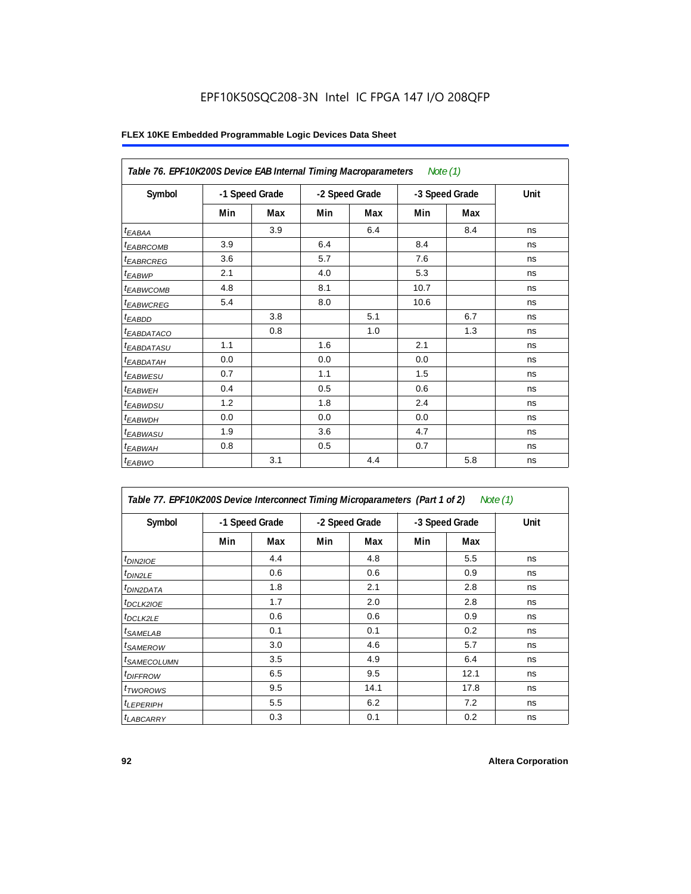EPF10K50SQC208-3N Intel IC FPGA 147 I/O 208QFP

**FLEX 10KE Embedded Programmable Logic Devices Data Sheet**

| *Table 76. EPF10K200S Device EAB Internal Timing Macroparameters* *Note (1)* | | | | | | | |
|---|---|---|---|---|---|---|---|
| **Symbol** | **-1 Speed Grade** | | **-2 Speed Grade** | | **-3 Speed Grade** | | **Unit** |
| | **Min** | **Max** | **Min** | **Max** | **Min** | **Max** | |
| $t_{EABAA}$ | | 3.9 | | 6.4 | | 8.4 | ns |
| $t_{EABRCOMB}$ | 3.9 | | 6.4 | | 8.4 | | ns |
| $t_{EABRCREG}$ | 3.6 | | 5.7 | | 7.6 | | ns |
| $t_{EABWP}$ | 2.1 | | 4.0 | | 5.3 | | ns |
| $t_{EABWCOMB}$ | 4.8 | | 8.1 | | 10.7 | | ns |
| $t_{EABWCREG}$ | 5.4 | | 8.0 | | 10.6 | | ns |
| $t_{EABDD}$ | | 3.8 | | 5.1 | | 6.7 | ns |
| $t_{EABDATACO}$ | | 0.8 | | 1.0 | | 1.3 | ns |
| $t_{EABDATASU}$ | 1.1 | | 1.6 | | 2.1 | | ns |
| $t_{EABDATAH}$ | 0.0 | | 0.0 | | 0.0 | | ns |
| $t_{EABWESU}$ | 0.7 | | 1.1 | | 1.5 | | ns |
| $t_{EABWEH}$ | 0.4 | | 0.5 | | 0.6 | | ns |
| $t_{EABWDSU}$ | 1.2 | | 1.8 | | 2.4 | | ns |
| $t_{EABWDH}$ | 0.0 | | 0.0 | | 0.0 | | ns |
| $t_{EABWASU}$ | 1.9 | | 3.6 | | 4.7 | | ns |
| $t_{EABWAH}$ | 0.8 | | 0.5 | | 0.7 | | ns |
| $t_{EABWO}$ | | 3.1 | | 4.4 | | 5.8 | ns |

| *Table 77. EPF10K200S Device Interconnect Timing Microparameters (Part 1 of 2)* *Note (1)* | | | | | | | |
|---|---|---|---|---|---|---|---|
| **Symbol** | **-1 Speed Grade** | | **-2 Speed Grade** | | **-3 Speed Grade** | | **Unit** |
| | **Min** | **Max** | **Min** | **Max** | **Min** | **Max** | |
| $t_{DIN2IOE}$ | | 4.4 | | 4.8 | | 5.5 | ns |
| $t_{DIN2LE}$ | | 0.6 | | 0.6 | | 0.9 | ns |
| $t_{DIN2DATA}$ | | 1.8 | | 2.1 | | 2.8 | ns |
| $t_{DCLK2IOE}$ | | 1.7 | | 2.0 | | 2.8 | ns |
| $t_{DCLK2LE}$ | | 0.6 | | 0.6 | | 0.9 | ns |
| $t_{SAMELAB}$ | | 0.1 | | 0.1 | | 0.2 | ns |
| $t_{SAMEROW}$ | | 3.0 | | 4.6 | | 5.7 | ns |
| $t_{SAMECOLUMN}$ | | 3.5 | | 4.9 | | 6.4 | ns |
| $t_{DIFFROW}$ | | 6.5 | | 9.5 | | 12.1 | ns |
| $t_{TWOROWS}$ | | 9.5 | | 14.1 | | 17.8 | ns |
| $t_{LEPERIPH}$ | | 5.5 | | 6.2 | | 7.2 | ns |
| $t_{LABCARRY}$ | | 0.3 | | 0.1 | | 0.2 | ns |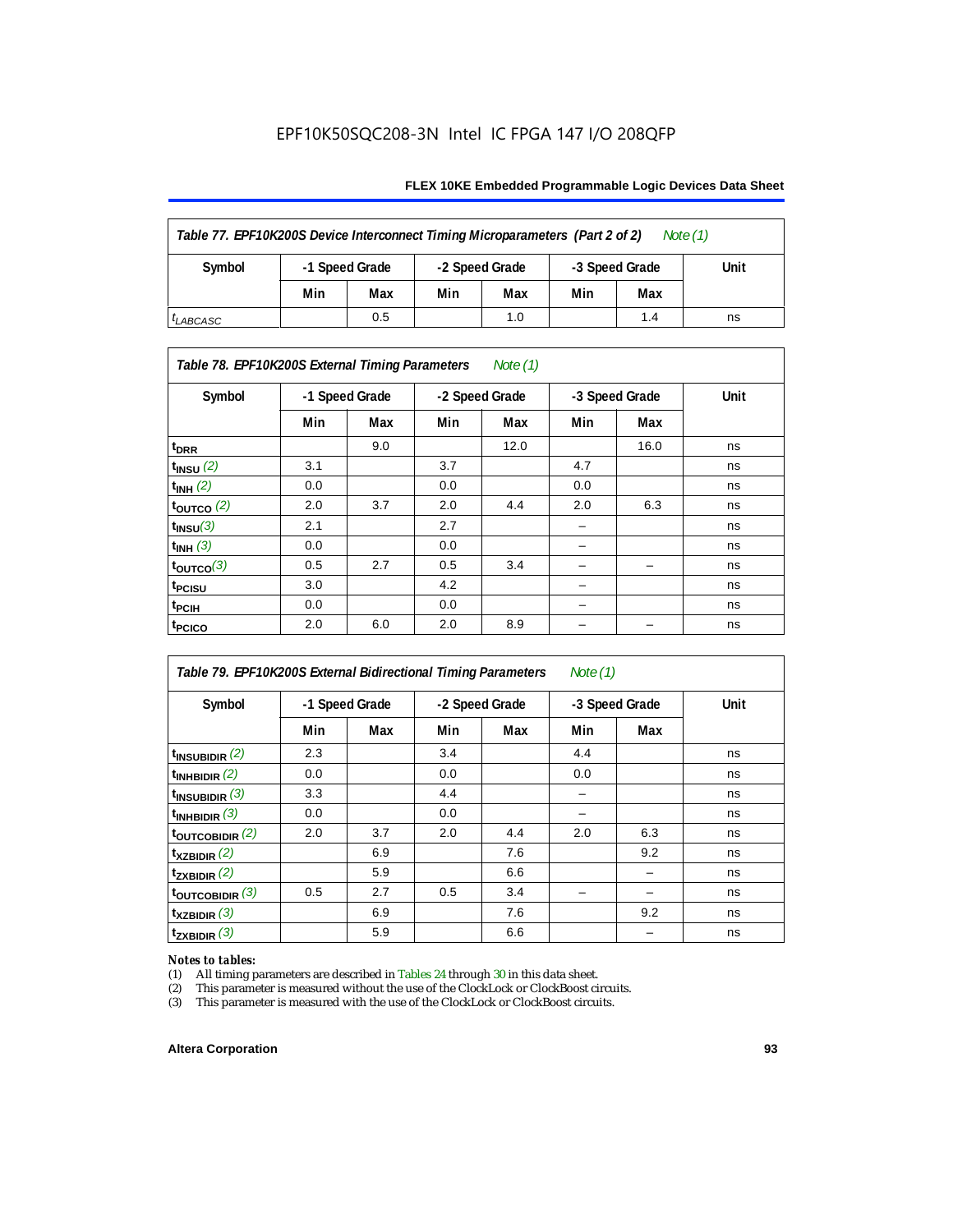EPF10K50SQC208-3N Intel IC FPGA 147 I/O 208QFP

| *Table 77. EPF10K200S Device Interconnect Timing Microparameters (Part 2 of 2) Note (1)* | | | | | | | |
|---|---|---|---|---|---|---|---|
| **Symbol** | **-1 Speed Grade** | | **-2 Speed Grade** | | **-3 Speed Grade** | | **Unit** |
| | **Min** | **Max** | **Min** | **Max** | **Min** | **Max** | |
| $t_{LABCASC}$ | | 0.5 | | 1.0 | | 1.4 | ns |

| *Table 78. EPF10K200S External Timing Parameters Note (1)* | | | | | | | |
|---|---|---|---|---|---|---|---|
| **Symbol** | **-1 Speed Grade** | | **-2 Speed Grade** | | **-3 Speed Grade** | | **Unit** |
| | **Min** | **Max** | **Min** | **Max** | **Min** | **Max** | |
| $t_{DRR}$ | | 9.0 | | 12.0 | | 16.0 | ns |
| $t_{INSU}$ (2) | 3.1 | | 3.7 | | 4.7 | | ns |
| $t_{INH}$ (2) | 0.0 | | 0.0 | | 0.0 | | ns |
| $t_{OUTCO}$ (2) | 2.0 | 3.7 | 2.0 | 4.4 | 2.0 | 6.3 | ns |
| $t_{INSU}$ (3) | 2.1 | | 2.7 | | – | | ns |
| $t_{INH}$ (3) | 0.0 | | 0.0 | | – | | ns |
| $t_{OUTCO}$ (3) | 0.5 | 2.7 | 0.5 | 3.4 | – | – | ns |
| $t_{PCISU}$ | 3.0 | | 4.2 | | – | | ns |
| $t_{PCIH}$ | 0.0 | | 0.0 | | – | | ns |
| $t_{PCICO}$ | 2.0 | 6.0 | 2.0 | 8.9 | – | – | ns |

| *Table 79. EPF10K200S External Bidirectional Timing Parameters Note (1)* | | | | | | | |
|---|---|---|---|---|---|---|---|
| **Symbol** | **-1 Speed Grade** | | **-2 Speed Grade** | | **-3 Speed Grade** | | **Unit** |
| | **Min** | **Max** | **Min** | **Max** | **Min** | **Max** | |
| $t_{INSUBIDIR}$ (2) | 2.3 | | 3.4 | | 4.4 | | ns |
| $t_{INHBIDIR}$ (2) | 0.0 | | 0.0 | | 0.0 | | ns |
| $t_{INSUBIDIR}$ (3) | 3.3 | | 4.4 | | – | | ns |
| $t_{INHBIDIR}$ (3) | 0.0 | | 0.0 | | – | | ns |
| $t_{OUTCOBIDIR}$ (2) | 2.0 | 3.7 | 2.0 | 4.4 | 2.0 | 6.3 | ns |
| $t_{XZBIDIR}$ (2) | | 6.9 | | 7.6 | | 9.2 | ns |
| $t_{ZXBIDIR}$ (2) | | 5.9 | | 6.6 | | – | ns |
| $t_{OUTCOBIDIR}$ (3) | 0.5 | 2.7 | 0.5 | 3.4 | – | – | ns |
| $t_{XZBIDIR}$ (3) | | 6.9 | | 7.6 | | 9.2 | ns |
| $t_{ZXBIDIR}$ (3) | | 5.9 | | 6.6 | | – | ns |

*Notes to tables:*

(1) All timing parameters are described in Tables 24 through 30 in this data sheet.
(2) This parameter is measured without the use of the ClockLock or ClockBoost circuits.
(3) This parameter is measured with the use of the ClockLock or ClockBoost circuits.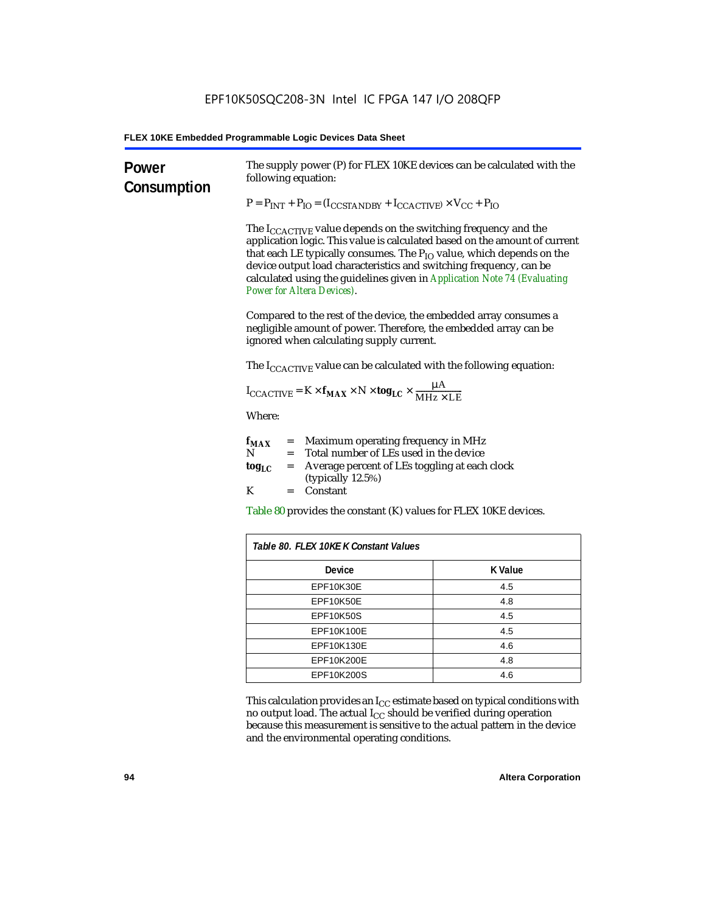## Power Consumption

The supply power (P) for FLEX 10KE devices can be calculated with the following equation:

$$P = P_{INT} + P_{IO} = (I_{CCSTANDBY} + I_{CCACTIVE}) \times V_{CC} + P_{IO}$$

The $I_{CCACTIVE}$ value depends on the switching frequency and the application logic. This value is calculated based on the amount of current that each LE typically consumes. The $P_{IO}$ value, which depends on the device output load characteristics and switching frequency, can be calculated using the guidelines given in *Application Note 74 (Evaluating Power for Altera Devices)*.

Compared to the rest of the device, the embedded array consumes a negligible amount of power. Therefore, the embedded array can be ignored when calculating supply current.

The $I_{CCACTIVE}$ value can be calculated with the following equation:

$$I_{CCACTIVE} = K \times \mathbf{f_{MAX}} \times N \times \mathbf{tog_{LC}} \times \frac{\mu A}{MHz \times LE}$$

Where:

$\mathbf{f_{MAX}}$ = Maximum operating frequency in MHz
$N$ = Total number of LEs used in the device
$\mathbf{tog_{LC}}$ = Average percent of LEs toggling at each clock (typically 12.5%)
$K$ = Constant

Table 80 provides the constant (K) values for FLEX 10KE devices.

*Table 80. FLEX 10KE K Constant Values*

| Device | K Value |
|---|---|
| EPF10K30E | 4.5 |
| EPF10K50E | 4.8 |
| EPF10K50S | 4.5 |
| EPF10K100E | 4.5 |
| EPF10K130E | 4.6 |
| EPF10K200E | 4.8 |
| EPF10K200S | 4.6 |

This calculation provides an $I_{CC}$ estimate based on typical conditions with no output load. The actual $I_{CC}$ should be verified during operation because this measurement is sensitive to the actual pattern in the device and the environmental operating conditions.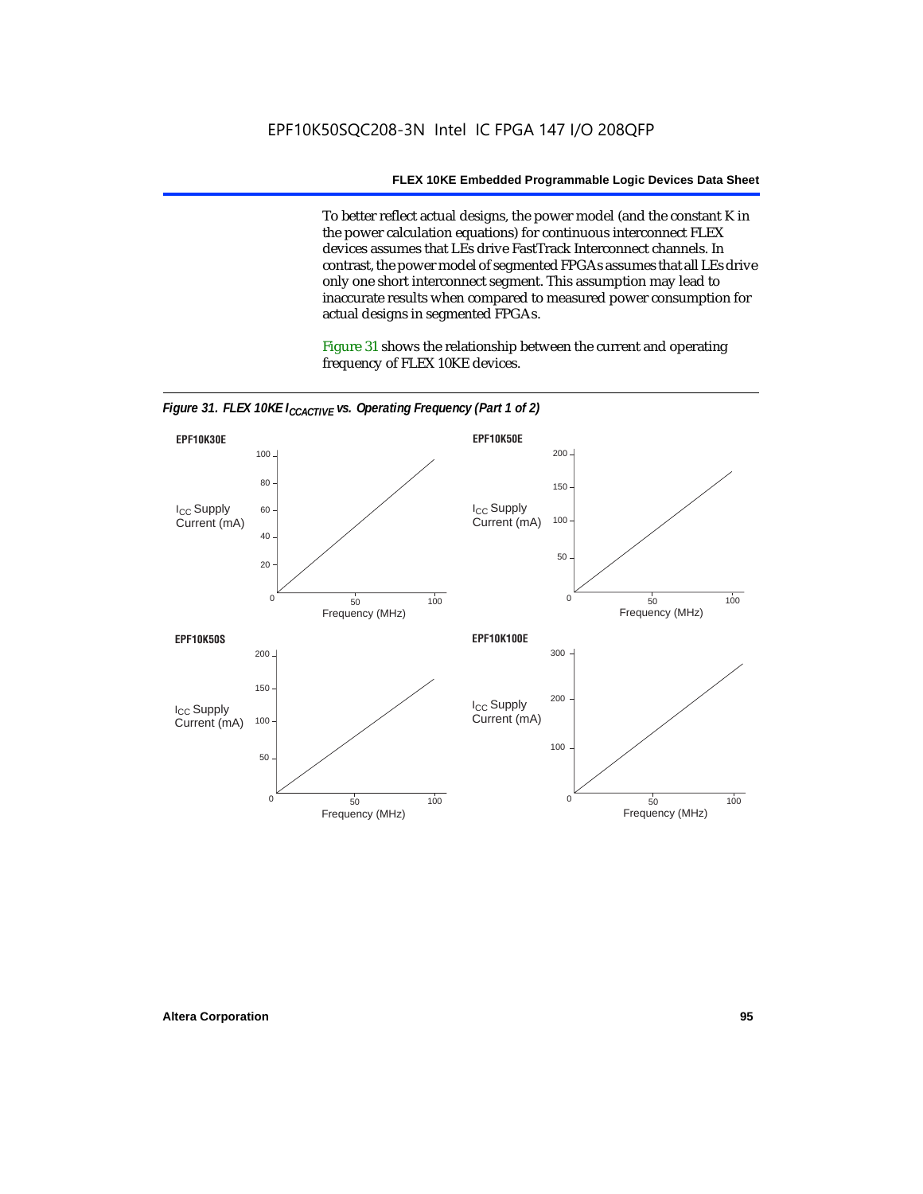To better reflect actual designs, the power model (and the constant K in the power calculation equations) for continuous interconnect FLEX devices assumes that LEs drive FastTrack Interconnect channels. In contrast, the power model of segmented FPGAs assumes that all LEs drive only one short interconnect segment. This assumption may lead to inaccurate results when compared to measured power consumption for actual designs in segmented FPGAs.

Figure 31 shows the relationship between the current and operating frequency of FLEX 10KE devices.

*Figure 31. FLEX 10KE $I_{CCACTIVE}$ vs. Operating Frequency (Part 1 of 2)*

EPF10K30E

$I_{CC}$ Supply Current (mA)

0
20
40
60
80
100

Frequency (MHz)

50
100

EPF10K50E

$I_{CC}$ Supply Current (mA)

0
50
100
150
200

Frequency (MHz)

50
100

EPF10K50S

$I_{CC}$ Supply Current (mA)

0
50
100
150
200

Frequency (MHz)

50
100

EPF10K100E

$I_{CC}$ Supply Current (mA)

0
100
200
300

Frequency (MHz)

50
100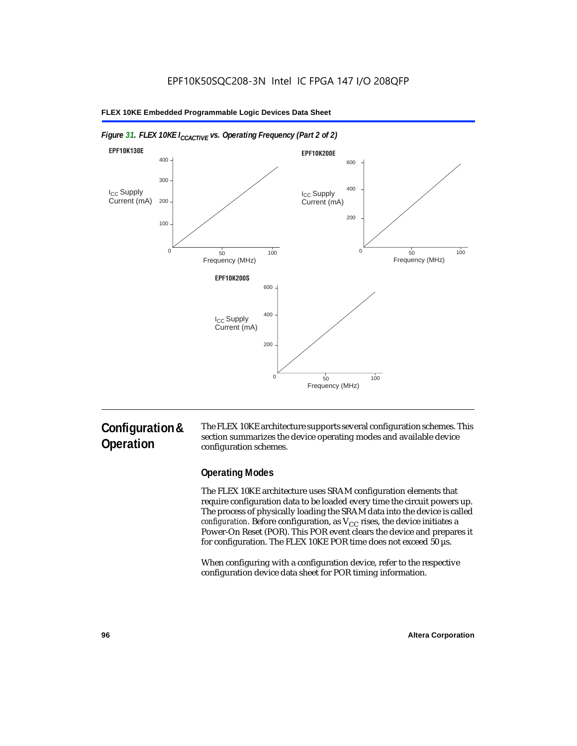*Figure 31. FLEX 10KE $I_{CCACTIVE}$ vs. Operating Frequency (Part 2 of 2)*

EPF10K130E

$I_{CC}$ Supply Current (mA)

400
300
200
100
0
50
100
Frequency (MHz)

EPF10K200E

$I_{CC}$ Supply Current (mA)

600
400
200
0
50
100
Frequency (MHz)

EPF10K200S

$I_{CC}$ Supply Current (mA)

600
400
200
0
50
100
Frequency (MHz)

## Configuration & Operation

The FLEX 10KE architecture supports several configuration schemes. This section summarizes the device operating modes and available device configuration schemes.

### Operating Modes

The FLEX 10KE architecture uses SRAM configuration elements that require configuration data to be loaded every time the circuit powers up. The process of physically loading the SRAM data into the device is called *configuration*. Before configuration, as $V_{CC}$ rises, the device initiates a Power-On Reset (POR). This POR event clears the device and prepares it for configuration. The FLEX 10KE POR time does not exceed 50 µs.

When configuring with a configuration device, refer to the respective configuration device data sheet for POR timing information.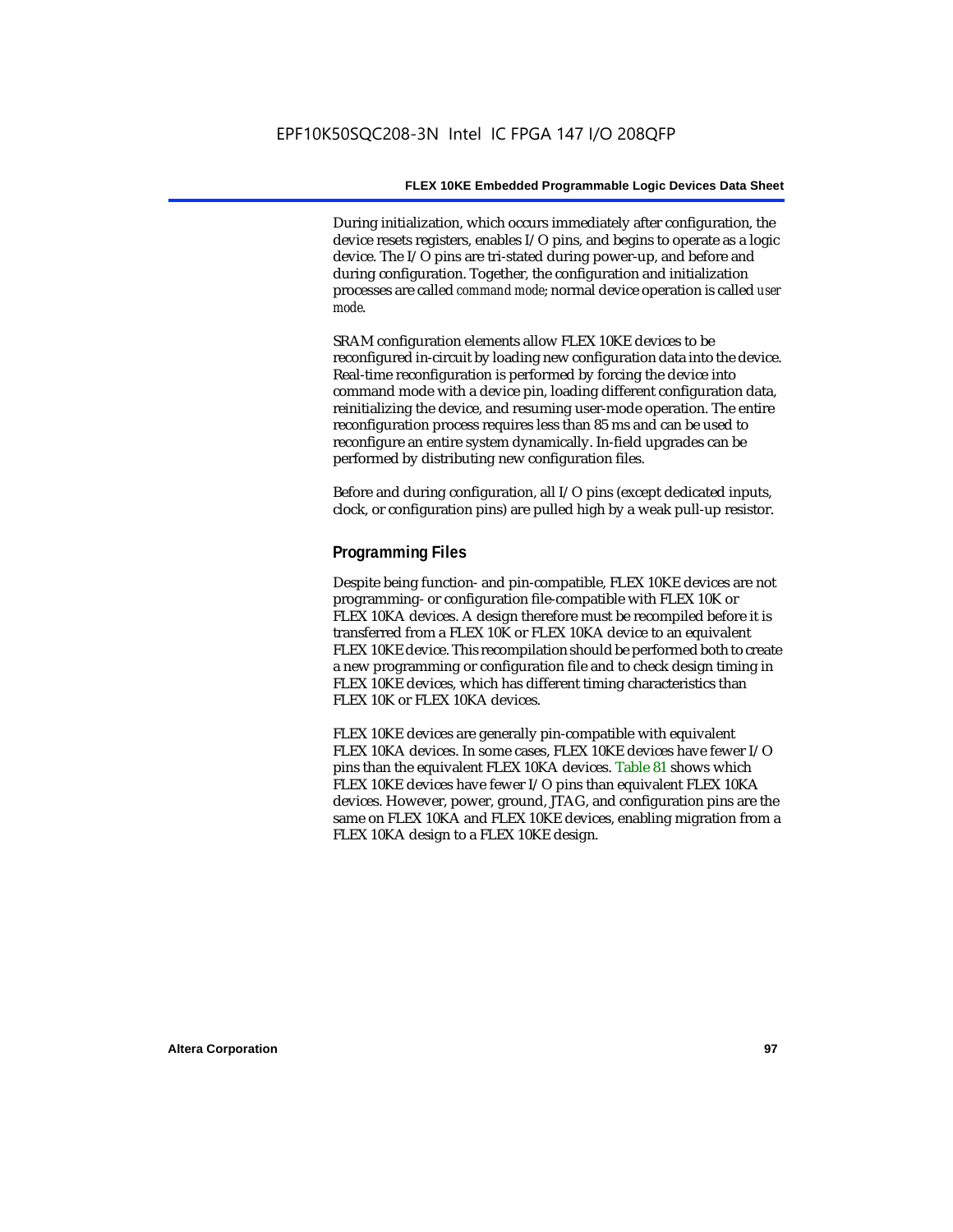During initialization, which occurs immediately after configuration, the device resets registers, enables I/O pins, and begins to operate as a logic device. The I/O pins are tri-stated during power-up, and before and during configuration. Together, the configuration and initialization processes are called *command mode*; normal device operation is called *user mode*.

SRAM configuration elements allow FLEX 10KE devices to be reconfigured in-circuit by loading new configuration data into the device. Real-time reconfiguration is performed by forcing the device into command mode with a device pin, loading different configuration data, reinitializing the device, and resuming user-mode operation. The entire reconfiguration process requires less than 85 ms and can be used to reconfigure an entire system dynamically. In-field upgrades can be performed by distributing new configuration files.

Before and during configuration, all I/O pins (except dedicated inputs, clock, or configuration pins) are pulled high by a weak pull-up resistor.

## Programming Files

Despite being function- and pin-compatible, FLEX 10KE devices are not programming- or configuration file-compatible with FLEX 10K or FLEX 10KA devices. A design therefore must be recompiled before it is transferred from a FLEX 10K or FLEX 10KA device to an equivalent FLEX 10KE device. This recompilation should be performed both to create a new programming or configuration file and to check design timing in FLEX 10KE devices, which has different timing characteristics than FLEX 10K or FLEX 10KA devices.

FLEX 10KE devices are generally pin-compatible with equivalent FLEX 10KA devices. In some cases, FLEX 10KE devices have fewer I/O pins than the equivalent FLEX 10KA devices. Table 81 shows which FLEX 10KE devices have fewer I/O pins than equivalent FLEX 10KA devices. However, power, ground, JTAG, and configuration pins are the same on FLEX 10KA and FLEX 10KE devices, enabling migration from a FLEX 10KA design to a FLEX 10KE design.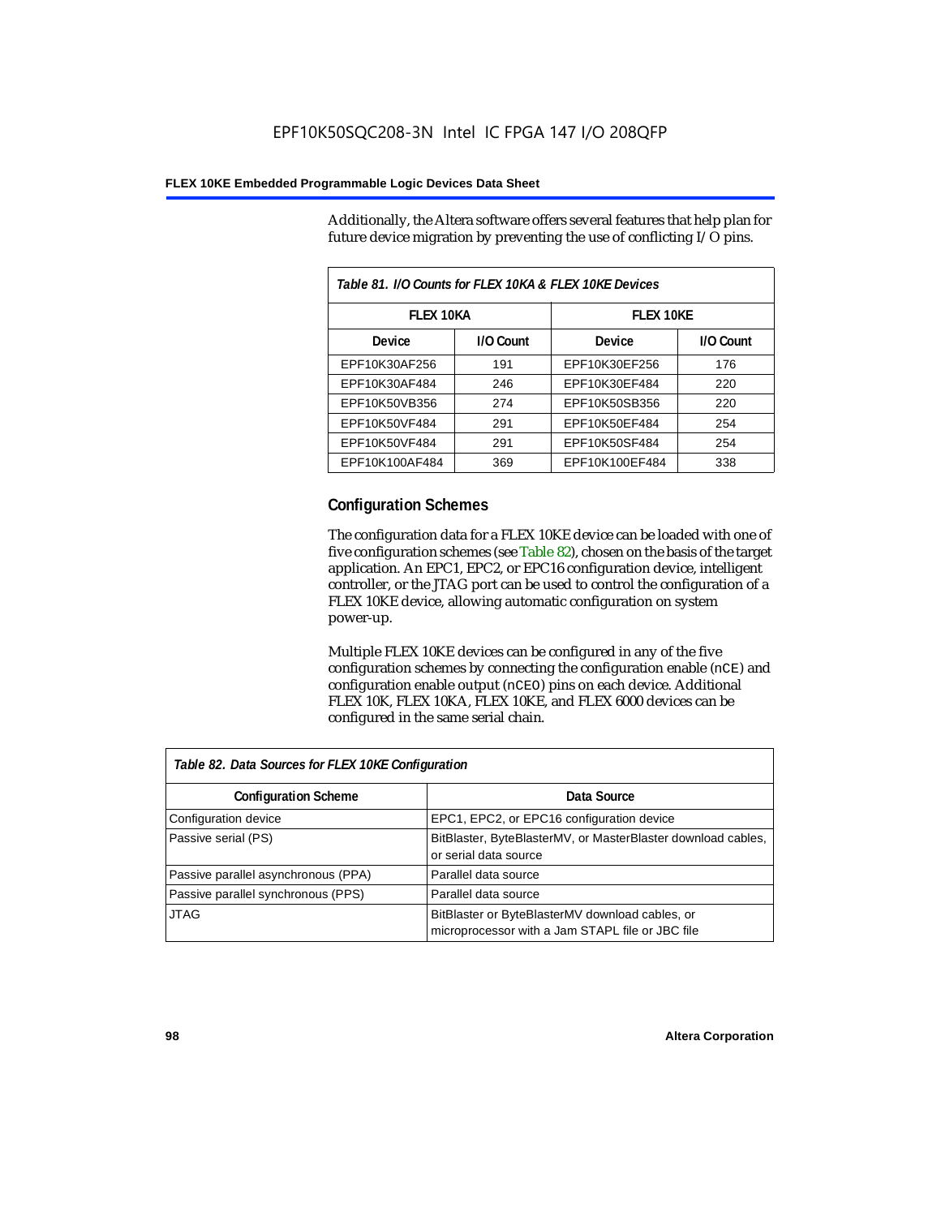Additionally, the Altera software offers several features that help plan for future device migration by preventing the use of conflicting I/O pins.

*Table 81. I/O Counts for FLEX 10KA & FLEX 10KE Devices*

| FLEX 10KA | | FLEX 10KE | |
|---|---|---|---|
| **Device** | **I/O Count** | **Device** | **I/O Count** |
| EPF10K30AF256 | 191 | EPF10K30EF256 | 176 |
| EPF10K30AF484 | 246 | EPF10K30EF484 | 220 |
| EPF10K50VB356 | 274 | EPF10K50SB356 | 220 |
| EPF10K50VF484 | 291 | EPF10K50EF484 | 254 |
| EPF10K50VF484 | 291 | EPF10K50SF484 | 254 |
| EPF10K100AF484 | 369 | EPF10K100EF484 | 338 |

## Configuration Schemes

The configuration data for a FLEX 10KE device can be loaded with one of five configuration schemes (see Table 82), chosen on the basis of the target application. An EPC1, EPC2, or EPC16 configuration device, intelligent controller, or the JTAG port can be used to control the configuration of a FLEX 10KE device, allowing automatic configuration on system power-up.

Multiple FLEX 10KE devices can be configured in any of the five configuration schemes by connecting the configuration enable (`nCE`) and configuration enable output (`nCEO`) pins on each device. Additional FLEX 10K, FLEX 10KA, FLEX 10KE, and FLEX 6000 devices can be configured in the same serial chain.

*Table 82. Data Sources for FLEX 10KE Configuration*

| Configuration Scheme | Data Source |
|---|---|
| Configuration device | EPC1, EPC2, or EPC16 configuration device |
| Passive serial (PS) | BitBlaster, ByteBlasterMV, or MasterBlaster download cables, or serial data source |
| Passive parallel asynchronous (PPA) | Parallel data source |
| Passive parallel synchronous (PPS) | Parallel data source |
| JTAG | BitBlaster or ByteBlasterMV download cables, or microprocessor with a Jam STAPL file or JBC file |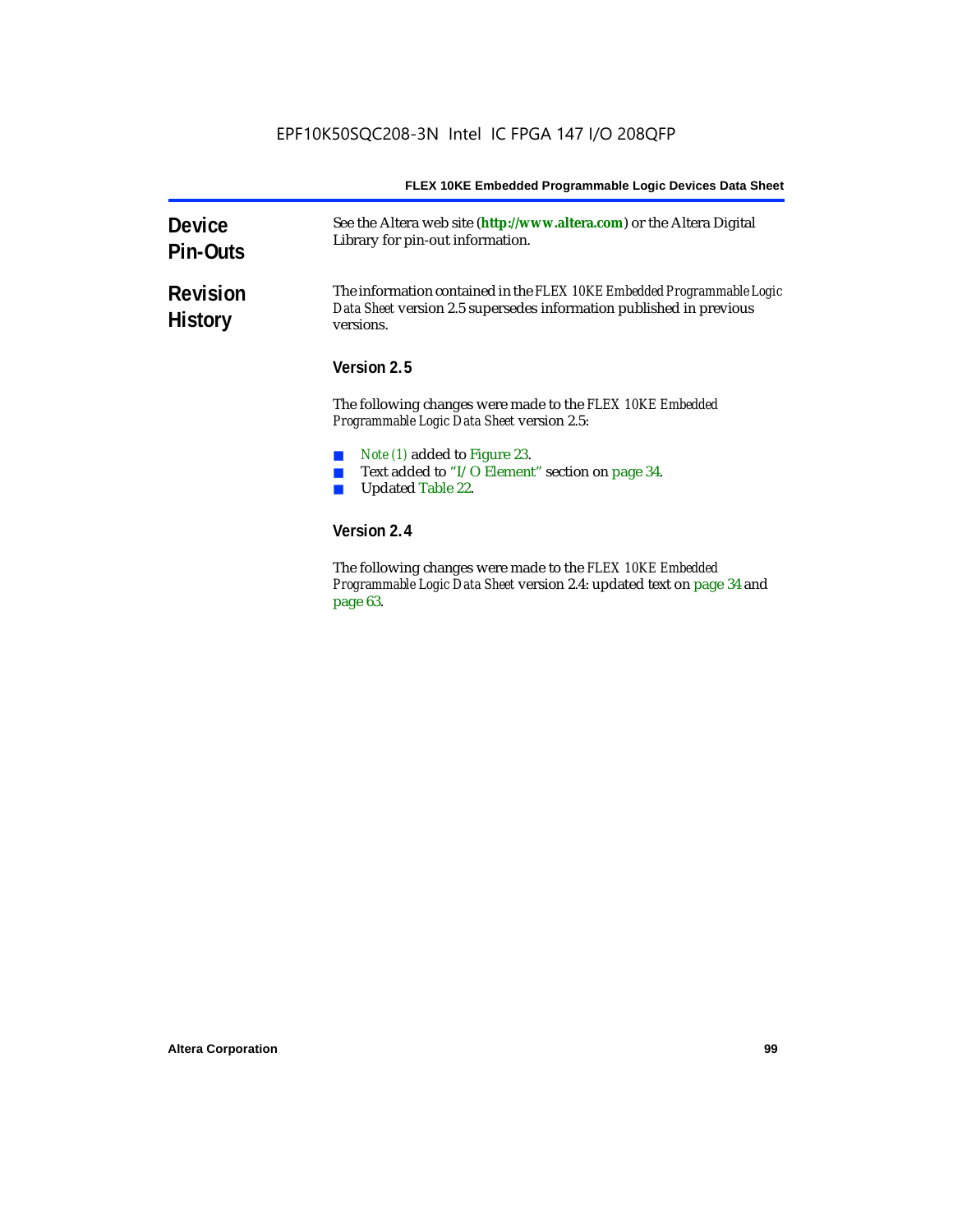## Device Pin-Outs

See the Altera web site (**http://www.altera.com**) or the Altera Digital Library for pin-out information.

## Revision History

The information contained in the *FLEX 10KE Embedded Programmable Logic Data Sheet* version 2.5 supersedes information published in previous versions.

### Version 2.5

The following changes were made to the *FLEX 10KE Embedded Programmable Logic Data Sheet* version 2.5:

- *Note (1)* added to Figure 23.
- Text added to "I/O Element" section on page 34.
- Updated Table 22.

### Version 2.4

The following changes were made to the *FLEX 10KE Embedded Programmable Logic Data Sheet* version 2.4: updated text on page 34 and page 63.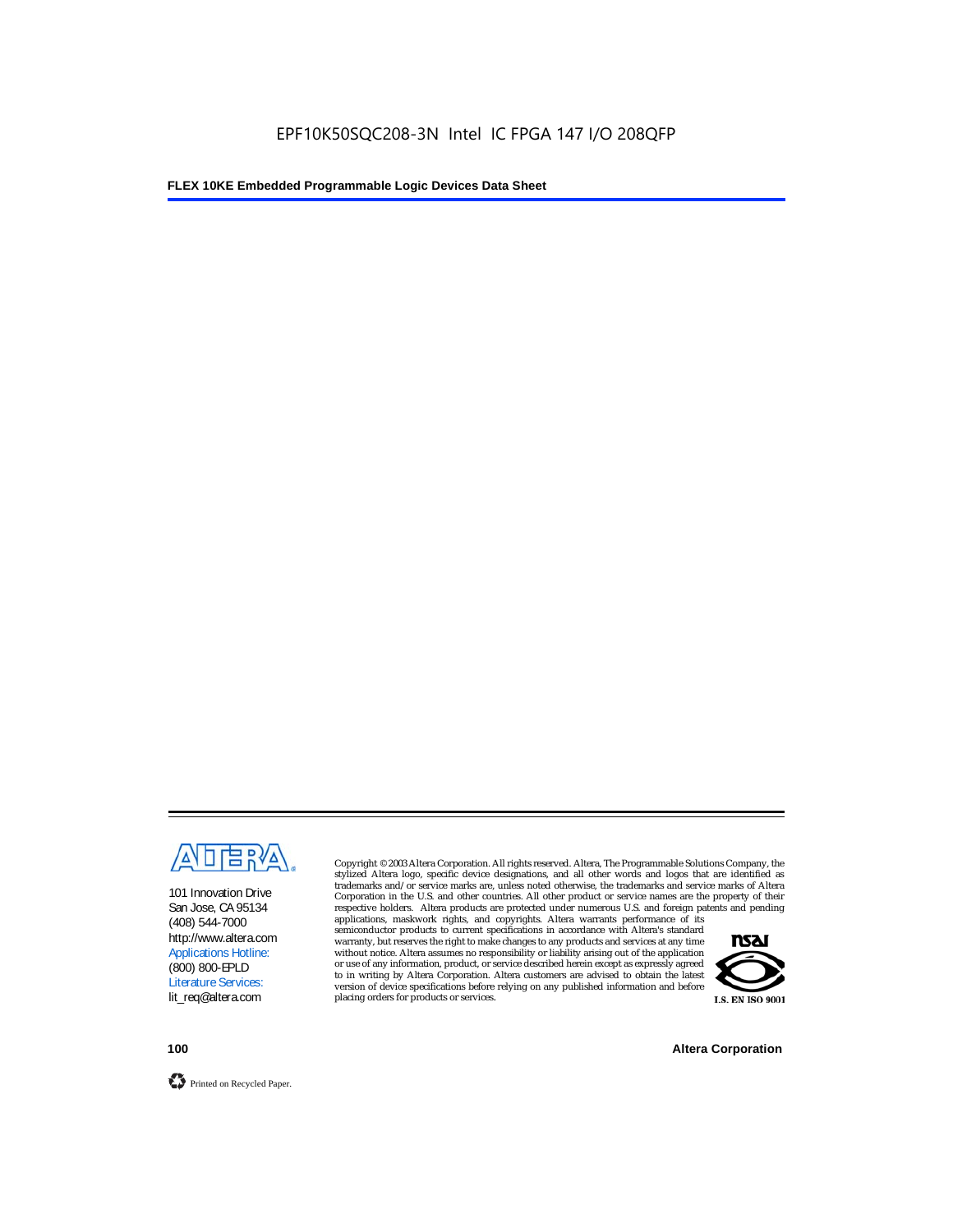101 Innovation Drive
San Jose, CA 95134
(408) 544-7000
http://www.altera.com
Applications Hotline:
(800) 800-EPLD
Literature Services:
lit_req@altera.com

Copyright © 2003 Altera Corporation. All rights reserved. Altera, The Programmable Solutions Company, the stylized Altera logo, specific device designations, and all other words and logos that are identified as trademarks and/or service marks are, unless noted otherwise, the trademarks and service marks of Altera Corporation in the U.S. and other countries. All other product or service names are the property of their respective holders. Altera products are protected under numerous U.S. and foreign patents and pending applications, maskwork rights, and copyrights. Altera warrants performance of its semiconductor products to current specifications in accordance with Altera's standard warranty, but reserves the right to make changes to any products and services at any time without notice. Altera assumes no responsibility or liability arising out of the application or use of any information, product, or service described herein except as expressly agreed to in writing by Altera Corporation. Altera customers are advised to obtain the latest version of device specifications before relying on any published information and before placing orders for products or services.

I.S. EN ISO 9001

Printed on Recycled Paper.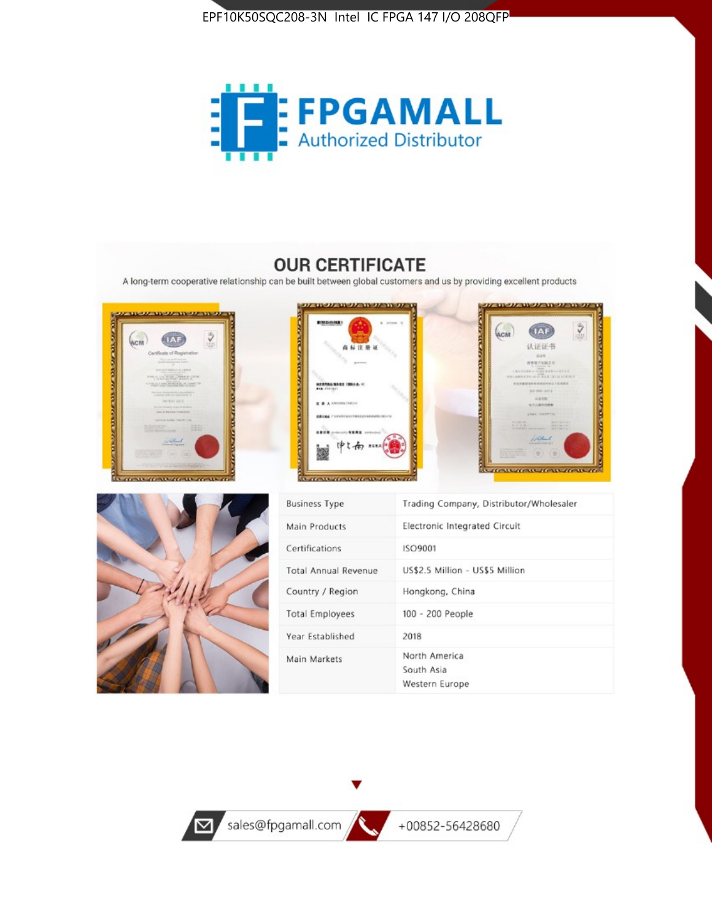FPGAMALL
Authorized Distributor

## OUR CERTIFICATE

A long-term cooperative relationship can be built between global customers and us by providing excellent products

| | |
|---|---|
| Business Type | Trading Company, Distributor/Wholesaler |
| Main Products | Electronic Integrated Circuit |
| Certifications | ISO9001 |
| Total Annual Revenue | US$2.5 Million - US$5 Million |
| Country / Region | Hongkong, China |
| Total Employees | 100 - 200 People |
| Year Established | 2018 |
| Main Markets | North America<br>South Asia<br>Western Europe |

sales@fpgamall.com +00852-56428680